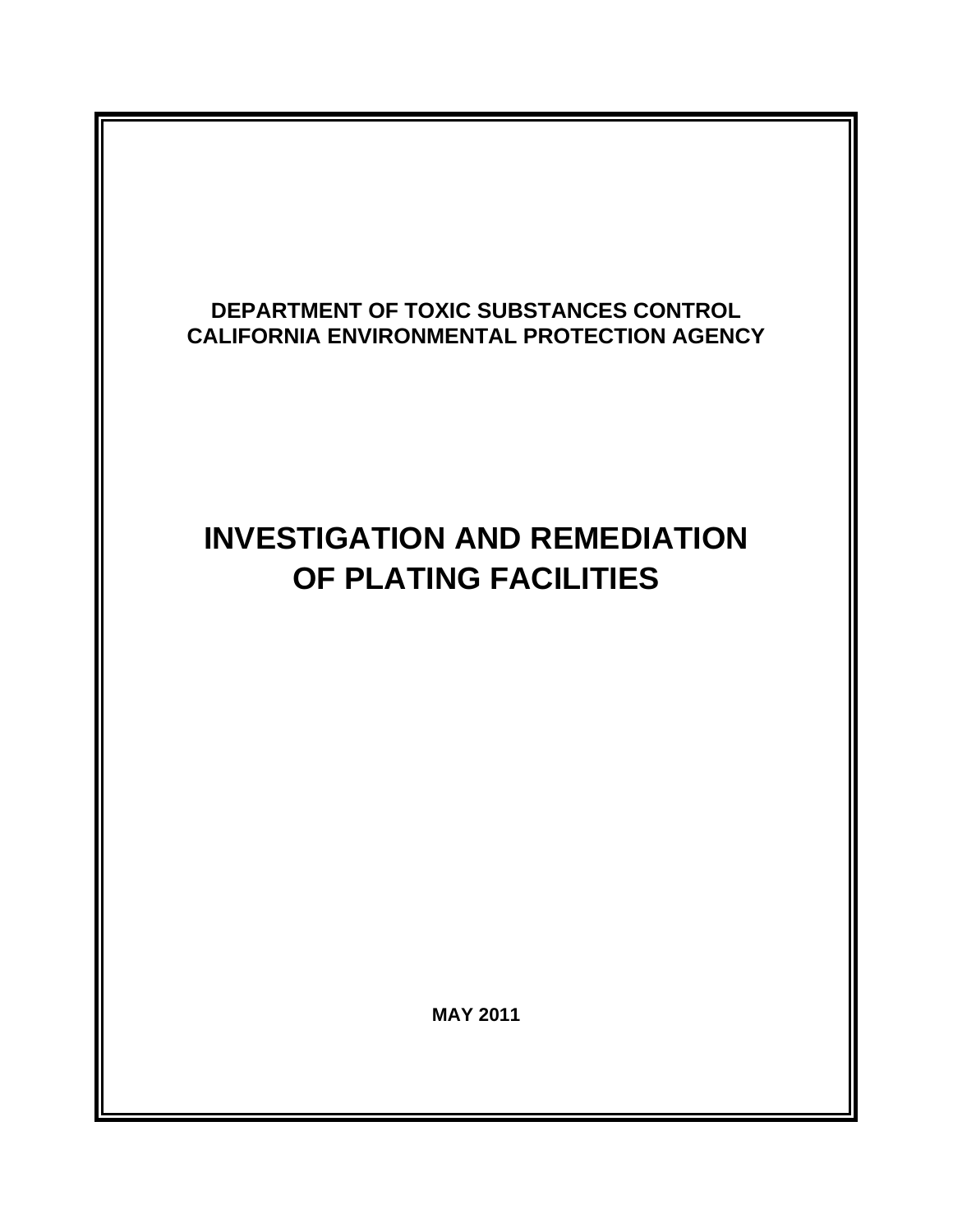**DEPARTMENT OF TOXIC SUBSTANCES CONTROL**
**CALIFORNIA ENVIRONMENTAL PROTECTION AGENCY**

# INVESTIGATION AND REMEDIATION OF PLATING FACILITIES

**MAY 2011**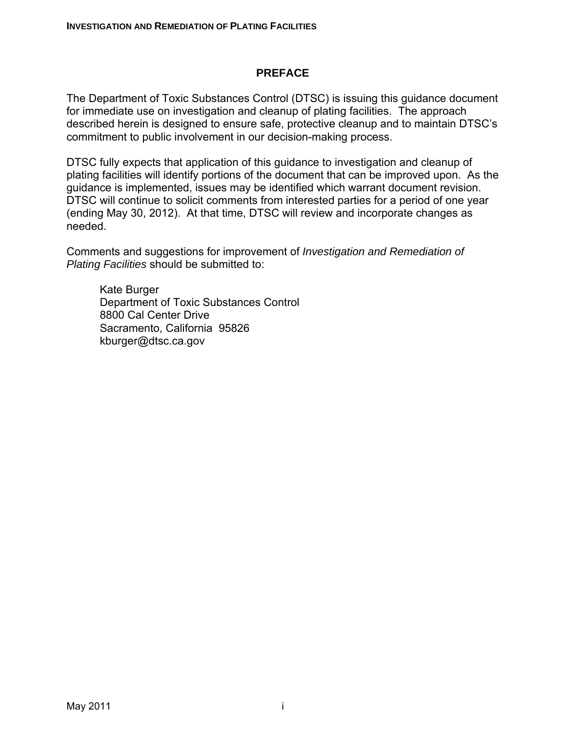## PREFACE

The Department of Toxic Substances Control (DTSC) is issuing this guidance document for immediate use on investigation and cleanup of plating facilities. The approach described herein is designed to ensure safe, protective cleanup and to maintain DTSC's commitment to public involvement in our decision-making process.

DTSC fully expects that application of this guidance to investigation and cleanup of plating facilities will identify portions of the document that can be improved upon. As the guidance is implemented, issues may be identified which warrant document revision. DTSC will continue to solicit comments from interested parties for a period of one year (ending May 30, 2012). At that time, DTSC will review and incorporate changes as needed.

Comments and suggestions for improvement of *Investigation and Remediation of Plating Facilities* should be submitted to:

Kate Burger
Department of Toxic Substances Control
8800 Cal Center Drive
Sacramento, California 95826
kburger@dtsc.ca.gov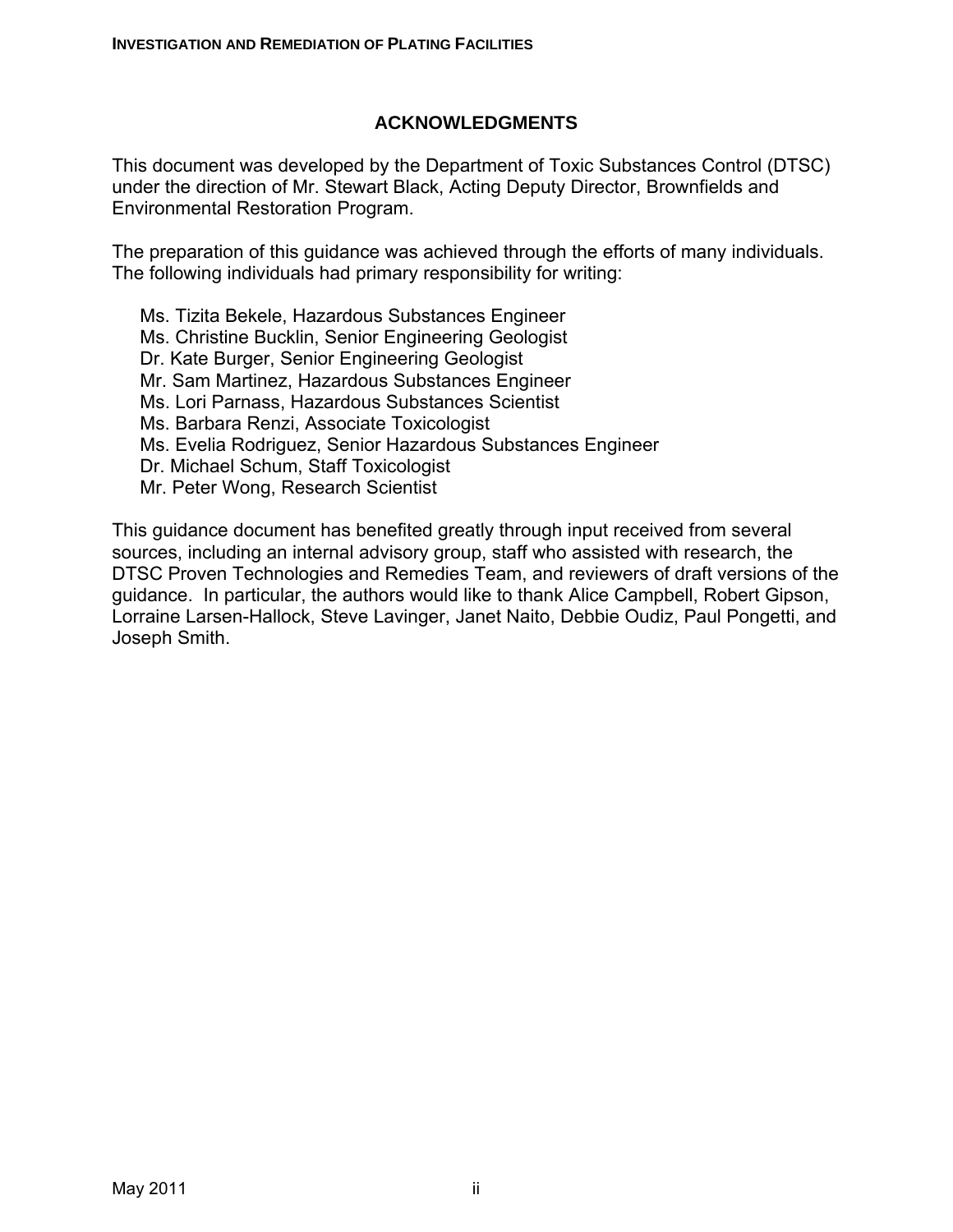## ACKNOWLEDGMENTS

This document was developed by the Department of Toxic Substances Control (DTSC) under the direction of Mr. Stewart Black, Acting Deputy Director, Brownfields and Environmental Restoration Program.

The preparation of this guidance was achieved through the efforts of many individuals. The following individuals had primary responsibility for writing:

- Ms. Tizita Bekele, Hazardous Substances Engineer
- Ms. Christine Bucklin, Senior Engineering Geologist
- Dr. Kate Burger, Senior Engineering Geologist
- Mr. Sam Martinez, Hazardous Substances Engineer
- Ms. Lori Parnass, Hazardous Substances Scientist
- Ms. Barbara Renzi, Associate Toxicologist
- Ms. Evelia Rodriguez, Senior Hazardous Substances Engineer
- Dr. Michael Schum, Staff Toxicologist
- Mr. Peter Wong, Research Scientist

This guidance document has benefited greatly through input received from several sources, including an internal advisory group, staff who assisted with research, the DTSC Proven Technologies and Remedies Team, and reviewers of draft versions of the guidance. In particular, the authors would like to thank Alice Campbell, Robert Gipson, Lorraine Larsen-Hallock, Steve Lavinger, Janet Naito, Debbie Oudiz, Paul Pongetti, and Joseph Smith.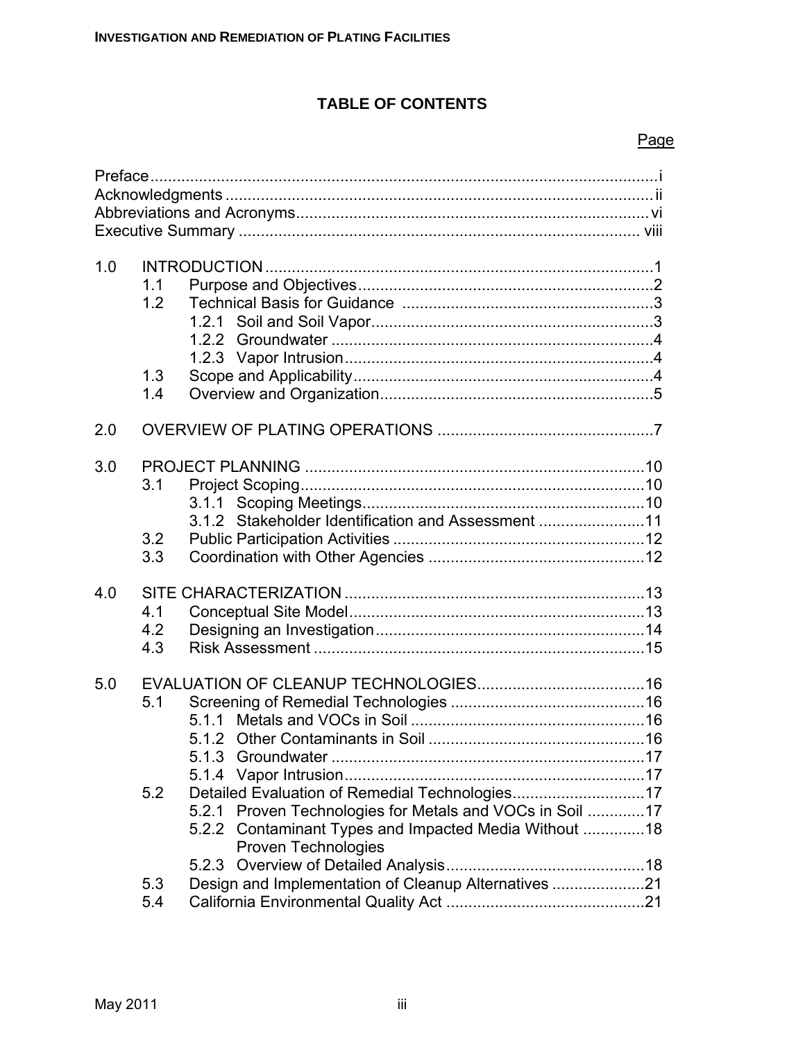# TABLE OF CONTENTS

Page

Preface....................................................................................................................i
Acknowledgments ..................................................................................................ii
Abbreviations and Acronyms.................................................................................vi
Executive Summary ............................................................................................ viii

1.0 INTRODUCTION ........................................................................................1
  1.1 Purpose and Objectives....................................................................2
  1.2 Technical Basis for Guidance ...........................................................3
    1.2.1 Soil and Soil Vapor.................................................................3
    1.2.2 Groundwater ..........................................................................4
    1.2.3 Vapor Intrusion.......................................................................4
  1.3 Scope and Applicability.....................................................................4
  1.4 Overview and Organization...............................................................5

2.0 OVERVIEW OF PLATING OPERATIONS .................................................7

3.0 PROJECT PLANNING ..............................................................................10
  3.1 Project Scoping................................................................................10
    3.1.1 Scoping Meetings..................................................................10
    3.1.2 Stakeholder Identification and Assessment ..........................11
  3.2 Public Participation Activities ..........................................................12
  3.3 Coordination with Other Agencies ...................................................12

4.0 SITE CHARACTERIZATION ....................................................................13
  4.1 Conceptual Site Model.....................................................................13
  4.2 Designing an Investigation...............................................................14
  4.3 Risk Assessment .............................................................................15

5.0 EVALUATION OF CLEANUP TECHNOLOGIES......................................16
  5.1 Screening of Remedial Technologies ..............................................16
    5.1.1 Metals and VOCs in Soil .......................................................16
    5.1.2 Other Contaminants in Soil ...................................................16
    5.1.3 Groundwater .........................................................................17
    5.1.4 Vapor Intrusion......................................................................17
  5.2 Detailed Evaluation of Remedial Technologies................................17
    5.2.1 Proven Technologies for Metals and VOCs in Soil ...............17
    5.2.2 Contaminant Types and Impacted Media Without Proven Technologies ...............18
    5.2.3 Overview of Detailed Analysis...............................................18
  5.3 Design and Implementation of Cleanup Alternatives .......................21
  5.4 California Environmental Quality Act ..............................................21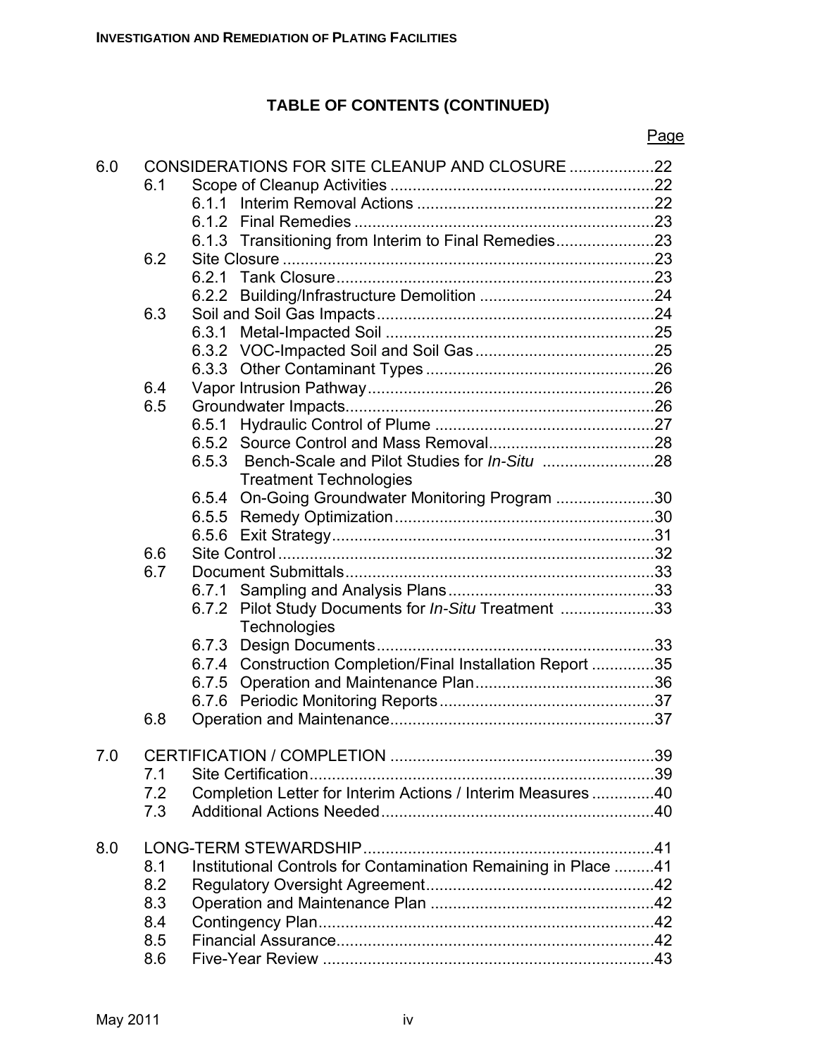## TABLE OF CONTENTS (CONTINUED)

| | | Page |
|---|---|---|
| 6.0 | CONSIDERATIONS FOR SITE CLEANUP AND CLOSURE | 22 |
| | 6.1 Scope of Cleanup Activities | 22 |
| | 6.1.1 Interim Removal Actions | 22 |
| | 6.1.2 Final Remedies | 23 |
| | 6.1.3 Transitioning from Interim to Final Remedies | 23 |
| | 6.2 Site Closure | 23 |
| | 6.2.1 Tank Closure | 23 |
| | 6.2.2 Building/Infrastructure Demolition | 24 |
| | 6.3 Soil and Soil Gas Impacts | 24 |
| | 6.3.1 Metal-Impacted Soil | 25 |
| | 6.3.2 VOC-Impacted Soil and Soil Gas | 25 |
| | 6.3.3 Other Contaminant Types | 26 |
| | 6.4 Vapor Intrusion Pathway | 26 |
| | 6.5 Groundwater Impacts | 26 |
| | 6.5.1 Hydraulic Control of Plume | 27 |
| | 6.5.2 Source Control and Mass Removal | 28 |
| | 6.5.3 Bench-Scale and Pilot Studies for *In-Situ* Treatment Technologies | 28 |
| | 6.5.4 On-Going Groundwater Monitoring Program | 30 |
| | 6.5.5 Remedy Optimization | 30 |
| | 6.5.6 Exit Strategy | 31 |
| | 6.6 Site Control | 32 |
| | 6.7 Document Submittals | 33 |
| | 6.7.1 Sampling and Analysis Plans | 33 |
| | 6.7.2 Pilot Study Documents for *In-Situ* Treatment Technologies | 33 |
| | 6.7.3 Design Documents | 33 |
| | 6.7.4 Construction Completion/Final Installation Report | 35 |
| | 6.7.5 Operation and Maintenance Plan | 36 |
| | 6.7.6 Periodic Monitoring Reports | 37 |
| | 6.8 Operation and Maintenance | 37 |
| 7.0 | CERTIFICATION / COMPLETION | 39 |
| | 7.1 Site Certification | 39 |
| | 7.2 Completion Letter for Interim Actions / Interim Measures | 40 |
| | 7.3 Additional Actions Needed | 40 |
| 8.0 | LONG-TERM STEWARDSHIP | 41 |
| | 8.1 Institutional Controls for Contamination Remaining in Place | 41 |
| | 8.2 Regulatory Oversight Agreement | 42 |
| | 8.3 Operation and Maintenance Plan | 42 |
| | 8.4 Contingency Plan | 42 |
| | 8.5 Financial Assurance | 42 |
| | 8.6 Five-Year Review | 43 |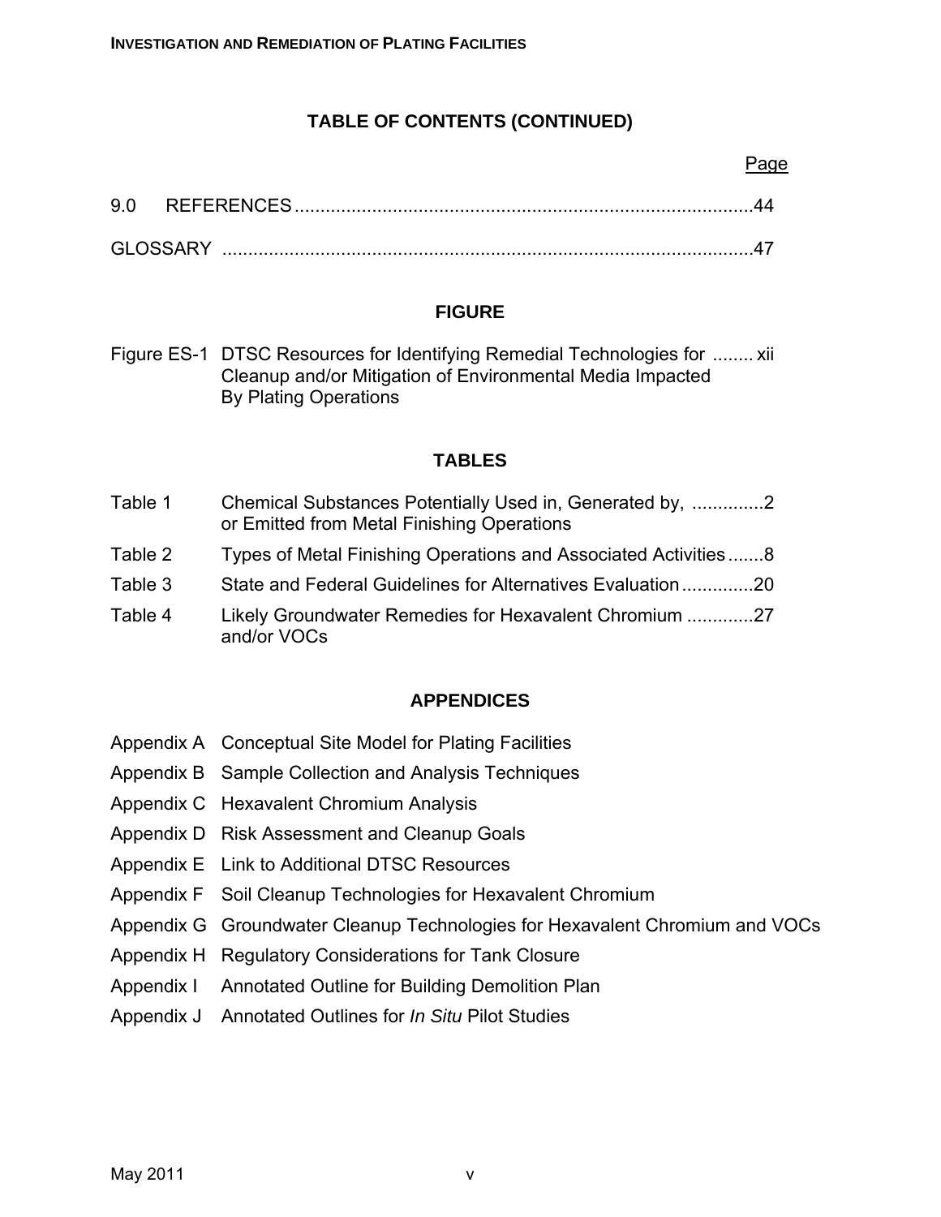## TABLE OF CONTENTS (CONTINUED)

| | | Page |
|---|---|---|
| 9.0 | REFERENCES | 44 |
| GLOSSARY | | 47 |

### FIGURE

| | | |
|---|---|---|
| Figure ES-1 | DTSC Resources for Identifying Remedial Technologies for Cleanup and/or Mitigation of Environmental Media Impacted By Plating Operations | xii |

### TABLES

| | | |
|---|---|---|
| Table 1 | Chemical Substances Potentially Used in, Generated by, or Emitted from Metal Finishing Operations | 2 |
| Table 2 | Types of Metal Finishing Operations and Associated Activities | 8 |
| Table 3 | State and Federal Guidelines for Alternatives Evaluation | 20 |
| Table 4 | Likely Groundwater Remedies for Hexavalent Chromium and/or VOCs | 27 |

### APPENDICES

- Appendix A Conceptual Site Model for Plating Facilities
- Appendix B Sample Collection and Analysis Techniques
- Appendix C Hexavalent Chromium Analysis
- Appendix D Risk Assessment and Cleanup Goals
- Appendix E Link to Additional DTSC Resources
- Appendix F Soil Cleanup Technologies for Hexavalent Chromium
- Appendix G Groundwater Cleanup Technologies for Hexavalent Chromium and VOCs
- Appendix H Regulatory Considerations for Tank Closure
- Appendix I Annotated Outline for Building Demolition Plan
- Appendix J Annotated Outlines for *In Situ* Pilot Studies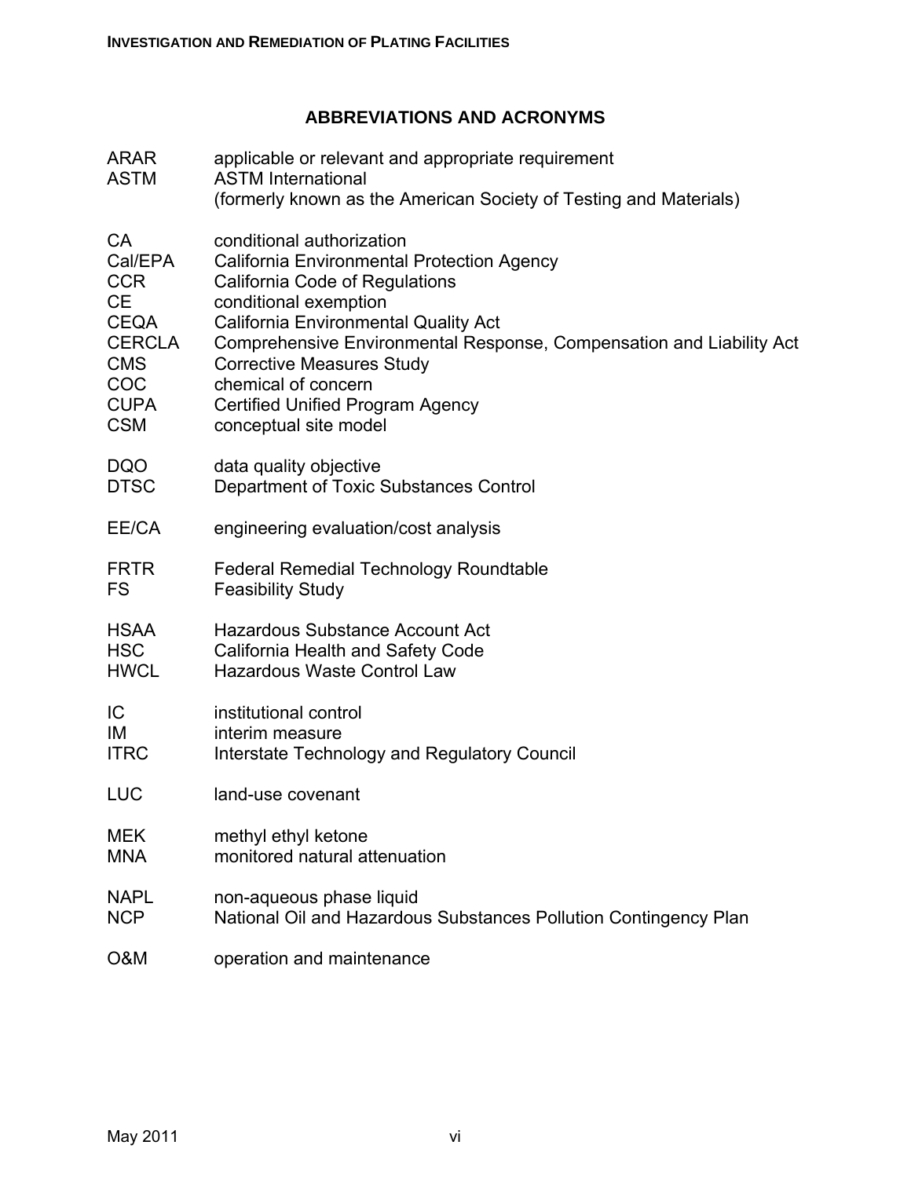## ABBREVIATIONS AND ACRONYMS

| | |
|---|---|
| ARAR | applicable or relevant and appropriate requirement |
| ASTM | ASTM International (formerly known as the American Society of Testing and Materials) |
| CA | conditional authorization |
| Cal/EPA | California Environmental Protection Agency |
| CCR | California Code of Regulations |
| CE | conditional exemption |
| CEQA | California Environmental Quality Act |
| CERCLA | Comprehensive Environmental Response, Compensation and Liability Act |
| CMS | Corrective Measures Study |
| COC | chemical of concern |
| CUPA | Certified Unified Program Agency |
| CSM | conceptual site model |
| DQO | data quality objective |
| DTSC | Department of Toxic Substances Control |
| EE/CA | engineering evaluation/cost analysis |
| FRTR | Federal Remedial Technology Roundtable |
| FS | Feasibility Study |
| HSAA | Hazardous Substance Account Act |
| HSC | California Health and Safety Code |
| HWCL | Hazardous Waste Control Law |
| IC | institutional control |
| IM | interim measure |
| ITRC | Interstate Technology and Regulatory Council |
| LUC | land-use covenant |
| MEK | methyl ethyl ketone |
| MNA | monitored natural attenuation |
| NAPL | non-aqueous phase liquid |
| NCP | National Oil and Hazardous Substances Pollution Contingency Plan |
| O&M | operation and maintenance |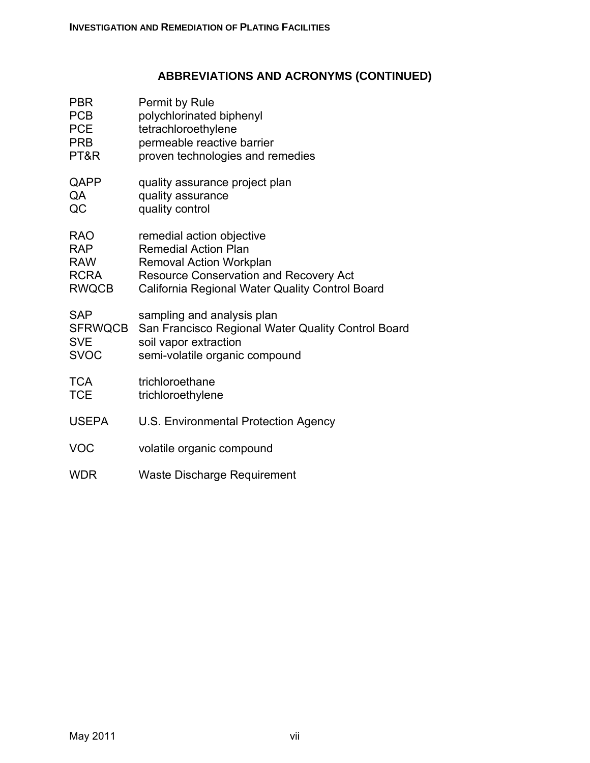## ABBREVIATIONS AND ACRONYMS (CONTINUED)

| | |
|---|---|
| PBR | Permit by Rule |
| PCB | polychlorinated biphenyl |
| PCE | tetrachloroethylene |
| PRB | permeable reactive barrier |
| PT&R | proven technologies and remedies |
| QAPP | quality assurance project plan |
| QA | quality assurance |
| QC | quality control |
| RAO | remedial action objective |
| RAP | Remedial Action Plan |
| RAW | Removal Action Workplan |
| RCRA | Resource Conservation and Recovery Act |
| RWQCB | California Regional Water Quality Control Board |
| SAP | sampling and analysis plan |
| SFRWQCB | San Francisco Regional Water Quality Control Board |
| SVE | soil vapor extraction |
| SVOC | semi-volatile organic compound |
| TCA | trichloroethane |
| TCE | trichloroethylene |
| USEPA | U.S. Environmental Protection Agency |
| VOC | volatile organic compound |
| WDR | Waste Discharge Requirement |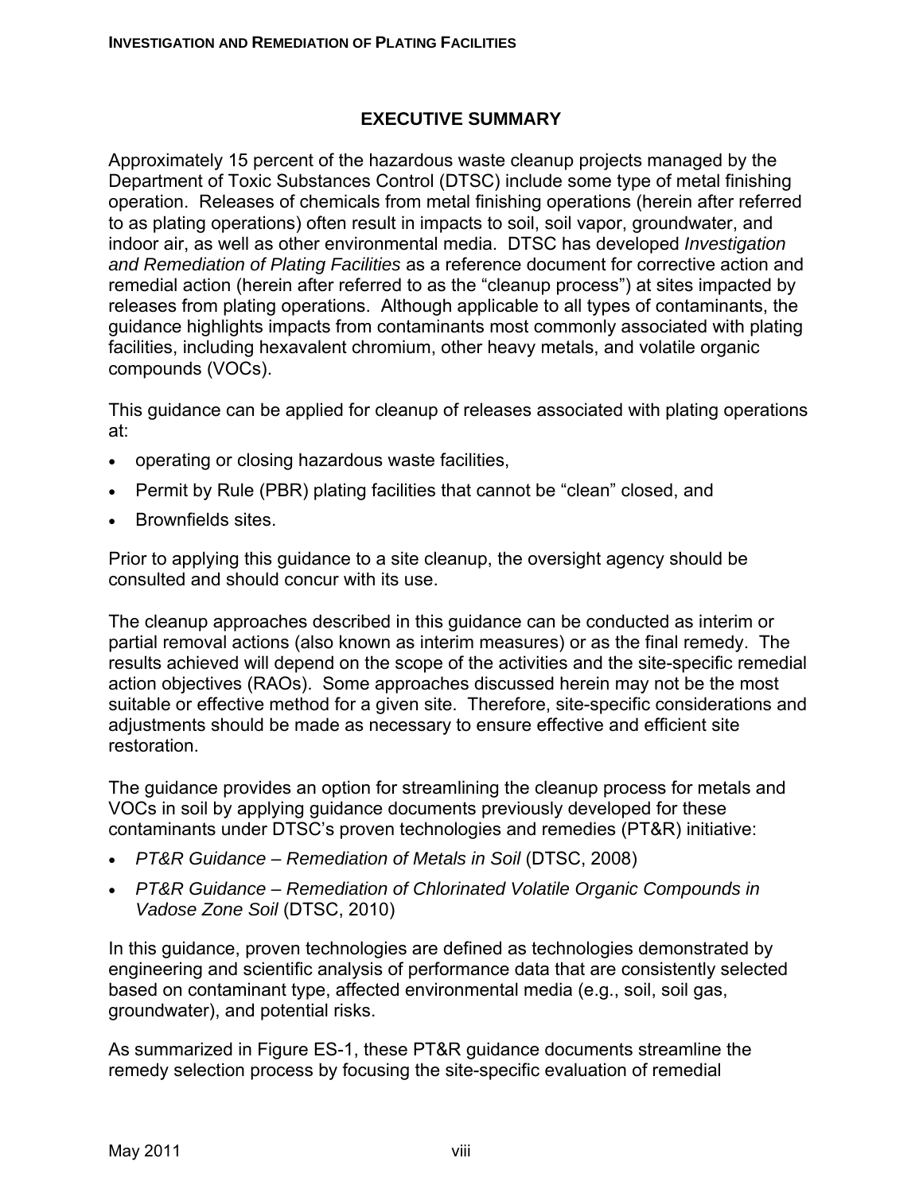## EXECUTIVE SUMMARY

Approximately 15 percent of the hazardous waste cleanup projects managed by the Department of Toxic Substances Control (DTSC) include some type of metal finishing operation. Releases of chemicals from metal finishing operations (herein after referred to as plating operations) often result in impacts to soil, soil vapor, groundwater, and indoor air, as well as other environmental media. DTSC has developed *Investigation and Remediation of Plating Facilities* as a reference document for corrective action and remedial action (herein after referred to as the "cleanup process") at sites impacted by releases from plating operations. Although applicable to all types of contaminants, the guidance highlights impacts from contaminants most commonly associated with plating facilities, including hexavalent chromium, other heavy metals, and volatile organic compounds (VOCs).

This guidance can be applied for cleanup of releases associated with plating operations at:

- operating or closing hazardous waste facilities,
- Permit by Rule (PBR) plating facilities that cannot be "clean" closed, and
- Brownfields sites.

Prior to applying this guidance to a site cleanup, the oversight agency should be consulted and should concur with its use.

The cleanup approaches described in this guidance can be conducted as interim or partial removal actions (also known as interim measures) or as the final remedy. The results achieved will depend on the scope of the activities and the site-specific remedial action objectives (RAOs). Some approaches discussed herein may not be the most suitable or effective method for a given site. Therefore, site-specific considerations and adjustments should be made as necessary to ensure effective and efficient site restoration.

The guidance provides an option for streamlining the cleanup process for metals and VOCs in soil by applying guidance documents previously developed for these contaminants under DTSC's proven technologies and remedies (PT&R) initiative:

- *PT&R Guidance – Remediation of Metals in Soil* (DTSC, 2008)
- *PT&R Guidance – Remediation of Chlorinated Volatile Organic Compounds in Vadose Zone Soil* (DTSC, 2010)

In this guidance, proven technologies are defined as technologies demonstrated by engineering and scientific analysis of performance data that are consistently selected based on contaminant type, affected environmental media (e.g., soil, soil gas, groundwater), and potential risks.

As summarized in Figure ES-1, these PT&R guidance documents streamline the remedy selection process by focusing the site-specific evaluation of remedial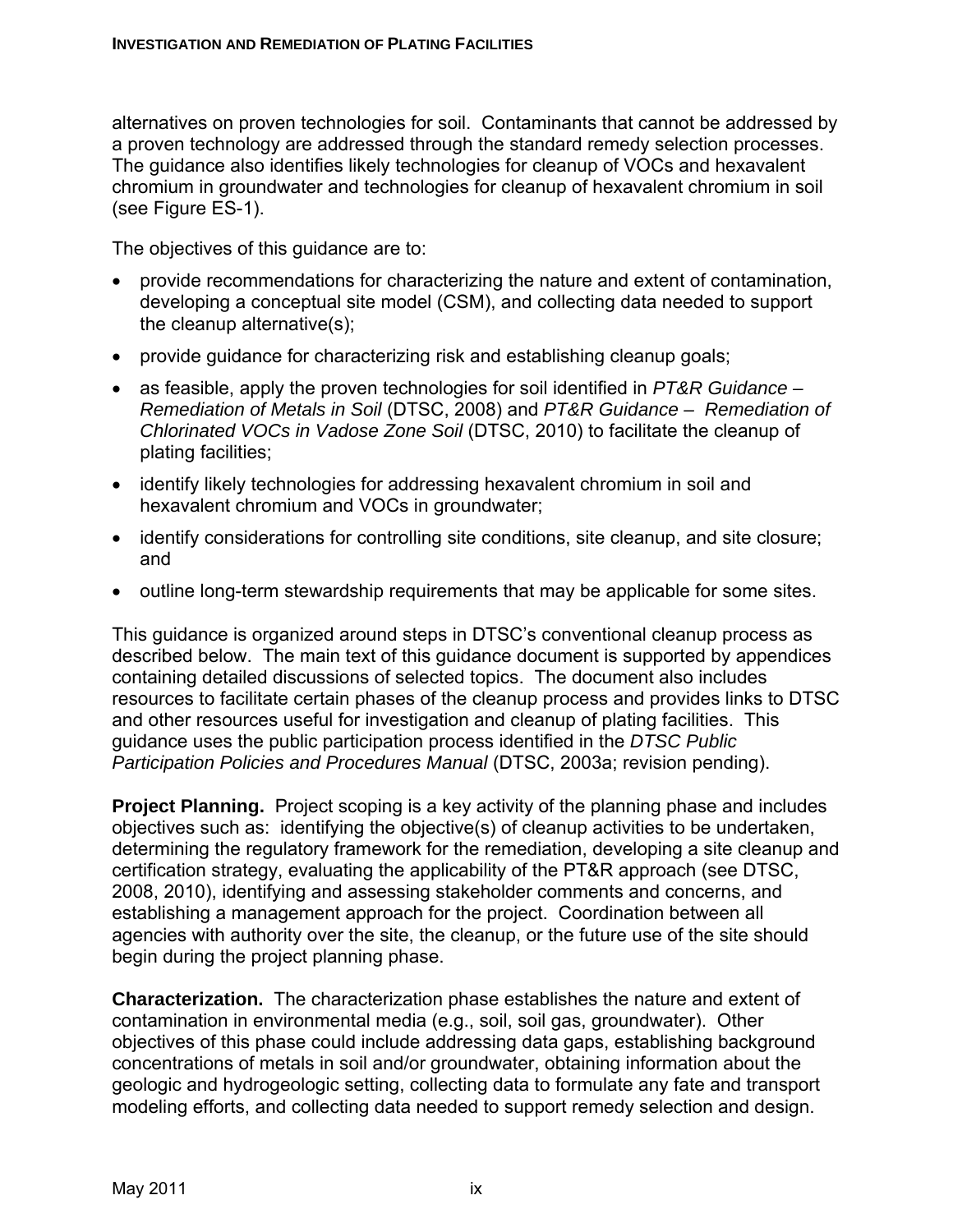alternatives on proven technologies for soil. Contaminants that cannot be addressed by a proven technology are addressed through the standard remedy selection processes. The guidance also identifies likely technologies for cleanup of VOCs and hexavalent chromium in groundwater and technologies for cleanup of hexavalent chromium in soil (see Figure ES-1).

The objectives of this guidance are to:

- provide recommendations for characterizing the nature and extent of contamination, developing a conceptual site model (CSM), and collecting data needed to support the cleanup alternative(s);
- provide guidance for characterizing risk and establishing cleanup goals;
- as feasible, apply the proven technologies for soil identified in *PT&R Guidance – Remediation of Metals in Soil* (DTSC, 2008) and *PT&R Guidance – Remediation of Chlorinated VOCs in Vadose Zone Soil* (DTSC, 2010) to facilitate the cleanup of plating facilities;
- identify likely technologies for addressing hexavalent chromium in soil and hexavalent chromium and VOCs in groundwater;
- identify considerations for controlling site conditions, site cleanup, and site closure; and
- outline long-term stewardship requirements that may be applicable for some sites.

This guidance is organized around steps in DTSC's conventional cleanup process as described below. The main text of this guidance document is supported by appendices containing detailed discussions of selected topics. The document also includes resources to facilitate certain phases of the cleanup process and provides links to DTSC and other resources useful for investigation and cleanup of plating facilities. This guidance uses the public participation process identified in the *DTSC Public Participation Policies and Procedures Manual* (DTSC, 2003a; revision pending).

**Project Planning.** Project scoping is a key activity of the planning phase and includes objectives such as: identifying the objective(s) of cleanup activities to be undertaken, determining the regulatory framework for the remediation, developing a site cleanup and certification strategy, evaluating the applicability of the PT&R approach (see DTSC, 2008, 2010), identifying and assessing stakeholder comments and concerns, and establishing a management approach for the project. Coordination between all agencies with authority over the site, the cleanup, or the future use of the site should begin during the project planning phase.

**Characterization.** The characterization phase establishes the nature and extent of contamination in environmental media (e.g., soil, soil gas, groundwater). Other objectives of this phase could include addressing data gaps, establishing background concentrations of metals in soil and/or groundwater, obtaining information about the geologic and hydrogeologic setting, collecting data to formulate any fate and transport modeling efforts, and collecting data needed to support remedy selection and design.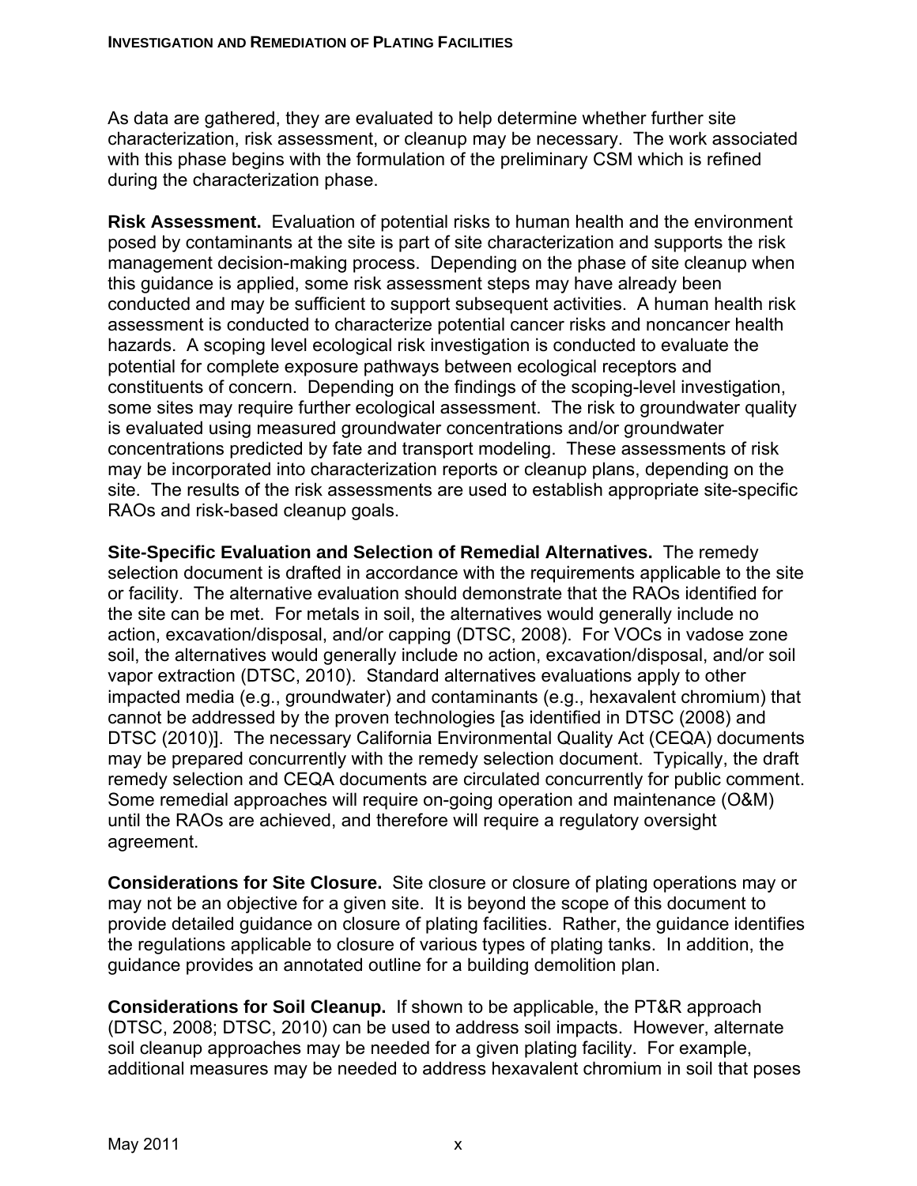As data are gathered, they are evaluated to help determine whether further site characterization, risk assessment, or cleanup may be necessary. The work associated with this phase begins with the formulation of the preliminary CSM which is refined during the characterization phase.

**Risk Assessment.** Evaluation of potential risks to human health and the environment posed by contaminants at the site is part of site characterization and supports the risk management decision-making process. Depending on the phase of site cleanup when this guidance is applied, some risk assessment steps may have already been conducted and may be sufficient to support subsequent activities. A human health risk assessment is conducted to characterize potential cancer risks and noncancer health hazards. A scoping level ecological risk investigation is conducted to evaluate the potential for complete exposure pathways between ecological receptors and constituents of concern. Depending on the findings of the scoping-level investigation, some sites may require further ecological assessment. The risk to groundwater quality is evaluated using measured groundwater concentrations and/or groundwater concentrations predicted by fate and transport modeling. These assessments of risk may be incorporated into characterization reports or cleanup plans, depending on the site. The results of the risk assessments are used to establish appropriate site-specific RAOs and risk-based cleanup goals.

**Site-Specific Evaluation and Selection of Remedial Alternatives.** The remedy selection document is drafted in accordance with the requirements applicable to the site or facility. The alternative evaluation should demonstrate that the RAOs identified for the site can be met. For metals in soil, the alternatives would generally include no action, excavation/disposal, and/or capping (DTSC, 2008). For VOCs in vadose zone soil, the alternatives would generally include no action, excavation/disposal, and/or soil vapor extraction (DTSC, 2010). Standard alternatives evaluations apply to other impacted media (e.g., groundwater) and contaminants (e.g., hexavalent chromium) that cannot be addressed by the proven technologies [as identified in DTSC (2008) and DTSC (2010)]. The necessary California Environmental Quality Act (CEQA) documents may be prepared concurrently with the remedy selection document. Typically, the draft remedy selection and CEQA documents are circulated concurrently for public comment. Some remedial approaches will require on-going operation and maintenance (O&M) until the RAOs are achieved, and therefore will require a regulatory oversight agreement.

**Considerations for Site Closure.** Site closure or closure of plating operations may or may not be an objective for a given site. It is beyond the scope of this document to provide detailed guidance on closure of plating facilities. Rather, the guidance identifies the regulations applicable to closure of various types of plating tanks. In addition, the guidance provides an annotated outline for a building demolition plan.

**Considerations for Soil Cleanup.** If shown to be applicable, the PT&R approach (DTSC, 2008; DTSC, 2010) can be used to address soil impacts. However, alternate soil cleanup approaches may be needed for a given plating facility. For example, additional measures may be needed to address hexavalent chromium in soil that poses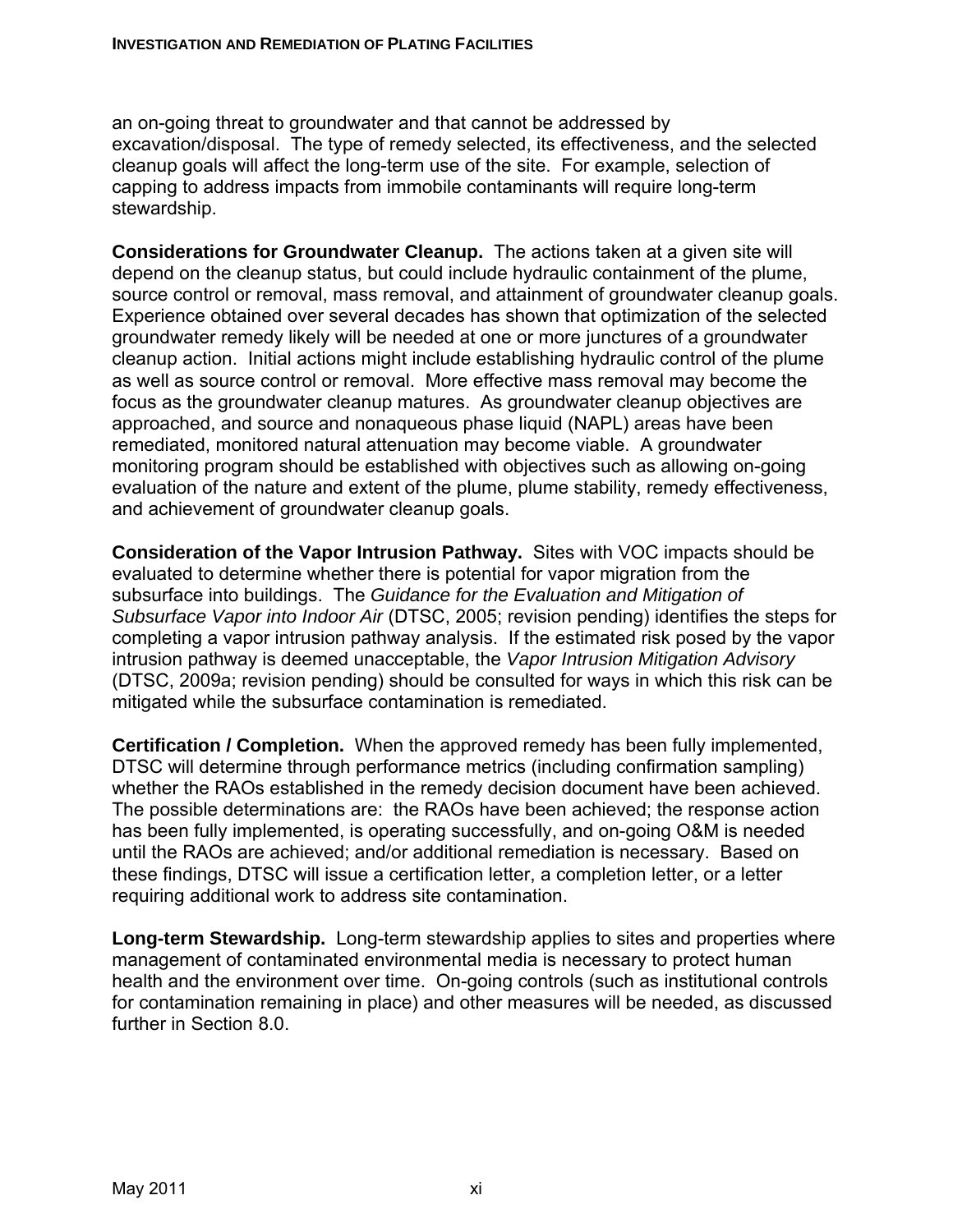an on-going threat to groundwater and that cannot be addressed by excavation/disposal. The type of remedy selected, its effectiveness, and the selected cleanup goals will affect the long-term use of the site. For example, selection of capping to address impacts from immobile contaminants will require long-term stewardship.

**Considerations for Groundwater Cleanup.** The actions taken at a given site will depend on the cleanup status, but could include hydraulic containment of the plume, source control or removal, mass removal, and attainment of groundwater cleanup goals. Experience obtained over several decades has shown that optimization of the selected groundwater remedy likely will be needed at one or more junctures of a groundwater cleanup action. Initial actions might include establishing hydraulic control of the plume as well as source control or removal. More effective mass removal may become the focus as the groundwater cleanup matures. As groundwater cleanup objectives are approached, and source and nonaqueous phase liquid (NAPL) areas have been remediated, monitored natural attenuation may become viable. A groundwater monitoring program should be established with objectives such as allowing on-going evaluation of the nature and extent of the plume, plume stability, remedy effectiveness, and achievement of groundwater cleanup goals.

**Consideration of the Vapor Intrusion Pathway.** Sites with VOC impacts should be evaluated to determine whether there is potential for vapor migration from the subsurface into buildings. The *Guidance for the Evaluation and Mitigation of Subsurface Vapor into Indoor Air* (DTSC, 2005; revision pending) identifies the steps for completing a vapor intrusion pathway analysis. If the estimated risk posed by the vapor intrusion pathway is deemed unacceptable, the *Vapor Intrusion Mitigation Advisory* (DTSC, 2009a; revision pending) should be consulted for ways in which this risk can be mitigated while the subsurface contamination is remediated.

**Certification / Completion.** When the approved remedy has been fully implemented, DTSC will determine through performance metrics (including confirmation sampling) whether the RAOs established in the remedy decision document have been achieved. The possible determinations are: the RAOs have been achieved; the response action has been fully implemented, is operating successfully, and on-going O&M is needed until the RAOs are achieved; and/or additional remediation is necessary. Based on these findings, DTSC will issue a certification letter, a completion letter, or a letter requiring additional work to address site contamination.

**Long-term Stewardship.** Long-term stewardship applies to sites and properties where management of contaminated environmental media is necessary to protect human health and the environment over time. On-going controls (such as institutional controls for contamination remaining in place) and other measures will be needed, as discussed further in Section 8.0.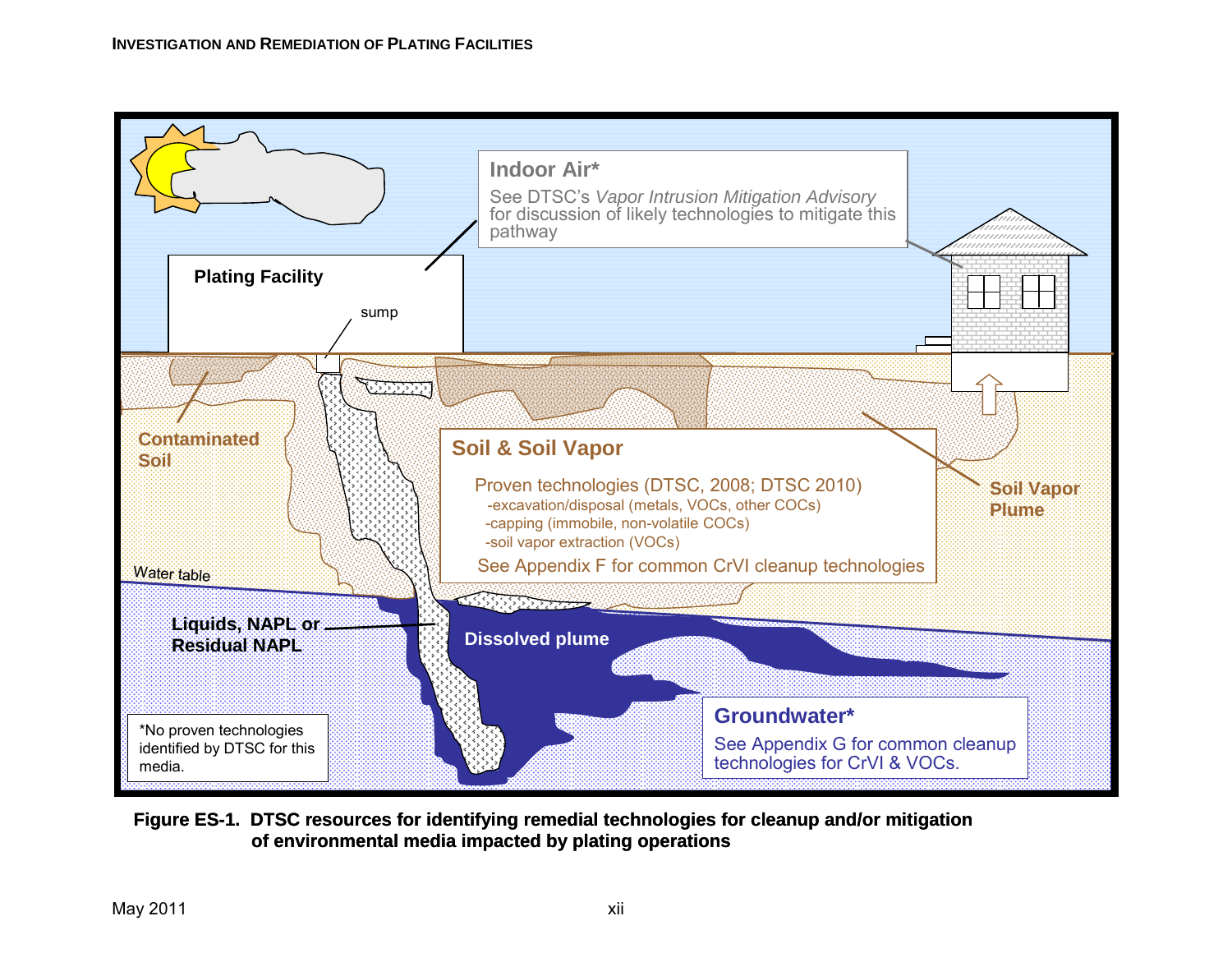**Indoor Air***

See DTSC's *Vapor Intrusion Mitigation Advisory* for discussion of likely technologies to mitigate this pathway

**Plating Facility**

sump

**Contaminated Soil**

**Soil & Soil Vapor**

Proven technologies (DTSC, 2008; DTSC 2010)

- -excavation/disposal (metals, VOCs, other COCs)
- -capping (immobile, non-volatile COCs)
- -soil vapor extraction (VOCs)

See Appendix F for common CrVI cleanup technologies

**Soil Vapor Plume**

Water table

**Liquids, NAPL or Residual NAPL**

**Dissolved plume**

**Groundwater***

See Appendix G for common cleanup technologies for CrVI & VOCs.

*No proven technologies identified by DTSC for this media.

**Figure ES-1. DTSC resources for identifying remedial technologies for cleanup and/or mitigation of environmental media impacted by plating operations**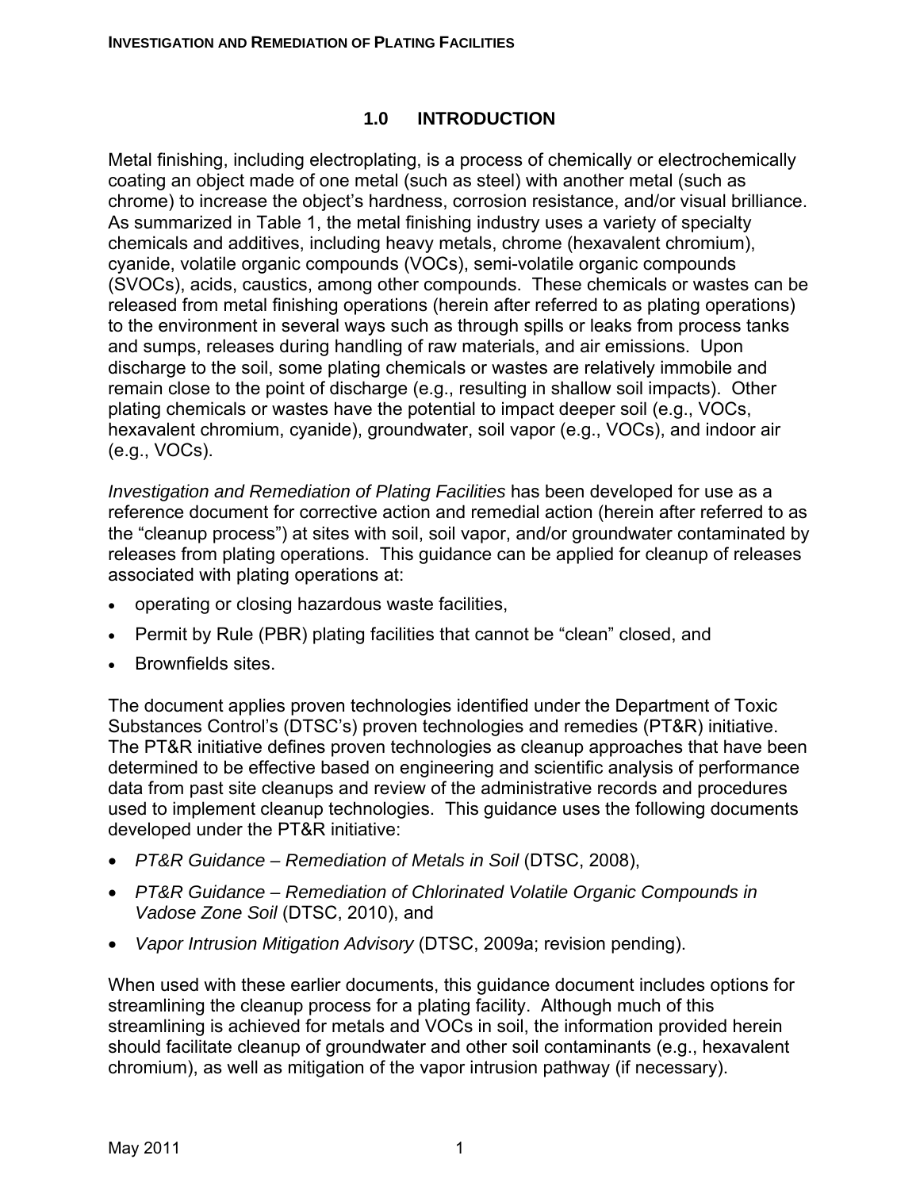## 1.0 INTRODUCTION

Metal finishing, including electroplating, is a process of chemically or electrochemically coating an object made of one metal (such as steel) with another metal (such as chrome) to increase the object's hardness, corrosion resistance, and/or visual brilliance. As summarized in Table 1, the metal finishing industry uses a variety of specialty chemicals and additives, including heavy metals, chrome (hexavalent chromium), cyanide, volatile organic compounds (VOCs), semi-volatile organic compounds (SVOCs), acids, caustics, among other compounds. These chemicals or wastes can be released from metal finishing operations (herein after referred to as plating operations) to the environment in several ways such as through spills or leaks from process tanks and sumps, releases during handling of raw materials, and air emissions. Upon discharge to the soil, some plating chemicals or wastes are relatively immobile and remain close to the point of discharge (e.g., resulting in shallow soil impacts). Other plating chemicals or wastes have the potential to impact deeper soil (e.g., VOCs, hexavalent chromium, cyanide), groundwater, soil vapor (e.g., VOCs), and indoor air (e.g., VOCs).

*Investigation and Remediation of Plating Facilities* has been developed for use as a reference document for corrective action and remedial action (herein after referred to as the "cleanup process") at sites with soil, soil vapor, and/or groundwater contaminated by releases from plating operations. This guidance can be applied for cleanup of releases associated with plating operations at:

- operating or closing hazardous waste facilities,
- Permit by Rule (PBR) plating facilities that cannot be "clean" closed, and
- Brownfields sites.

The document applies proven technologies identified under the Department of Toxic Substances Control's (DTSC's) proven technologies and remedies (PT&R) initiative. The PT&R initiative defines proven technologies as cleanup approaches that have been determined to be effective based on engineering and scientific analysis of performance data from past site cleanups and review of the administrative records and procedures used to implement cleanup technologies. This guidance uses the following documents developed under the PT&R initiative:

- *PT&R Guidance – Remediation of Metals in Soil* (DTSC, 2008),
- *PT&R Guidance – Remediation of Chlorinated Volatile Organic Compounds in Vadose Zone Soil* (DTSC, 2010), and
- *Vapor Intrusion Mitigation Advisory* (DTSC, 2009a; revision pending).

When used with these earlier documents, this guidance document includes options for streamlining the cleanup process for a plating facility. Although much of this streamlining is achieved for metals and VOCs in soil, the information provided herein should facilitate cleanup of groundwater and other soil contaminants (e.g., hexavalent chromium), as well as mitigation of the vapor intrusion pathway (if necessary).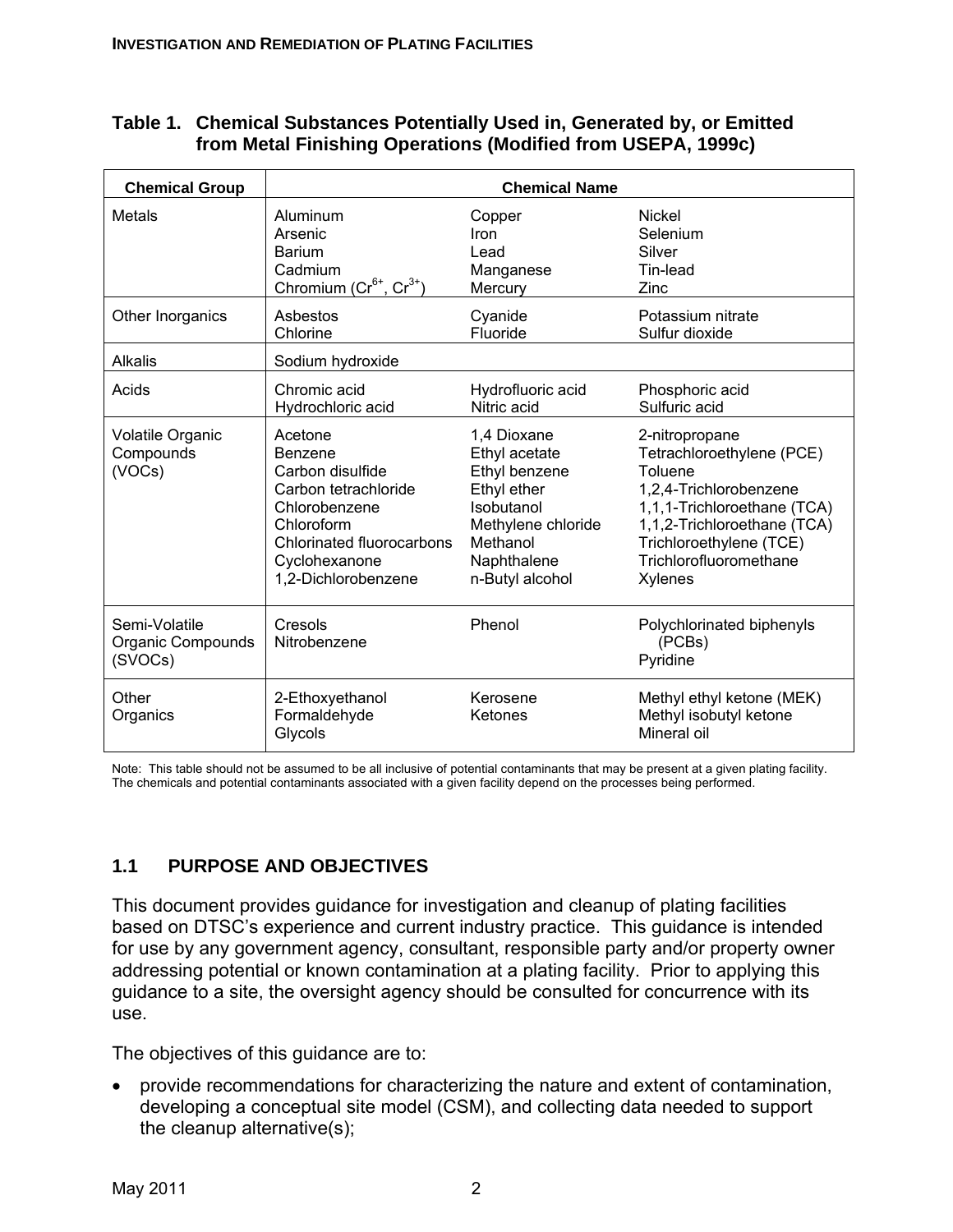**Table 1. Chemical Substances Potentially Used in, Generated by, or Emitted from Metal Finishing Operations (Modified from USEPA, 1999c)**

| Chemical Group | Chemical Name | | |
|---|---|---|---|
| Metals | Aluminum<br>Arsenic<br>Barium<br>Cadmium<br>Chromium ($Cr^{6+}$, $Cr^{3+}$) | Copper<br>Iron<br>Lead<br>Manganese<br>Mercury | Nickel<br>Selenium<br>Silver<br>Tin-lead<br>Zinc |
| Other Inorganics | Asbestos<br>Chlorine | Cyanide<br>Fluoride | Potassium nitrate<br>Sulfur dioxide |
| Alkalis | Sodium hydroxide | | |
| Acids | Chromic acid<br>Hydrochloric acid | Hydrofluoric acid<br>Nitric acid | Phosphoric acid<br>Sulfuric acid |
| Volatile Organic Compounds (VOCs) | Acetone<br>Benzene<br>Carbon disulfide<br>Carbon tetrachloride<br>Chlorobenzene<br>Chloroform<br>Chlorinated fluorocarbons<br>Cyclohexanone<br>1,2-Dichlorobenzene | 1,4 Dioxane<br>Ethyl acetate<br>Ethyl benzene<br>Ethyl ether<br>Isobutanol<br>Methylene chloride<br>Methanol<br>Naphthalene<br>n-Butyl alcohol | 2-nitropropane<br>Tetrachloroethylene (PCE)<br>Toluene<br>1,2,4-Trichlorobenzene<br>1,1,1-Trichloroethane (TCA)<br>1,1,2-Trichloroethane (TCA)<br>Trichloroethylene (TCE)<br>Trichlorofluoromethane<br>Xylenes |
| Semi-Volatile Organic Compounds (SVOCs) | Cresols<br>Nitrobenzene | Phenol | Polychlorinated biphenyls (PCBs)<br>Pyridine |
| Other Organics | 2-Ethoxyethanol<br>Formaldehyde<br>Glycols | Kerosene<br>Ketones | Methyl ethyl ketone (MEK)<br>Methyl isobutyl ketone<br>Mineral oil |

Note: This table should not be assumed to be all inclusive of potential contaminants that may be present at a given plating facility. The chemicals and potential contaminants associated with a given facility depend on the processes being performed.

## 1.1 PURPOSE AND OBJECTIVES

This document provides guidance for investigation and cleanup of plating facilities based on DTSC's experience and current industry practice. This guidance is intended for use by any government agency, consultant, responsible party and/or property owner addressing potential or known contamination at a plating facility. Prior to applying this guidance to a site, the oversight agency should be consulted for concurrence with its use.

The objectives of this guidance are to:

- provide recommendations for characterizing the nature and extent of contamination, developing a conceptual site model (CSM), and collecting data needed to support the cleanup alternative(s);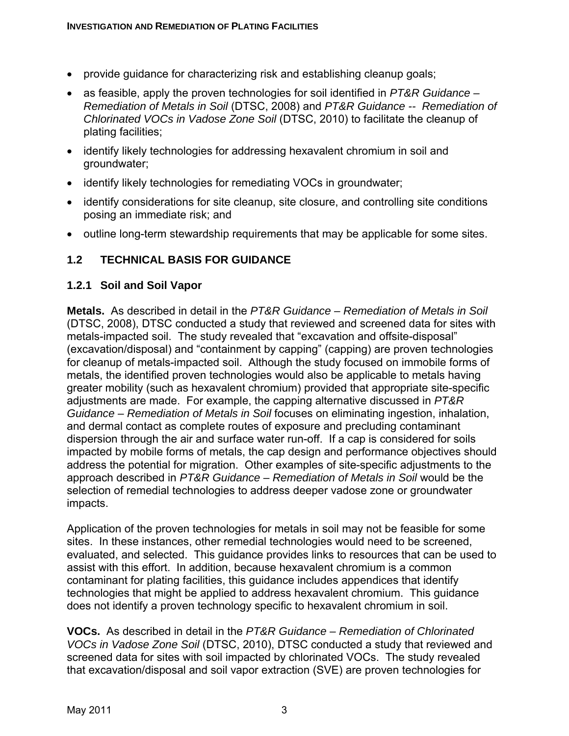- provide guidance for characterizing risk and establishing cleanup goals;
- as feasible, apply the proven technologies for soil identified in *PT&R Guidance – Remediation of Metals in Soil* (DTSC, 2008) and *PT&R Guidance -- Remediation of Chlorinated VOCs in Vadose Zone Soil* (DTSC, 2010) to facilitate the cleanup of plating facilities;
- identify likely technologies for addressing hexavalent chromium in soil and groundwater;
- identify likely technologies for remediating VOCs in groundwater;
- identify considerations for site cleanup, site closure, and controlling site conditions posing an immediate risk; and
- outline long-term stewardship requirements that may be applicable for some sites.

## 1.2 TECHNICAL BASIS FOR GUIDANCE

### 1.2.1 Soil and Soil Vapor

**Metals.** As described in detail in the *PT&R Guidance – Remediation of Metals in Soil* (DTSC, 2008), DTSC conducted a study that reviewed and screened data for sites with metals-impacted soil. The study revealed that "excavation and offsite-disposal" (excavation/disposal) and "containment by capping" (capping) are proven technologies for cleanup of metals-impacted soil. Although the study focused on immobile forms of metals, the identified proven technologies would also be applicable to metals having greater mobility (such as hexavalent chromium) provided that appropriate site-specific adjustments are made. For example, the capping alternative discussed in *PT&R Guidance – Remediation of Metals in Soil* focuses on eliminating ingestion, inhalation, and dermal contact as complete routes of exposure and precluding contaminant dispersion through the air and surface water run-off. If a cap is considered for soils impacted by mobile forms of metals, the cap design and performance objectives should address the potential for migration. Other examples of site-specific adjustments to the approach described in *PT&R Guidance – Remediation of Metals in Soil* would be the selection of remedial technologies to address deeper vadose zone or groundwater impacts.

Application of the proven technologies for metals in soil may not be feasible for some sites. In these instances, other remedial technologies would need to be screened, evaluated, and selected. This guidance provides links to resources that can be used to assist with this effort. In addition, because hexavalent chromium is a common contaminant for plating facilities, this guidance includes appendices that identify technologies that might be applied to address hexavalent chromium. This guidance does not identify a proven technology specific to hexavalent chromium in soil.

**VOCs.** As described in detail in the *PT&R Guidance – Remediation of Chlorinated VOCs in Vadose Zone Soil* (DTSC, 2010), DTSC conducted a study that reviewed and screened data for sites with soil impacted by chlorinated VOCs. The study revealed that excavation/disposal and soil vapor extraction (SVE) are proven technologies for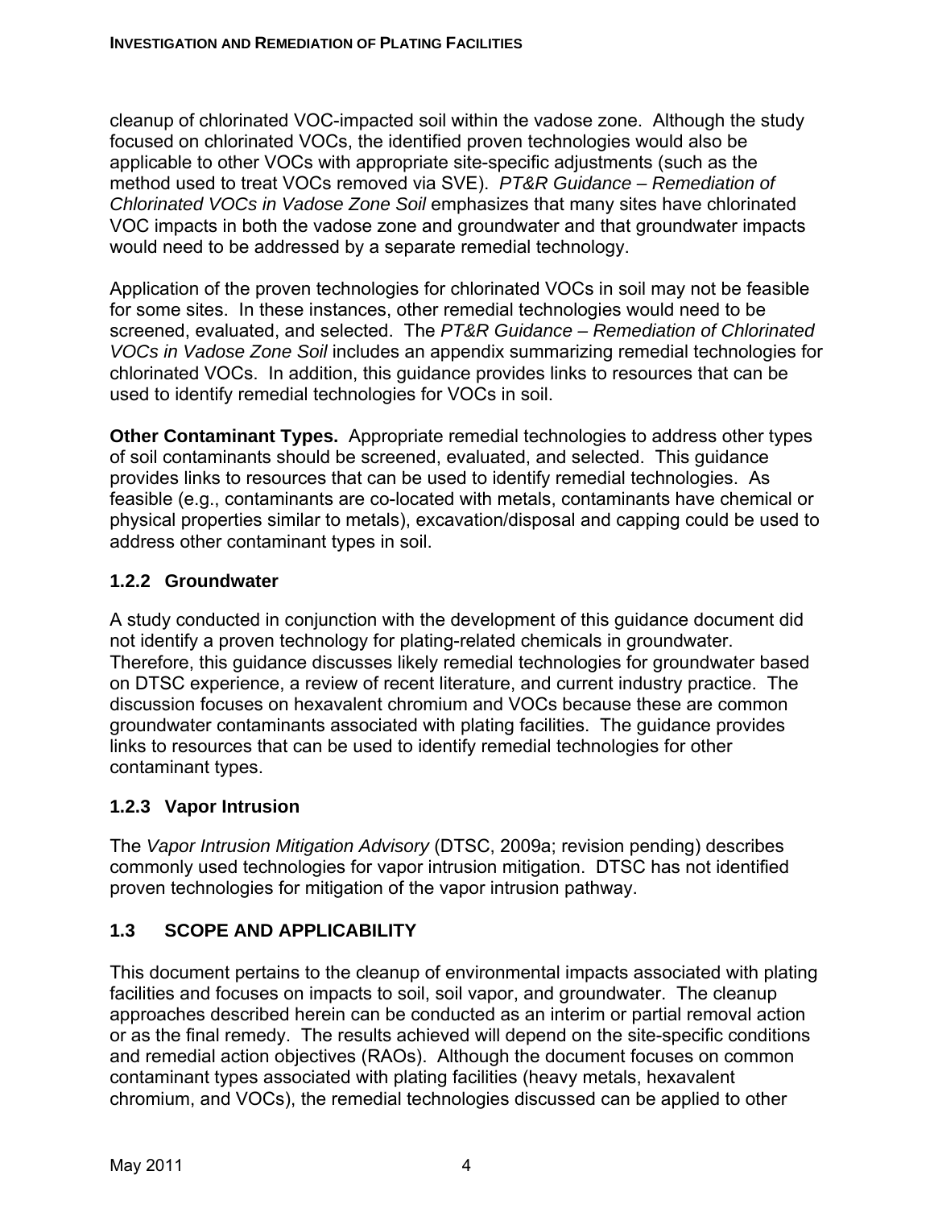cleanup of chlorinated VOC-impacted soil within the vadose zone. Although the study focused on chlorinated VOCs, the identified proven technologies would also be applicable to other VOCs with appropriate site-specific adjustments (such as the method used to treat VOCs removed via SVE). *PT&R Guidance – Remediation of Chlorinated VOCs in Vadose Zone Soil* emphasizes that many sites have chlorinated VOC impacts in both the vadose zone and groundwater and that groundwater impacts would need to be addressed by a separate remedial technology.

Application of the proven technologies for chlorinated VOCs in soil may not be feasible for some sites. In these instances, other remedial technologies would need to be screened, evaluated, and selected. The *PT&R Guidance – Remediation of Chlorinated VOCs in Vadose Zone Soil* includes an appendix summarizing remedial technologies for chlorinated VOCs. In addition, this guidance provides links to resources that can be used to identify remedial technologies for VOCs in soil.

**Other Contaminant Types.** Appropriate remedial technologies to address other types of soil contaminants should be screened, evaluated, and selected. This guidance provides links to resources that can be used to identify remedial technologies. As feasible (e.g., contaminants are co-located with metals, contaminants have chemical or physical properties similar to metals), excavation/disposal and capping could be used to address other contaminant types in soil.

### 1.2.2 Groundwater

A study conducted in conjunction with the development of this guidance document did not identify a proven technology for plating-related chemicals in groundwater. Therefore, this guidance discusses likely remedial technologies for groundwater based on DTSC experience, a review of recent literature, and current industry practice. The discussion focuses on hexavalent chromium and VOCs because these are common groundwater contaminants associated with plating facilities. The guidance provides links to resources that can be used to identify remedial technologies for other contaminant types.

### 1.2.3 Vapor Intrusion

The *Vapor Intrusion Mitigation Advisory* (DTSC, 2009a; revision pending) describes commonly used technologies for vapor intrusion mitigation. DTSC has not identified proven technologies for mitigation of the vapor intrusion pathway.

## 1.3 SCOPE AND APPLICABILITY

This document pertains to the cleanup of environmental impacts associated with plating facilities and focuses on impacts to soil, soil vapor, and groundwater. The cleanup approaches described herein can be conducted as an interim or partial removal action or as the final remedy. The results achieved will depend on the site-specific conditions and remedial action objectives (RAOs). Although the document focuses on common contaminant types associated with plating facilities (heavy metals, hexavalent chromium, and VOCs), the remedial technologies discussed can be applied to other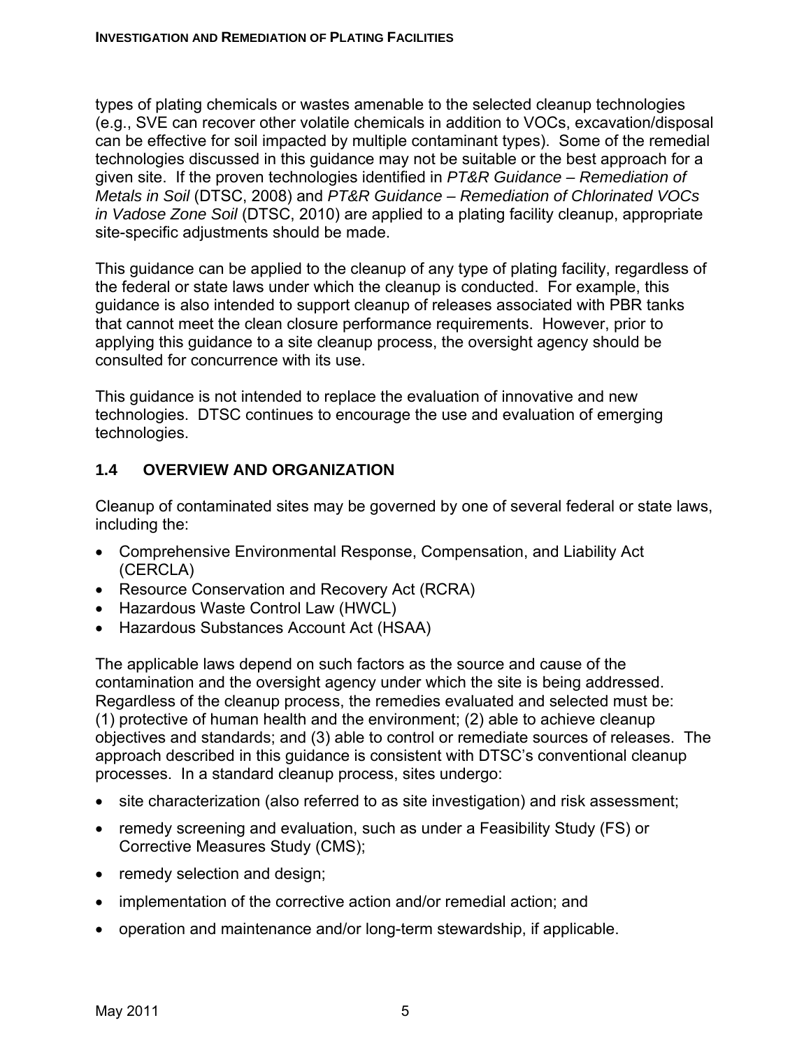types of plating chemicals or wastes amenable to the selected cleanup technologies (e.g., SVE can recover other volatile chemicals in addition to VOCs, excavation/disposal can be effective for soil impacted by multiple contaminant types). Some of the remedial technologies discussed in this guidance may not be suitable or the best approach for a given site. If the proven technologies identified in *PT&R Guidance – Remediation of Metals in Soil* (DTSC, 2008) and *PT&R Guidance – Remediation of Chlorinated VOCs in Vadose Zone Soil* (DTSC, 2010) are applied to a plating facility cleanup, appropriate site-specific adjustments should be made.

This guidance can be applied to the cleanup of any type of plating facility, regardless of the federal or state laws under which the cleanup is conducted. For example, this guidance is also intended to support cleanup of releases associated with PBR tanks that cannot meet the clean closure performance requirements. However, prior to applying this guidance to a site cleanup process, the oversight agency should be consulted for concurrence with its use.

This guidance is not intended to replace the evaluation of innovative and new technologies. DTSC continues to encourage the use and evaluation of emerging technologies.

## 1.4 OVERVIEW AND ORGANIZATION

Cleanup of contaminated sites may be governed by one of several federal or state laws, including the:

- Comprehensive Environmental Response, Compensation, and Liability Act (CERCLA)
- Resource Conservation and Recovery Act (RCRA)
- Hazardous Waste Control Law (HWCL)
- Hazardous Substances Account Act (HSAA)

The applicable laws depend on such factors as the source and cause of the contamination and the oversight agency under which the site is being addressed. Regardless of the cleanup process, the remedies evaluated and selected must be: (1) protective of human health and the environment; (2) able to achieve cleanup objectives and standards; and (3) able to control or remediate sources of releases. The approach described in this guidance is consistent with DTSC's conventional cleanup processes. In a standard cleanup process, sites undergo:

- site characterization (also referred to as site investigation) and risk assessment;
- remedy screening and evaluation, such as under a Feasibility Study (FS) or Corrective Measures Study (CMS);
- remedy selection and design;
- implementation of the corrective action and/or remedial action; and
- operation and maintenance and/or long-term stewardship, if applicable.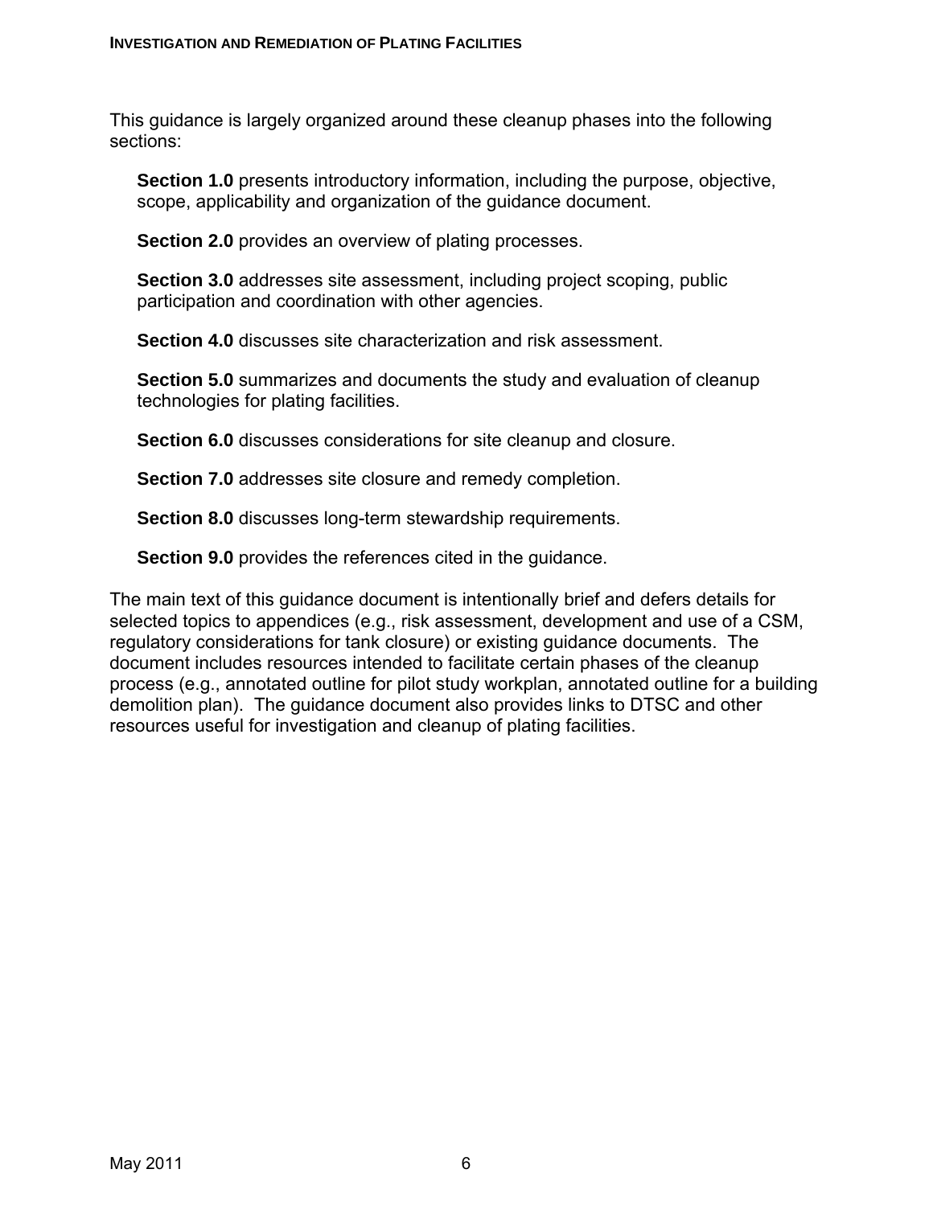This guidance is largely organized around these cleanup phases into the following sections:

**Section 1.0** presents introductory information, including the purpose, objective, scope, applicability and organization of the guidance document.

**Section 2.0** provides an overview of plating processes.

**Section 3.0** addresses site assessment, including project scoping, public participation and coordination with other agencies.

**Section 4.0** discusses site characterization and risk assessment.

**Section 5.0** summarizes and documents the study and evaluation of cleanup technologies for plating facilities.

**Section 6.0** discusses considerations for site cleanup and closure.

**Section 7.0** addresses site closure and remedy completion.

**Section 8.0** discusses long-term stewardship requirements.

**Section 9.0** provides the references cited in the guidance.

The main text of this guidance document is intentionally brief and defers details for selected topics to appendices (e.g., risk assessment, development and use of a CSM, regulatory considerations for tank closure) or existing guidance documents. The document includes resources intended to facilitate certain phases of the cleanup process (e.g., annotated outline for pilot study workplan, annotated outline for a building demolition plan). The guidance document also provides links to DTSC and other resources useful for investigation and cleanup of plating facilities.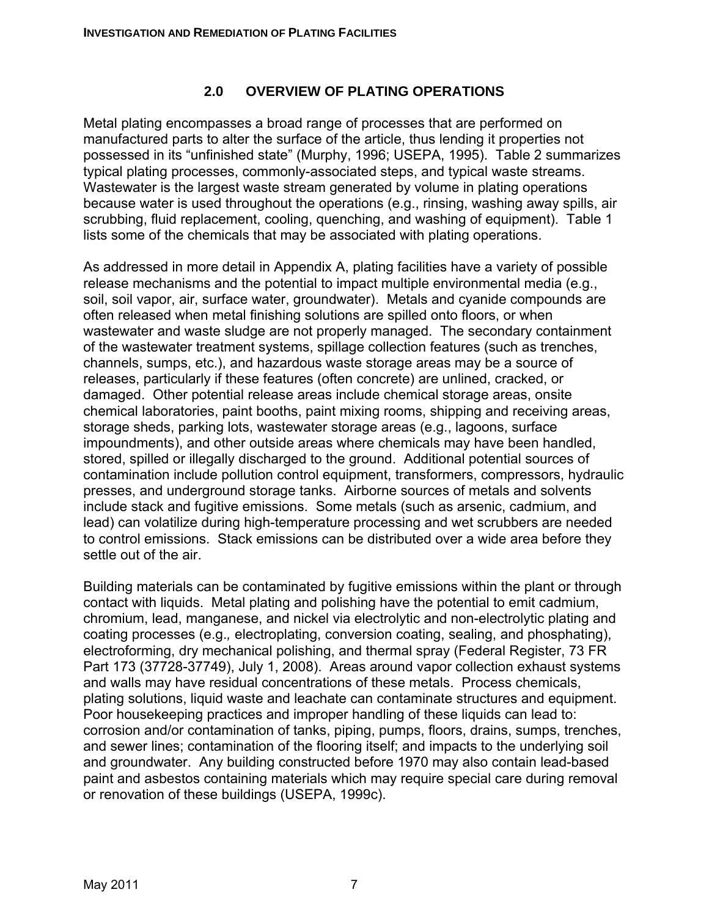## 2.0 OVERVIEW OF PLATING OPERATIONS

Metal plating encompasses a broad range of processes that are performed on manufactured parts to alter the surface of the article, thus lending it properties not possessed in its "unfinished state" (Murphy, 1996; USEPA, 1995). Table 2 summarizes typical plating processes, commonly-associated steps, and typical waste streams. Wastewater is the largest waste stream generated by volume in plating operations because water is used throughout the operations (e.g., rinsing, washing away spills, air scrubbing, fluid replacement, cooling, quenching, and washing of equipment). Table 1 lists some of the chemicals that may be associated with plating operations.

As addressed in more detail in Appendix A, plating facilities have a variety of possible release mechanisms and the potential to impact multiple environmental media (e.g., soil, soil vapor, air, surface water, groundwater). Metals and cyanide compounds are often released when metal finishing solutions are spilled onto floors, or when wastewater and waste sludge are not properly managed. The secondary containment of the wastewater treatment systems, spillage collection features (such as trenches, channels, sumps, etc.), and hazardous waste storage areas may be a source of releases, particularly if these features (often concrete) are unlined, cracked, or damaged. Other potential release areas include chemical storage areas, onsite chemical laboratories, paint booths, paint mixing rooms, shipping and receiving areas, storage sheds, parking lots, wastewater storage areas (e.g., lagoons, surface impoundments), and other outside areas where chemicals may have been handled, stored, spilled or illegally discharged to the ground. Additional potential sources of contamination include pollution control equipment, transformers, compressors, hydraulic presses, and underground storage tanks. Airborne sources of metals and solvents include stack and fugitive emissions. Some metals (such as arsenic, cadmium, and lead) can volatilize during high-temperature processing and wet scrubbers are needed to control emissions. Stack emissions can be distributed over a wide area before they settle out of the air.

Building materials can be contaminated by fugitive emissions within the plant or through contact with liquids. Metal plating and polishing have the potential to emit cadmium, chromium, lead, manganese, and nickel via electrolytic and non-electrolytic plating and coating processes (e.g., electroplating, conversion coating, sealing, and phosphating), electroforming, dry mechanical polishing, and thermal spray (Federal Register, 73 FR Part 173 (37728-37749), July 1, 2008). Areas around vapor collection exhaust systems and walls may have residual concentrations of these metals. Process chemicals, plating solutions, liquid waste and leachate can contaminate structures and equipment. Poor housekeeping practices and improper handling of these liquids can lead to: corrosion and/or contamination of tanks, piping, pumps, floors, drains, sumps, trenches, and sewer lines; contamination of the flooring itself; and impacts to the underlying soil and groundwater. Any building constructed before 1970 may also contain lead-based paint and asbestos containing materials which may require special care during removal or renovation of these buildings (USEPA, 1999c).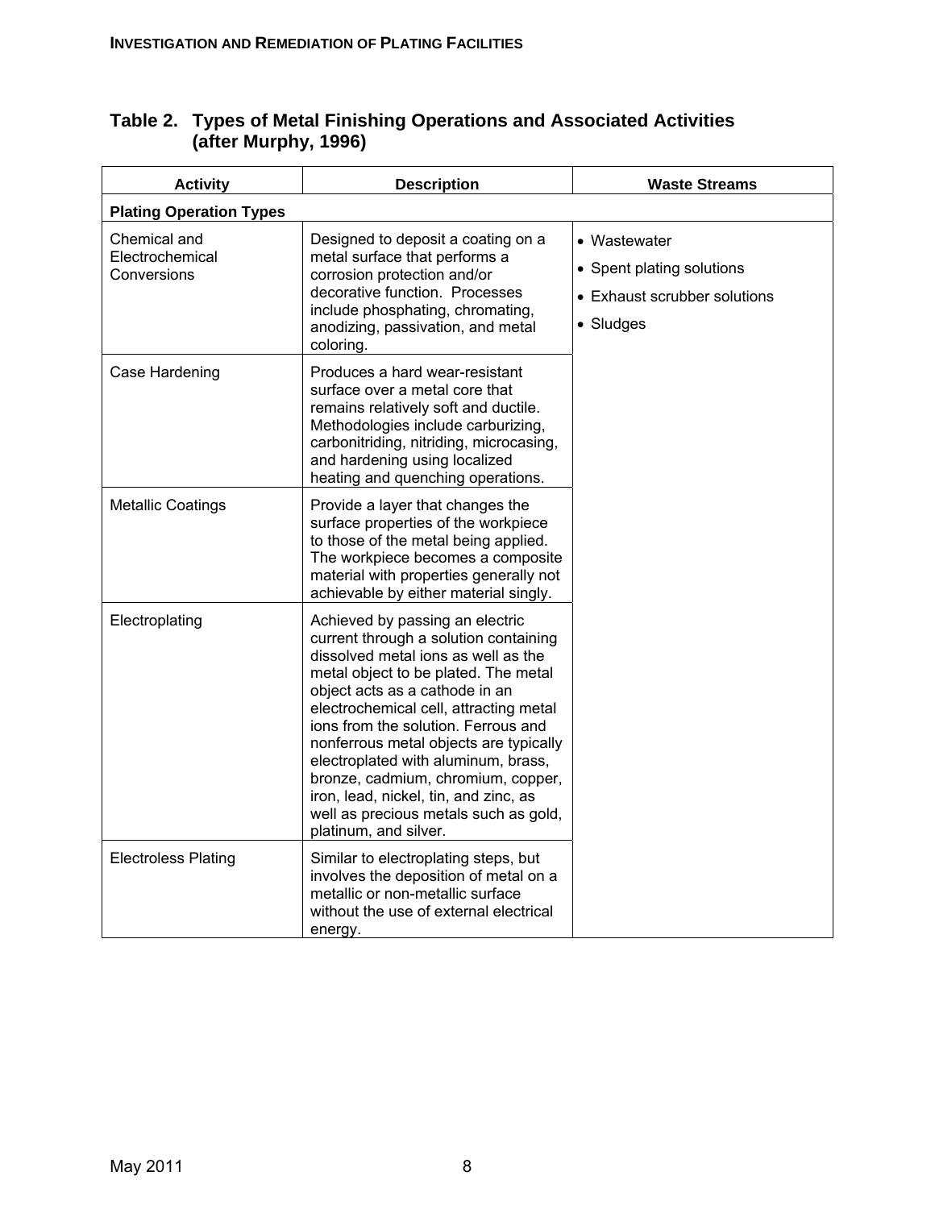## Table 2. Types of Metal Finishing Operations and Associated Activities (after Murphy, 1996)

| Activity | Description | Waste Streams |
|---|---|---|
| **Plating Operation Types** | | |
| Chemical and Electrochemical Conversions | Designed to deposit a coating on a metal surface that performs a corrosion protection and/or decorative function. Processes include phosphating, chromating, anodizing, passivation, and metal coloring. | • Wastewater<br>• Spent plating solutions<br>• Exhaust scrubber solutions<br>• Sludges |
| Case Hardening | Produces a hard wear-resistant surface over a metal core that remains relatively soft and ductile. Methodologies include carburizing, carbonitriding, nitriding, microcasing, and hardening using localized heating and quenching operations. | |
| Metallic Coatings | Provide a layer that changes the surface properties of the workpiece to those of the metal being applied. The workpiece becomes a composite material with properties generally not achievable by either material singly. | |
| Electroplating | Achieved by passing an electric current through a solution containing dissolved metal ions as well as the metal object to be plated. The metal object acts as a cathode in an electrochemical cell, attracting metal ions from the solution. Ferrous and nonferrous metal objects are typically electroplated with aluminum, brass, bronze, cadmium, chromium, copper, iron, lead, nickel, tin, and zinc, as well as precious metals such as gold, platinum, and silver. | |
| Electroless Plating | Similar to electroplating steps, but involves the deposition of metal on a metallic or non-metallic surface without the use of external electrical energy. | |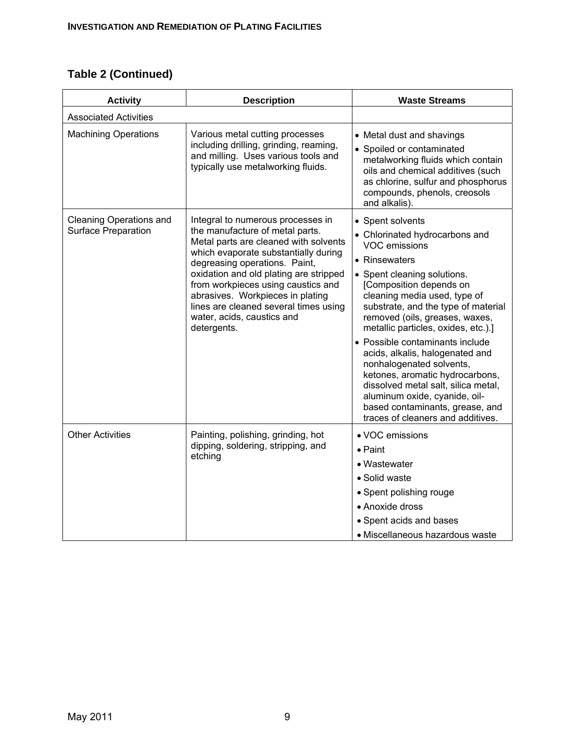## Table 2 (Continued)

| Activity | Description | Waste Streams |
|---|---|---|
| Associated Activities | | |
| Machining Operations | Various metal cutting processes including drilling, grinding, reaming, and milling. Uses various tools and typically use metalworking fluids. | • Metal dust and shavings<br>• Spoiled or contaminated metalworking fluids which contain oils and chemical additives (such as chlorine, sulfur and phosphorus compounds, phenols, creosols and alkalis). |
| Cleaning Operations and Surface Preparation | Integral to numerous processes in the manufacture of metal parts. Metal parts are cleaned with solvents which evaporate substantially during degreasing operations. Paint, oxidation and old plating are stripped from workpieces using caustics and abrasives. Workpieces in plating lines are cleaned several times using water, acids, caustics and detergents. | • Spent solvents<br>• Chlorinated hydrocarbons and VOC emissions<br>• Rinsewaters<br>• Spent cleaning solutions. [Composition depends on cleaning media used, type of substrate, and the type of material removed (oils, greases, waxes, metallic particles, oxides, etc.).]<br>• Possible contaminants include acids, alkalis, halogenated and nonhalogenated solvents, ketones, aromatic hydrocarbons, dissolved metal salt, silica metal, aluminum oxide, cyanide, oil-based contaminants, grease, and traces of cleaners and additives. |
| Other Activities | Painting, polishing, grinding, hot dipping, soldering, stripping, and etching | • VOC emissions<br>• Paint<br>• Wastewater<br>• Solid waste<br>• Spent polishing rouge<br>• Anoxide dross<br>• Spent acids and bases<br>• Miscellaneous hazardous waste |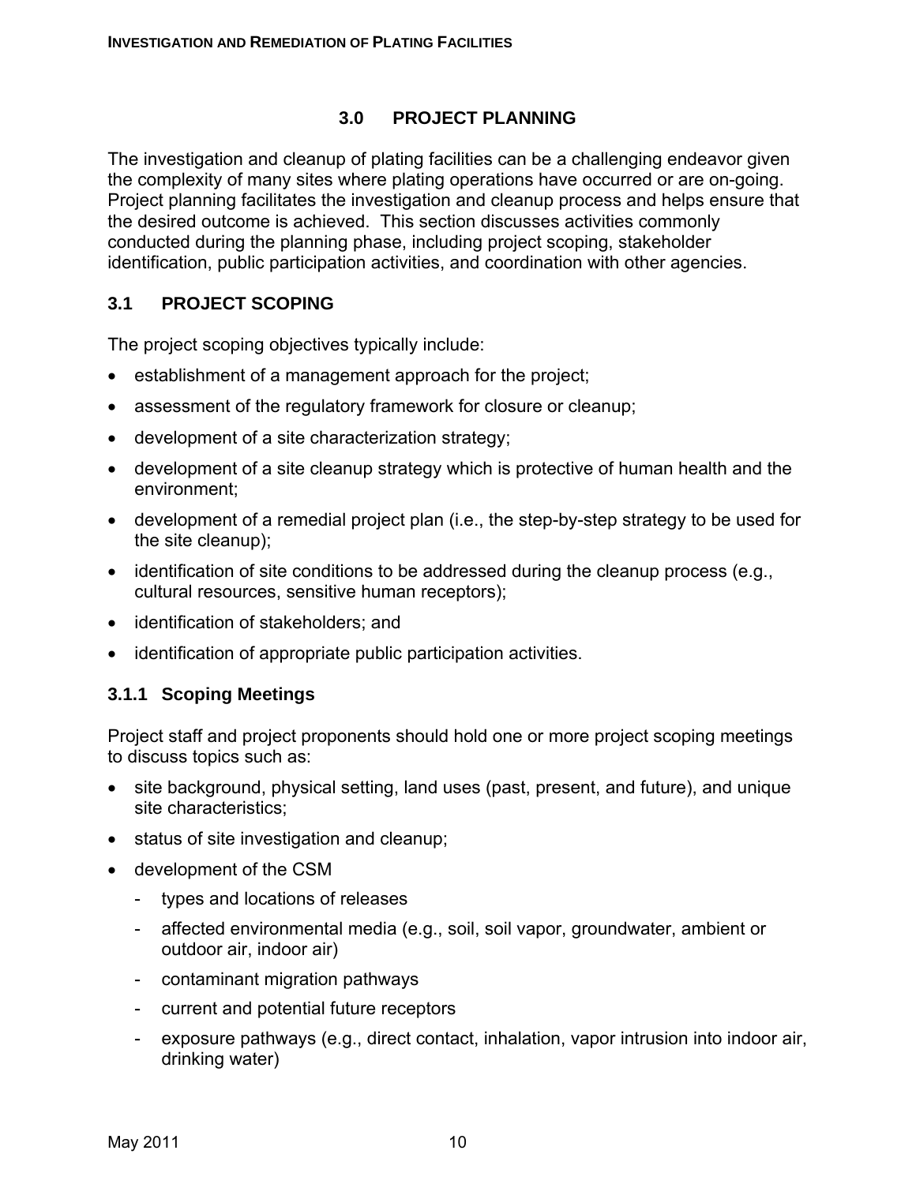# 3.0 PROJECT PLANNING

The investigation and cleanup of plating facilities can be a challenging endeavor given the complexity of many sites where plating operations have occurred or are on-going. Project planning facilitates the investigation and cleanup process and helps ensure that the desired outcome is achieved. This section discusses activities commonly conducted during the planning phase, including project scoping, stakeholder identification, public participation activities, and coordination with other agencies.

## 3.1 PROJECT SCOPING

The project scoping objectives typically include:

- establishment of a management approach for the project;
- assessment of the regulatory framework for closure or cleanup;
- development of a site characterization strategy;
- development of a site cleanup strategy which is protective of human health and the environment;
- development of a remedial project plan (i.e., the step-by-step strategy to be used for the site cleanup);
- identification of site conditions to be addressed during the cleanup process (e.g., cultural resources, sensitive human receptors);
- identification of stakeholders; and
- identification of appropriate public participation activities.

### 3.1.1 Scoping Meetings

Project staff and project proponents should hold one or more project scoping meetings to discuss topics such as:

- site background, physical setting, land uses (past, present, and future), and unique site characteristics;
- status of site investigation and cleanup;
- development of the CSM
  - types and locations of releases
  - affected environmental media (e.g., soil, soil vapor, groundwater, ambient or outdoor air, indoor air)
  - contaminant migration pathways
  - current and potential future receptors
  - exposure pathways (e.g., direct contact, inhalation, vapor intrusion into indoor air, drinking water)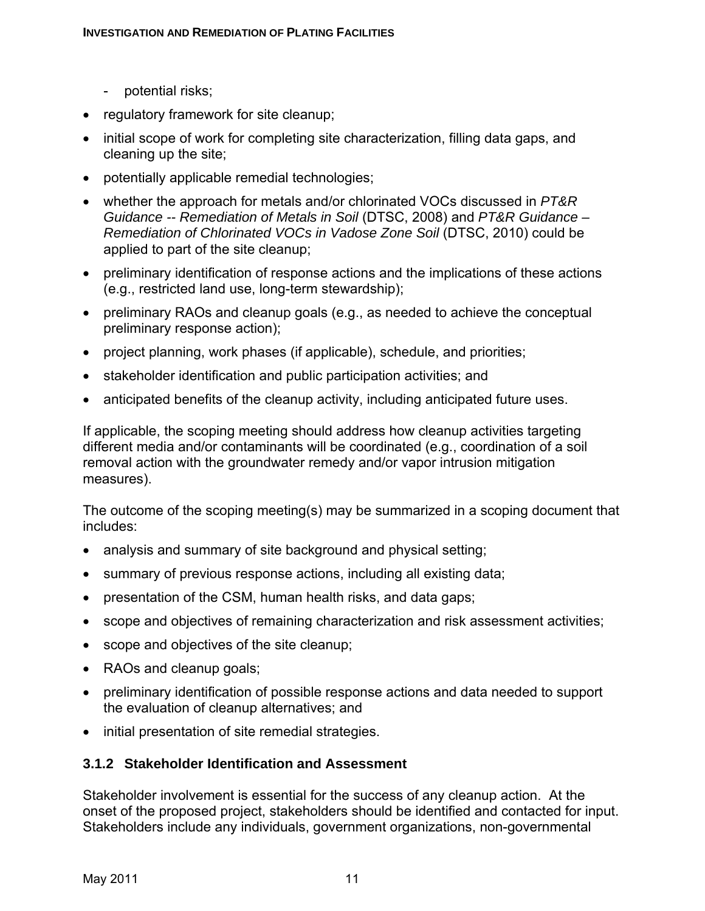- potential risks;

- regulatory framework for site cleanup;
- initial scope of work for completing site characterization, filling data gaps, and cleaning up the site;
- potentially applicable remedial technologies;
- whether the approach for metals and/or chlorinated VOCs discussed in *PT&R Guidance -- Remediation of Metals in Soil* (DTSC, 2008) and *PT&R Guidance – Remediation of Chlorinated VOCs in Vadose Zone Soil* (DTSC, 2010) could be applied to part of the site cleanup;
- preliminary identification of response actions and the implications of these actions (e.g., restricted land use, long-term stewardship);
- preliminary RAOs and cleanup goals (e.g., as needed to achieve the conceptual preliminary response action);
- project planning, work phases (if applicable), schedule, and priorities;
- stakeholder identification and public participation activities; and
- anticipated benefits of the cleanup activity, including anticipated future uses.

If applicable, the scoping meeting should address how cleanup activities targeting different media and/or contaminants will be coordinated (e.g., coordination of a soil removal action with the groundwater remedy and/or vapor intrusion mitigation measures).

The outcome of the scoping meeting(s) may be summarized in a scoping document that includes:

- analysis and summary of site background and physical setting;
- summary of previous response actions, including all existing data;
- presentation of the CSM, human health risks, and data gaps;
- scope and objectives of remaining characterization and risk assessment activities;
- scope and objectives of the site cleanup;
- RAOs and cleanup goals;
- preliminary identification of possible response actions and data needed to support the evaluation of cleanup alternatives; and
- initial presentation of site remedial strategies.

### 3.1.2 Stakeholder Identification and Assessment

Stakeholder involvement is essential for the success of any cleanup action. At the onset of the proposed project, stakeholders should be identified and contacted for input. Stakeholders include any individuals, government organizations, non-governmental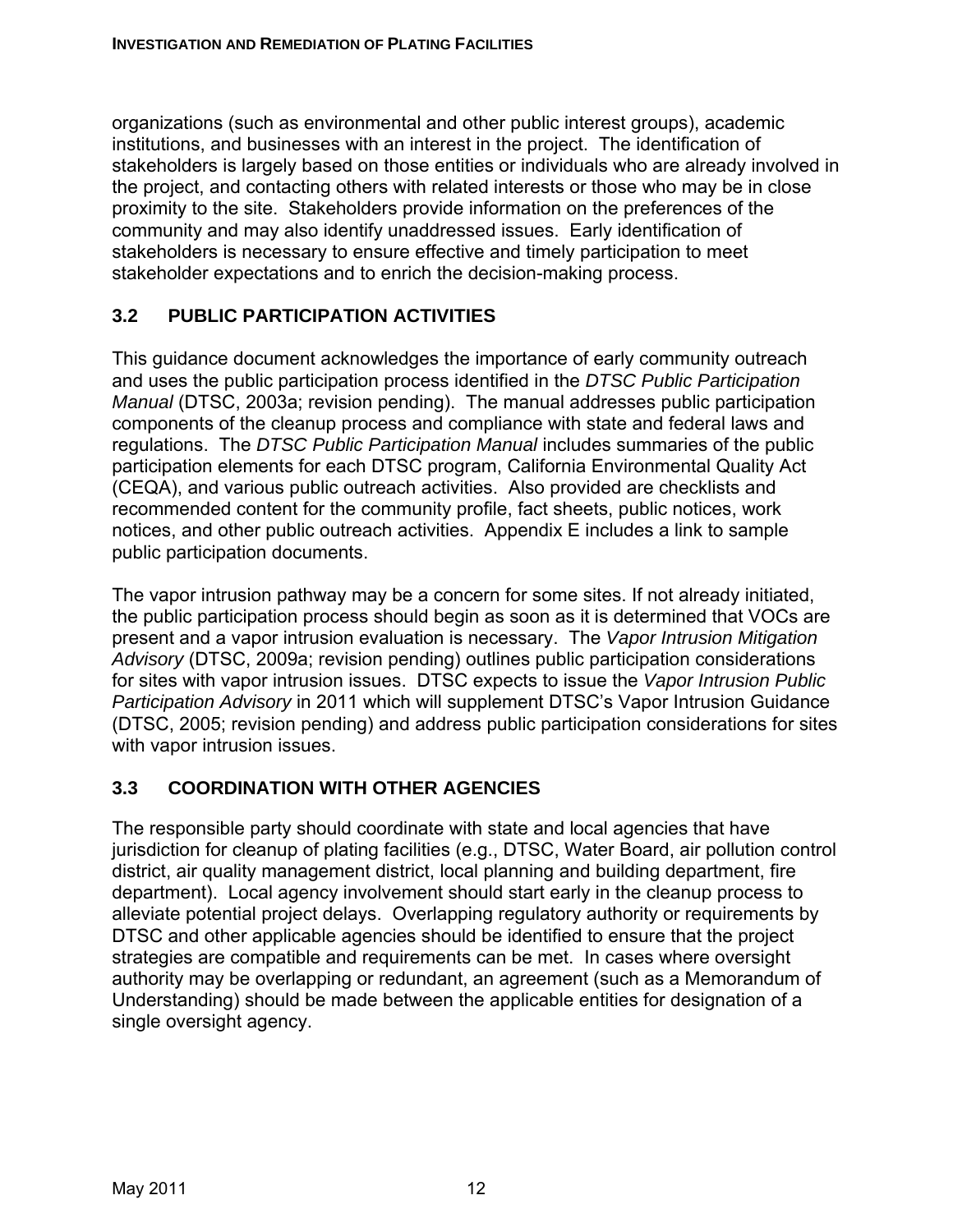organizations (such as environmental and other public interest groups), academic institutions, and businesses with an interest in the project. The identification of stakeholders is largely based on those entities or individuals who are already involved in the project, and contacting others with related interests or those who may be in close proximity to the site. Stakeholders provide information on the preferences of the community and may also identify unaddressed issues. Early identification of stakeholders is necessary to ensure effective and timely participation to meet stakeholder expectations and to enrich the decision-making process.

## 3.2 PUBLIC PARTICIPATION ACTIVITIES

This guidance document acknowledges the importance of early community outreach and uses the public participation process identified in the *DTSC Public Participation Manual* (DTSC, 2003a; revision pending). The manual addresses public participation components of the cleanup process and compliance with state and federal laws and regulations. The *DTSC Public Participation Manual* includes summaries of the public participation elements for each DTSC program, California Environmental Quality Act (CEQA), and various public outreach activities. Also provided are checklists and recommended content for the community profile, fact sheets, public notices, work notices, and other public outreach activities. Appendix E includes a link to sample public participation documents.

The vapor intrusion pathway may be a concern for some sites. If not already initiated, the public participation process should begin as soon as it is determined that VOCs are present and a vapor intrusion evaluation is necessary. The *Vapor Intrusion Mitigation Advisory* (DTSC, 2009a; revision pending) outlines public participation considerations for sites with vapor intrusion issues. DTSC expects to issue the *Vapor Intrusion Public Participation Advisory* in 2011 which will supplement DTSC's Vapor Intrusion Guidance (DTSC, 2005; revision pending) and address public participation considerations for sites with vapor intrusion issues.

## 3.3 COORDINATION WITH OTHER AGENCIES

The responsible party should coordinate with state and local agencies that have jurisdiction for cleanup of plating facilities (e.g., DTSC, Water Board, air pollution control district, air quality management district, local planning and building department, fire department). Local agency involvement should start early in the cleanup process to alleviate potential project delays. Overlapping regulatory authority or requirements by DTSC and other applicable agencies should be identified to ensure that the project strategies are compatible and requirements can be met. In cases where oversight authority may be overlapping or redundant, an agreement (such as a Memorandum of Understanding) should be made between the applicable entities for designation of a single oversight agency.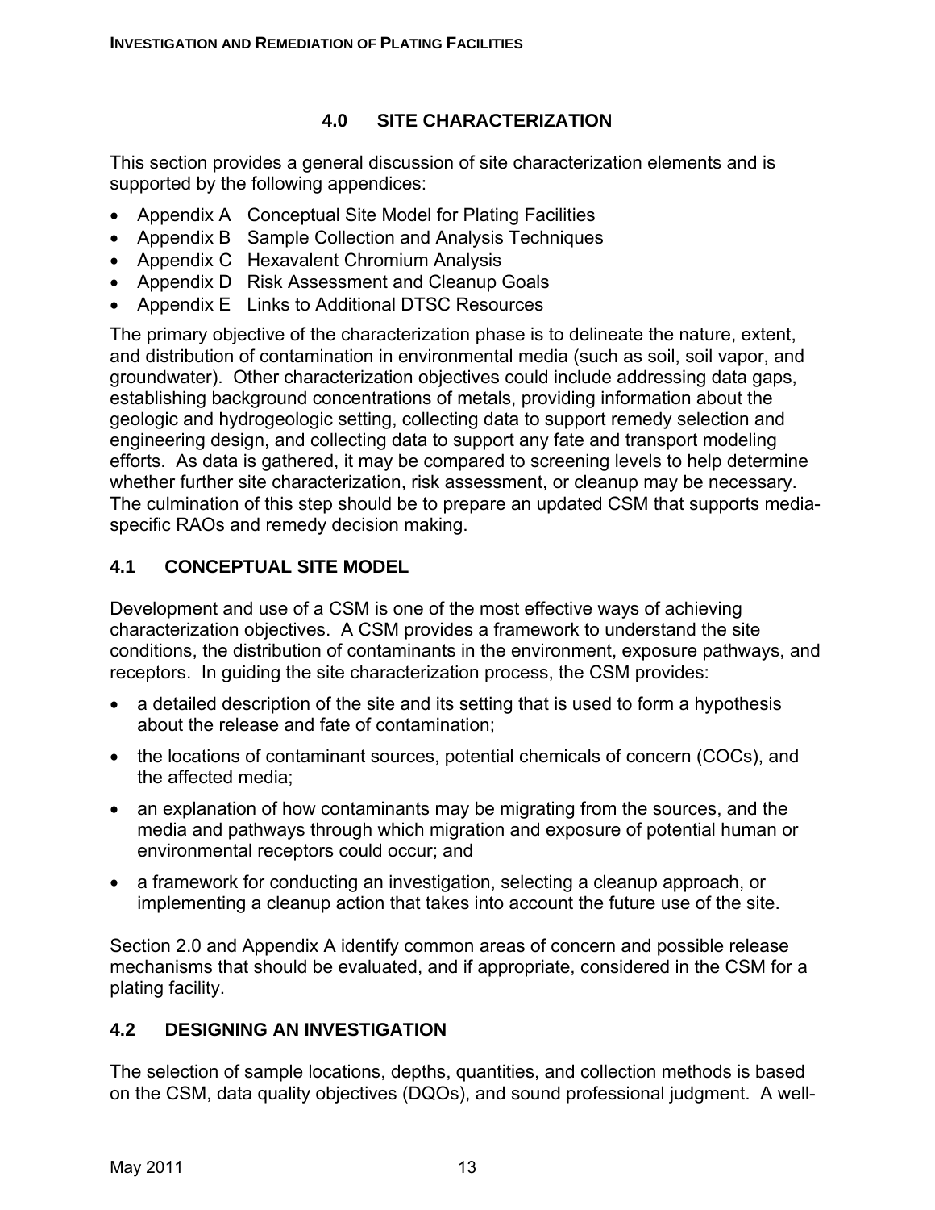# 4.0 SITE CHARACTERIZATION

This section provides a general discussion of site characterization elements and is supported by the following appendices:

- Appendix A Conceptual Site Model for Plating Facilities
- Appendix B Sample Collection and Analysis Techniques
- Appendix C Hexavalent Chromium Analysis
- Appendix D Risk Assessment and Cleanup Goals
- Appendix E Links to Additional DTSC Resources

The primary objective of the characterization phase is to delineate the nature, extent, and distribution of contamination in environmental media (such as soil, soil vapor, and groundwater). Other characterization objectives could include addressing data gaps, establishing background concentrations of metals, providing information about the geologic and hydrogeologic setting, collecting data to support remedy selection and engineering design, and collecting data to support any fate and transport modeling efforts. As data is gathered, it may be compared to screening levels to help determine whether further site characterization, risk assessment, or cleanup may be necessary. The culmination of this step should be to prepare an updated CSM that supports media-specific RAOs and remedy decision making.

## 4.1 CONCEPTUAL SITE MODEL

Development and use of a CSM is one of the most effective ways of achieving characterization objectives. A CSM provides a framework to understand the site conditions, the distribution of contaminants in the environment, exposure pathways, and receptors. In guiding the site characterization process, the CSM provides:

- a detailed description of the site and its setting that is used to form a hypothesis about the release and fate of contamination;
- the locations of contaminant sources, potential chemicals of concern (COCs), and the affected media;
- an explanation of how contaminants may be migrating from the sources, and the media and pathways through which migration and exposure of potential human or environmental receptors could occur; and
- a framework for conducting an investigation, selecting a cleanup approach, or implementing a cleanup action that takes into account the future use of the site.

Section 2.0 and Appendix A identify common areas of concern and possible release mechanisms that should be evaluated, and if appropriate, considered in the CSM for a plating facility.

## 4.2 DESIGNING AN INVESTIGATION

The selection of sample locations, depths, quantities, and collection methods is based on the CSM, data quality objectives (DQOs), and sound professional judgment. A well-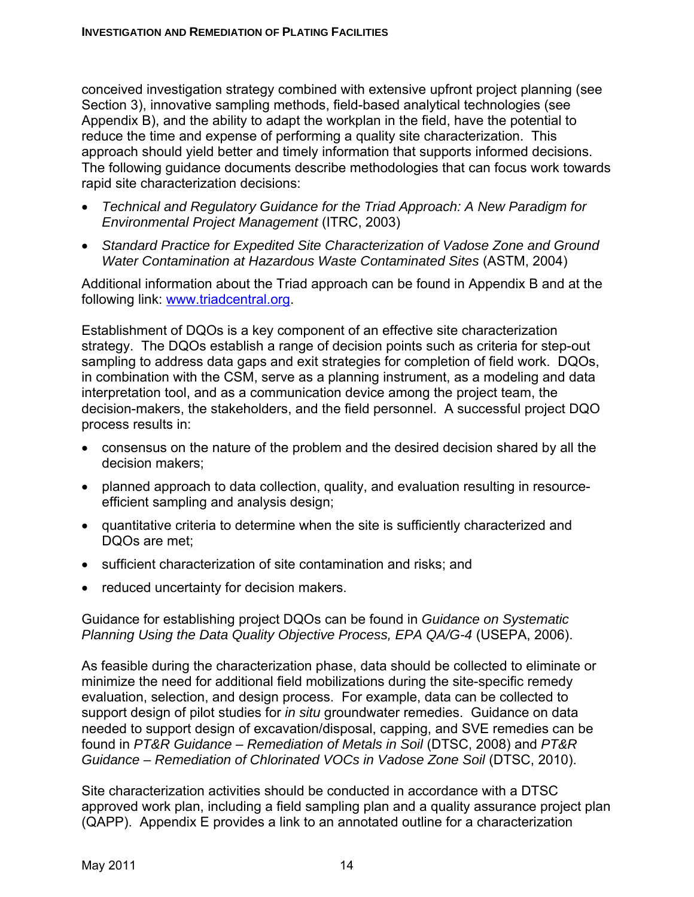conceived investigation strategy combined with extensive upfront project planning (see Section 3), innovative sampling methods, field-based analytical technologies (see Appendix B), and the ability to adapt the workplan in the field, have the potential to reduce the time and expense of performing a quality site characterization. This approach should yield better and timely information that supports informed decisions. The following guidance documents describe methodologies that can focus work towards rapid site characterization decisions:

- *Technical and Regulatory Guidance for the Triad Approach: A New Paradigm for Environmental Project Management* (ITRC, 2003)
- *Standard Practice for Expedited Site Characterization of Vadose Zone and Ground Water Contamination at Hazardous Waste Contaminated Sites* (ASTM, 2004)

Additional information about the Triad approach can be found in Appendix B and at the following link: www.triadcentral.org.

Establishment of DQOs is a key component of an effective site characterization strategy. The DQOs establish a range of decision points such as criteria for step-out sampling to address data gaps and exit strategies for completion of field work. DQOs, in combination with the CSM, serve as a planning instrument, as a modeling and data interpretation tool, and as a communication device among the project team, the decision-makers, the stakeholders, and the field personnel. A successful project DQO process results in:

- consensus on the nature of the problem and the desired decision shared by all the decision makers;
- planned approach to data collection, quality, and evaluation resulting in resource-efficient sampling and analysis design;
- quantitative criteria to determine when the site is sufficiently characterized and DQOs are met;
- sufficient characterization of site contamination and risks; and
- reduced uncertainty for decision makers.

Guidance for establishing project DQOs can be found in *Guidance on Systematic Planning Using the Data Quality Objective Process, EPA QA/G-4* (USEPA, 2006).

As feasible during the characterization phase, data should be collected to eliminate or minimize the need for additional field mobilizations during the site-specific remedy evaluation, selection, and design process. For example, data can be collected to support design of pilot studies for *in situ* groundwater remedies. Guidance on data needed to support design of excavation/disposal, capping, and SVE remedies can be found in *PT&R Guidance – Remediation of Metals in Soil* (DTSC, 2008) and *PT&R Guidance – Remediation of Chlorinated VOCs in Vadose Zone Soil* (DTSC, 2010).

Site characterization activities should be conducted in accordance with a DTSC approved work plan, including a field sampling plan and a quality assurance project plan (QAPP). Appendix E provides a link to an annotated outline for a characterization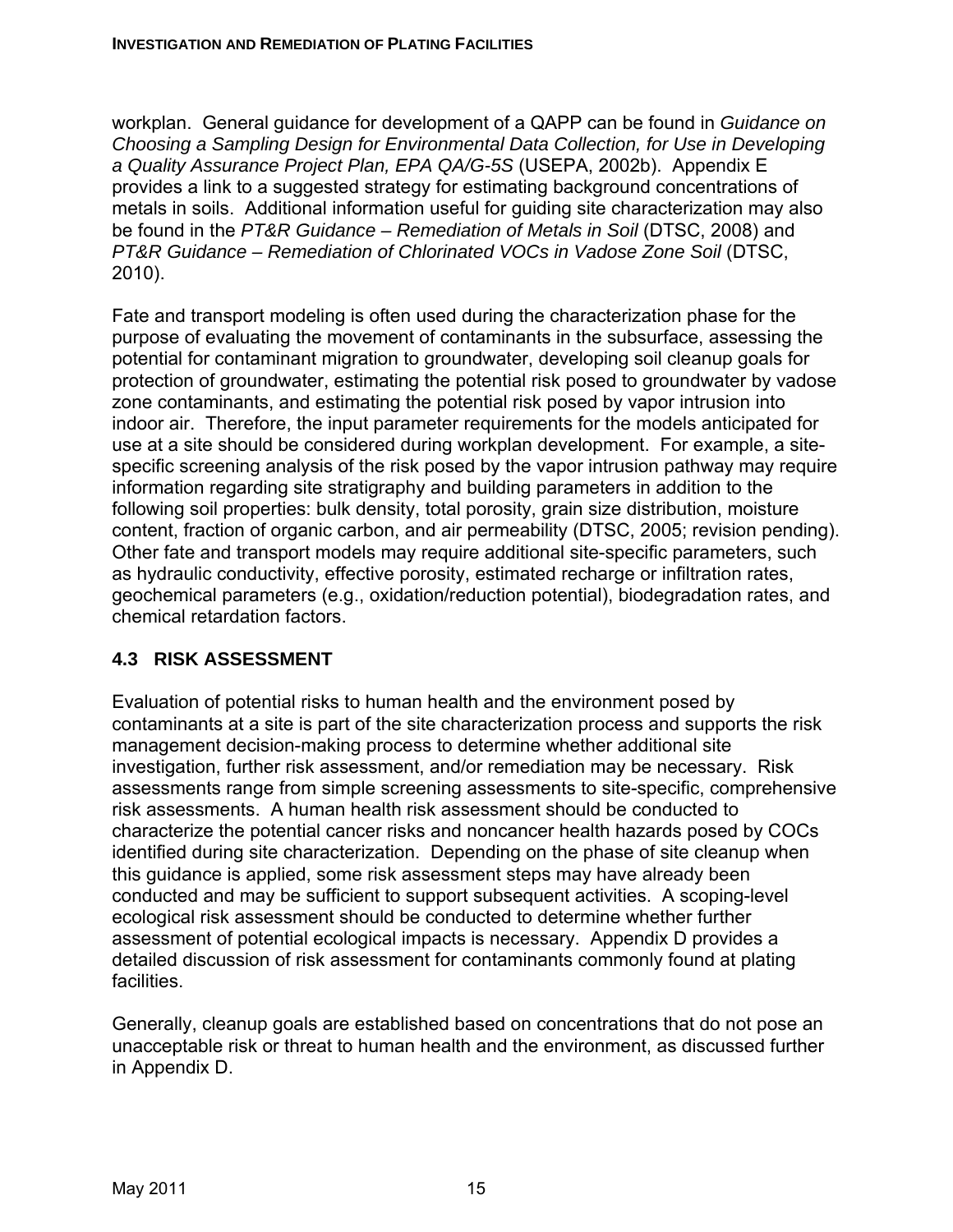workplan. General guidance for development of a QAPP can be found in *Guidance on Choosing a Sampling Design for Environmental Data Collection, for Use in Developing a Quality Assurance Project Plan, EPA QA/G-5S* (USEPA, 2002b). Appendix E provides a link to a suggested strategy for estimating background concentrations of metals in soils. Additional information useful for guiding site characterization may also be found in the *PT&R Guidance – Remediation of Metals in Soil* (DTSC, 2008) and *PT&R Guidance – Remediation of Chlorinated VOCs in Vadose Zone Soil* (DTSC, 2010).

Fate and transport modeling is often used during the characterization phase for the purpose of evaluating the movement of contaminants in the subsurface, assessing the potential for contaminant migration to groundwater, developing soil cleanup goals for protection of groundwater, estimating the potential risk posed to groundwater by vadose zone contaminants, and estimating the potential risk posed by vapor intrusion into indoor air. Therefore, the input parameter requirements for the models anticipated for use at a site should be considered during workplan development. For example, a site-specific screening analysis of the risk posed by the vapor intrusion pathway may require information regarding site stratigraphy and building parameters in addition to the following soil properties: bulk density, total porosity, grain size distribution, moisture content, fraction of organic carbon, and air permeability (DTSC, 2005; revision pending). Other fate and transport models may require additional site-specific parameters, such as hydraulic conductivity, effective porosity, estimated recharge or infiltration rates, geochemical parameters (e.g., oxidation/reduction potential), biodegradation rates, and chemical retardation factors.

## 4.3 RISK ASSESSMENT

Evaluation of potential risks to human health and the environment posed by contaminants at a site is part of the site characterization process and supports the risk management decision-making process to determine whether additional site investigation, further risk assessment, and/or remediation may be necessary. Risk assessments range from simple screening assessments to site-specific, comprehensive risk assessments. A human health risk assessment should be conducted to characterize the potential cancer risks and noncancer health hazards posed by COCs identified during site characterization. Depending on the phase of site cleanup when this guidance is applied, some risk assessment steps may have already been conducted and may be sufficient to support subsequent activities. A scoping-level ecological risk assessment should be conducted to determine whether further assessment of potential ecological impacts is necessary. Appendix D provides a detailed discussion of risk assessment for contaminants commonly found at plating facilities.

Generally, cleanup goals are established based on concentrations that do not pose an unacceptable risk or threat to human health and the environment, as discussed further in Appendix D.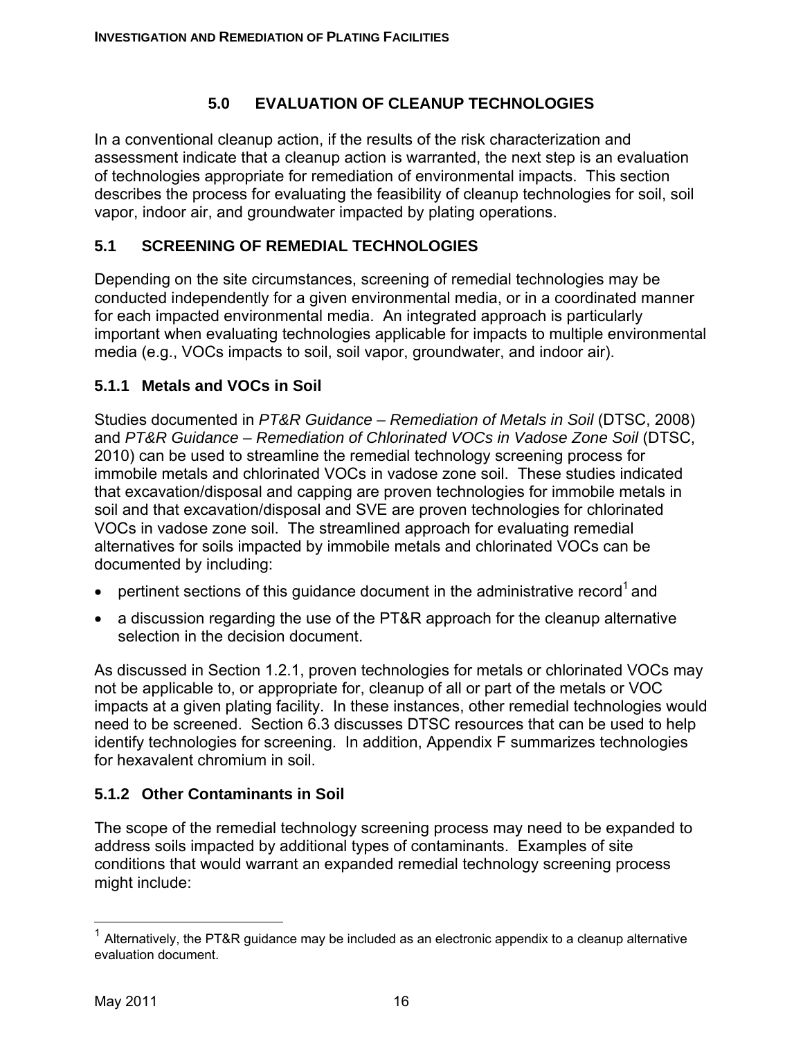# 5.0 EVALUATION OF CLEANUP TECHNOLOGIES

In a conventional cleanup action, if the results of the risk characterization and assessment indicate that a cleanup action is warranted, the next step is an evaluation of technologies appropriate for remediation of environmental impacts. This section describes the process for evaluating the feasibility of cleanup technologies for soil, soil vapor, indoor air, and groundwater impacted by plating operations.

## 5.1 SCREENING OF REMEDIAL TECHNOLOGIES

Depending on the site circumstances, screening of remedial technologies may be conducted independently for a given environmental media, or in a coordinated manner for each impacted environmental media. An integrated approach is particularly important when evaluating technologies applicable for impacts to multiple environmental media (e.g., VOCs impacts to soil, soil vapor, groundwater, and indoor air).

### 5.1.1 Metals and VOCs in Soil

Studies documented in *PT&R Guidance – Remediation of Metals in Soil* (DTSC, 2008) and *PT&R Guidance – Remediation of Chlorinated VOCs in Vadose Zone Soil* (DTSC, 2010) can be used to streamline the remedial technology screening process for immobile metals and chlorinated VOCs in vadose zone soil. These studies indicated that excavation/disposal and capping are proven technologies for immobile metals in soil and that excavation/disposal and SVE are proven technologies for chlorinated VOCs in vadose zone soil. The streamlined approach for evaluating remedial alternatives for soils impacted by immobile metals and chlorinated VOCs can be documented by including:

- pertinent sections of this guidance document in the administrative record[1] and
- a discussion regarding the use of the PT&R approach for the cleanup alternative selection in the decision document.

As discussed in Section 1.2.1, proven technologies for metals or chlorinated VOCs may not be applicable to, or appropriate for, cleanup of all or part of the metals or VOC impacts at a given plating facility. In these instances, other remedial technologies would need to be screened. Section 6.3 discusses DTSC resources that can be used to help identify technologies for screening. In addition, Appendix F summarizes technologies for hexavalent chromium in soil.

### 5.1.2 Other Contaminants in Soil

The scope of the remedial technology screening process may need to be expanded to address soils impacted by additional types of contaminants. Examples of site conditions that would warrant an expanded remedial technology screening process might include:

---

[1] Alternatively, the PT&R guidance may be included as an electronic appendix to a cleanup alternative evaluation document.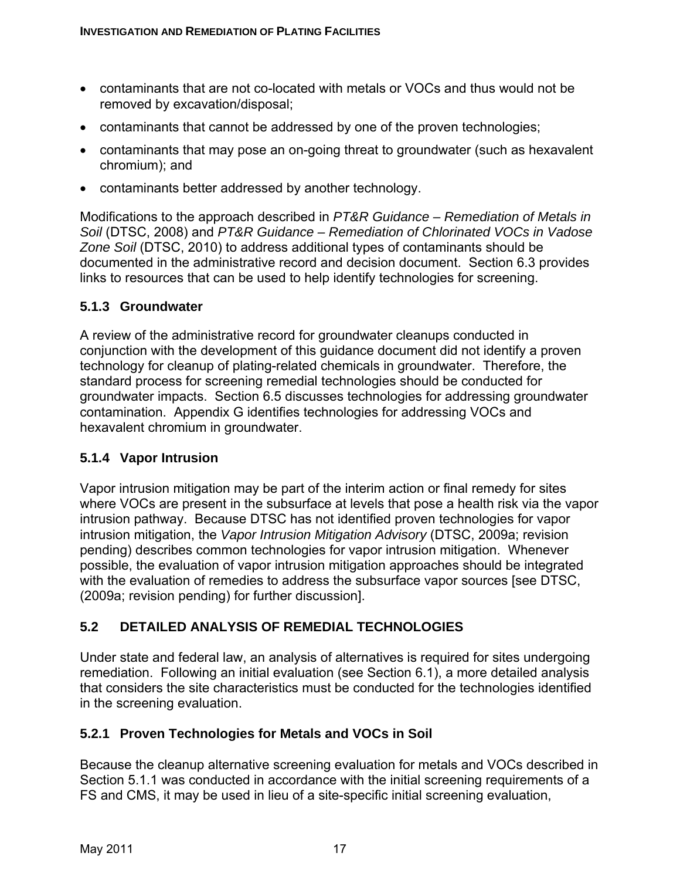- contaminants that are not co-located with metals or VOCs and thus would not be removed by excavation/disposal;
- contaminants that cannot be addressed by one of the proven technologies;
- contaminants that may pose an on-going threat to groundwater (such as hexavalent chromium); and
- contaminants better addressed by another technology.

Modifications to the approach described in *PT&R Guidance – Remediation of Metals in Soil* (DTSC, 2008) and *PT&R Guidance – Remediation of Chlorinated VOCs in Vadose Zone Soil* (DTSC, 2010) to address additional types of contaminants should be documented in the administrative record and decision document. Section 6.3 provides links to resources that can be used to help identify technologies for screening.

### 5.1.3 Groundwater

A review of the administrative record for groundwater cleanups conducted in conjunction with the development of this guidance document did not identify a proven technology for cleanup of plating-related chemicals in groundwater. Therefore, the standard process for screening remedial technologies should be conducted for groundwater impacts. Section 6.5 discusses technologies for addressing groundwater contamination. Appendix G identifies technologies for addressing VOCs and hexavalent chromium in groundwater.

### 5.1.4 Vapor Intrusion

Vapor intrusion mitigation may be part of the interim action or final remedy for sites where VOCs are present in the subsurface at levels that pose a health risk via the vapor intrusion pathway. Because DTSC has not identified proven technologies for vapor intrusion mitigation, the *Vapor Intrusion Mitigation Advisory* (DTSC, 2009a; revision pending) describes common technologies for vapor intrusion mitigation. Whenever possible, the evaluation of vapor intrusion mitigation approaches should be integrated with the evaluation of remedies to address the subsurface vapor sources [see DTSC, (2009a; revision pending) for further discussion].

## 5.2 DETAILED ANALYSIS OF REMEDIAL TECHNOLOGIES

Under state and federal law, an analysis of alternatives is required for sites undergoing remediation. Following an initial evaluation (see Section 6.1), a more detailed analysis that considers the site characteristics must be conducted for the technologies identified in the screening evaluation.

### 5.2.1 Proven Technologies for Metals and VOCs in Soil

Because the cleanup alternative screening evaluation for metals and VOCs described in Section 5.1.1 was conducted in accordance with the initial screening requirements of a FS and CMS, it may be used in lieu of a site-specific initial screening evaluation,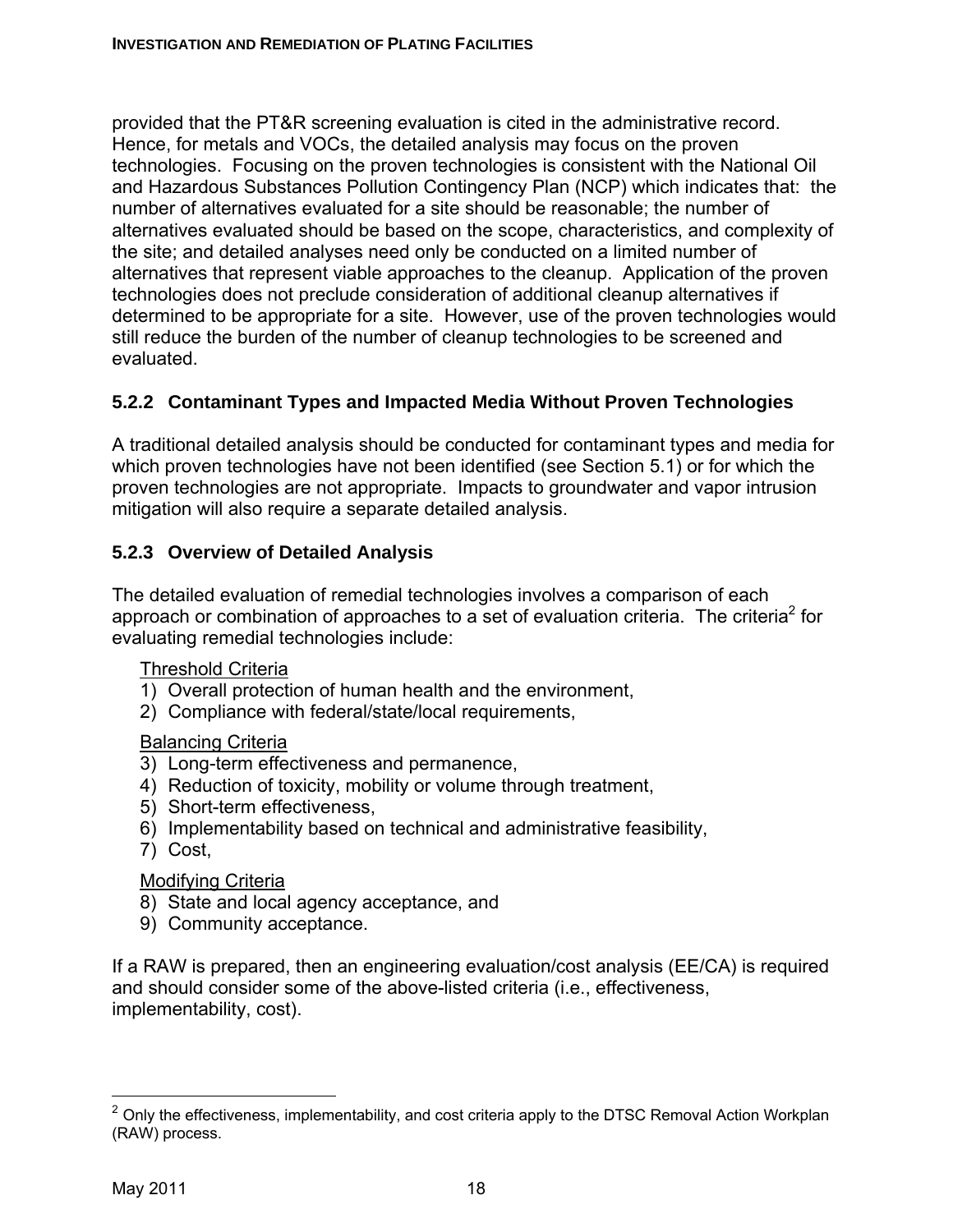provided that the PT&R screening evaluation is cited in the administrative record. Hence, for metals and VOCs, the detailed analysis may focus on the proven technologies. Focusing on the proven technologies is consistent with the National Oil and Hazardous Substances Pollution Contingency Plan (NCP) which indicates that: the number of alternatives evaluated for a site should be reasonable; the number of alternatives evaluated should be based on the scope, characteristics, and complexity of the site; and detailed analyses need only be conducted on a limited number of alternatives that represent viable approaches to the cleanup. Application of the proven technologies does not preclude consideration of additional cleanup alternatives if determined to be appropriate for a site. However, use of the proven technologies would still reduce the burden of the number of cleanup technologies to be screened and evaluated.

### 5.2.2 Contaminant Types and Impacted Media Without Proven Technologies

A traditional detailed analysis should be conducted for contaminant types and media for which proven technologies have not been identified (see Section 5.1) or for which the proven technologies are not appropriate. Impacts to groundwater and vapor intrusion mitigation will also require a separate detailed analysis.

### 5.2.3 Overview of Detailed Analysis

The detailed evaluation of remedial technologies involves a comparison of each approach or combination of approaches to a set of evaluation criteria. The criteria[2] for evaluating remedial technologies include:

Threshold Criteria

1) Overall protection of human health and the environment,
2) Compliance with federal/state/local requirements,

Balancing Criteria

3) Long-term effectiveness and permanence,
4) Reduction of toxicity, mobility or volume through treatment,
5) Short-term effectiveness,
6) Implementability based on technical and administrative feasibility,
7) Cost,

Modifying Criteria

8) State and local agency acceptance, and
9) Community acceptance.

If a RAW is prepared, then an engineering evaluation/cost analysis (EE/CA) is required and should consider some of the above-listed criteria (i.e., effectiveness, implementability, cost).

[2] Only the effectiveness, implementability, and cost criteria apply to the DTSC Removal Action Workplan (RAW) process.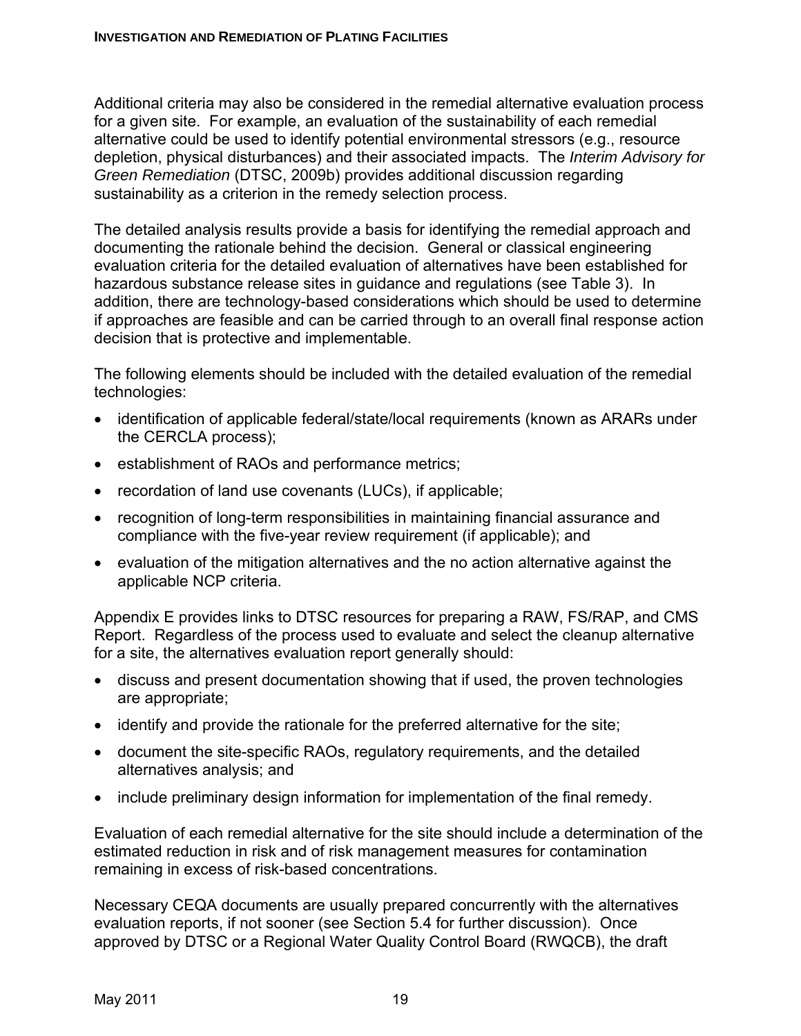Additional criteria may also be considered in the remedial alternative evaluation process for a given site. For example, an evaluation of the sustainability of each remedial alternative could be used to identify potential environmental stressors (e.g., resource depletion, physical disturbances) and their associated impacts. The *Interim Advisory for Green Remediation* (DTSC, 2009b) provides additional discussion regarding sustainability as a criterion in the remedy selection process.

The detailed analysis results provide a basis for identifying the remedial approach and documenting the rationale behind the decision. General or classical engineering evaluation criteria for the detailed evaluation of alternatives have been established for hazardous substance release sites in guidance and regulations (see Table 3). In addition, there are technology-based considerations which should be used to determine if approaches are feasible and can be carried through to an overall final response action decision that is protective and implementable.

The following elements should be included with the detailed evaluation of the remedial technologies:

- identification of applicable federal/state/local requirements (known as ARARs under the CERCLA process);
- establishment of RAOs and performance metrics;
- recordation of land use covenants (LUCs), if applicable;
- recognition of long-term responsibilities in maintaining financial assurance and compliance with the five-year review requirement (if applicable); and
- evaluation of the mitigation alternatives and the no action alternative against the applicable NCP criteria.

Appendix E provides links to DTSC resources for preparing a RAW, FS/RAP, and CMS Report. Regardless of the process used to evaluate and select the cleanup alternative for a site, the alternatives evaluation report generally should:

- discuss and present documentation showing that if used, the proven technologies are appropriate;
- identify and provide the rationale for the preferred alternative for the site;
- document the site-specific RAOs, regulatory requirements, and the detailed alternatives analysis; and
- include preliminary design information for implementation of the final remedy.

Evaluation of each remedial alternative for the site should include a determination of the estimated reduction in risk and of risk management measures for contamination remaining in excess of risk-based concentrations.

Necessary CEQA documents are usually prepared concurrently with the alternatives evaluation reports, if not sooner (see Section 5.4 for further discussion). Once approved by DTSC or a Regional Water Quality Control Board (RWQCB), the draft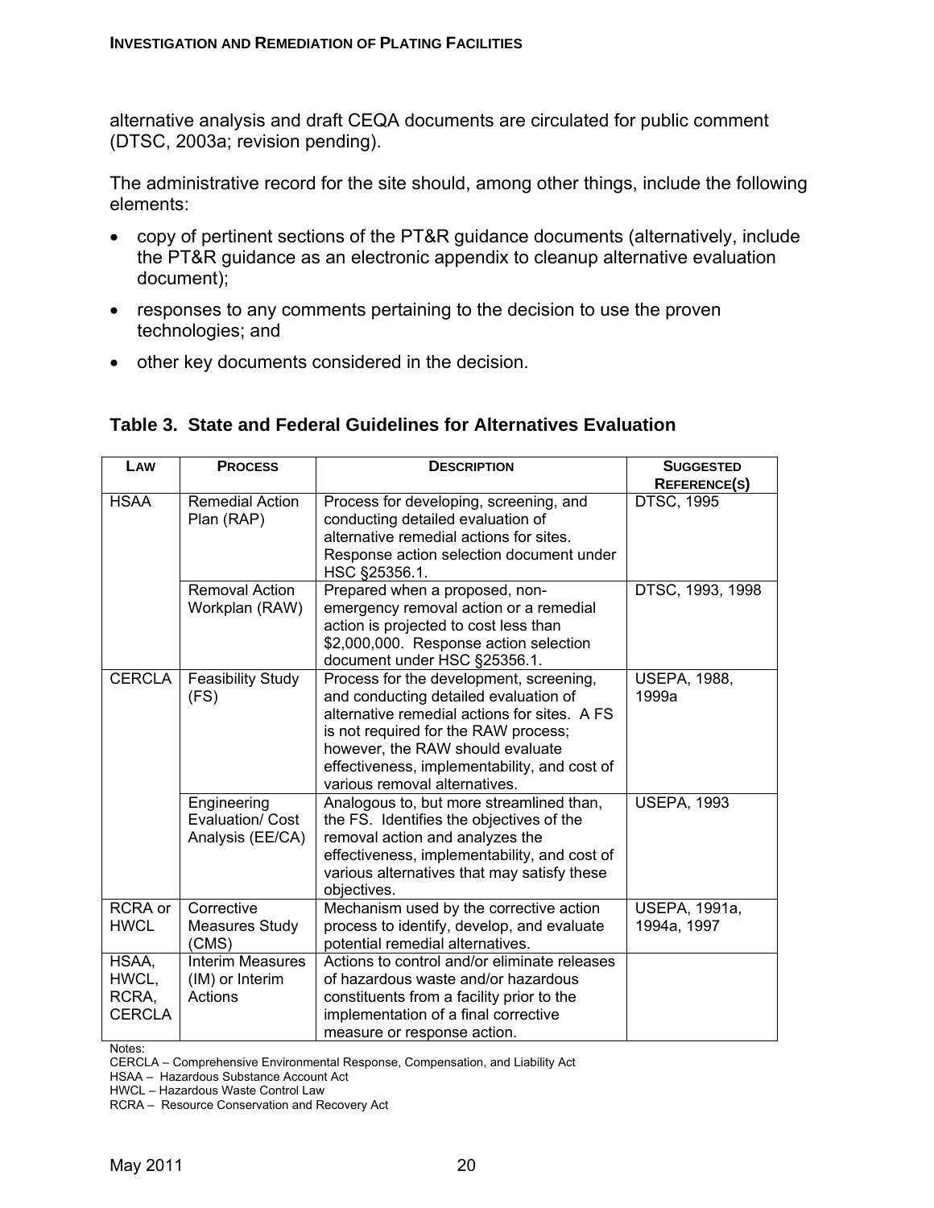alternative analysis and draft CEQA documents are circulated for public comment (DTSC, 2003a; revision pending).

The administrative record for the site should, among other things, include the following elements:

- copy of pertinent sections of the PT&R guidance documents (alternatively, include the PT&R guidance as an electronic appendix to cleanup alternative evaluation document);
- responses to any comments pertaining to the decision to use the proven technologies; and
- other key documents considered in the decision.

**Table 3. State and Federal Guidelines for Alternatives Evaluation**

| LAW | PROCESS | DESCRIPTION | SUGGESTED REFERENCE(S) |
|---|---|---|---|
| HSAA | Remedial Action Plan (RAP) | Process for developing, screening, and conducting detailed evaluation of alternative remedial actions for sites. Response action selection document under HSC §25356.1. | DTSC, 1995 |
| | Removal Action Workplan (RAW) | Prepared when a proposed, non-emergency removal action or a remedial action is projected to cost less than $2,000,000. Response action selection document under HSC §25356.1. | DTSC, 1993, 1998 |
| CERCLA | Feasibility Study (FS) | Process for the development, screening, and conducting detailed evaluation of alternative remedial actions for sites. A FS is not required for the RAW process; however, the RAW should evaluate effectiveness, implementability, and cost of various removal alternatives. | USEPA, 1988, 1999a |
| | Engineering Evaluation/ Cost Analysis (EE/CA) | Analogous to, but more streamlined than, the FS. Identifies the objectives of the removal action and analyzes the effectiveness, implementability, and cost of various alternatives that may satisfy these objectives. | USEPA, 1993 |
| RCRA or HWCL | Corrective Measures Study (CMS) | Mechanism used by the corrective action process to identify, develop, and evaluate potential remedial alternatives. | USEPA, 1991a, 1994a, 1997 |
| HSAA, HWCL, RCRA, CERCLA | Interim Measures (IM) or Interim Actions | Actions to control and/or eliminate releases of hazardous waste and/or hazardous constituents from a facility prior to the implementation of a final corrective measure or response action. | |

Notes:
CERCLA – Comprehensive Environmental Response, Compensation, and Liability Act
HSAA – Hazardous Substance Account Act
HWCL – Hazardous Waste Control Law
RCRA – Resource Conservation and Recovery Act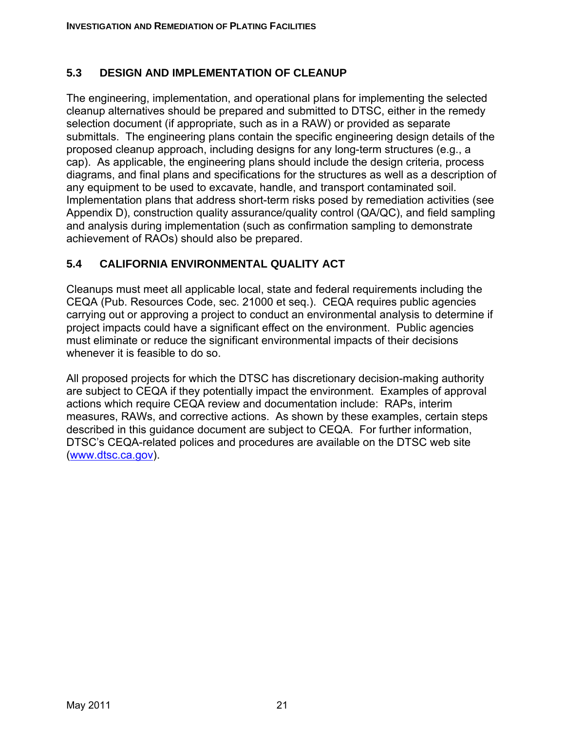## 5.3 DESIGN AND IMPLEMENTATION OF CLEANUP

The engineering, implementation, and operational plans for implementing the selected cleanup alternatives should be prepared and submitted to DTSC, either in the remedy selection document (if appropriate, such as in a RAW) or provided as separate submittals. The engineering plans contain the specific engineering design details of the proposed cleanup approach, including designs for any long-term structures (e.g., a cap). As applicable, the engineering plans should include the design criteria, process diagrams, and final plans and specifications for the structures as well as a description of any equipment to be used to excavate, handle, and transport contaminated soil. Implementation plans that address short-term risks posed by remediation activities (see Appendix D), construction quality assurance/quality control (QA/QC), and field sampling and analysis during implementation (such as confirmation sampling to demonstrate achievement of RAOs) should also be prepared.

## 5.4 CALIFORNIA ENVIRONMENTAL QUALITY ACT

Cleanups must meet all applicable local, state and federal requirements including the CEQA (Pub. Resources Code, sec. 21000 et seq.). CEQA requires public agencies carrying out or approving a project to conduct an environmental analysis to determine if project impacts could have a significant effect on the environment. Public agencies must eliminate or reduce the significant environmental impacts of their decisions whenever it is feasible to do so.

All proposed projects for which the DTSC has discretionary decision-making authority are subject to CEQA if they potentially impact the environment. Examples of approval actions which require CEQA review and documentation include: RAPs, interim measures, RAWs, and corrective actions. As shown by these examples, certain steps described in this guidance document are subject to CEQA. For further information, DTSC's CEQA-related polices and procedures are available on the DTSC web site (www.dtsc.ca.gov).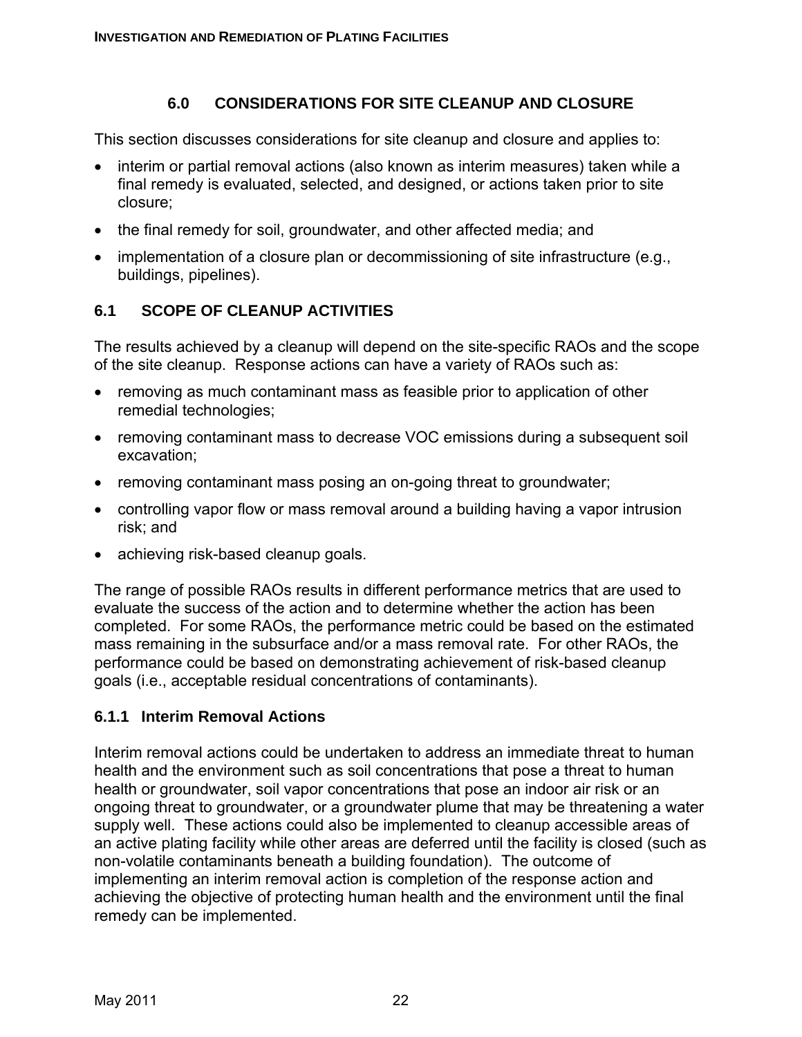# 6.0 CONSIDERATIONS FOR SITE CLEANUP AND CLOSURE

This section discusses considerations for site cleanup and closure and applies to:

- interim or partial removal actions (also known as interim measures) taken while a final remedy is evaluated, selected, and designed, or actions taken prior to site closure;
- the final remedy for soil, groundwater, and other affected media; and
- implementation of a closure plan or decommissioning of site infrastructure (e.g., buildings, pipelines).

## 6.1 SCOPE OF CLEANUP ACTIVITIES

The results achieved by a cleanup will depend on the site-specific RAOs and the scope of the site cleanup. Response actions can have a variety of RAOs such as:

- removing as much contaminant mass as feasible prior to application of other remedial technologies;
- removing contaminant mass to decrease VOC emissions during a subsequent soil excavation;
- removing contaminant mass posing an on-going threat to groundwater;
- controlling vapor flow or mass removal around a building having a vapor intrusion risk; and
- achieving risk-based cleanup goals.

The range of possible RAOs results in different performance metrics that are used to evaluate the success of the action and to determine whether the action has been completed. For some RAOs, the performance metric could be based on the estimated mass remaining in the subsurface and/or a mass removal rate. For other RAOs, the performance could be based on demonstrating achievement of risk-based cleanup goals (i.e., acceptable residual concentrations of contaminants).

### 6.1.1 Interim Removal Actions

Interim removal actions could be undertaken to address an immediate threat to human health and the environment such as soil concentrations that pose a threat to human health or groundwater, soil vapor concentrations that pose an indoor air risk or an ongoing threat to groundwater, or a groundwater plume that may be threatening a water supply well. These actions could also be implemented to cleanup accessible areas of an active plating facility while other areas are deferred until the facility is closed (such as non-volatile contaminants beneath a building foundation). The outcome of implementing an interim removal action is completion of the response action and achieving the objective of protecting human health and the environment until the final remedy can be implemented.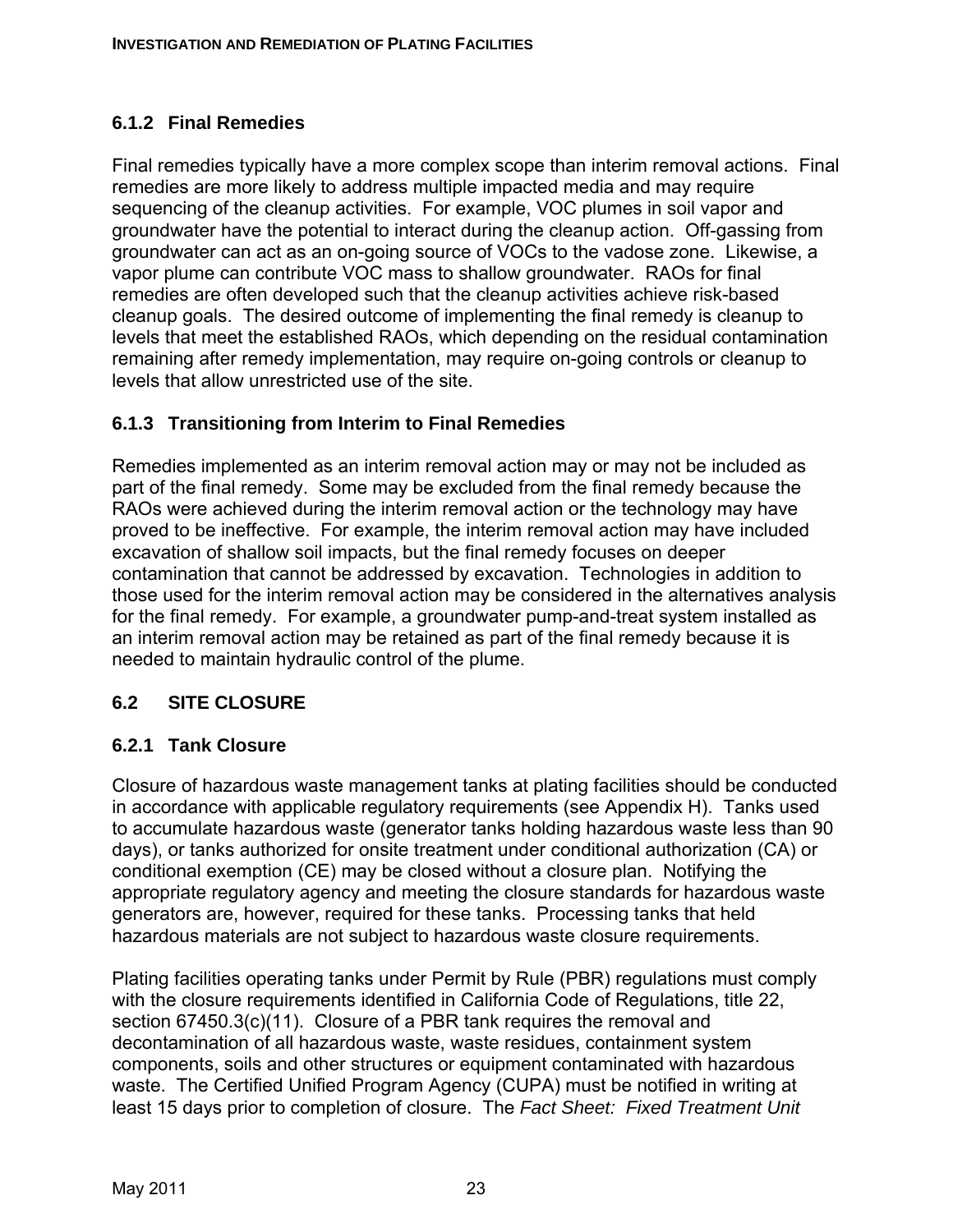### 6.1.2 Final Remedies

Final remedies typically have a more complex scope than interim removal actions. Final remedies are more likely to address multiple impacted media and may require sequencing of the cleanup activities. For example, VOC plumes in soil vapor and groundwater have the potential to interact during the cleanup action. Off-gassing from groundwater can act as an on-going source of VOCs to the vadose zone. Likewise, a vapor plume can contribute VOC mass to shallow groundwater. RAOs for final remedies are often developed such that the cleanup activities achieve risk-based cleanup goals. The desired outcome of implementing the final remedy is cleanup to levels that meet the established RAOs, which depending on the residual contamination remaining after remedy implementation, may require on-going controls or cleanup to levels that allow unrestricted use of the site.

### 6.1.3 Transitioning from Interim to Final Remedies

Remedies implemented as an interim removal action may or may not be included as part of the final remedy. Some may be excluded from the final remedy because the RAOs were achieved during the interim removal action or the technology may have proved to be ineffective. For example, the interim removal action may have included excavation of shallow soil impacts, but the final remedy focuses on deeper contamination that cannot be addressed by excavation. Technologies in addition to those used for the interim removal action may be considered in the alternatives analysis for the final remedy. For example, a groundwater pump-and-treat system installed as an interim removal action may be retained as part of the final remedy because it is needed to maintain hydraulic control of the plume.

## 6.2 SITE CLOSURE

### 6.2.1 Tank Closure

Closure of hazardous waste management tanks at plating facilities should be conducted in accordance with applicable regulatory requirements (see Appendix H). Tanks used to accumulate hazardous waste (generator tanks holding hazardous waste less than 90 days), or tanks authorized for onsite treatment under conditional authorization (CA) or conditional exemption (CE) may be closed without a closure plan. Notifying the appropriate regulatory agency and meeting the closure standards for hazardous waste generators are, however, required for these tanks. Processing tanks that held hazardous materials are not subject to hazardous waste closure requirements.

Plating facilities operating tanks under Permit by Rule (PBR) regulations must comply with the closure requirements identified in California Code of Regulations, title 22, section 67450.3(c)(11). Closure of a PBR tank requires the removal and decontamination of all hazardous waste, waste residues, containment system components, soils and other structures or equipment contaminated with hazardous waste. The Certified Unified Program Agency (CUPA) must be notified in writing at least 15 days prior to completion of closure. The *Fact Sheet: Fixed Treatment Unit*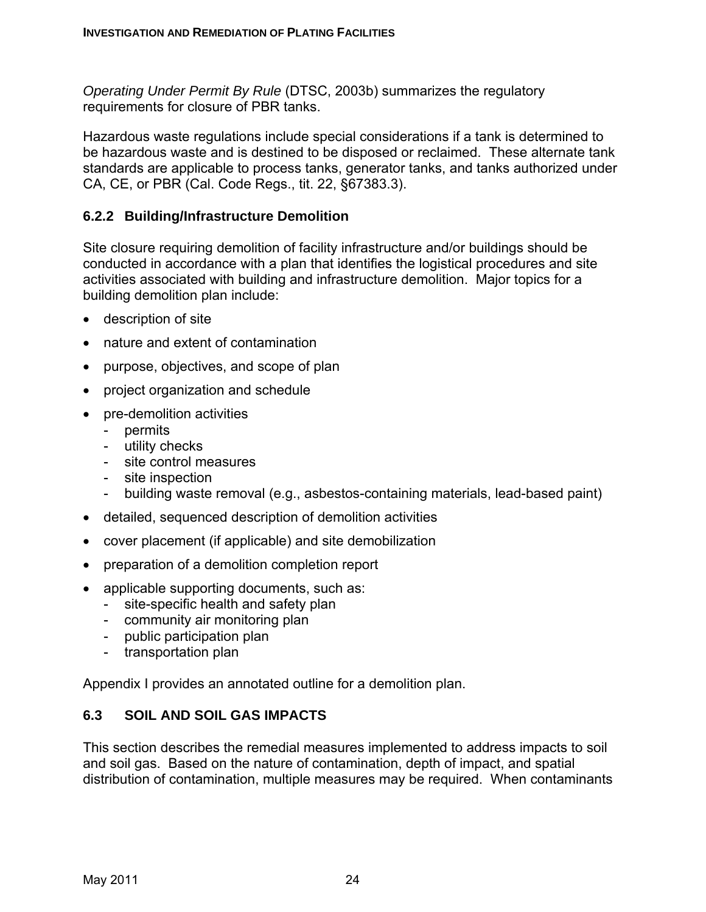*Operating Under Permit By Rule* (DTSC, 2003b) summarizes the regulatory requirements for closure of PBR tanks.

Hazardous waste regulations include special considerations if a tank is determined to be hazardous waste and is destined to be disposed or reclaimed. These alternate tank standards are applicable to process tanks, generator tanks, and tanks authorized under CA, CE, or PBR (Cal. Code Regs., tit. 22, §67383.3).

### 6.2.2 Building/Infrastructure Demolition

Site closure requiring demolition of facility infrastructure and/or buildings should be conducted in accordance with a plan that identifies the logistical procedures and site activities associated with building and infrastructure demolition. Major topics for a building demolition plan include:

- description of site
- nature and extent of contamination
- purpose, objectives, and scope of plan
- project organization and schedule
- pre-demolition activities
  - permits
  - utility checks
  - site control measures
  - site inspection
  - building waste removal (e.g., asbestos-containing materials, lead-based paint)
- detailed, sequenced description of demolition activities
- cover placement (if applicable) and site demobilization
- preparation of a demolition completion report
- applicable supporting documents, such as:
  - site-specific health and safety plan
  - community air monitoring plan
  - public participation plan
  - transportation plan

Appendix I provides an annotated outline for a demolition plan.

## 6.3 SOIL AND SOIL GAS IMPACTS

This section describes the remedial measures implemented to address impacts to soil and soil gas. Based on the nature of contamination, depth of impact, and spatial distribution of contamination, multiple measures may be required. When contaminants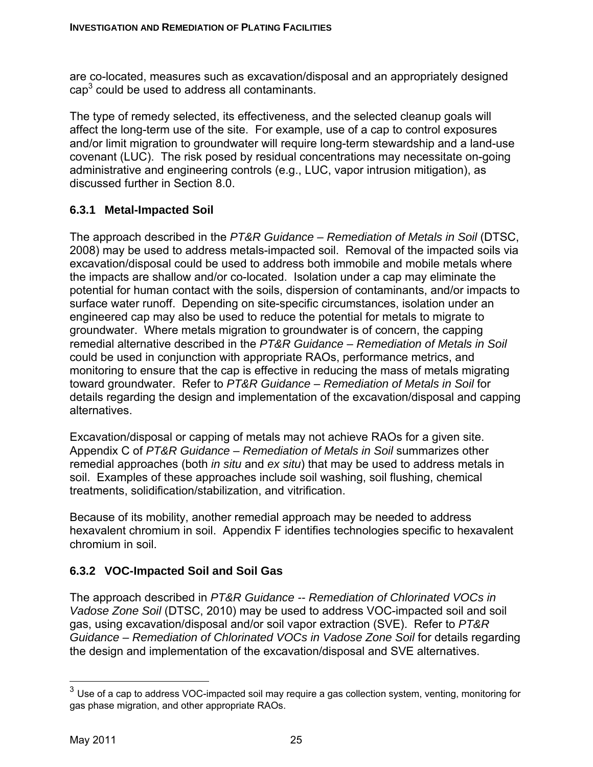are co-located, measures such as excavation/disposal and an appropriately designed cap[3] could be used to address all contaminants.

The type of remedy selected, its effectiveness, and the selected cleanup goals will affect the long-term use of the site. For example, use of a cap to control exposures and/or limit migration to groundwater will require long-term stewardship and a land-use covenant (LUC). The risk posed by residual concentrations may necessitate on-going administrative and engineering controls (e.g., LUC, vapor intrusion mitigation), as discussed further in Section 8.0.

### 6.3.1 Metal-Impacted Soil

The approach described in the *PT&R Guidance – Remediation of Metals in Soil* (DTSC, 2008) may be used to address metals-impacted soil. Removal of the impacted soils via excavation/disposal could be used to address both immobile and mobile metals where the impacts are shallow and/or co-located. Isolation under a cap may eliminate the potential for human contact with the soils, dispersion of contaminants, and/or impacts to surface water runoff. Depending on site-specific circumstances, isolation under an engineered cap may also be used to reduce the potential for metals to migrate to groundwater. Where metals migration to groundwater is of concern, the capping remedial alternative described in the *PT&R Guidance – Remediation of Metals in Soil* could be used in conjunction with appropriate RAOs, performance metrics, and monitoring to ensure that the cap is effective in reducing the mass of metals migrating toward groundwater. Refer to *PT&R Guidance – Remediation of Metals in Soil* for details regarding the design and implementation of the excavation/disposal and capping alternatives.

Excavation/disposal or capping of metals may not achieve RAOs for a given site. Appendix C of *PT&R Guidance – Remediation of Metals in Soil* summarizes other remedial approaches (both *in situ* and *ex situ*) that may be used to address metals in soil. Examples of these approaches include soil washing, soil flushing, chemical treatments, solidification/stabilization, and vitrification.

Because of its mobility, another remedial approach may be needed to address hexavalent chromium in soil. Appendix F identifies technologies specific to hexavalent chromium in soil.

### 6.3.2 VOC-Impacted Soil and Soil Gas

The approach described in *PT&R Guidance -- Remediation of Chlorinated VOCs in Vadose Zone Soil* (DTSC, 2010) may be used to address VOC-impacted soil and soil gas, using excavation/disposal and/or soil vapor extraction (SVE). Refer to *PT&R Guidance – Remediation of Chlorinated VOCs in Vadose Zone Soil* for details regarding the design and implementation of the excavation/disposal and SVE alternatives.

---

[3] Use of a cap to address VOC-impacted soil may require a gas collection system, venting, monitoring for gas phase migration, and other appropriate RAOs.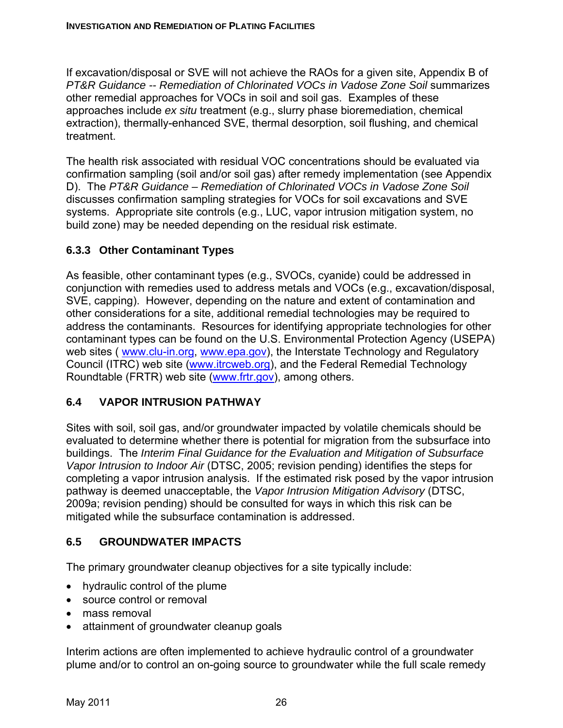If excavation/disposal or SVE will not achieve the RAOs for a given site, Appendix B of *PT&R Guidance -- Remediation of Chlorinated VOCs in Vadose Zone Soil* summarizes other remedial approaches for VOCs in soil and soil gas. Examples of these approaches include *ex situ* treatment (e.g., slurry phase bioremediation, chemical extraction), thermally-enhanced SVE, thermal desorption, soil flushing, and chemical treatment.

The health risk associated with residual VOC concentrations should be evaluated via confirmation sampling (soil and/or soil gas) after remedy implementation (see Appendix D). The *PT&R Guidance – Remediation of Chlorinated VOCs in Vadose Zone Soil* discusses confirmation sampling strategies for VOCs for soil excavations and SVE systems. Appropriate site controls (e.g., LUC, vapor intrusion mitigation system, no build zone) may be needed depending on the residual risk estimate.

### 6.3.3 Other Contaminant Types

As feasible, other contaminant types (e.g., SVOCs, cyanide) could be addressed in conjunction with remedies used to address metals and VOCs (e.g., excavation/disposal, SVE, capping). However, depending on the nature and extent of contamination and other considerations for a site, additional remedial technologies may be required to address the contaminants. Resources for identifying appropriate technologies for other contaminant types can be found on the U.S. Environmental Protection Agency (USEPA) web sites ( www.clu-in.org, www.epa.gov), the Interstate Technology and Regulatory Council (ITRC) web site (www.itrcweb.org), and the Federal Remedial Technology Roundtable (FRTR) web site (www.frtr.gov), among others.

## 6.4 VAPOR INTRUSION PATHWAY

Sites with soil, soil gas, and/or groundwater impacted by volatile chemicals should be evaluated to determine whether there is potential for migration from the subsurface into buildings. The *Interim Final Guidance for the Evaluation and Mitigation of Subsurface Vapor Intrusion to Indoor Air* (DTSC, 2005; revision pending) identifies the steps for completing a vapor intrusion analysis. If the estimated risk posed by the vapor intrusion pathway is deemed unacceptable, the *Vapor Intrusion Mitigation Advisory* (DTSC, 2009a; revision pending) should be consulted for ways in which this risk can be mitigated while the subsurface contamination is addressed.

## 6.5 GROUNDWATER IMPACTS

The primary groundwater cleanup objectives for a site typically include:

- hydraulic control of the plume
- source control or removal
- mass removal
- attainment of groundwater cleanup goals

Interim actions are often implemented to achieve hydraulic control of a groundwater plume and/or to control an on-going source to groundwater while the full scale remedy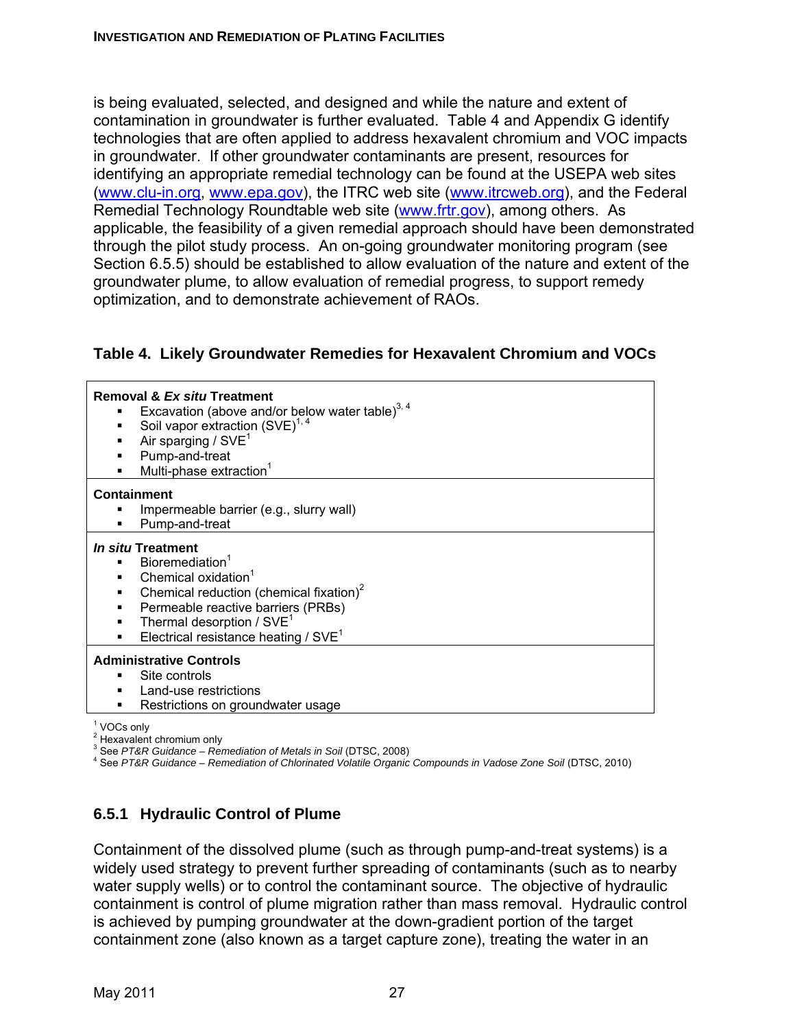is being evaluated, selected, and designed and while the nature and extent of contamination in groundwater is further evaluated. Table 4 and Appendix G identify technologies that are often applied to address hexavalent chromium and VOC impacts in groundwater. If other groundwater contaminants are present, resources for identifying an appropriate remedial technology can be found at the USEPA web sites (www.clu-in.org, www.epa.gov), the ITRC web site (www.itrcweb.org), and the Federal Remedial Technology Roundtable web site (www.frtr.gov), among others. As applicable, the feasibility of a given remedial approach should have been demonstrated through the pilot study process. An on-going groundwater monitoring program (see Section 6.5.5) should be established to allow evaluation of the nature and extent of the groundwater plume, to allow evaluation of remedial progress, to support remedy optimization, and to demonstrate achievement of RAOs.

**Table 4. Likely Groundwater Remedies for Hexavalent Chromium and VOCs**

| |
|---|
| **Removal & *Ex situ* Treatment**<br>▪ Excavation (above and/or below water table)[3, 4]<br>▪ Soil vapor extraction (SVE)[1, 4]<br>▪ Air sparging / SVE[1]<br>▪ Pump-and-treat<br>▪ Multi-phase extraction[1] |
| **Containment**<br>▪ Impermeable barrier (e.g., slurry wall)<br>▪ Pump-and-treat |
| ***In situ* Treatment**<br>▪ Bioremediation[1]<br>▪ Chemical oxidation[1]<br>▪ Chemical reduction (chemical fixation)[2]<br>▪ Permeable reactive barriers (PRBs)<br>▪ Thermal desorption / SVE[1]<br>▪ Electrical resistance heating / SVE[1] |
| **Administrative Controls**<br>▪ Site controls<br>▪ Land-use restrictions<br>▪ Restrictions on groundwater usage |

[1] VOCs only
[2] Hexavalent chromium only
[3] See *PT&R Guidance – Remediation of Metals in Soil* (DTSC, 2008)
[4] See *PT&R Guidance – Remediation of Chlorinated Volatile Organic Compounds in Vadose Zone Soil* (DTSC, 2010)

### 6.5.1 Hydraulic Control of Plume

Containment of the dissolved plume (such as through pump-and-treat systems) is a widely used strategy to prevent further spreading of contaminants (such as to nearby water supply wells) or to control the contaminant source. The objective of hydraulic containment is control of plume migration rather than mass removal. Hydraulic control is achieved by pumping groundwater at the down-gradient portion of the target containment zone (also known as a target capture zone), treating the water in an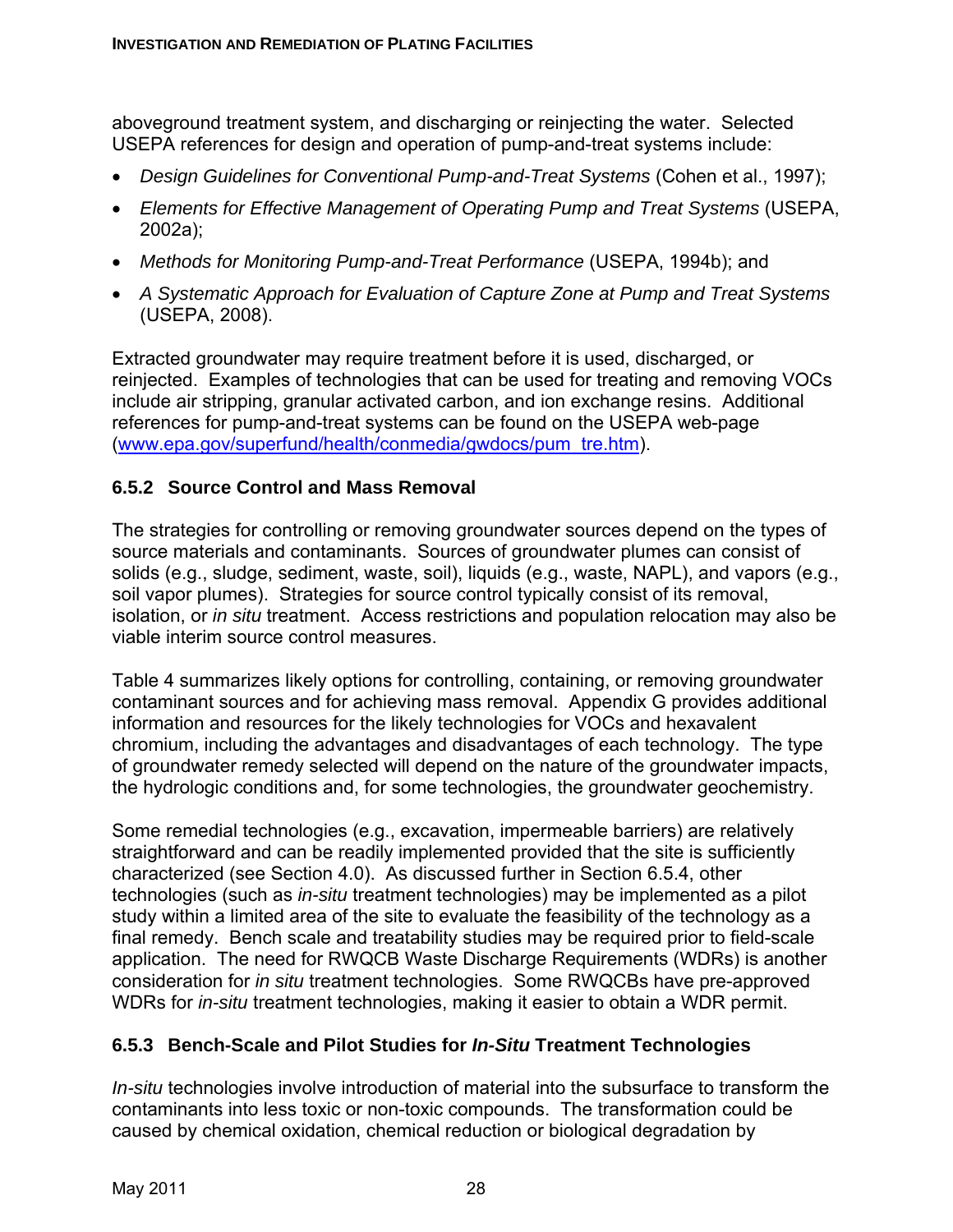aboveground treatment system, and discharging or reinjecting the water. Selected USEPA references for design and operation of pump-and-treat systems include:

- *Design Guidelines for Conventional Pump-and-Treat Systems* (Cohen et al., 1997);
- *Elements for Effective Management of Operating Pump and Treat Systems* (USEPA, 2002a);
- *Methods for Monitoring Pump-and-Treat Performance* (USEPA, 1994b); and
- *A Systematic Approach for Evaluation of Capture Zone at Pump and Treat Systems* (USEPA, 2008).

Extracted groundwater may require treatment before it is used, discharged, or reinjected. Examples of technologies that can be used for treating and removing VOCs include air stripping, granular activated carbon, and ion exchange resins. Additional references for pump-and-treat systems can be found on the USEPA web-page (www.epa.gov/superfund/health/conmedia/gwdocs/pum_tre.htm).

### 6.5.2 Source Control and Mass Removal

The strategies for controlling or removing groundwater sources depend on the types of source materials and contaminants. Sources of groundwater plumes can consist of solids (e.g., sludge, sediment, waste, soil), liquids (e.g., waste, NAPL), and vapors (e.g., soil vapor plumes). Strategies for source control typically consist of its removal, isolation, or *in situ* treatment. Access restrictions and population relocation may also be viable interim source control measures.

Table 4 summarizes likely options for controlling, containing, or removing groundwater contaminant sources and for achieving mass removal. Appendix G provides additional information and resources for the likely technologies for VOCs and hexavalent chromium, including the advantages and disadvantages of each technology. The type of groundwater remedy selected will depend on the nature of the groundwater impacts, the hydrologic conditions and, for some technologies, the groundwater geochemistry.

Some remedial technologies (e.g., excavation, impermeable barriers) are relatively straightforward and can be readily implemented provided that the site is sufficiently characterized (see Section 4.0). As discussed further in Section 6.5.4, other technologies (such as *in-situ* treatment technologies) may be implemented as a pilot study within a limited area of the site to evaluate the feasibility of the technology as a final remedy. Bench scale and treatability studies may be required prior to field-scale application. The need for RWQCB Waste Discharge Requirements (WDRs) is another consideration for *in situ* treatment technologies. Some RWQCBs have pre-approved WDRs for *in-situ* treatment technologies, making it easier to obtain a WDR permit.

### 6.5.3 Bench-Scale and Pilot Studies for *In-Situ* Treatment Technologies

*In-situ* technologies involve introduction of material into the subsurface to transform the contaminants into less toxic or non-toxic compounds. The transformation could be caused by chemical oxidation, chemical reduction or biological degradation by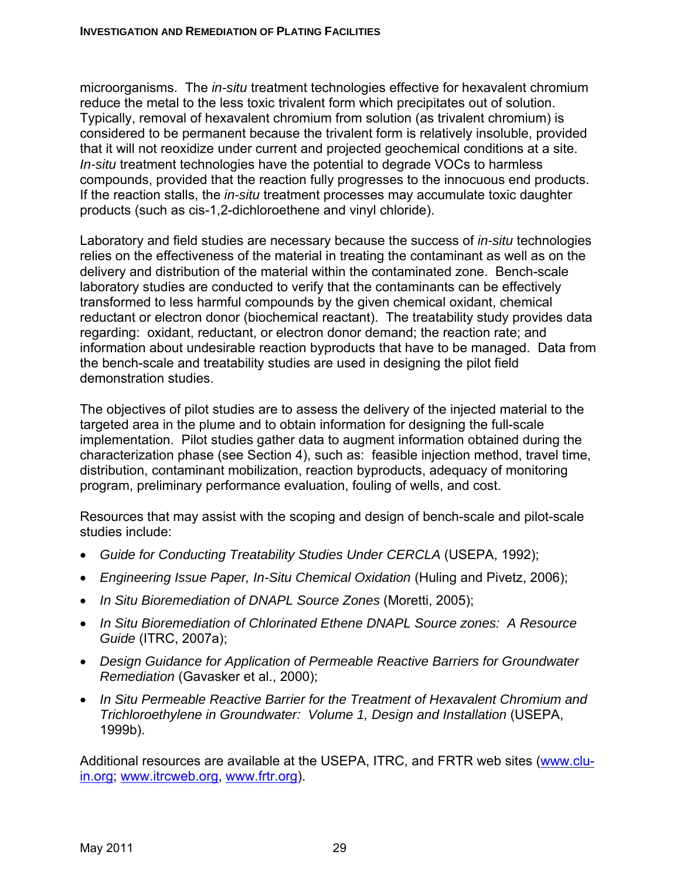microorganisms. The *in-situ* treatment technologies effective for hexavalent chromium reduce the metal to the less toxic trivalent form which precipitates out of solution. Typically, removal of hexavalent chromium from solution (as trivalent chromium) is considered to be permanent because the trivalent form is relatively insoluble, provided that it will not reoxidize under current and projected geochemical conditions at a site. *In-situ* treatment technologies have the potential to degrade VOCs to harmless compounds, provided that the reaction fully progresses to the innocuous end products. If the reaction stalls, the *in-situ* treatment processes may accumulate toxic daughter products (such as cis-1,2-dichloroethene and vinyl chloride).

Laboratory and field studies are necessary because the success of *in-situ* technologies relies on the effectiveness of the material in treating the contaminant as well as on the delivery and distribution of the material within the contaminated zone. Bench-scale laboratory studies are conducted to verify that the contaminants can be effectively transformed to less harmful compounds by the given chemical oxidant, chemical reductant or electron donor (biochemical reactant). The treatability study provides data regarding: oxidant, reductant, or electron donor demand; the reaction rate; and information about undesirable reaction byproducts that have to be managed. Data from the bench-scale and treatability studies are used in designing the pilot field demonstration studies.

The objectives of pilot studies are to assess the delivery of the injected material to the targeted area in the plume and to obtain information for designing the full-scale implementation. Pilot studies gather data to augment information obtained during the characterization phase (see Section 4), such as: feasible injection method, travel time, distribution, contaminant mobilization, reaction byproducts, adequacy of monitoring program, preliminary performance evaluation, fouling of wells, and cost.

Resources that may assist with the scoping and design of bench-scale and pilot-scale studies include:

- *Guide for Conducting Treatability Studies Under CERCLA* (USEPA, 1992);
- *Engineering Issue Paper, In-Situ Chemical Oxidation* (Huling and Pivetz, 2006);
- *In Situ Bioremediation of DNAPL Source Zones* (Moretti, 2005);
- *In Situ Bioremediation of Chlorinated Ethene DNAPL Source zones: A Resource Guide* (ITRC, 2007a);
- *Design Guidance for Application of Permeable Reactive Barriers for Groundwater Remediation* (Gavasker et al., 2000);
- *In Situ Permeable Reactive Barrier for the Treatment of Hexavalent Chromium and Trichloroethylene in Groundwater: Volume 1, Design and Installation* (USEPA, 1999b).

Additional resources are available at the USEPA, ITRC, and FRTR web sites (www.clu-in.org; www.itrcweb.org, www.frtr.org).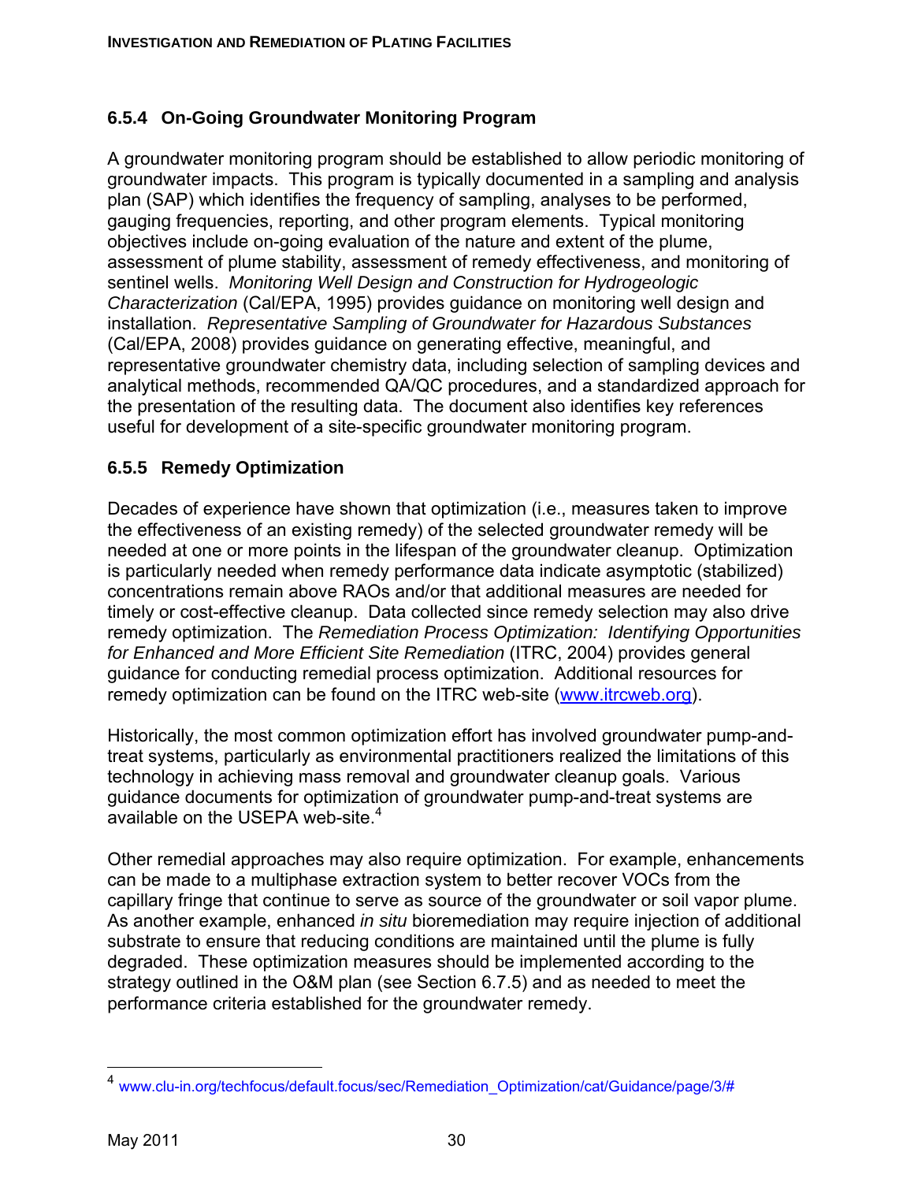### 6.5.4 On-Going Groundwater Monitoring Program

A groundwater monitoring program should be established to allow periodic monitoring of groundwater impacts. This program is typically documented in a sampling and analysis plan (SAP) which identifies the frequency of sampling, analyses to be performed, gauging frequencies, reporting, and other program elements. Typical monitoring objectives include on-going evaluation of the nature and extent of the plume, assessment of plume stability, assessment of remedy effectiveness, and monitoring of sentinel wells. *Monitoring Well Design and Construction for Hydrogeologic Characterization* (Cal/EPA, 1995) provides guidance on monitoring well design and installation. *Representative Sampling of Groundwater for Hazardous Substances* (Cal/EPA, 2008) provides guidance on generating effective, meaningful, and representative groundwater chemistry data, including selection of sampling devices and analytical methods, recommended QA/QC procedures, and a standardized approach for the presentation of the resulting data. The document also identifies key references useful for development of a site-specific groundwater monitoring program.

### 6.5.5 Remedy Optimization

Decades of experience have shown that optimization (i.e., measures taken to improve the effectiveness of an existing remedy) of the selected groundwater remedy will be needed at one or more points in the lifespan of the groundwater cleanup. Optimization is particularly needed when remedy performance data indicate asymptotic (stabilized) concentrations remain above RAOs and/or that additional measures are needed for timely or cost-effective cleanup. Data collected since remedy selection may also drive remedy optimization. The *Remediation Process Optimization: Identifying Opportunities for Enhanced and More Efficient Site Remediation* (ITRC, 2004) provides general guidance for conducting remedial process optimization. Additional resources for remedy optimization can be found on the ITRC web-site (www.itrcweb.org).

Historically, the most common optimization effort has involved groundwater pump-and-treat systems, particularly as environmental practitioners realized the limitations of this technology in achieving mass removal and groundwater cleanup goals. Various guidance documents for optimization of groundwater pump-and-treat systems are available on the USEPA web-site.[4]

Other remedial approaches may also require optimization. For example, enhancements can be made to a multiphase extraction system to better recover VOCs from the capillary fringe that continue to serve as source of the groundwater or soil vapor plume. As another example, enhanced *in situ* bioremediation may require injection of additional substrate to ensure that reducing conditions are maintained until the plume is fully degraded. These optimization measures should be implemented according to the strategy outlined in the O&M plan (see Section 6.7.5) and as needed to meet the performance criteria established for the groundwater remedy.

---

[4] www.clu-in.org/techfocus/default.focus/sec/Remediation_Optimization/cat/Guidance/page/3/#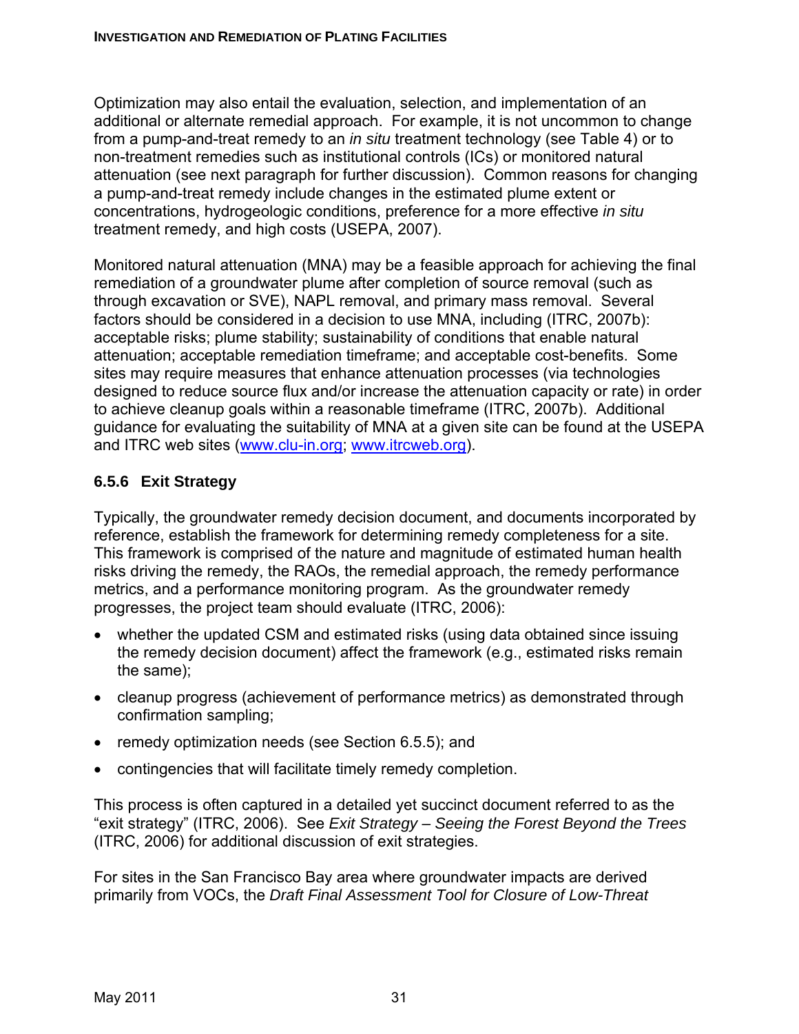Optimization may also entail the evaluation, selection, and implementation of an additional or alternate remedial approach. For example, it is not uncommon to change from a pump-and-treat remedy to an *in situ* treatment technology (see Table 4) or to non-treatment remedies such as institutional controls (ICs) or monitored natural attenuation (see next paragraph for further discussion). Common reasons for changing a pump-and-treat remedy include changes in the estimated plume extent or concentrations, hydrogeologic conditions, preference for a more effective *in situ* treatment remedy, and high costs (USEPA, 2007).

Monitored natural attenuation (MNA) may be a feasible approach for achieving the final remediation of a groundwater plume after completion of source removal (such as through excavation or SVE), NAPL removal, and primary mass removal. Several factors should be considered in a decision to use MNA, including (ITRC, 2007b): acceptable risks; plume stability; sustainability of conditions that enable natural attenuation; acceptable remediation timeframe; and acceptable cost-benefits. Some sites may require measures that enhance attenuation processes (via technologies designed to reduce source flux and/or increase the attenuation capacity or rate) in order to achieve cleanup goals within a reasonable timeframe (ITRC, 2007b). Additional guidance for evaluating the suitability of MNA at a given site can be found at the USEPA and ITRC web sites (www.clu-in.org; www.itrcweb.org).

### 6.5.6 Exit Strategy

Typically, the groundwater remedy decision document, and documents incorporated by reference, establish the framework for determining remedy completeness for a site. This framework is comprised of the nature and magnitude of estimated human health risks driving the remedy, the RAOs, the remedial approach, the remedy performance metrics, and a performance monitoring program. As the groundwater remedy progresses, the project team should evaluate (ITRC, 2006):

- whether the updated CSM and estimated risks (using data obtained since issuing the remedy decision document) affect the framework (e.g., estimated risks remain the same);
- cleanup progress (achievement of performance metrics) as demonstrated through confirmation sampling;
- remedy optimization needs (see Section 6.5.5); and
- contingencies that will facilitate timely remedy completion.

This process is often captured in a detailed yet succinct document referred to as the "exit strategy" (ITRC, 2006). See *Exit Strategy – Seeing the Forest Beyond the Trees* (ITRC, 2006) for additional discussion of exit strategies.

For sites in the San Francisco Bay area where groundwater impacts are derived primarily from VOCs, the *Draft Final Assessment Tool for Closure of Low-Threat*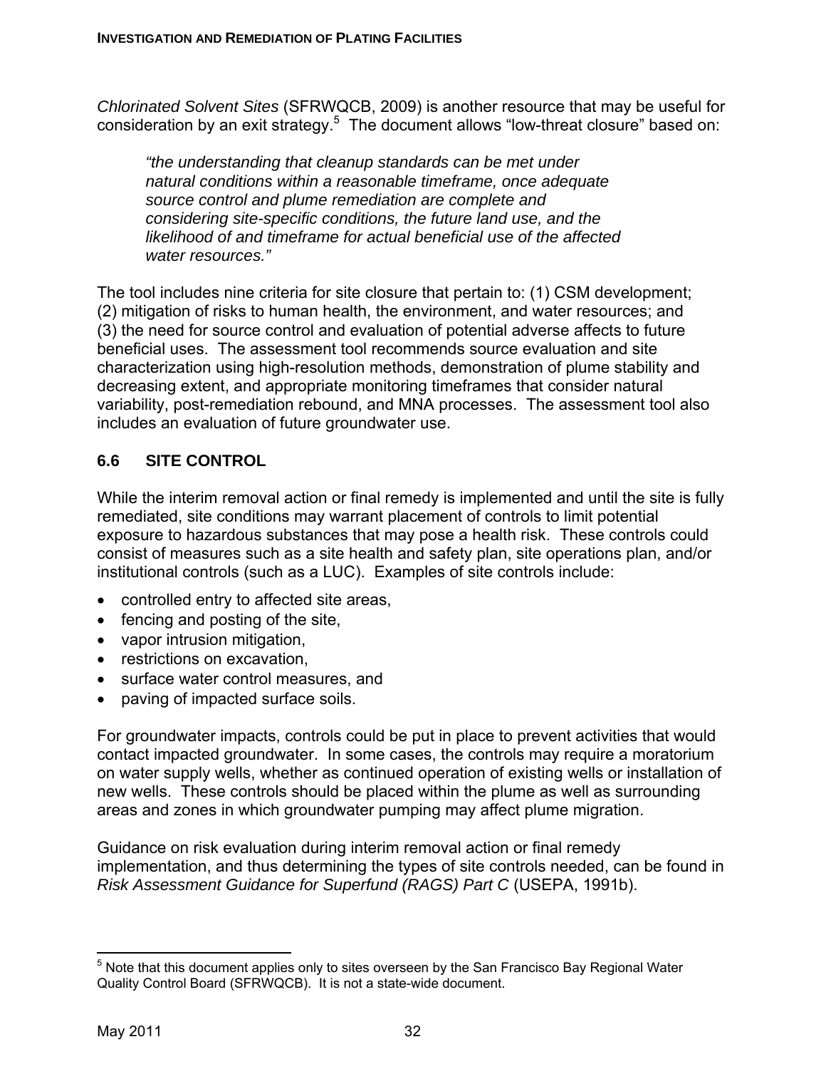*Chlorinated Solvent Sites* (SFRWQCB, 2009) is another resource that may be useful for consideration by an exit strategy.[5] The document allows "low-threat closure" based on:

> *"the understanding that cleanup standards can be met under natural conditions within a reasonable timeframe, once adequate source control and plume remediation are complete and considering site-specific conditions, the future land use, and the likelihood of and timeframe for actual beneficial use of the affected water resources."*

The tool includes nine criteria for site closure that pertain to: (1) CSM development; (2) mitigation of risks to human health, the environment, and water resources; and (3) the need for source control and evaluation of potential adverse affects to future beneficial uses. The assessment tool recommends source evaluation and site characterization using high-resolution methods, demonstration of plume stability and decreasing extent, and appropriate monitoring timeframes that consider natural variability, post-remediation rebound, and MNA processes. The assessment tool also includes an evaluation of future groundwater use.

## 6.6 SITE CONTROL

While the interim removal action or final remedy is implemented and until the site is fully remediated, site conditions may warrant placement of controls to limit potential exposure to hazardous substances that may pose a health risk. These controls could consist of measures such as a site health and safety plan, site operations plan, and/or institutional controls (such as a LUC). Examples of site controls include:

- controlled entry to affected site areas,
- fencing and posting of the site,
- vapor intrusion mitigation,
- restrictions on excavation,
- surface water control measures, and
- paving of impacted surface soils.

For groundwater impacts, controls could be put in place to prevent activities that would contact impacted groundwater. In some cases, the controls may require a moratorium on water supply wells, whether as continued operation of existing wells or installation of new wells. These controls should be placed within the plume as well as surrounding areas and zones in which groundwater pumping may affect plume migration.

Guidance on risk evaluation during interim removal action or final remedy implementation, and thus determining the types of site controls needed, can be found in *Risk Assessment Guidance for Superfund (RAGS) Part C* (USEPA, 1991b).

---

[5] Note that this document applies only to sites overseen by the San Francisco Bay Regional Water Quality Control Board (SFRWQCB). It is not a state-wide document.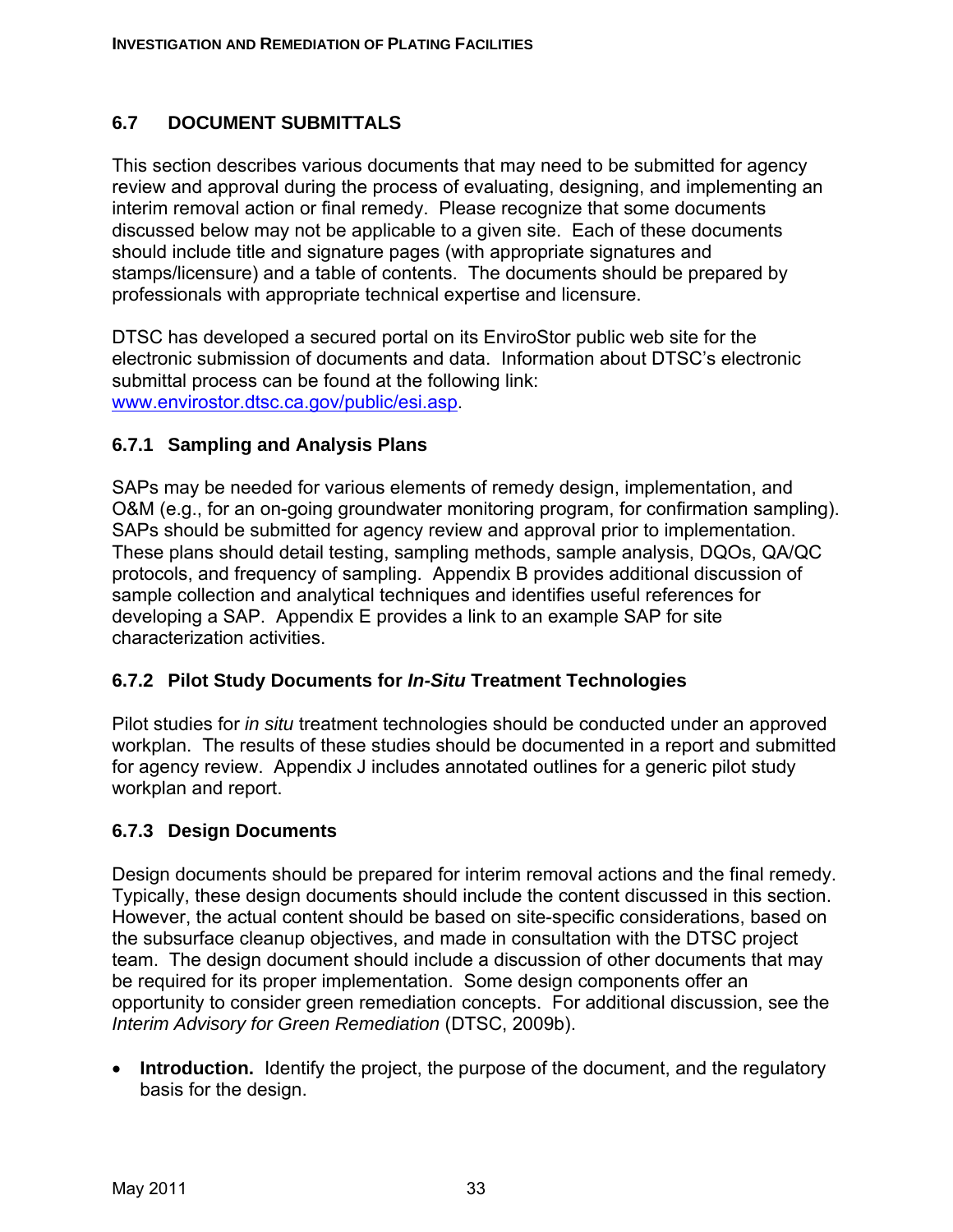## 6.7 DOCUMENT SUBMITTALS

This section describes various documents that may need to be submitted for agency review and approval during the process of evaluating, designing, and implementing an interim removal action or final remedy. Please recognize that some documents discussed below may not be applicable to a given site. Each of these documents should include title and signature pages (with appropriate signatures and stamps/licensure) and a table of contents. The documents should be prepared by professionals with appropriate technical expertise and licensure.

DTSC has developed a secured portal on its EnviroStor public web site for the electronic submission of documents and data. Information about DTSC's electronic submittal process can be found at the following link: www.envirostor.dtsc.ca.gov/public/esi.asp.

### 6.7.1 Sampling and Analysis Plans

SAPs may be needed for various elements of remedy design, implementation, and O&M (e.g., for an on-going groundwater monitoring program, for confirmation sampling). SAPs should be submitted for agency review and approval prior to implementation. These plans should detail testing, sampling methods, sample analysis, DQOs, QA/QC protocols, and frequency of sampling. Appendix B provides additional discussion of sample collection and analytical techniques and identifies useful references for developing a SAP. Appendix E provides a link to an example SAP for site characterization activities.

### 6.7.2 Pilot Study Documents for *In-Situ* Treatment Technologies

Pilot studies for *in situ* treatment technologies should be conducted under an approved workplan. The results of these studies should be documented in a report and submitted for agency review. Appendix J includes annotated outlines for a generic pilot study workplan and report.

### 6.7.3 Design Documents

Design documents should be prepared for interim removal actions and the final remedy. Typically, these design documents should include the content discussed in this section. However, the actual content should be based on site-specific considerations, based on the subsurface cleanup objectives, and made in consultation with the DTSC project team. The design document should include a discussion of other documents that may be required for its proper implementation. Some design components offer an opportunity to consider green remediation concepts. For additional discussion, see the *Interim Advisory for Green Remediation* (DTSC, 2009b).

- **Introduction.** Identify the project, the purpose of the document, and the regulatory basis for the design.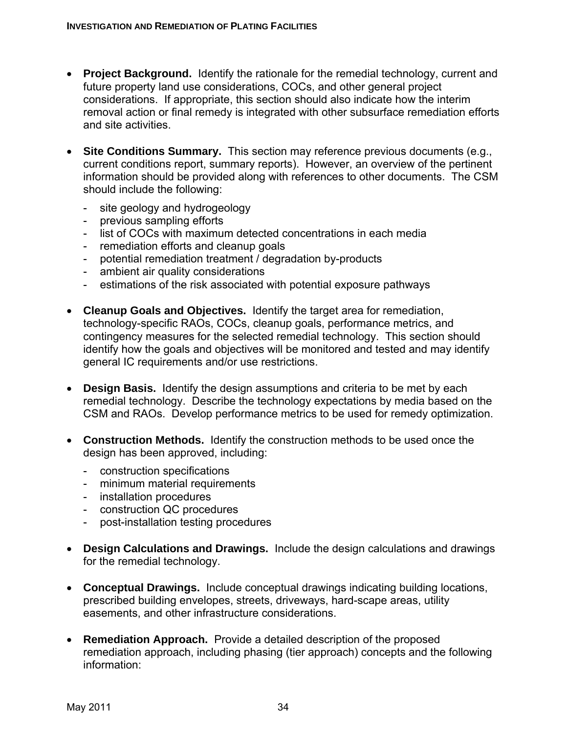- **Project Background.** Identify the rationale for the remedial technology, current and future property land use considerations, COCs, and other general project considerations. If appropriate, this section should also indicate how the interim removal action or final remedy is integrated with other subsurface remediation efforts and site activities.

- **Site Conditions Summary.** This section may reference previous documents (e.g., current conditions report, summary reports). However, an overview of the pertinent information should be provided along with references to other documents. The CSM should include the following:
  - site geology and hydrogeology
  - previous sampling efforts
  - list of COCs with maximum detected concentrations in each media
  - remediation efforts and cleanup goals
  - potential remediation treatment / degradation by-products
  - ambient air quality considerations
  - estimations of the risk associated with potential exposure pathways

- **Cleanup Goals and Objectives.** Identify the target area for remediation, technology-specific RAOs, COCs, cleanup goals, performance metrics, and contingency measures for the selected remedial technology. This section should identify how the goals and objectives will be monitored and tested and may identify general IC requirements and/or use restrictions.

- **Design Basis.** Identify the design assumptions and criteria to be met by each remedial technology. Describe the technology expectations by media based on the CSM and RAOs. Develop performance metrics to be used for remedy optimization.

- **Construction Methods.** Identify the construction methods to be used once the design has been approved, including:
  - construction specifications
  - minimum material requirements
  - installation procedures
  - construction QC procedures
  - post-installation testing procedures

- **Design Calculations and Drawings.** Include the design calculations and drawings for the remedial technology.

- **Conceptual Drawings.** Include conceptual drawings indicating building locations, prescribed building envelopes, streets, driveways, hard-scape areas, utility easements, and other infrastructure considerations.

- **Remediation Approach.** Provide a detailed description of the proposed remediation approach, including phasing (tier approach) concepts and the following information: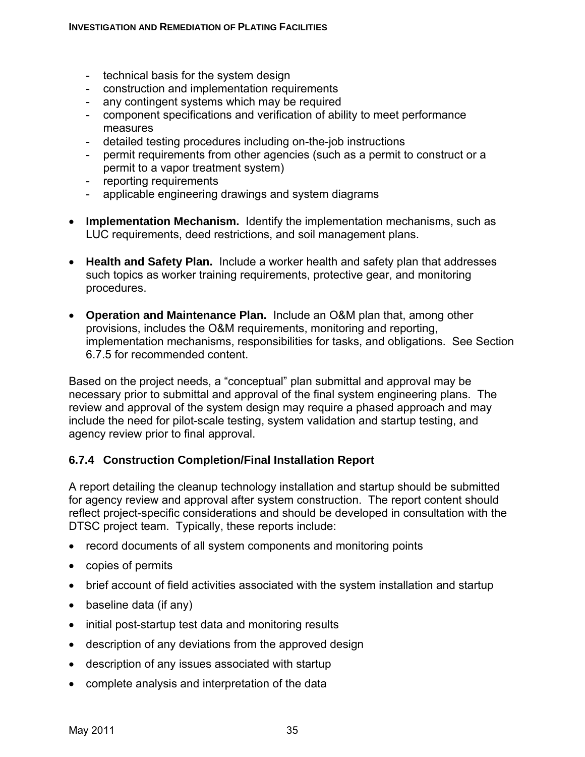- technical basis for the system design
  - construction and implementation requirements
  - any contingent systems which may be required
  - component specifications and verification of ability to meet performance measures
  - detailed testing procedures including on-the-job instructions
  - permit requirements from other agencies (such as a permit to construct or a permit to a vapor treatment system)
  - reporting requirements
  - applicable engineering drawings and system diagrams

- **Implementation Mechanism.** Identify the implementation mechanisms, such as LUC requirements, deed restrictions, and soil management plans.

- **Health and Safety Plan.** Include a worker health and safety plan that addresses such topics as worker training requirements, protective gear, and monitoring procedures.

- **Operation and Maintenance Plan.** Include an O&M plan that, among other provisions, includes the O&M requirements, monitoring and reporting, implementation mechanisms, responsibilities for tasks, and obligations. See Section 6.7.5 for recommended content.

Based on the project needs, a "conceptual" plan submittal and approval may be necessary prior to submittal and approval of the final system engineering plans. The review and approval of the system design may require a phased approach and may include the need for pilot-scale testing, system validation and startup testing, and agency review prior to final approval.

### 6.7.4 Construction Completion/Final Installation Report

A report detailing the cleanup technology installation and startup should be submitted for agency review and approval after system construction. The report content should reflect project-specific considerations and should be developed in consultation with the DTSC project team. Typically, these reports include:

- record documents of all system components and monitoring points
- copies of permits
- brief account of field activities associated with the system installation and startup
- baseline data (if any)
- initial post-startup test data and monitoring results
- description of any deviations from the approved design
- description of any issues associated with startup
- complete analysis and interpretation of the data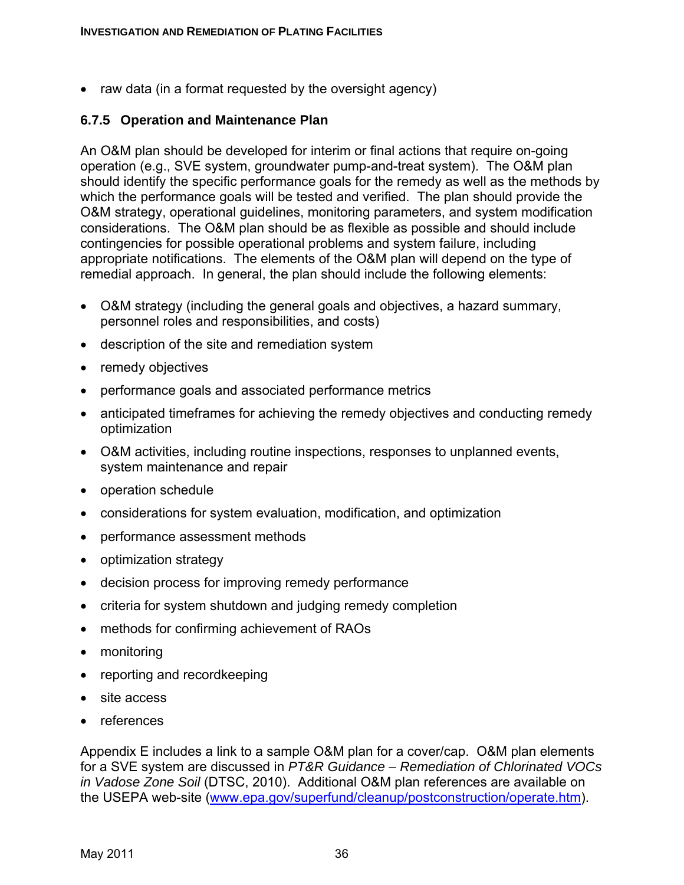- raw data (in a format requested by the oversight agency)

### 6.7.5 Operation and Maintenance Plan

An O&M plan should be developed for interim or final actions that require on-going operation (e.g., SVE system, groundwater pump-and-treat system). The O&M plan should identify the specific performance goals for the remedy as well as the methods by which the performance goals will be tested and verified. The plan should provide the O&M strategy, operational guidelines, monitoring parameters, and system modification considerations. The O&M plan should be as flexible as possible and should include contingencies for possible operational problems and system failure, including appropriate notifications. The elements of the O&M plan will depend on the type of remedial approach. In general, the plan should include the following elements:

- O&M strategy (including the general goals and objectives, a hazard summary, personnel roles and responsibilities, and costs)
- description of the site and remediation system
- remedy objectives
- performance goals and associated performance metrics
- anticipated timeframes for achieving the remedy objectives and conducting remedy optimization
- O&M activities, including routine inspections, responses to unplanned events, system maintenance and repair
- operation schedule
- considerations for system evaluation, modification, and optimization
- performance assessment methods
- optimization strategy
- decision process for improving remedy performance
- criteria for system shutdown and judging remedy completion
- methods for confirming achievement of RAOs
- monitoring
- reporting and recordkeeping
- site access
- references

Appendix E includes a link to a sample O&M plan for a cover/cap. O&M plan elements for a SVE system are discussed in *PT&R Guidance – Remediation of Chlorinated VOCs in Vadose Zone Soil* (DTSC, 2010). Additional O&M plan references are available on the USEPA web-site (www.epa.gov/superfund/cleanup/postconstruction/operate.htm).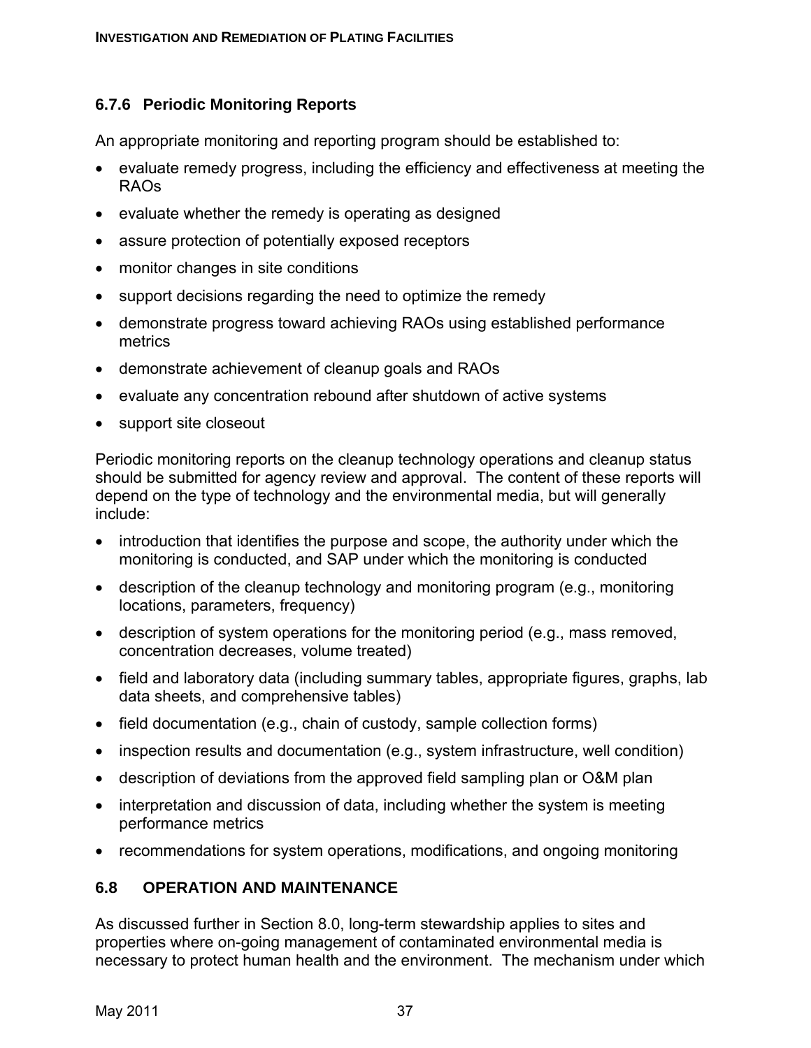### 6.7.6 Periodic Monitoring Reports

An appropriate monitoring and reporting program should be established to:

- evaluate remedy progress, including the efficiency and effectiveness at meeting the RAOs
- evaluate whether the remedy is operating as designed
- assure protection of potentially exposed receptors
- monitor changes in site conditions
- support decisions regarding the need to optimize the remedy
- demonstrate progress toward achieving RAOs using established performance metrics
- demonstrate achievement of cleanup goals and RAOs
- evaluate any concentration rebound after shutdown of active systems
- support site closeout

Periodic monitoring reports on the cleanup technology operations and cleanup status should be submitted for agency review and approval. The content of these reports will depend on the type of technology and the environmental media, but will generally include:

- introduction that identifies the purpose and scope, the authority under which the monitoring is conducted, and SAP under which the monitoring is conducted
- description of the cleanup technology and monitoring program (e.g., monitoring locations, parameters, frequency)
- description of system operations for the monitoring period (e.g., mass removed, concentration decreases, volume treated)
- field and laboratory data (including summary tables, appropriate figures, graphs, lab data sheets, and comprehensive tables)
- field documentation (e.g., chain of custody, sample collection forms)
- inspection results and documentation (e.g., system infrastructure, well condition)
- description of deviations from the approved field sampling plan or O&M plan
- interpretation and discussion of data, including whether the system is meeting performance metrics
- recommendations for system operations, modifications, and ongoing monitoring

## 6.8 OPERATION AND MAINTENANCE

As discussed further in Section 8.0, long-term stewardship applies to sites and properties where on-going management of contaminated environmental media is necessary to protect human health and the environment. The mechanism under which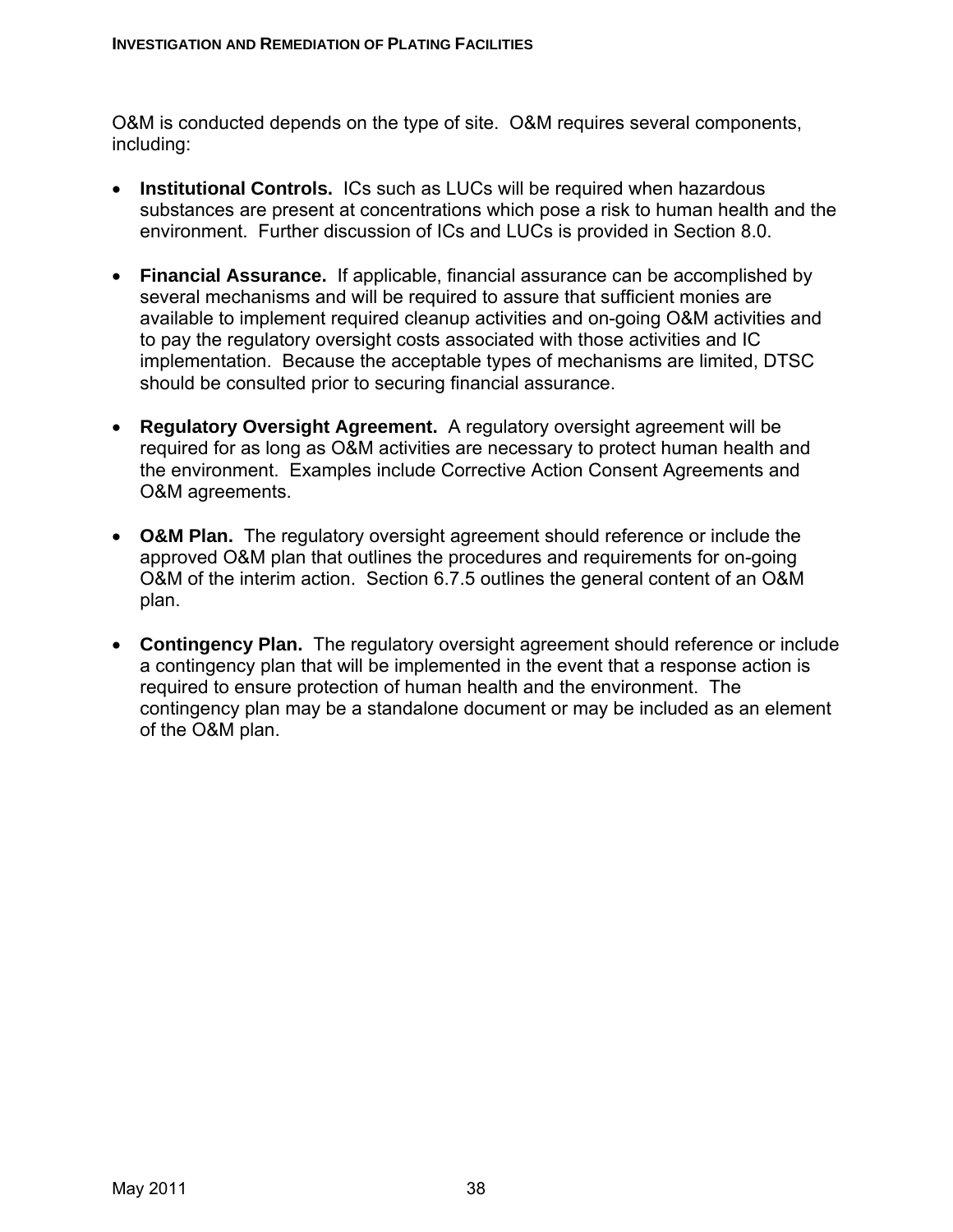O&M is conducted depends on the type of site. O&M requires several components, including:

- **Institutional Controls.** ICs such as LUCs will be required when hazardous substances are present at concentrations which pose a risk to human health and the environment. Further discussion of ICs and LUCs is provided in Section 8.0.

- **Financial Assurance.** If applicable, financial assurance can be accomplished by several mechanisms and will be required to assure that sufficient monies are available to implement required cleanup activities and on-going O&M activities and to pay the regulatory oversight costs associated with those activities and IC implementation. Because the acceptable types of mechanisms are limited, DTSC should be consulted prior to securing financial assurance.

- **Regulatory Oversight Agreement.** A regulatory oversight agreement will be required for as long as O&M activities are necessary to protect human health and the environment. Examples include Corrective Action Consent Agreements and O&M agreements.

- **O&M Plan.** The regulatory oversight agreement should reference or include the approved O&M plan that outlines the procedures and requirements for on-going O&M of the interim action. Section 6.7.5 outlines the general content of an O&M plan.

- **Contingency Plan.** The regulatory oversight agreement should reference or include a contingency plan that will be implemented in the event that a response action is required to ensure protection of human health and the environment. The contingency plan may be a standalone document or may be included as an element of the O&M plan.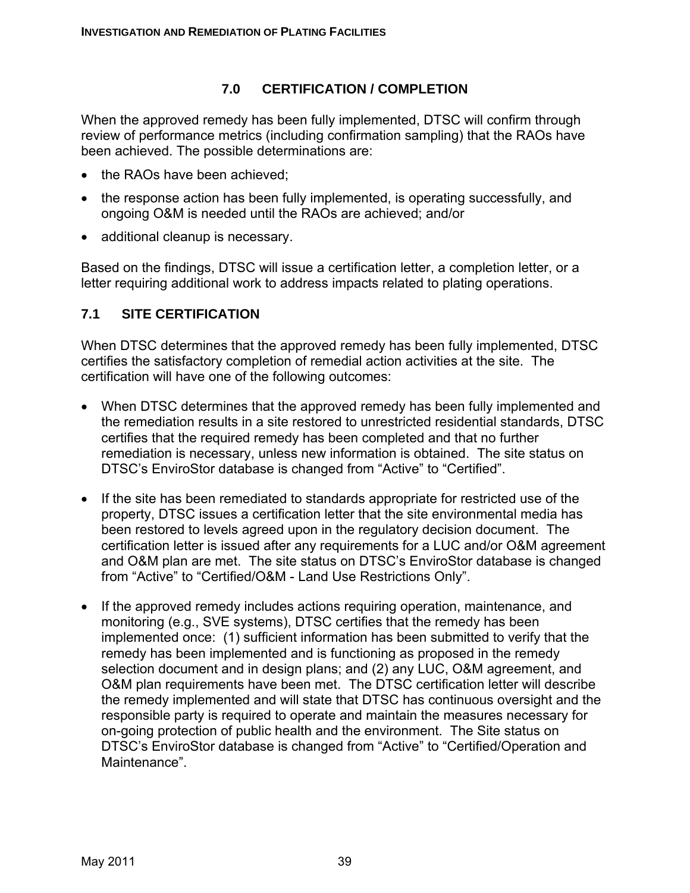# 7.0 CERTIFICATION / COMPLETION

When the approved remedy has been fully implemented, DTSC will confirm through review of performance metrics (including confirmation sampling) that the RAOs have been achieved. The possible determinations are:

- the RAOs have been achieved;
- the response action has been fully implemented, is operating successfully, and ongoing O&M is needed until the RAOs are achieved; and/or
- additional cleanup is necessary.

Based on the findings, DTSC will issue a certification letter, a completion letter, or a letter requiring additional work to address impacts related to plating operations.

## 7.1 SITE CERTIFICATION

When DTSC determines that the approved remedy has been fully implemented, DTSC certifies the satisfactory completion of remedial action activities at the site. The certification will have one of the following outcomes:

- When DTSC determines that the approved remedy has been fully implemented and the remediation results in a site restored to unrestricted residential standards, DTSC certifies that the required remedy has been completed and that no further remediation is necessary, unless new information is obtained. The site status on DTSC's EnviroStor database is changed from "Active" to "Certified".

- If the site has been remediated to standards appropriate for restricted use of the property, DTSC issues a certification letter that the site environmental media has been restored to levels agreed upon in the regulatory decision document. The certification letter is issued after any requirements for a LUC and/or O&M agreement and O&M plan are met. The site status on DTSC's EnviroStor database is changed from "Active" to "Certified/O&M - Land Use Restrictions Only".

- If the approved remedy includes actions requiring operation, maintenance, and monitoring (e.g., SVE systems), DTSC certifies that the remedy has been implemented once: (1) sufficient information has been submitted to verify that the remedy has been implemented and is functioning as proposed in the remedy selection document and in design plans; and (2) any LUC, O&M agreement, and O&M plan requirements have been met. The DTSC certification letter will describe the remedy implemented and will state that DTSC has continuous oversight and the responsible party is required to operate and maintain the measures necessary for on-going protection of public health and the environment. The Site status on DTSC's EnviroStor database is changed from "Active" to "Certified/Operation and Maintenance".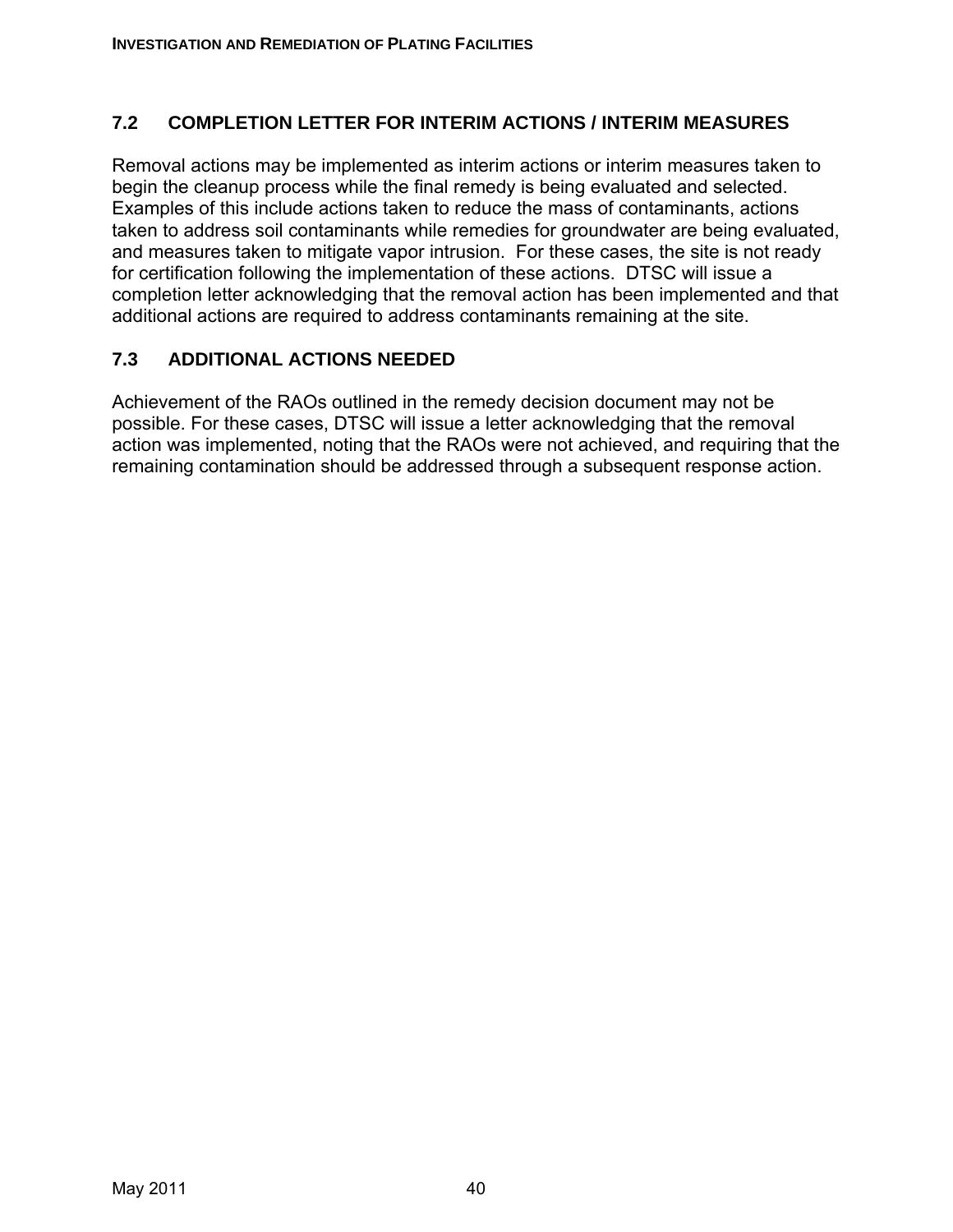## 7.2 COMPLETION LETTER FOR INTERIM ACTIONS / INTERIM MEASURES

Removal actions may be implemented as interim actions or interim measures taken to begin the cleanup process while the final remedy is being evaluated and selected. Examples of this include actions taken to reduce the mass of contaminants, actions taken to address soil contaminants while remedies for groundwater are being evaluated, and measures taken to mitigate vapor intrusion. For these cases, the site is not ready for certification following the implementation of these actions. DTSC will issue a completion letter acknowledging that the removal action has been implemented and that additional actions are required to address contaminants remaining at the site.

## 7.3 ADDITIONAL ACTIONS NEEDED

Achievement of the RAOs outlined in the remedy decision document may not be possible. For these cases, DTSC will issue a letter acknowledging that the removal action was implemented, noting that the RAOs were not achieved, and requiring that the remaining contamination should be addressed through a subsequent response action.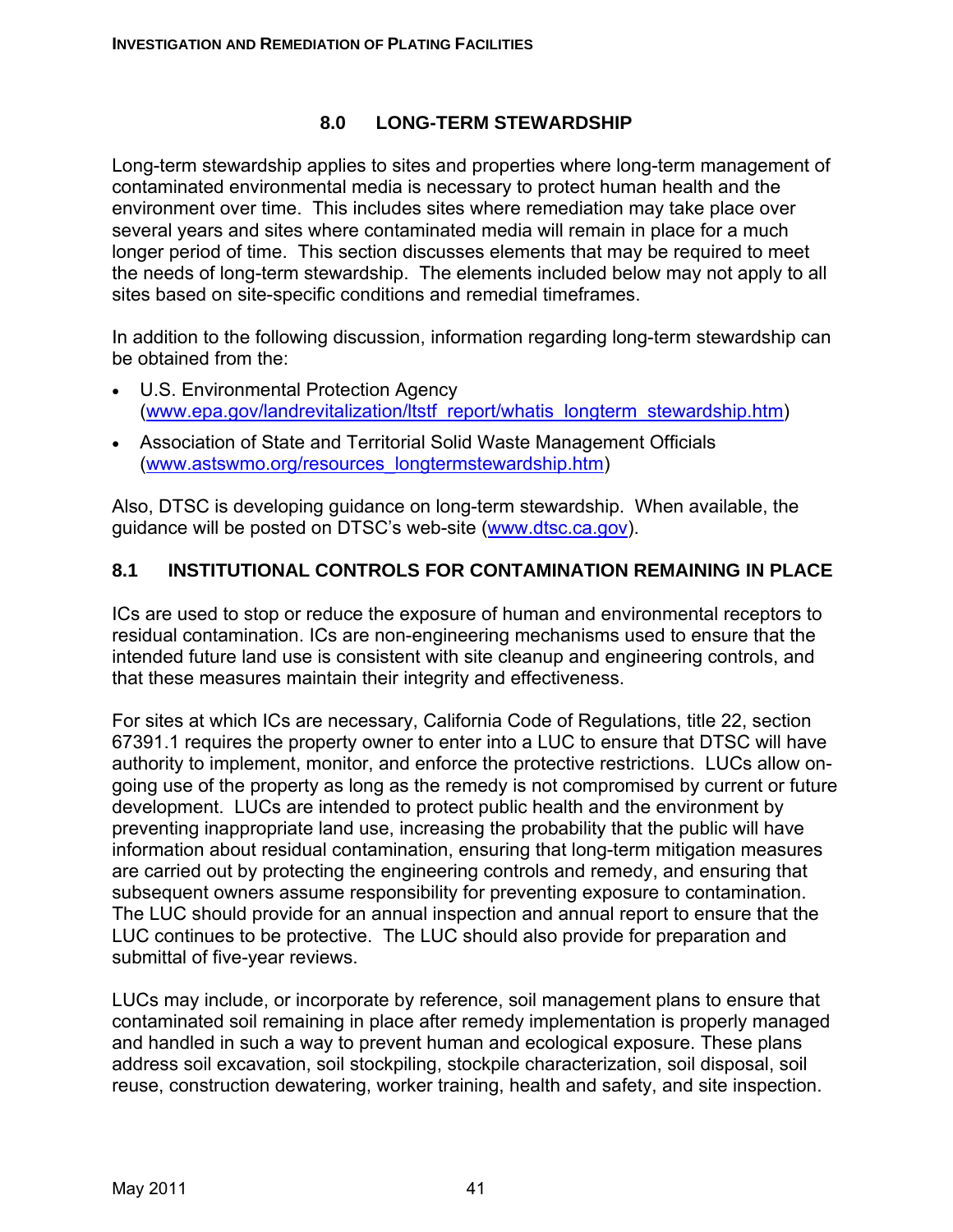# 8.0 LONG-TERM STEWARDSHIP

Long-term stewardship applies to sites and properties where long-term management of contaminated environmental media is necessary to protect human health and the environment over time. This includes sites where remediation may take place over several years and sites where contaminated media will remain in place for a much longer period of time. This section discusses elements that may be required to meet the needs of long-term stewardship. The elements included below may not apply to all sites based on site-specific conditions and remedial timeframes.

In addition to the following discussion, information regarding long-term stewardship can be obtained from the:

- U.S. Environmental Protection Agency (www.epa.gov/landrevitalization/ltstf_report/whatis_longterm_stewardship.htm)
- Association of State and Territorial Solid Waste Management Officials (www.astswmo.org/resources_longtermstewardship.htm)

Also, DTSC is developing guidance on long-term stewardship. When available, the guidance will be posted on DTSC's web-site (www.dtsc.ca.gov).

## 8.1 INSTITUTIONAL CONTROLS FOR CONTAMINATION REMAINING IN PLACE

ICs are used to stop or reduce the exposure of human and environmental receptors to residual contamination. ICs are non-engineering mechanisms used to ensure that the intended future land use is consistent with site cleanup and engineering controls, and that these measures maintain their integrity and effectiveness.

For sites at which ICs are necessary, California Code of Regulations, title 22, section 67391.1 requires the property owner to enter into a LUC to ensure that DTSC will have authority to implement, monitor, and enforce the protective restrictions. LUCs allow on-going use of the property as long as the remedy is not compromised by current or future development. LUCs are intended to protect public health and the environment by preventing inappropriate land use, increasing the probability that the public will have information about residual contamination, ensuring that long-term mitigation measures are carried out by protecting the engineering controls and remedy, and ensuring that subsequent owners assume responsibility for preventing exposure to contamination. The LUC should provide for an annual inspection and annual report to ensure that the LUC continues to be protective. The LUC should also provide for preparation and submittal of five-year reviews.

LUCs may include, or incorporate by reference, soil management plans to ensure that contaminated soil remaining in place after remedy implementation is properly managed and handled in such a way to prevent human and ecological exposure. These plans address soil excavation, soil stockpiling, stockpile characterization, soil disposal, soil reuse, construction dewatering, worker training, health and safety, and site inspection.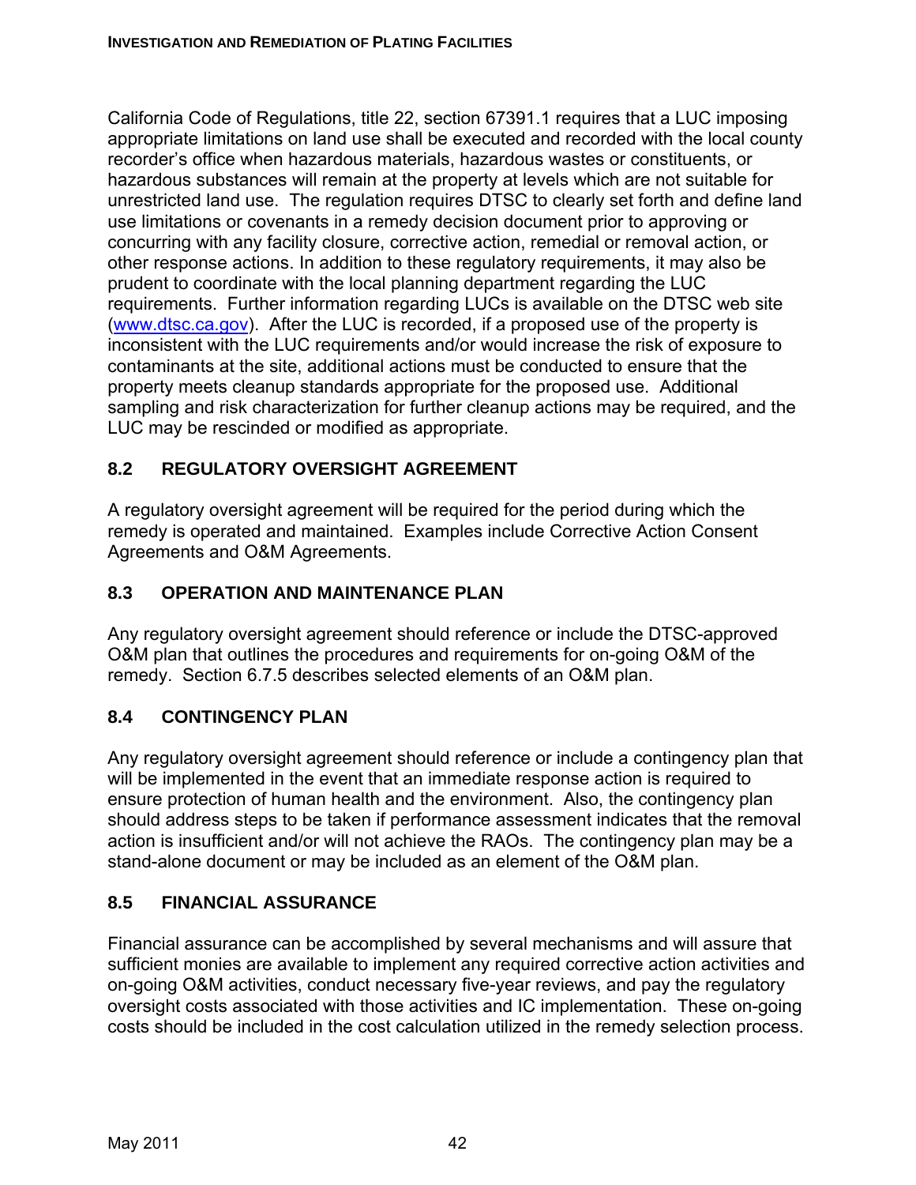California Code of Regulations, title 22, section 67391.1 requires that a LUC imposing appropriate limitations on land use shall be executed and recorded with the local county recorder's office when hazardous materials, hazardous wastes or constituents, or hazardous substances will remain at the property at levels which are not suitable for unrestricted land use. The regulation requires DTSC to clearly set forth and define land use limitations or covenants in a remedy decision document prior to approving or concurring with any facility closure, corrective action, remedial or removal action, or other response actions. In addition to these regulatory requirements, it may also be prudent to coordinate with the local planning department regarding the LUC requirements. Further information regarding LUCs is available on the DTSC web site (www.dtsc.ca.gov). After the LUC is recorded, if a proposed use of the property is inconsistent with the LUC requirements and/or would increase the risk of exposure to contaminants at the site, additional actions must be conducted to ensure that the property meets cleanup standards appropriate for the proposed use. Additional sampling and risk characterization for further cleanup actions may be required, and the LUC may be rescinded or modified as appropriate.

## 8.2 REGULATORY OVERSIGHT AGREEMENT

A regulatory oversight agreement will be required for the period during which the remedy is operated and maintained. Examples include Corrective Action Consent Agreements and O&M Agreements.

## 8.3 OPERATION AND MAINTENANCE PLAN

Any regulatory oversight agreement should reference or include the DTSC-approved O&M plan that outlines the procedures and requirements for on-going O&M of the remedy. Section 6.7.5 describes selected elements of an O&M plan.

## 8.4 CONTINGENCY PLAN

Any regulatory oversight agreement should reference or include a contingency plan that will be implemented in the event that an immediate response action is required to ensure protection of human health and the environment. Also, the contingency plan should address steps to be taken if performance assessment indicates that the removal action is insufficient and/or will not achieve the RAOs. The contingency plan may be a stand-alone document or may be included as an element of the O&M plan.

## 8.5 FINANCIAL ASSURANCE

Financial assurance can be accomplished by several mechanisms and will assure that sufficient monies are available to implement any required corrective action activities and on-going O&M activities, conduct necessary five-year reviews, and pay the regulatory oversight costs associated with those activities and IC implementation. These on-going costs should be included in the cost calculation utilized in the remedy selection process.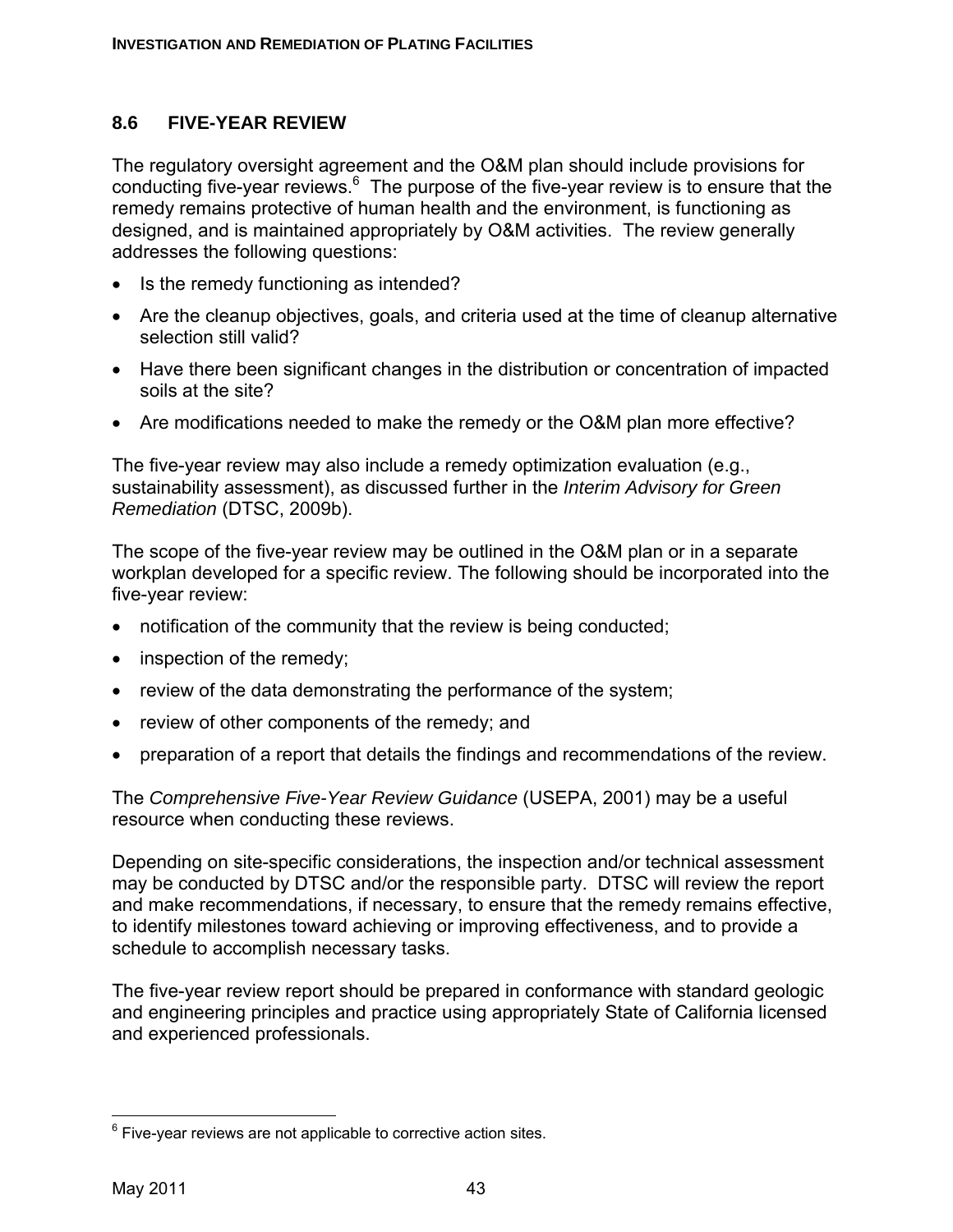## 8.6 FIVE-YEAR REVIEW

The regulatory oversight agreement and the O&M plan should include provisions for conducting five-year reviews.[6] The purpose of the five-year review is to ensure that the remedy remains protective of human health and the environment, is functioning as designed, and is maintained appropriately by O&M activities. The review generally addresses the following questions:

- Is the remedy functioning as intended?
- Are the cleanup objectives, goals, and criteria used at the time of cleanup alternative selection still valid?
- Have there been significant changes in the distribution or concentration of impacted soils at the site?
- Are modifications needed to make the remedy or the O&M plan more effective?

The five-year review may also include a remedy optimization evaluation (e.g., sustainability assessment), as discussed further in the *Interim Advisory for Green Remediation* (DTSC, 2009b).

The scope of the five-year review may be outlined in the O&M plan or in a separate workplan developed for a specific review. The following should be incorporated into the five-year review:

- notification of the community that the review is being conducted;
- inspection of the remedy;
- review of the data demonstrating the performance of the system;
- review of other components of the remedy; and
- preparation of a report that details the findings and recommendations of the review.

The *Comprehensive Five-Year Review Guidance* (USEPA, 2001) may be a useful resource when conducting these reviews.

Depending on site-specific considerations, the inspection and/or technical assessment may be conducted by DTSC and/or the responsible party. DTSC will review the report and make recommendations, if necessary, to ensure that the remedy remains effective, to identify milestones toward achieving or improving effectiveness, and to provide a schedule to accomplish necessary tasks.

The five-year review report should be prepared in conformance with standard geologic and engineering principles and practice using appropriately State of California licensed and experienced professionals.

---

[6] Five-year reviews are not applicable to corrective action sites.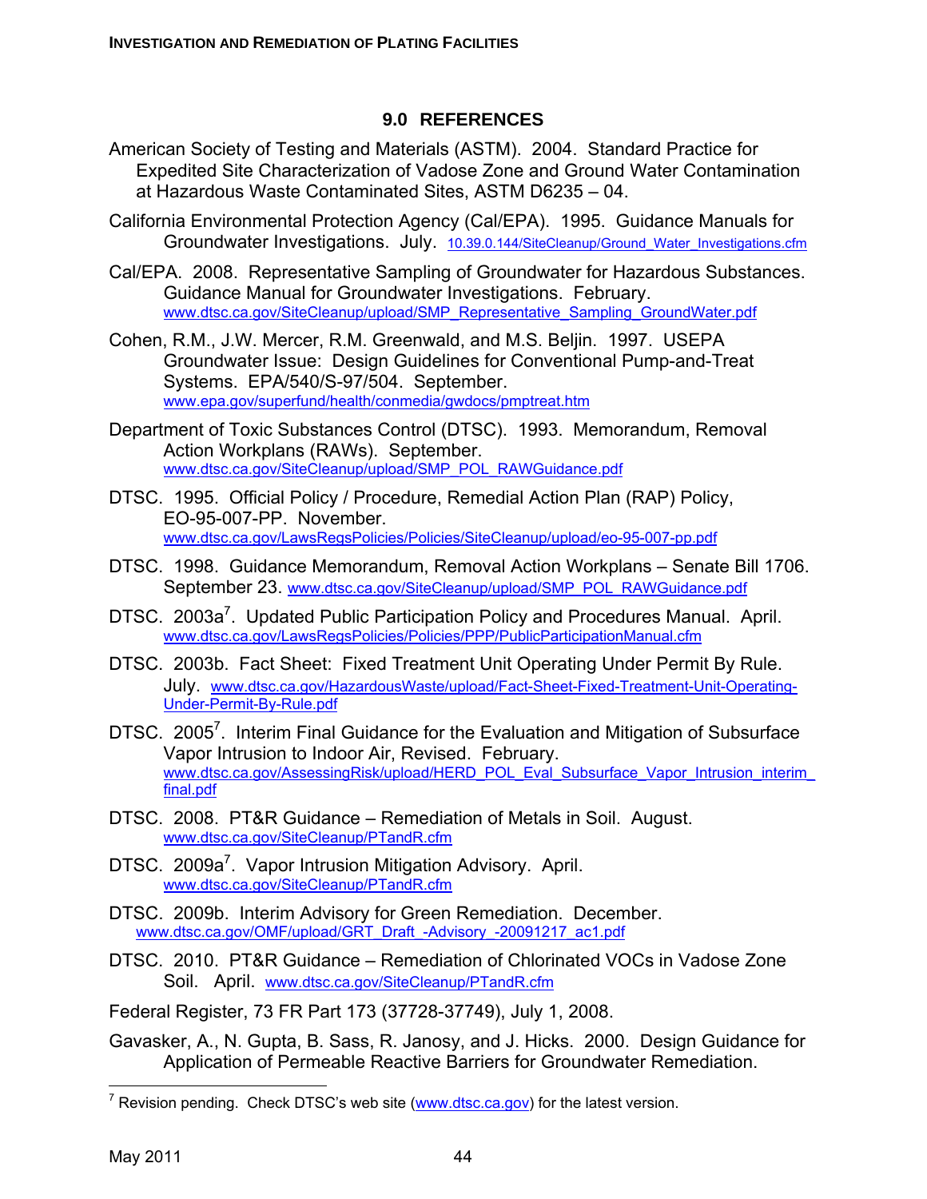## 9.0 REFERENCES

American Society of Testing and Materials (ASTM). 2004. Standard Practice for Expedited Site Characterization of Vadose Zone and Ground Water Contamination at Hazardous Waste Contaminated Sites, ASTM D6235 – 04.

California Environmental Protection Agency (Cal/EPA). 1995. Guidance Manuals for Groundwater Investigations. July. 10.39.0.144/SiteCleanup/Ground_Water_Investigations.cfm

Cal/EPA. 2008. Representative Sampling of Groundwater for Hazardous Substances. Guidance Manual for Groundwater Investigations. February. www.dtsc.ca.gov/SiteCleanup/upload/SMP_Representative_Sampling_GroundWater.pdf

Cohen, R.M., J.W. Mercer, R.M. Greenwald, and M.S. Beljin. 1997. USEPA Groundwater Issue: Design Guidelines for Conventional Pump-and-Treat Systems. EPA/540/S-97/504. September. www.epa.gov/superfund/health/conmedia/gwdocs/pmptreat.htm

Department of Toxic Substances Control (DTSC). 1993. Memorandum, Removal Action Workplans (RAWs). September. www.dtsc.ca.gov/SiteCleanup/upload/SMP_POL_RAWGuidance.pdf

DTSC. 1995. Official Policy / Procedure, Remedial Action Plan (RAP) Policy, EO-95-007-PP. November. www.dtsc.ca.gov/LawsRegsPolicies/Policies/SiteCleanup/upload/eo-95-007-pp.pdf

DTSC. 1998. Guidance Memorandum, Removal Action Workplans – Senate Bill 1706. September 23. www.dtsc.ca.gov/SiteCleanup/upload/SMP_POL_RAWGuidance.pdf

DTSC. 2003a[7]. Updated Public Participation Policy and Procedures Manual. April. www.dtsc.ca.gov/LawsRegsPolicies/Policies/PPP/PublicParticipationManual.cfm

DTSC. 2003b. Fact Sheet: Fixed Treatment Unit Operating Under Permit By Rule. July. www.dtsc.ca.gov/HazardousWaste/upload/Fact-Sheet-Fixed-Treatment-Unit-Operating-Under-Permit-By-Rule.pdf

DTSC. 2005[7]. Interim Final Guidance for the Evaluation and Mitigation of Subsurface Vapor Intrusion to Indoor Air, Revised. February. www.dtsc.ca.gov/AssessingRisk/upload/HERD_POL_Eval_Subsurface_Vapor_Intrusion_interim_final.pdf

DTSC. 2008. PT&R Guidance – Remediation of Metals in Soil. August. www.dtsc.ca.gov/SiteCleanup/PTandR.cfm

DTSC. 2009a[7]. Vapor Intrusion Mitigation Advisory. April. www.dtsc.ca.gov/SiteCleanup/PTandR.cfm

DTSC. 2009b. Interim Advisory for Green Remediation. December. www.dtsc.ca.gov/OMF/upload/GRT_Draft_-Advisory_-20091217_ac1.pdf

DTSC. 2010. PT&R Guidance – Remediation of Chlorinated VOCs in Vadose Zone Soil. April. www.dtsc.ca.gov/SiteCleanup/PTandR.cfm

Federal Register, 73 FR Part 173 (37728-37749), July 1, 2008.

Gavasker, A., N. Gupta, B. Sass, R. Janosy, and J. Hicks. 2000. Design Guidance for Application of Permeable Reactive Barriers for Groundwater Remediation.

---

[7] Revision pending. Check DTSC's web site (www.dtsc.ca.gov) for the latest version.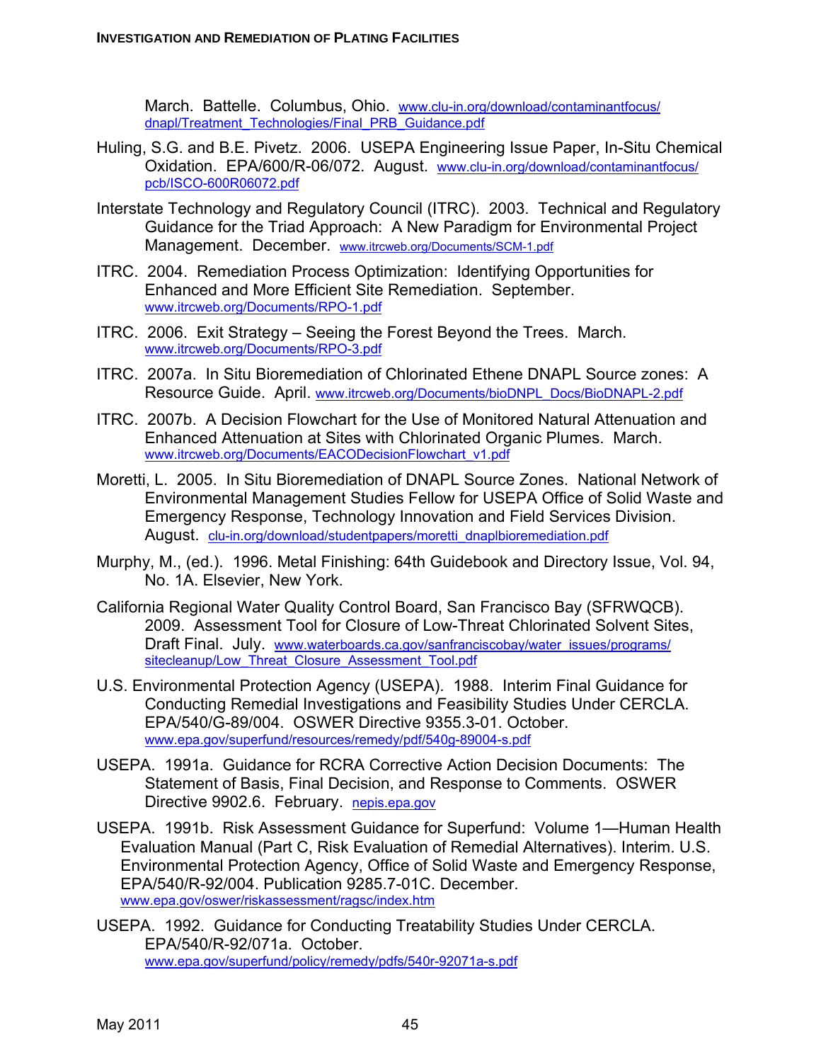March. Battelle. Columbus, Ohio. www.clu-in.org/download/contaminantfocus/dnapl/Treatment_Technologies/Final_PRB_Guidance.pdf

Huling, S.G. and B.E. Pivetz. 2006. USEPA Engineering Issue Paper, In-Situ Chemical Oxidation. EPA/600/R-06/072. August. www.clu-in.org/download/contaminantfocus/pcb/ISCO-600R06072.pdf

Interstate Technology and Regulatory Council (ITRC). 2003. Technical and Regulatory Guidance for the Triad Approach: A New Paradigm for Environmental Project Management. December. www.itrcweb.org/Documents/SCM-1.pdf

ITRC. 2004. Remediation Process Optimization: Identifying Opportunities for Enhanced and More Efficient Site Remediation. September. www.itrcweb.org/Documents/RPO-1.pdf

ITRC. 2006. Exit Strategy – Seeing the Forest Beyond the Trees. March. www.itrcweb.org/Documents/RPO-3.pdf

ITRC. 2007a. In Situ Bioremediation of Chlorinated Ethene DNAPL Source zones: A Resource Guide. April. www.itrcweb.org/Documents/bioDNPL_Docs/BioDNAPL-2.pdf

ITRC. 2007b. A Decision Flowchart for the Use of Monitored Natural Attenuation and Enhanced Attenuation at Sites with Chlorinated Organic Plumes. March. www.itrcweb.org/Documents/EACODecisionFlowchart_v1.pdf

Moretti, L. 2005. In Situ Bioremediation of DNAPL Source Zones. National Network of Environmental Management Studies Fellow for USEPA Office of Solid Waste and Emergency Response, Technology Innovation and Field Services Division. August. clu-in.org/download/studentpapers/moretti_dnaplbioremediation.pdf

Murphy, M., (ed.). 1996. Metal Finishing: 64th Guidebook and Directory Issue, Vol. 94, No. 1A. Elsevier, New York.

California Regional Water Quality Control Board, San Francisco Bay (SFRWQCB). 2009. Assessment Tool for Closure of Low-Threat Chlorinated Solvent Sites, Draft Final. July. www.waterboards.ca.gov/sanfranciscobay/water_issues/programs/sitecleanup/Low_Threat_Closure_Assessment_Tool.pdf

U.S. Environmental Protection Agency (USEPA). 1988. Interim Final Guidance for Conducting Remedial Investigations and Feasibility Studies Under CERCLA. EPA/540/G-89/004. OSWER Directive 9355.3-01. October. www.epa.gov/superfund/resources/remedy/pdf/540g-89004-s.pdf

USEPA. 1991a. Guidance for RCRA Corrective Action Decision Documents: The Statement of Basis, Final Decision, and Response to Comments. OSWER Directive 9902.6. February. nepis.epa.gov

USEPA. 1991b. Risk Assessment Guidance for Superfund: Volume 1—Human Health Evaluation Manual (Part C, Risk Evaluation of Remedial Alternatives). Interim. U.S. Environmental Protection Agency, Office of Solid Waste and Emergency Response, EPA/540/R-92/004. Publication 9285.7-01C. December. www.epa.gov/oswer/riskassessment/ragsc/index.htm

USEPA. 1992. Guidance for Conducting Treatability Studies Under CERCLA. EPA/540/R-92/071a. October. www.epa.gov/superfund/policy/remedy/pdfs/540r-92071a-s.pdf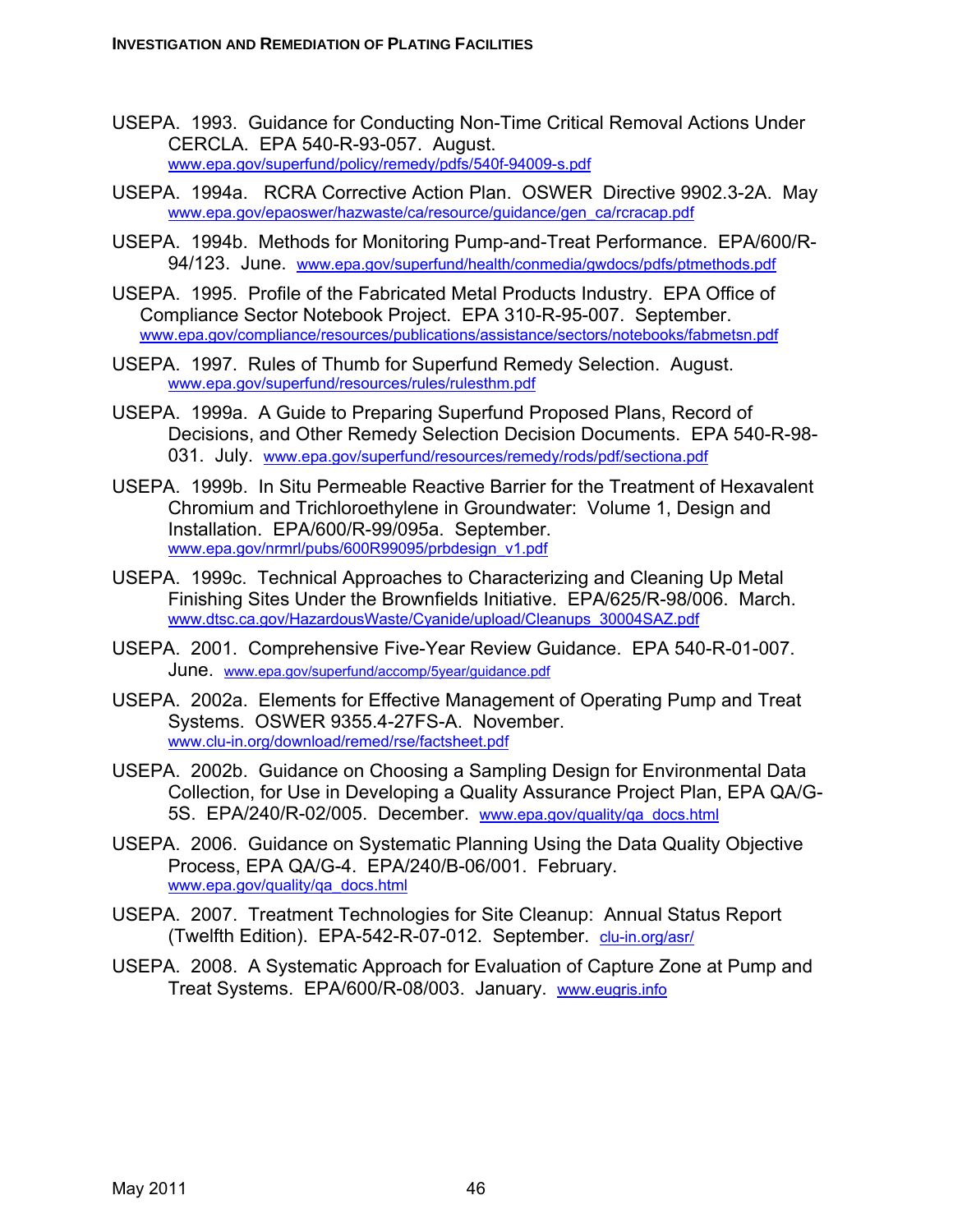USEPA. 1993. Guidance for Conducting Non-Time Critical Removal Actions Under CERCLA. EPA 540-R-93-057. August. www.epa.gov/superfund/policy/remedy/pdfs/540f-94009-s.pdf

USEPA. 1994a. RCRA Corrective Action Plan. OSWER Directive 9902.3-2A. May www.epa.gov/epaoswer/hazwaste/ca/resource/guidance/gen_ca/rcracap.pdf

USEPA. 1994b. Methods for Monitoring Pump-and-Treat Performance. EPA/600/R-94/123. June. www.epa.gov/superfund/health/conmedia/gwdocs/pdfs/ptmethods.pdf

USEPA. 1995. Profile of the Fabricated Metal Products Industry. EPA Office of Compliance Sector Notebook Project. EPA 310-R-95-007. September. www.epa.gov/compliance/resources/publications/assistance/sectors/notebooks/fabmetsn.pdf

USEPA. 1997. Rules of Thumb for Superfund Remedy Selection. August. www.epa.gov/superfund/resources/rules/rulesthm.pdf

USEPA. 1999a. A Guide to Preparing Superfund Proposed Plans, Record of Decisions, and Other Remedy Selection Decision Documents. EPA 540-R-98-031. July. www.epa.gov/superfund/resources/remedy/rods/pdf/sectiona.pdf

USEPA. 1999b. In Situ Permeable Reactive Barrier for the Treatment of Hexavalent Chromium and Trichloroethylene in Groundwater: Volume 1, Design and Installation. EPA/600/R-99/095a. September. www.epa.gov/nrmrl/pubs/600R99095/prbdesign_v1.pdf

USEPA. 1999c. Technical Approaches to Characterizing and Cleaning Up Metal Finishing Sites Under the Brownfields Initiative. EPA/625/R-98/006. March. www.dtsc.ca.gov/HazardousWaste/Cyanide/upload/Cleanups_30004SAZ.pdf

USEPA. 2001. Comprehensive Five-Year Review Guidance. EPA 540-R-01-007. June. www.epa.gov/superfund/accomp/5year/guidance.pdf

USEPA. 2002a. Elements for Effective Management of Operating Pump and Treat Systems. OSWER 9355.4-27FS-A. November. www.clu-in.org/download/remed/rse/factsheet.pdf

USEPA. 2002b. Guidance on Choosing a Sampling Design for Environmental Data Collection, for Use in Developing a Quality Assurance Project Plan, EPA QA/G-5S. EPA/240/R-02/005. December. www.epa.gov/quality/qa_docs.html

USEPA. 2006. Guidance on Systematic Planning Using the Data Quality Objective Process, EPA QA/G-4. EPA/240/B-06/001. February. www.epa.gov/quality/qa_docs.html

USEPA. 2007. Treatment Technologies for Site Cleanup: Annual Status Report (Twelfth Edition). EPA-542-R-07-012. September. clu-in.org/asr/

USEPA. 2008. A Systematic Approach for Evaluation of Capture Zone at Pump and Treat Systems. EPA/600/R-08/003. January. www.eugris.info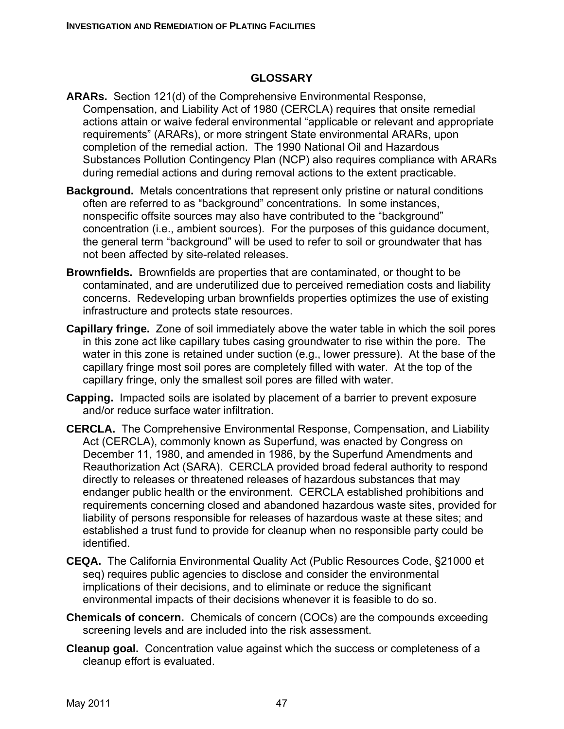## GLOSSARY

**ARARs.** Section 121(d) of the Comprehensive Environmental Response, Compensation, and Liability Act of 1980 (CERCLA) requires that onsite remedial actions attain or waive federal environmental "applicable or relevant and appropriate requirements" (ARARs), or more stringent State environmental ARARs, upon completion of the remedial action. The 1990 National Oil and Hazardous Substances Pollution Contingency Plan (NCP) also requires compliance with ARARs during remedial actions and during removal actions to the extent practicable.

**Background.** Metals concentrations that represent only pristine or natural conditions often are referred to as "background" concentrations. In some instances, nonspecific offsite sources may also have contributed to the "background" concentration (i.e., ambient sources). For the purposes of this guidance document, the general term "background" will be used to refer to soil or groundwater that has not been affected by site-related releases.

**Brownfields.** Brownfields are properties that are contaminated, or thought to be contaminated, and are underutilized due to perceived remediation costs and liability concerns. Redeveloping urban brownfields properties optimizes the use of existing infrastructure and protects state resources.

**Capillary fringe.** Zone of soil immediately above the water table in which the soil pores in this zone act like capillary tubes casing groundwater to rise within the pore. The water in this zone is retained under suction (e.g., lower pressure). At the base of the capillary fringe most soil pores are completely filled with water. At the top of the capillary fringe, only the smallest soil pores are filled with water.

**Capping.** Impacted soils are isolated by placement of a barrier to prevent exposure and/or reduce surface water infiltration.

**CERCLA.** The Comprehensive Environmental Response, Compensation, and Liability Act (CERCLA), commonly known as Superfund, was enacted by Congress on December 11, 1980, and amended in 1986, by the Superfund Amendments and Reauthorization Act (SARA). CERCLA provided broad federal authority to respond directly to releases or threatened releases of hazardous substances that may endanger public health or the environment. CERCLA established prohibitions and requirements concerning closed and abandoned hazardous waste sites, provided for liability of persons responsible for releases of hazardous waste at these sites; and established a trust fund to provide for cleanup when no responsible party could be identified.

**CEQA.** The California Environmental Quality Act (Public Resources Code, §21000 et seq) requires public agencies to disclose and consider the environmental implications of their decisions, and to eliminate or reduce the significant environmental impacts of their decisions whenever it is feasible to do so.

**Chemicals of concern.** Chemicals of concern (COCs) are the compounds exceeding screening levels and are included into the risk assessment.

**Cleanup goal.** Concentration value against which the success or completeness of a cleanup effort is evaluated.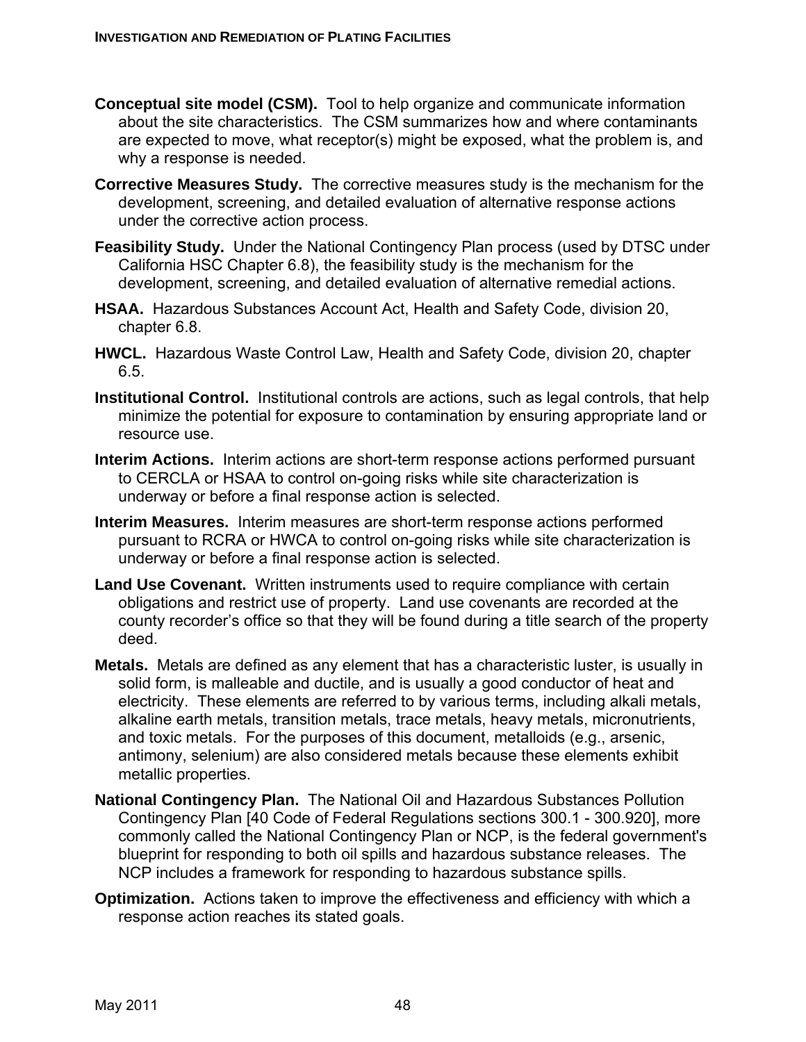**Conceptual site model (CSM).** Tool to help organize and communicate information about the site characteristics. The CSM summarizes how and where contaminants are expected to move, what receptor(s) might be exposed, what the problem is, and why a response is needed.

**Corrective Measures Study.** The corrective measures study is the mechanism for the development, screening, and detailed evaluation of alternative response actions under the corrective action process.

**Feasibility Study.** Under the National Contingency Plan process (used by DTSC under California HSC Chapter 6.8), the feasibility study is the mechanism for the development, screening, and detailed evaluation of alternative remedial actions.

**HSAA.** Hazardous Substances Account Act, Health and Safety Code, division 20, chapter 6.8.

**HWCL.** Hazardous Waste Control Law, Health and Safety Code, division 20, chapter 6.5.

**Institutional Control.** Institutional controls are actions, such as legal controls, that help minimize the potential for exposure to contamination by ensuring appropriate land or resource use.

**Interim Actions.** Interim actions are short-term response actions performed pursuant to CERCLA or HSAA to control on-going risks while site characterization is underway or before a final response action is selected.

**Interim Measures.** Interim measures are short-term response actions performed pursuant to RCRA or HWCA to control on-going risks while site characterization is underway or before a final response action is selected.

**Land Use Covenant.** Written instruments used to require compliance with certain obligations and restrict use of property. Land use covenants are recorded at the county recorder's office so that they will be found during a title search of the property deed.

**Metals.** Metals are defined as any element that has a characteristic luster, is usually in solid form, is malleable and ductile, and is usually a good conductor of heat and electricity. These elements are referred to by various terms, including alkali metals, alkaline earth metals, transition metals, trace metals, heavy metals, micronutrients, and toxic metals. For the purposes of this document, metalloids (e.g., arsenic, antimony, selenium) are also considered metals because these elements exhibit metallic properties.

**National Contingency Plan.** The National Oil and Hazardous Substances Pollution Contingency Plan [40 Code of Federal Regulations sections 300.1 - 300.920], more commonly called the National Contingency Plan or NCP, is the federal government's blueprint for responding to both oil spills and hazardous substance releases. The NCP includes a framework for responding to hazardous substance spills.

**Optimization.** Actions taken to improve the effectiveness and efficiency with which a response action reaches its stated goals.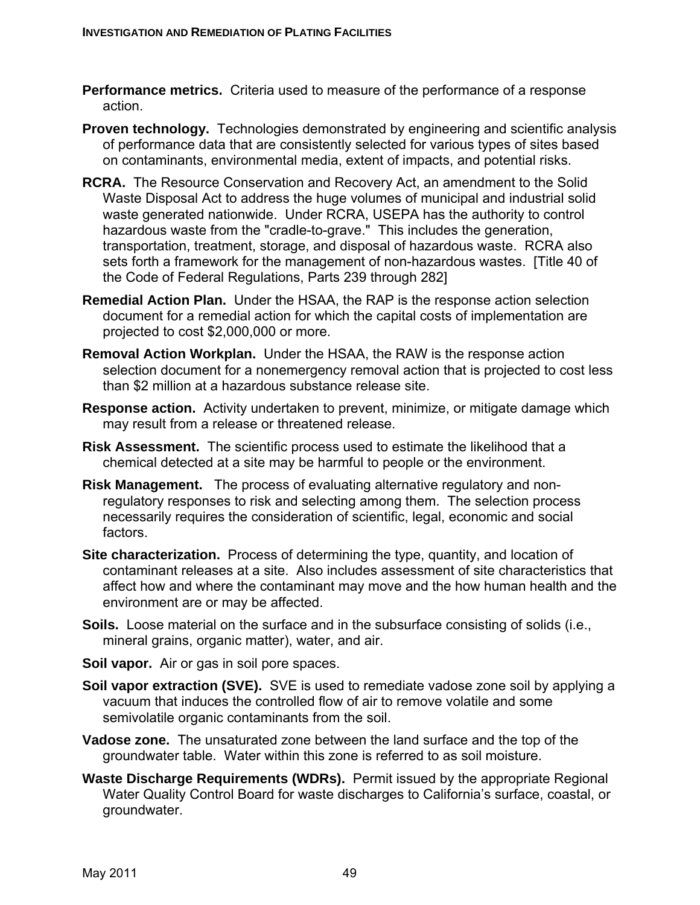**Performance metrics.** Criteria used to measure of the performance of a response action.

**Proven technology.** Technologies demonstrated by engineering and scientific analysis of performance data that are consistently selected for various types of sites based on contaminants, environmental media, extent of impacts, and potential risks.

**RCRA.** The Resource Conservation and Recovery Act, an amendment to the Solid Waste Disposal Act to address the huge volumes of municipal and industrial solid waste generated nationwide. Under RCRA, USEPA has the authority to control hazardous waste from the "cradle-to-grave." This includes the generation, transportation, treatment, storage, and disposal of hazardous waste. RCRA also sets forth a framework for the management of non-hazardous wastes. [Title 40 of the Code of Federal Regulations, Parts 239 through 282]

**Remedial Action Plan.** Under the HSAA, the RAP is the response action selection document for a remedial action for which the capital costs of implementation are projected to cost $2,000,000 or more.

**Removal Action Workplan.** Under the HSAA, the RAW is the response action selection document for a nonemergency removal action that is projected to cost less than $2 million at a hazardous substance release site.

**Response action.** Activity undertaken to prevent, minimize, or mitigate damage which may result from a release or threatened release.

**Risk Assessment.** The scientific process used to estimate the likelihood that a chemical detected at a site may be harmful to people or the environment.

**Risk Management.** The process of evaluating alternative regulatory and non-regulatory responses to risk and selecting among them. The selection process necessarily requires the consideration of scientific, legal, economic and social factors.

**Site characterization.** Process of determining the type, quantity, and location of contaminant releases at a site. Also includes assessment of site characteristics that affect how and where the contaminant may move and the how human health and the environment are or may be affected.

**Soils.** Loose material on the surface and in the subsurface consisting of solids (i.e., mineral grains, organic matter), water, and air.

**Soil vapor.** Air or gas in soil pore spaces.

**Soil vapor extraction (SVE).** SVE is used to remediate vadose zone soil by applying a vacuum that induces the controlled flow of air to remove volatile and some semivolatile organic contaminants from the soil.

**Vadose zone.** The unsaturated zone between the land surface and the top of the groundwater table. Water within this zone is referred to as soil moisture.

**Waste Discharge Requirements (WDRs).** Permit issued by the appropriate Regional Water Quality Control Board for waste discharges to California's surface, coastal, or groundwater.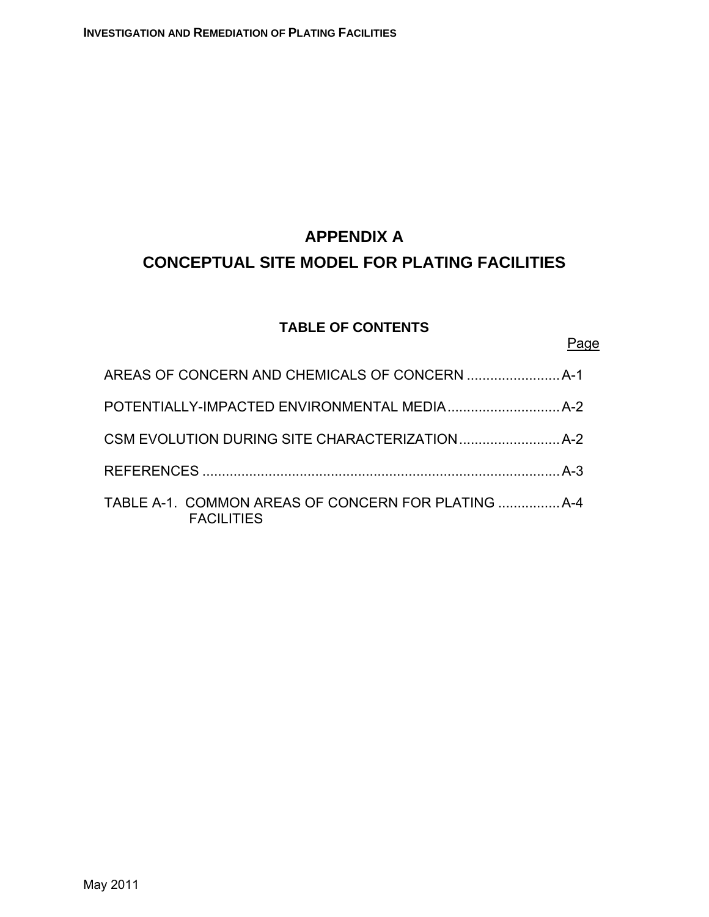# APPENDIX A

# CONCEPTUAL SITE MODEL FOR PLATING FACILITIES

## TABLE OF CONTENTS

| | Page |
|---|---|
| AREAS OF CONCERN AND CHEMICALS OF CONCERN | A-1 |
| POTENTIALLY-IMPACTED ENVIRONMENTAL MEDIA | A-2 |
| CSM EVOLUTION DURING SITE CHARACTERIZATION | A-2 |
| REFERENCES | A-3 |
| TABLE A-1. COMMON AREAS OF CONCERN FOR PLATING FACILITIES | A-4 |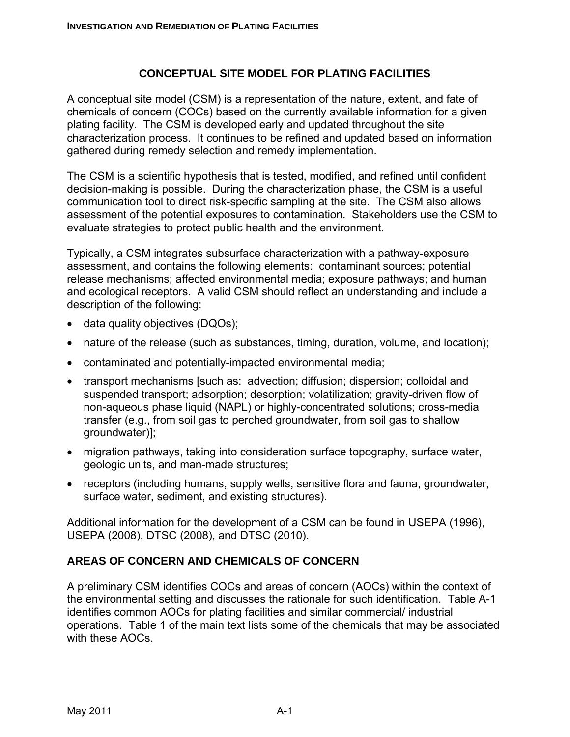# CONCEPTUAL SITE MODEL FOR PLATING FACILITIES

A conceptual site model (CSM) is a representation of the nature, extent, and fate of chemicals of concern (COCs) based on the currently available information for a given plating facility. The CSM is developed early and updated throughout the site characterization process. It continues to be refined and updated based on information gathered during remedy selection and remedy implementation.

The CSM is a scientific hypothesis that is tested, modified, and refined until confident decision-making is possible. During the characterization phase, the CSM is a useful communication tool to direct risk-specific sampling at the site. The CSM also allows assessment of the potential exposures to contamination. Stakeholders use the CSM to evaluate strategies to protect public health and the environment.

Typically, a CSM integrates subsurface characterization with a pathway-exposure assessment, and contains the following elements: contaminant sources; potential release mechanisms; affected environmental media; exposure pathways; and human and ecological receptors. A valid CSM should reflect an understanding and include a description of the following:

- data quality objectives (DQOs);
- nature of the release (such as substances, timing, duration, volume, and location);
- contaminated and potentially-impacted environmental media;
- transport mechanisms [such as: advection; diffusion; dispersion; colloidal and suspended transport; adsorption; desorption; volatilization; gravity-driven flow of non-aqueous phase liquid (NAPL) or highly-concentrated solutions; cross-media transfer (e.g., from soil gas to perched groundwater, from soil gas to shallow groundwater)];
- migration pathways, taking into consideration surface topography, surface water, geologic units, and man-made structures;
- receptors (including humans, supply wells, sensitive flora and fauna, groundwater, surface water, sediment, and existing structures).

Additional information for the development of a CSM can be found in USEPA (1996), USEPA (2008), DTSC (2008), and DTSC (2010).

## AREAS OF CONCERN AND CHEMICALS OF CONCERN

A preliminary CSM identifies COCs and areas of concern (AOCs) within the context of the environmental setting and discusses the rationale for such identification. Table A-1 identifies common AOCs for plating facilities and similar commercial/ industrial operations. Table 1 of the main text lists some of the chemicals that may be associated with these AOCs.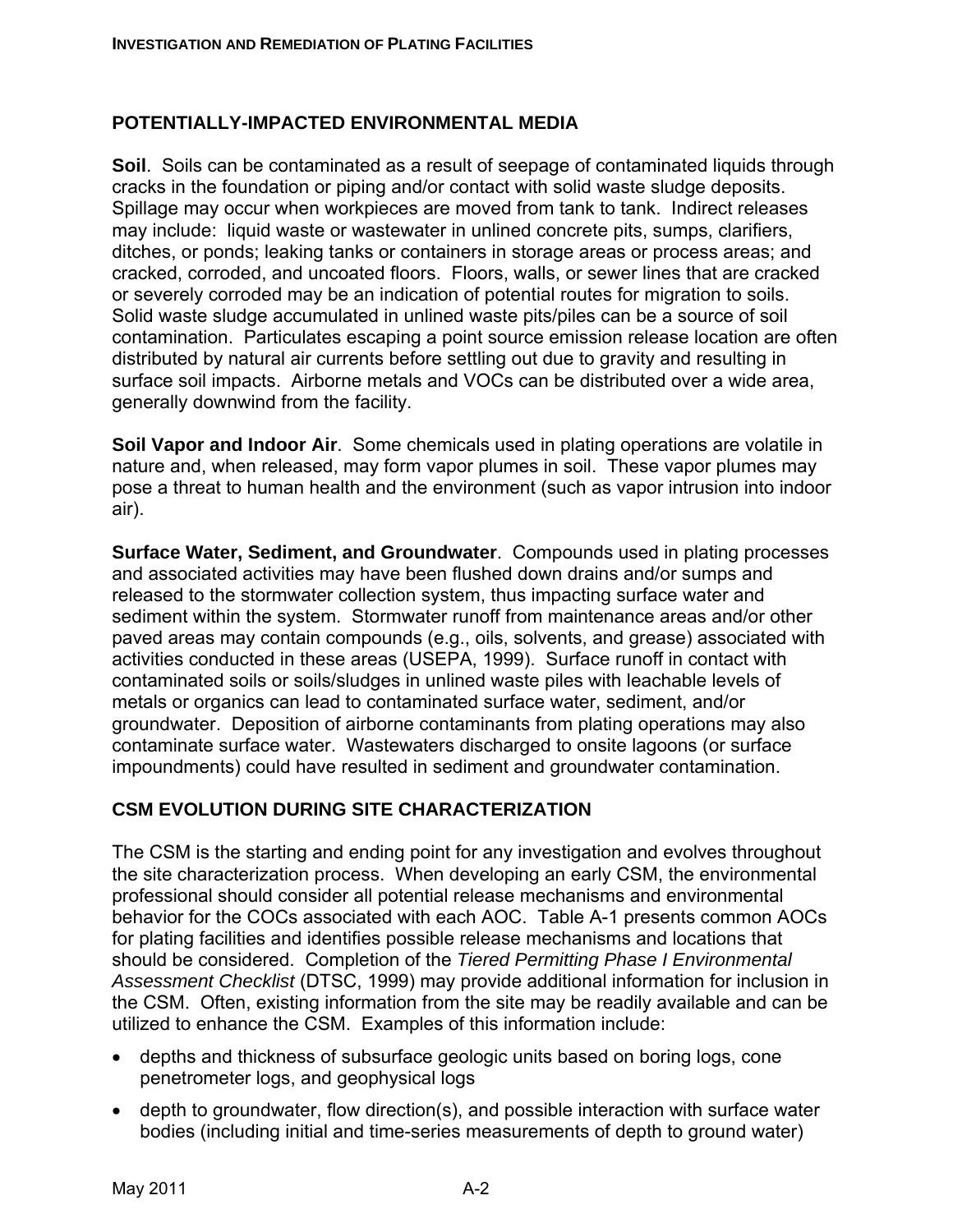## POTENTIALLY-IMPACTED ENVIRONMENTAL MEDIA

**Soil**. Soils can be contaminated as a result of seepage of contaminated liquids through cracks in the foundation or piping and/or contact with solid waste sludge deposits. Spillage may occur when workpieces are moved from tank to tank. Indirect releases may include: liquid waste or wastewater in unlined concrete pits, sumps, clarifiers, ditches, or ponds; leaking tanks or containers in storage areas or process areas; and cracked, corroded, and uncoated floors. Floors, walls, or sewer lines that are cracked or severely corroded may be an indication of potential routes for migration to soils. Solid waste sludge accumulated in unlined waste pits/piles can be a source of soil contamination. Particulates escaping a point source emission release location are often distributed by natural air currents before settling out due to gravity and resulting in surface soil impacts. Airborne metals and VOCs can be distributed over a wide area, generally downwind from the facility.

**Soil Vapor and Indoor Air**. Some chemicals used in plating operations are volatile in nature and, when released, may form vapor plumes in soil. These vapor plumes may pose a threat to human health and the environment (such as vapor intrusion into indoor air).

**Surface Water, Sediment, and Groundwater**. Compounds used in plating processes and associated activities may have been flushed down drains and/or sumps and released to the stormwater collection system, thus impacting surface water and sediment within the system. Stormwater runoff from maintenance areas and/or other paved areas may contain compounds (e.g., oils, solvents, and grease) associated with activities conducted in these areas (USEPA, 1999). Surface runoff in contact with contaminated soils or soils/sludges in unlined waste piles with leachable levels of metals or organics can lead to contaminated surface water, sediment, and/or groundwater. Deposition of airborne contaminants from plating operations may also contaminate surface water. Wastewaters discharged to onsite lagoons (or surface impoundments) could have resulted in sediment and groundwater contamination.

## CSM EVOLUTION DURING SITE CHARACTERIZATION

The CSM is the starting and ending point for any investigation and evolves throughout the site characterization process. When developing an early CSM, the environmental professional should consider all potential release mechanisms and environmental behavior for the COCs associated with each AOC. Table A-1 presents common AOCs for plating facilities and identifies possible release mechanisms and locations that should be considered. Completion of the *Tiered Permitting Phase I Environmental Assessment Checklist* (DTSC, 1999) may provide additional information for inclusion in the CSM. Often, existing information from the site may be readily available and can be utilized to enhance the CSM. Examples of this information include:

- depths and thickness of subsurface geologic units based on boring logs, cone penetrometer logs, and geophysical logs
- depth to groundwater, flow direction(s), and possible interaction with surface water bodies (including initial and time-series measurements of depth to ground water)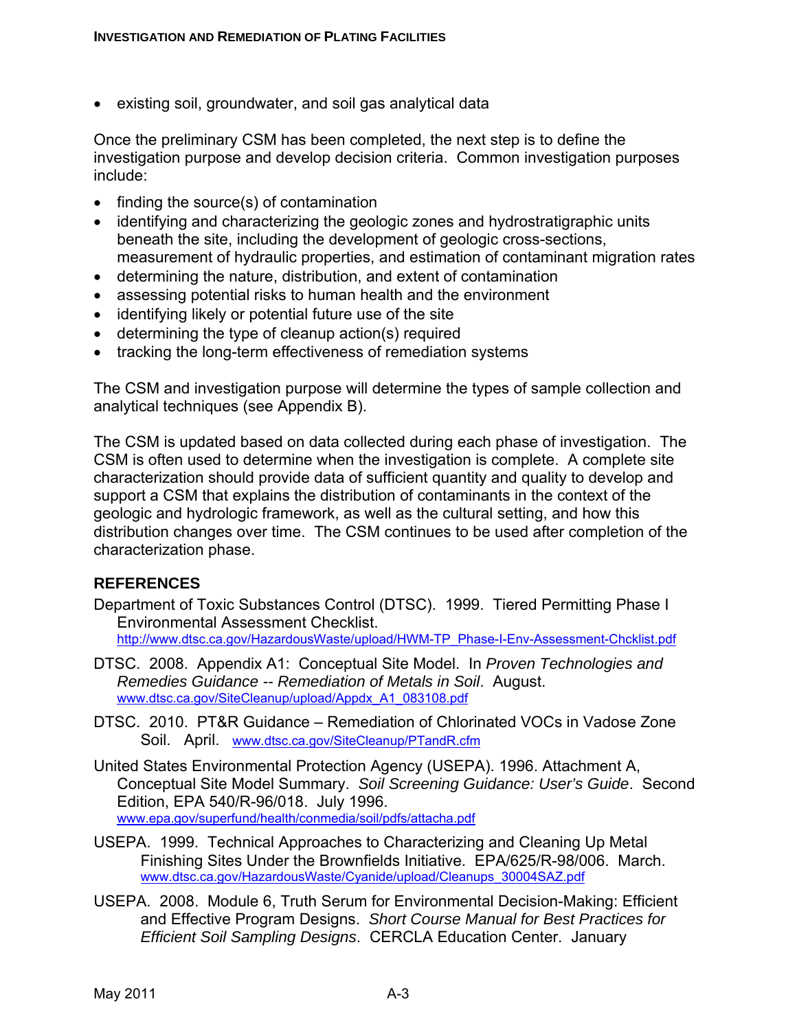- existing soil, groundwater, and soil gas analytical data

Once the preliminary CSM has been completed, the next step is to define the investigation purpose and develop decision criteria. Common investigation purposes include:

- finding the source(s) of contamination
- identifying and characterizing the geologic zones and hydrostratigraphic units beneath the site, including the development of geologic cross-sections, measurement of hydraulic properties, and estimation of contaminant migration rates
- determining the nature, distribution, and extent of contamination
- assessing potential risks to human health and the environment
- identifying likely or potential future use of the site
- determining the type of cleanup action(s) required
- tracking the long-term effectiveness of remediation systems

The CSM and investigation purpose will determine the types of sample collection and analytical techniques (see Appendix B).

The CSM is updated based on data collected during each phase of investigation. The CSM is often used to determine when the investigation is complete. A complete site characterization should provide data of sufficient quantity and quality to develop and support a CSM that explains the distribution of contaminants in the context of the geologic and hydrologic framework, as well as the cultural setting, and how this distribution changes over time. The CSM continues to be used after completion of the characterization phase.

## REFERENCES

Department of Toxic Substances Control (DTSC). 1999. Tiered Permitting Phase I Environmental Assessment Checklist. http://www.dtsc.ca.gov/HazardousWaste/upload/HWM-TP_Phase-I-Env-Assessment-Chcklist.pdf

DTSC. 2008. Appendix A1: Conceptual Site Model. In *Proven Technologies and Remedies Guidance -- Remediation of Metals in Soil*. August. www.dtsc.ca.gov/SiteCleanup/upload/Appdx_A1_083108.pdf

DTSC. 2010. PT&R Guidance – Remediation of Chlorinated VOCs in Vadose Zone Soil. April. www.dtsc.ca.gov/SiteCleanup/PTandR.cfm

United States Environmental Protection Agency (USEPA). 1996. Attachment A, Conceptual Site Model Summary. *Soil Screening Guidance: User's Guide*. Second Edition, EPA 540/R-96/018. July 1996. www.epa.gov/superfund/health/conmedia/soil/pdfs/attacha.pdf

USEPA. 1999. Technical Approaches to Characterizing and Cleaning Up Metal Finishing Sites Under the Brownfields Initiative. EPA/625/R-98/006. March. www.dtsc.ca.gov/HazardousWaste/Cyanide/upload/Cleanups_30004SAZ.pdf

USEPA. 2008. Module 6, Truth Serum for Environmental Decision-Making: Efficient and Effective Program Designs. *Short Course Manual for Best Practices for Efficient Soil Sampling Designs*. CERCLA Education Center. January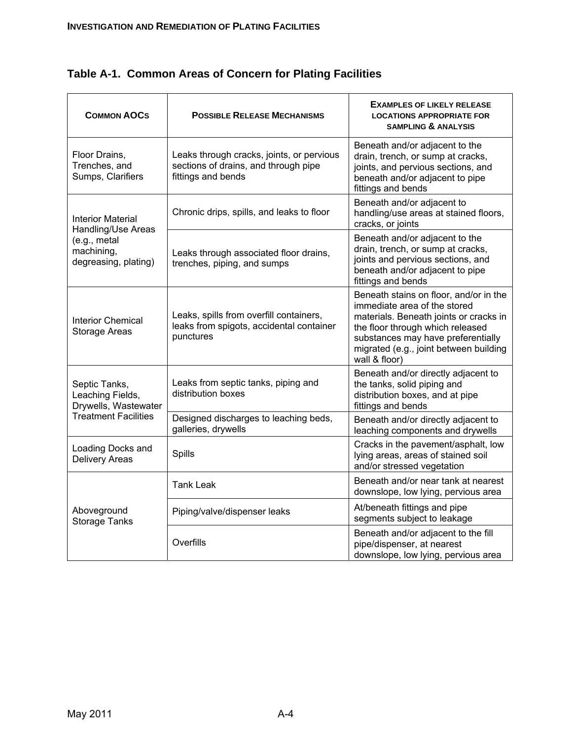## Table A-1. Common Areas of Concern for Plating Facilities

| COMMON AOCS | POSSIBLE RELEASE MECHANISMS | EXAMPLES OF LIKELY RELEASE LOCATIONS APPROPRIATE FOR SAMPLING & ANALYSIS |
|---|---|---|
| Floor Drains, Trenches, and Sumps, Clarifiers | Leaks through cracks, joints, or pervious sections of drains, and through pipe fittings and bends | Beneath and/or adjacent to the drain, trench, or sump at cracks, joints, and pervious sections, and beneath and/or adjacent to pipe fittings and bends |
| Interior Material Handling/Use Areas (e.g., metal machining, degreasing, plating) | Chronic drips, spills, and leaks to floor | Beneath and/or adjacent to handling/use areas at stained floors, cracks, or joints |
| | Leaks through associated floor drains, trenches, piping, and sumps | Beneath and/or adjacent to the drain, trench, or sump at cracks, joints and pervious sections, and beneath and/or adjacent to pipe fittings and bends |
| Interior Chemical Storage Areas | Leaks, spills from overfill containers, leaks from spigots, accidental container punctures | Beneath stains on floor, and/or in the immediate area of the stored materials. Beneath joints or cracks in the floor through which released substances may have preferentially migrated (e.g., joint between building wall & floor) |
| Septic Tanks, Leaching Fields, Drywells, Wastewater Treatment Facilities | Leaks from septic tanks, piping and distribution boxes | Beneath and/or directly adjacent to the tanks, solid piping and distribution boxes, and at pipe fittings and bends |
| | Designed discharges to leaching beds, galleries, drywells | Beneath and/or directly adjacent to leaching components and drywells |
| Loading Docks and Delivery Areas | Spills | Cracks in the pavement/asphalt, low lying areas, areas of stained soil and/or stressed vegetation |
| Aboveground Storage Tanks | Tank Leak | Beneath and/or near tank at nearest downslope, low lying, pervious area |
| | Piping/valve/dispenser leaks | At/beneath fittings and pipe segments subject to leakage |
| | Overfills | Beneath and/or adjacent to the fill pipe/dispenser, at nearest downslope, low lying, pervious area |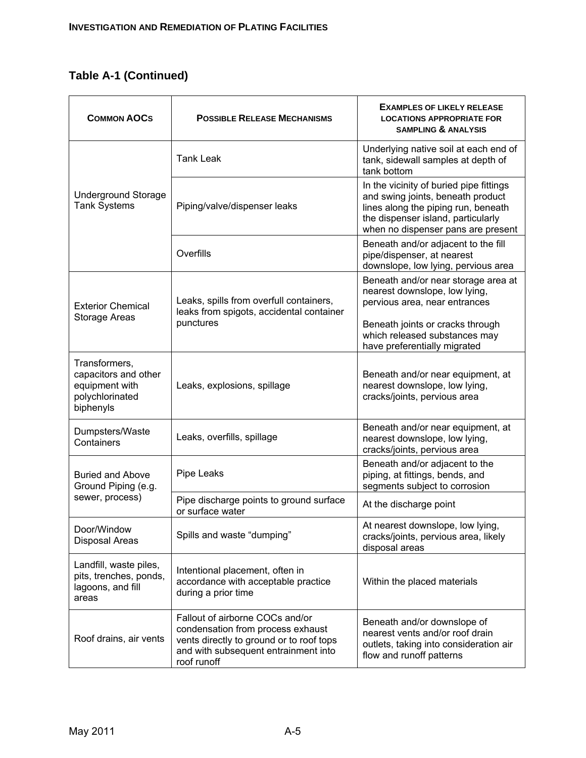## Table A-1 (Continued)

| Common AOCs | Possible Release Mechanisms | Examples of likely release locations appropriate for sampling & analysis |
|---|---|---|
| Underground Storage Tank Systems | Tank Leak | Underlying native soil at each end of tank, sidewall samples at depth of tank bottom |
| | Piping/valve/dispenser leaks | In the vicinity of buried pipe fittings and swing joints, beneath product lines along the piping run, beneath the dispenser island, particularly when no dispenser pans are present |
| | Overfills | Beneath and/or adjacent to the fill pipe/dispenser, at nearest downslope, low lying, pervious area |
| Exterior Chemical Storage Areas | Leaks, spills from overfull containers, leaks from spigots, accidental container punctures | Beneath and/or near storage area at nearest downslope, low lying, pervious area, near entrances<br><br>Beneath joints or cracks through which released substances may have preferentially migrated |
| Transformers, capacitors and other equipment with polychlorinated biphenyls | Leaks, explosions, spillage | Beneath and/or near equipment, at nearest downslope, low lying, cracks/joints, pervious area |
| Dumpsters/Waste Containers | Leaks, overfills, spillage | Beneath and/or near equipment, at nearest downslope, low lying, cracks/joints, pervious area |
| Buried and Above Ground Piping (e.g. sewer, process) | Pipe Leaks | Beneath and/or adjacent to the piping, at fittings, bends, and segments subject to corrosion |
| | Pipe discharge points to ground surface or surface water | At the discharge point |
| Door/Window Disposal Areas | Spills and waste "dumping" | At nearest downslope, low lying, cracks/joints, pervious area, likely disposal areas |
| Landfill, waste piles, pits, trenches, ponds, lagoons, and fill areas | Intentional placement, often in accordance with acceptable practice during a prior time | Within the placed materials |
| Roof drains, air vents | Fallout of airborne COCs and/or condensation from process exhaust vents directly to ground or to roof tops and with subsequent entrainment into roof runoff | Beneath and/or downslope of nearest vents and/or roof drain outlets, taking into consideration air flow and runoff patterns |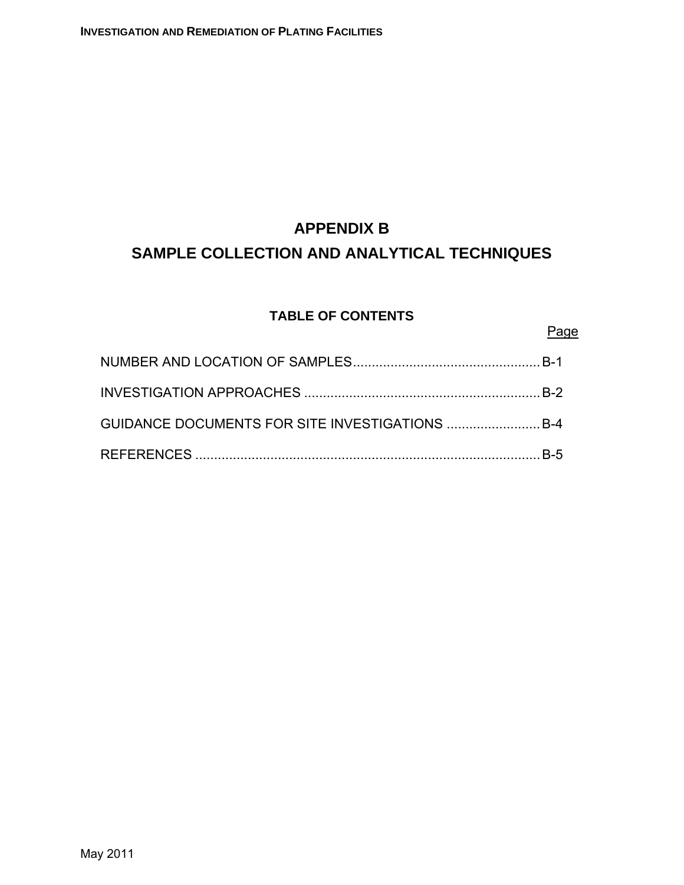# APPENDIX B

# SAMPLE COLLECTION AND ANALYTICAL TECHNIQUES

## TABLE OF CONTENTS

| | Page |
|---|---|
| NUMBER AND LOCATION OF SAMPLES | B-1 |
| INVESTIGATION APPROACHES | B-2 |
| GUIDANCE DOCUMENTS FOR SITE INVESTIGATIONS | B-4 |
| REFERENCES | B-5 |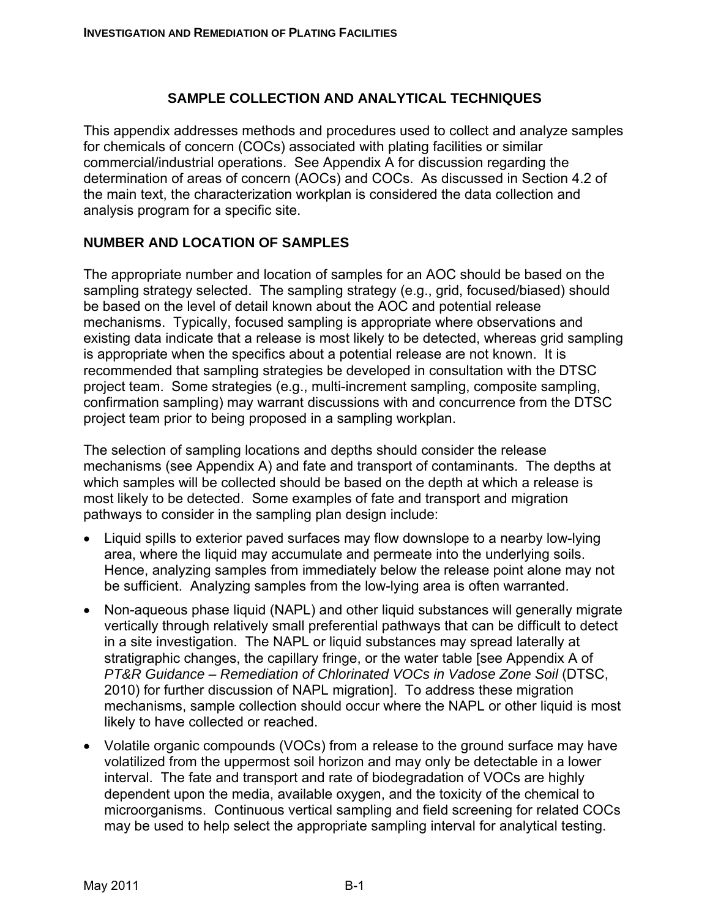# SAMPLE COLLECTION AND ANALYTICAL TECHNIQUES

This appendix addresses methods and procedures used to collect and analyze samples for chemicals of concern (COCs) associated with plating facilities or similar commercial/industrial operations. See Appendix A for discussion regarding the determination of areas of concern (AOCs) and COCs. As discussed in Section 4.2 of the main text, the characterization workplan is considered the data collection and analysis program for a specific site.

## NUMBER AND LOCATION OF SAMPLES

The appropriate number and location of samples for an AOC should be based on the sampling strategy selected. The sampling strategy (e.g., grid, focused/biased) should be based on the level of detail known about the AOC and potential release mechanisms. Typically, focused sampling is appropriate where observations and existing data indicate that a release is most likely to be detected, whereas grid sampling is appropriate when the specifics about a potential release are not known. It is recommended that sampling strategies be developed in consultation with the DTSC project team. Some strategies (e.g., multi-increment sampling, composite sampling, confirmation sampling) may warrant discussions with and concurrence from the DTSC project team prior to being proposed in a sampling workplan.

The selection of sampling locations and depths should consider the release mechanisms (see Appendix A) and fate and transport of contaminants. The depths at which samples will be collected should be based on the depth at which a release is most likely to be detected. Some examples of fate and transport and migration pathways to consider in the sampling plan design include:

- Liquid spills to exterior paved surfaces may flow downslope to a nearby low-lying area, where the liquid may accumulate and permeate into the underlying soils. Hence, analyzing samples from immediately below the release point alone may not be sufficient. Analyzing samples from the low-lying area is often warranted.
- Non-aqueous phase liquid (NAPL) and other liquid substances will generally migrate vertically through relatively small preferential pathways that can be difficult to detect in a site investigation. The NAPL or liquid substances may spread laterally at stratigraphic changes, the capillary fringe, or the water table [see Appendix A of *PT&R Guidance – Remediation of Chlorinated VOCs in Vadose Zone Soil* (DTSC, 2010) for further discussion of NAPL migration]. To address these migration mechanisms, sample collection should occur where the NAPL or other liquid is most likely to have collected or reached.
- Volatile organic compounds (VOCs) from a release to the ground surface may have volatilized from the uppermost soil horizon and may only be detectable in a lower interval. The fate and transport and rate of biodegradation of VOCs are highly dependent upon the media, available oxygen, and the toxicity of the chemical to microorganisms. Continuous vertical sampling and field screening for related COCs may be used to help select the appropriate sampling interval for analytical testing.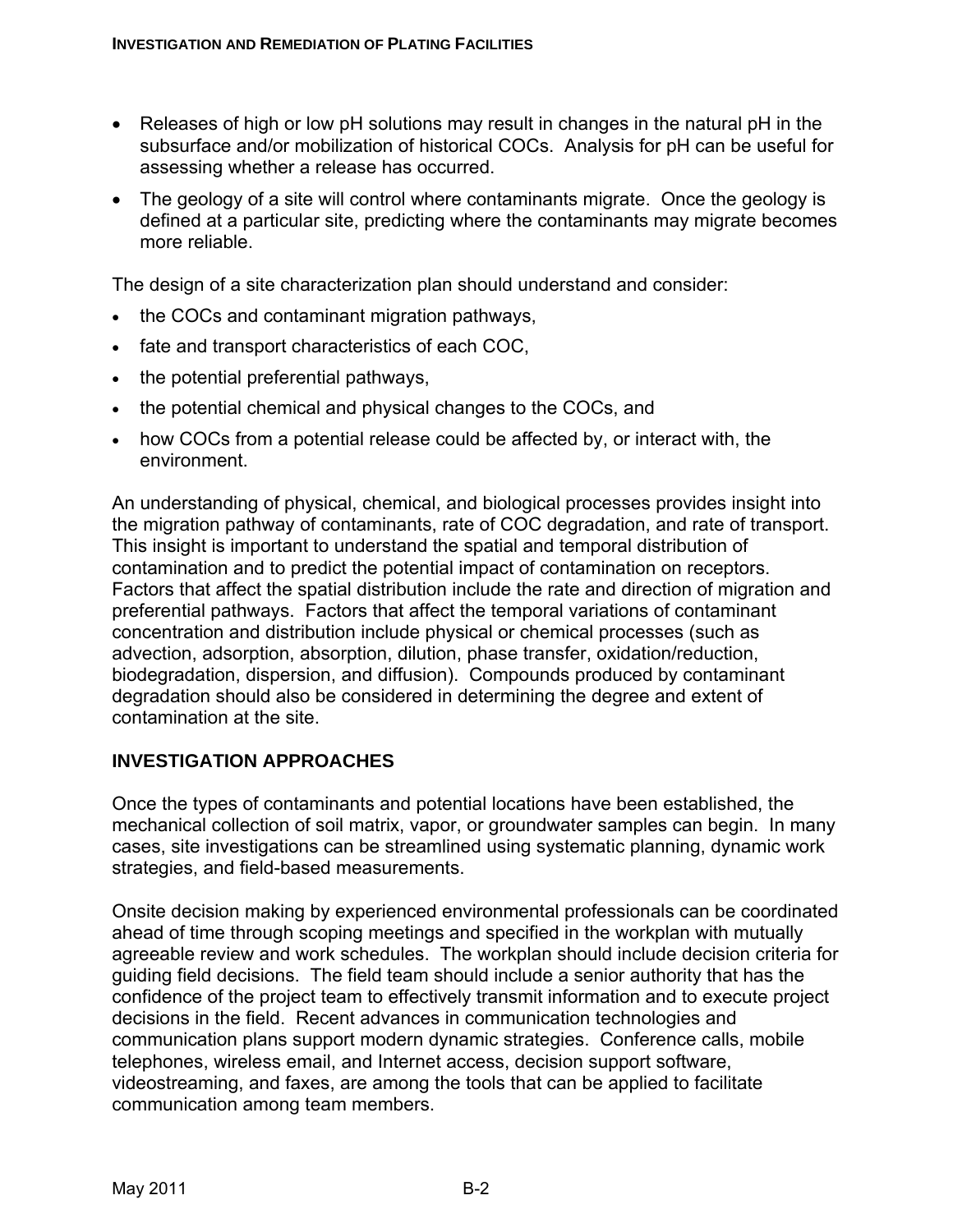- Releases of high or low pH solutions may result in changes in the natural pH in the subsurface and/or mobilization of historical COCs. Analysis for pH can be useful for assessing whether a release has occurred.
- The geology of a site will control where contaminants migrate. Once the geology is defined at a particular site, predicting where the contaminants may migrate becomes more reliable.

The design of a site characterization plan should understand and consider:

- the COCs and contaminant migration pathways,
- fate and transport characteristics of each COC,
- the potential preferential pathways,
- the potential chemical and physical changes to the COCs, and
- how COCs from a potential release could be affected by, or interact with, the environment.

An understanding of physical, chemical, and biological processes provides insight into the migration pathway of contaminants, rate of COC degradation, and rate of transport. This insight is important to understand the spatial and temporal distribution of contamination and to predict the potential impact of contamination on receptors. Factors that affect the spatial distribution include the rate and direction of migration and preferential pathways. Factors that affect the temporal variations of contaminant concentration and distribution include physical or chemical processes (such as advection, adsorption, absorption, dilution, phase transfer, oxidation/reduction, biodegradation, dispersion, and diffusion). Compounds produced by contaminant degradation should also be considered in determining the degree and extent of contamination at the site.

## INVESTIGATION APPROACHES

Once the types of contaminants and potential locations have been established, the mechanical collection of soil matrix, vapor, or groundwater samples can begin. In many cases, site investigations can be streamlined using systematic planning, dynamic work strategies, and field-based measurements.

Onsite decision making by experienced environmental professionals can be coordinated ahead of time through scoping meetings and specified in the workplan with mutually agreeable review and work schedules. The workplan should include decision criteria for guiding field decisions. The field team should include a senior authority that has the confidence of the project team to effectively transmit information and to execute project decisions in the field. Recent advances in communication technologies and communication plans support modern dynamic strategies. Conference calls, mobile telephones, wireless email, and Internet access, decision support software, videostreaming, and faxes, are among the tools that can be applied to facilitate communication among team members.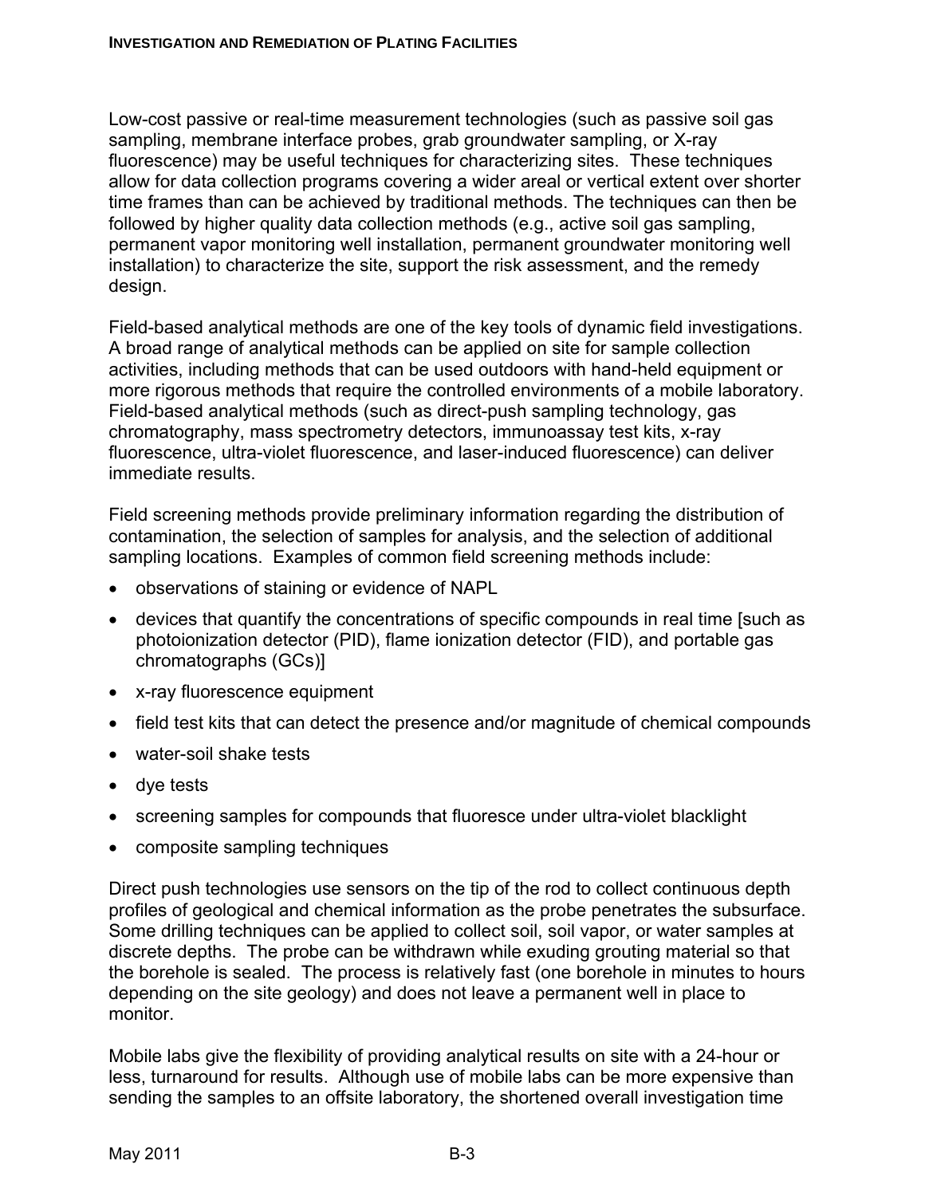Low-cost passive or real-time measurement technologies (such as passive soil gas sampling, membrane interface probes, grab groundwater sampling, or X-ray fluorescence) may be useful techniques for characterizing sites. These techniques allow for data collection programs covering a wider areal or vertical extent over shorter time frames than can be achieved by traditional methods. The techniques can then be followed by higher quality data collection methods (e.g., active soil gas sampling, permanent vapor monitoring well installation, permanent groundwater monitoring well installation) to characterize the site, support the risk assessment, and the remedy design.

Field-based analytical methods are one of the key tools of dynamic field investigations. A broad range of analytical methods can be applied on site for sample collection activities, including methods that can be used outdoors with hand-held equipment or more rigorous methods that require the controlled environments of a mobile laboratory. Field-based analytical methods (such as direct-push sampling technology, gas chromatography, mass spectrometry detectors, immunoassay test kits, x-ray fluorescence, ultra-violet fluorescence, and laser-induced fluorescence) can deliver immediate results.

Field screening methods provide preliminary information regarding the distribution of contamination, the selection of samples for analysis, and the selection of additional sampling locations. Examples of common field screening methods include:

- observations of staining or evidence of NAPL
- devices that quantify the concentrations of specific compounds in real time [such as photoionization detector (PID), flame ionization detector (FID), and portable gas chromatographs (GCs)]
- x-ray fluorescence equipment
- field test kits that can detect the presence and/or magnitude of chemical compounds
- water-soil shake tests
- dye tests
- screening samples for compounds that fluoresce under ultra-violet blacklight
- composite sampling techniques

Direct push technologies use sensors on the tip of the rod to collect continuous depth profiles of geological and chemical information as the probe penetrates the subsurface. Some drilling techniques can be applied to collect soil, soil vapor, or water samples at discrete depths. The probe can be withdrawn while exuding grouting material so that the borehole is sealed. The process is relatively fast (one borehole in minutes to hours depending on the site geology) and does not leave a permanent well in place to monitor.

Mobile labs give the flexibility of providing analytical results on site with a 24-hour or less, turnaround for results. Although use of mobile labs can be more expensive than sending the samples to an offsite laboratory, the shortened overall investigation time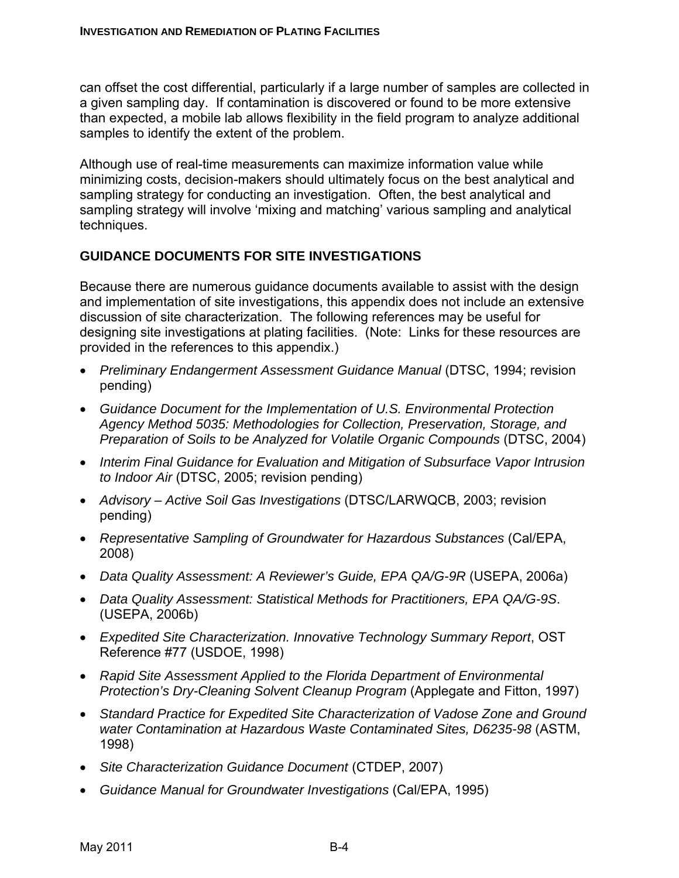can offset the cost differential, particularly if a large number of samples are collected in a given sampling day. If contamination is discovered or found to be more extensive than expected, a mobile lab allows flexibility in the field program to analyze additional samples to identify the extent of the problem.

Although use of real-time measurements can maximize information value while minimizing costs, decision-makers should ultimately focus on the best analytical and sampling strategy for conducting an investigation. Often, the best analytical and sampling strategy will involve 'mixing and matching' various sampling and analytical techniques.

## GUIDANCE DOCUMENTS FOR SITE INVESTIGATIONS

Because there are numerous guidance documents available to assist with the design and implementation of site investigations, this appendix does not include an extensive discussion of site characterization. The following references may be useful for designing site investigations at plating facilities. (Note: Links for these resources are provided in the references to this appendix.)

- *Preliminary Endangerment Assessment Guidance Manual* (DTSC, 1994; revision pending)
- *Guidance Document for the Implementation of U.S. Environmental Protection Agency Method 5035: Methodologies for Collection, Preservation, Storage, and Preparation of Soils to be Analyzed for Volatile Organic Compounds* (DTSC, 2004)
- *Interim Final Guidance for Evaluation and Mitigation of Subsurface Vapor Intrusion to Indoor Air* (DTSC, 2005; revision pending)
- *Advisory – Active Soil Gas Investigations* (DTSC/LARWQCB, 2003; revision pending)
- *Representative Sampling of Groundwater for Hazardous Substances* (Cal/EPA, 2008)
- *Data Quality Assessment: A Reviewer's Guide, EPA QA/G-9R* (USEPA, 2006a)
- *Data Quality Assessment: Statistical Methods for Practitioners, EPA QA/G-9S*. (USEPA, 2006b)
- *Expedited Site Characterization. Innovative Technology Summary Report*, OST Reference #77 (USDOE, 1998)
- *Rapid Site Assessment Applied to the Florida Department of Environmental Protection's Dry-Cleaning Solvent Cleanup Program* (Applegate and Fitton, 1997)
- *Standard Practice for Expedited Site Characterization of Vadose Zone and Ground water Contamination at Hazardous Waste Contaminated Sites, D6235-98* (ASTM, 1998)
- *Site Characterization Guidance Document* (CTDEP, 2007)
- *Guidance Manual for Groundwater Investigations* (Cal/EPA, 1995)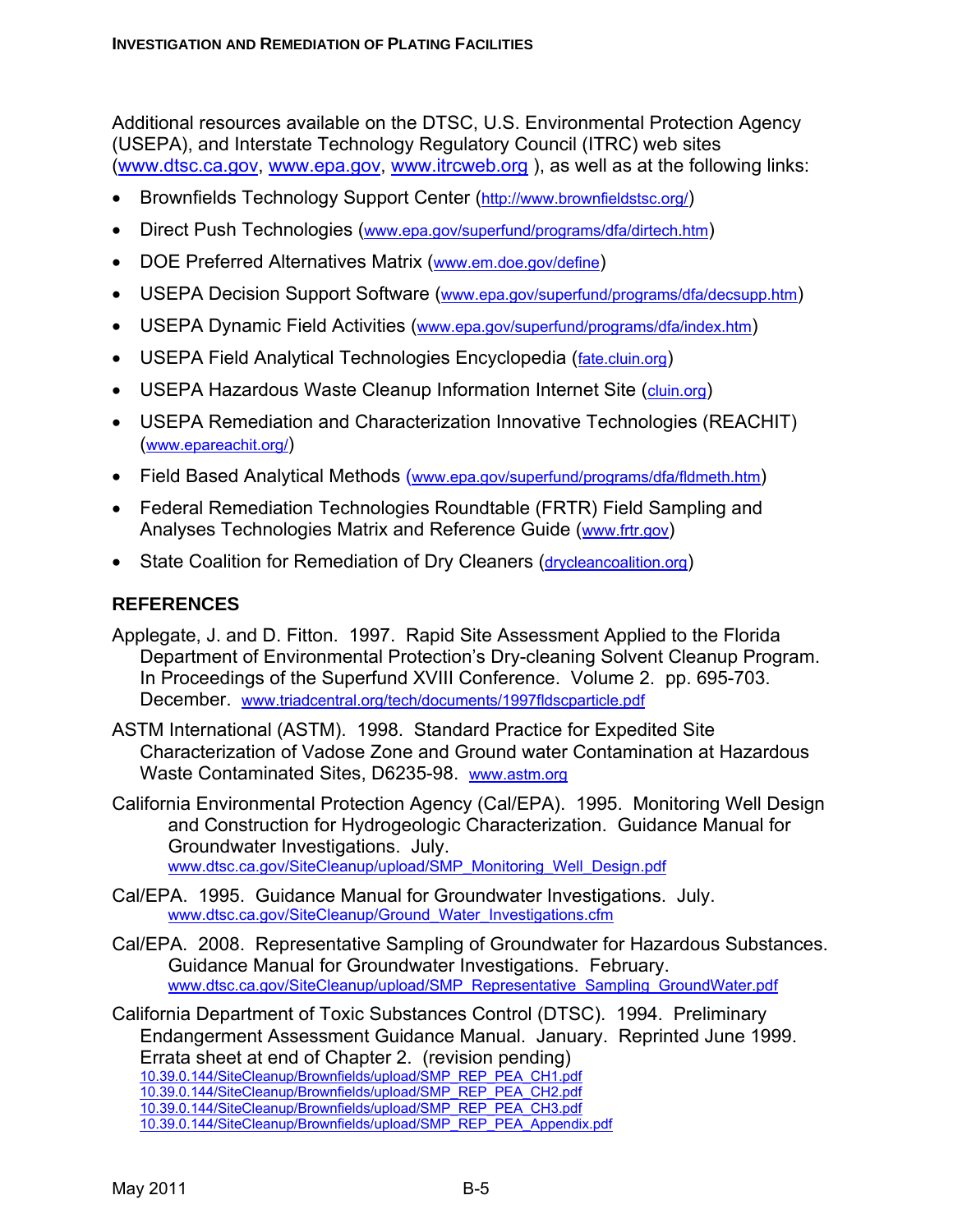Additional resources available on the DTSC, U.S. Environmental Protection Agency (USEPA), and Interstate Technology Regulatory Council (ITRC) web sites (www.dtsc.ca.gov, www.epa.gov, www.itrcweb.org ), as well as at the following links:

- Brownfields Technology Support Center (http://www.brownfieldstsc.org/)
- Direct Push Technologies (www.epa.gov/superfund/programs/dfa/dirtech.htm)
- DOE Preferred Alternatives Matrix (www.em.doe.gov/define)
- USEPA Decision Support Software (www.epa.gov/superfund/programs/dfa/decsupp.htm)
- USEPA Dynamic Field Activities (www.epa.gov/superfund/programs/dfa/index.htm)
- USEPA Field Analytical Technologies Encyclopedia (fate.cluin.org)
- USEPA Hazardous Waste Cleanup Information Internet Site (cluin.org)
- USEPA Remediation and Characterization Innovative Technologies (REACHIT) (www.epareachit.org/)
- Field Based Analytical Methods (www.epa.gov/superfund/programs/dfa/fldmeth.htm)
- Federal Remediation Technologies Roundtable (FRTR) Field Sampling and Analyses Technologies Matrix and Reference Guide (www.frtr.gov)
- State Coalition for Remediation of Dry Cleaners (drycleancoalition.org)

## REFERENCES

Applegate, J. and D. Fitton. 1997. Rapid Site Assessment Applied to the Florida Department of Environmental Protection's Dry-cleaning Solvent Cleanup Program. In Proceedings of the Superfund XVIII Conference. Volume 2. pp. 695-703. December. www.triadcentral.org/tech/documents/1997fldscparticle.pdf

ASTM International (ASTM). 1998. Standard Practice for Expedited Site Characterization of Vadose Zone and Ground water Contamination at Hazardous Waste Contaminated Sites, D6235-98. www.astm.org

California Environmental Protection Agency (Cal/EPA). 1995. Monitoring Well Design and Construction for Hydrogeologic Characterization. Guidance Manual for Groundwater Investigations. July. www.dtsc.ca.gov/SiteCleanup/upload/SMP_Monitoring_Well_Design.pdf

Cal/EPA. 1995. Guidance Manual for Groundwater Investigations. July. www.dtsc.ca.gov/SiteCleanup/Ground_Water_Investigations.cfm

Cal/EPA. 2008. Representative Sampling of Groundwater for Hazardous Substances. Guidance Manual for Groundwater Investigations. February. www.dtsc.ca.gov/SiteCleanup/upload/SMP_Representative_Sampling_GroundWater.pdf

California Department of Toxic Substances Control (DTSC). 1994. Preliminary Endangerment Assessment Guidance Manual. January. Reprinted June 1999. Errata sheet at end of Chapter 2. (revision pending)
10.39.0.144/SiteCleanup/Brownfields/upload/SMP_REP_PEA_CH1.pdf
10.39.0.144/SiteCleanup/Brownfields/upload/SMP_REP_PEA_CH2.pdf
10.39.0.144/SiteCleanup/Brownfields/upload/SMP_REP_PEA_CH3.pdf
10.39.0.144/SiteCleanup/Brownfields/upload/SMP_REP_PEA_Appendix.pdf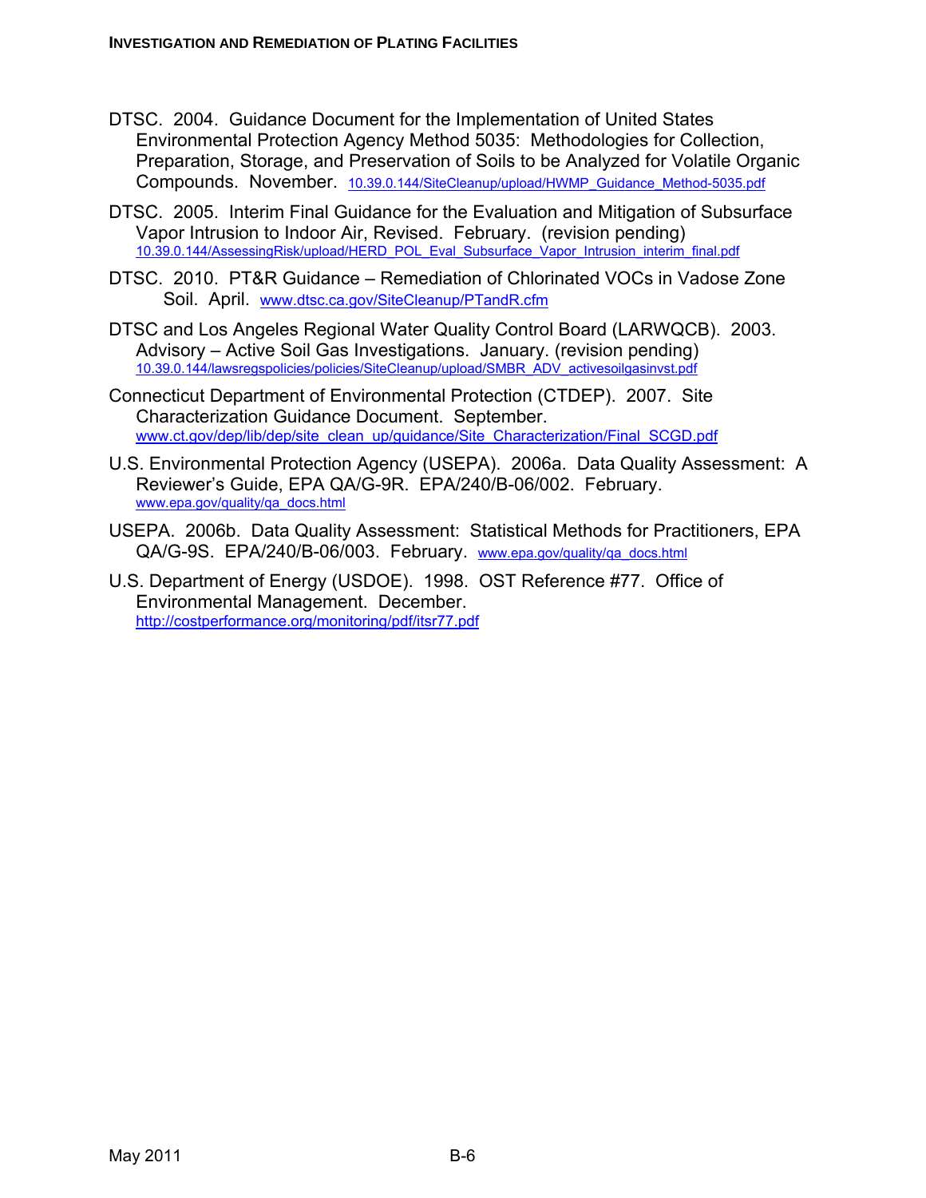DTSC. 2004. Guidance Document for the Implementation of United States Environmental Protection Agency Method 5035: Methodologies for Collection, Preparation, Storage, and Preservation of Soils to be Analyzed for Volatile Organic Compounds. November. 10.39.0.144/SiteCleanup/upload/HWMP_Guidance_Method-5035.pdf

DTSC. 2005. Interim Final Guidance for the Evaluation and Mitigation of Subsurface Vapor Intrusion to Indoor Air, Revised. February. (revision pending) 10.39.0.144/AssessingRisk/upload/HERD_POL_Eval_Subsurface_Vapor_Intrusion_interim_final.pdf

DTSC. 2010. PT&R Guidance – Remediation of Chlorinated VOCs in Vadose Zone Soil. April. www.dtsc.ca.gov/SiteCleanup/PTandR.cfm

DTSC and Los Angeles Regional Water Quality Control Board (LARWQCB). 2003. Advisory – Active Soil Gas Investigations. January. (revision pending) 10.39.0.144/lawsregspolicies/policies/SiteCleanup/upload/SMBR_ADV_activesoilgasinvst.pdf

Connecticut Department of Environmental Protection (CTDEP). 2007. Site Characterization Guidance Document. September. www.ct.gov/dep/lib/dep/site_clean_up/guidance/Site_Characterization/Final_SCGD.pdf

U.S. Environmental Protection Agency (USEPA). 2006a. Data Quality Assessment: A Reviewer's Guide, EPA QA/G-9R. EPA/240/B-06/002. February. www.epa.gov/quality/qa_docs.html

USEPA. 2006b. Data Quality Assessment: Statistical Methods for Practitioners, EPA QA/G-9S. EPA/240/B-06/003. February. www.epa.gov/quality/qa_docs.html

U.S. Department of Energy (USDOE). 1998. OST Reference #77. Office of Environmental Management. December. http://costperformance.org/monitoring/pdf/itsr77.pdf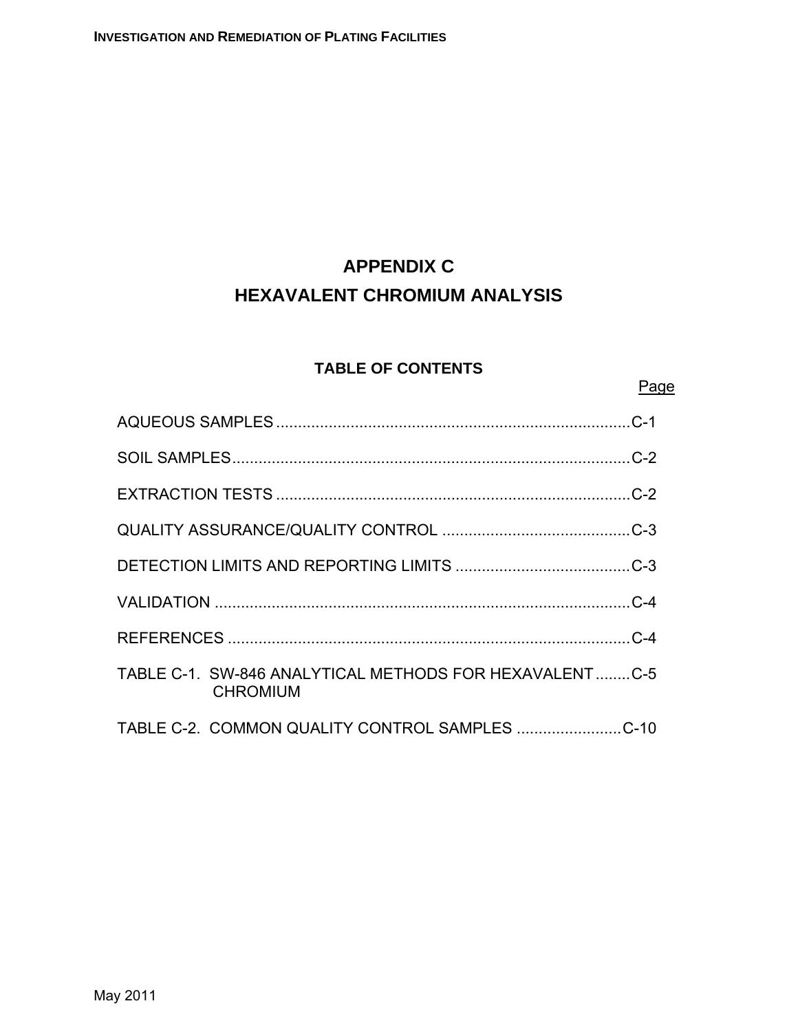# APPENDIX C
# HEXAVALENT CHROMIUM ANALYSIS

## TABLE OF CONTENTS

| | Page |
|---|---|
| AQUEOUS SAMPLES | C-1 |
| SOIL SAMPLES | C-2 |
| EXTRACTION TESTS | C-2 |
| QUALITY ASSURANCE/QUALITY CONTROL | C-3 |
| DETECTION LIMITS AND REPORTING LIMITS | C-3 |
| VALIDATION | C-4 |
| REFERENCES | C-4 |
| TABLE C-1. SW-846 ANALYTICAL METHODS FOR HEXAVALENT CHROMIUM | C-5 |
| TABLE C-2. COMMON QUALITY CONTROL SAMPLES | C-10 |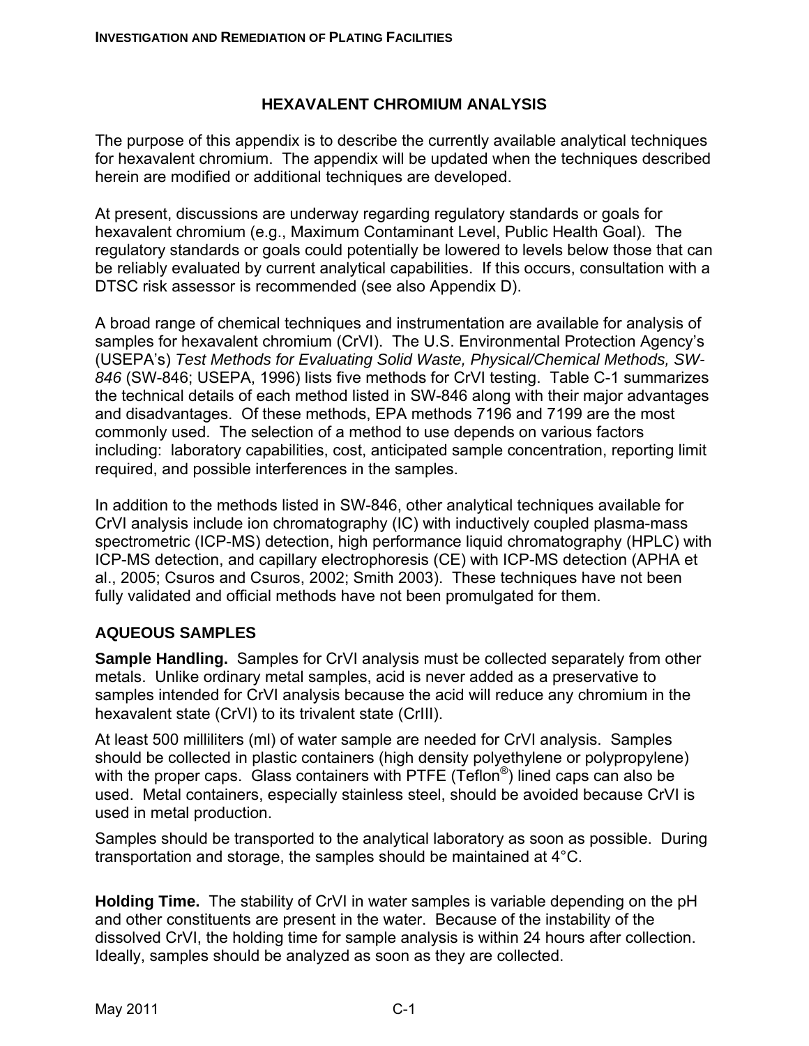# HEXAVALENT CHROMIUM ANALYSIS

The purpose of this appendix is to describe the currently available analytical techniques for hexavalent chromium. The appendix will be updated when the techniques described herein are modified or additional techniques are developed.

At present, discussions are underway regarding regulatory standards or goals for hexavalent chromium (e.g., Maximum Contaminant Level, Public Health Goal). The regulatory standards or goals could potentially be lowered to levels below those that can be reliably evaluated by current analytical capabilities. If this occurs, consultation with a DTSC risk assessor is recommended (see also Appendix D).

A broad range of chemical techniques and instrumentation are available for analysis of samples for hexavalent chromium (CrVI). The U.S. Environmental Protection Agency's (USEPA's) *Test Methods for Evaluating Solid Waste, Physical/Chemical Methods, SW-846* (SW-846; USEPA, 1996) lists five methods for CrVI testing. Table C-1 summarizes the technical details of each method listed in SW-846 along with their major advantages and disadvantages. Of these methods, EPA methods 7196 and 7199 are the most commonly used. The selection of a method to use depends on various factors including: laboratory capabilities, cost, anticipated sample concentration, reporting limit required, and possible interferences in the samples.

In addition to the methods listed in SW-846, other analytical techniques available for CrVI analysis include ion chromatography (IC) with inductively coupled plasma-mass spectrometric (ICP-MS) detection, high performance liquid chromatography (HPLC) with ICP-MS detection, and capillary electrophoresis (CE) with ICP-MS detection (APHA et al., 2005; Csuros and Csuros, 2002; Smith 2003). These techniques have not been fully validated and official methods have not been promulgated for them.

## AQUEOUS SAMPLES

**Sample Handling.** Samples for CrVI analysis must be collected separately from other metals. Unlike ordinary metal samples, acid is never added as a preservative to samples intended for CrVI analysis because the acid will reduce any chromium in the hexavalent state (CrVI) to its trivalent state (CrIII).

At least 500 milliliters (ml) of water sample are needed for CrVI analysis. Samples should be collected in plastic containers (high density polyethylene or polypropylene) with the proper caps. Glass containers with PTFE (Teflon®) lined caps can also be used. Metal containers, especially stainless steel, should be avoided because CrVI is used in metal production.

Samples should be transported to the analytical laboratory as soon as possible. During transportation and storage, the samples should be maintained at 4°C.

**Holding Time.** The stability of CrVI in water samples is variable depending on the pH and other constituents are present in the water. Because of the instability of the dissolved CrVI, the holding time for sample analysis is within 24 hours after collection. Ideally, samples should be analyzed as soon as they are collected.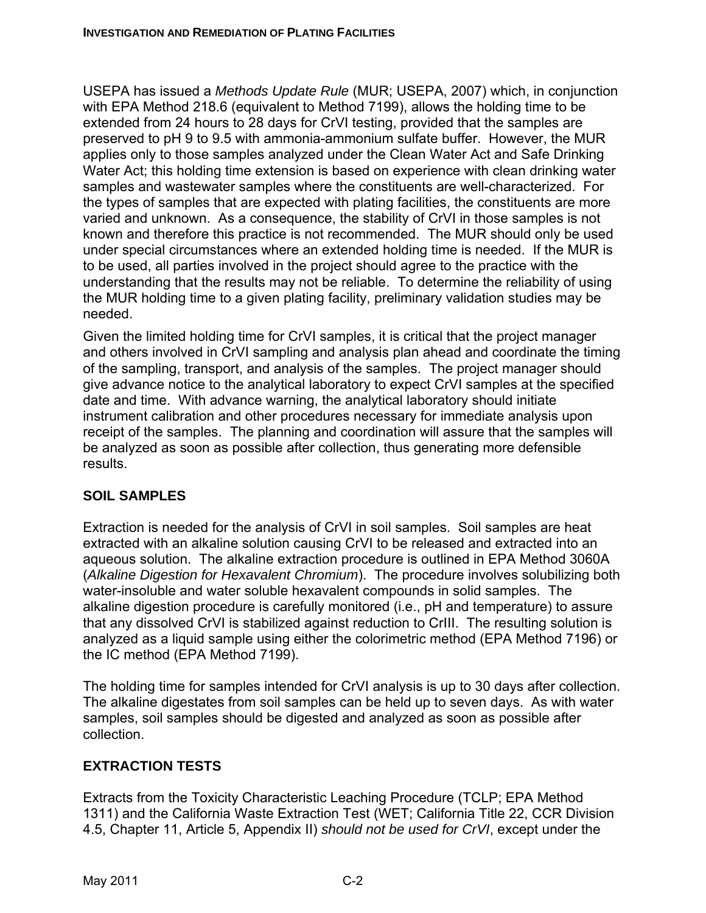USEPA has issued a *Methods Update Rule* (MUR; USEPA, 2007) which, in conjunction with EPA Method 218.6 (equivalent to Method 7199), allows the holding time to be extended from 24 hours to 28 days for CrVI testing, provided that the samples are preserved to pH 9 to 9.5 with ammonia-ammonium sulfate buffer. However, the MUR applies only to those samples analyzed under the Clean Water Act and Safe Drinking Water Act; this holding time extension is based on experience with clean drinking water samples and wastewater samples where the constituents are well-characterized. For the types of samples that are expected with plating facilities, the constituents are more varied and unknown. As a consequence, the stability of CrVI in those samples is not known and therefore this practice is not recommended. The MUR should only be used under special circumstances where an extended holding time is needed. If the MUR is to be used, all parties involved in the project should agree to the practice with the understanding that the results may not be reliable. To determine the reliability of using the MUR holding time to a given plating facility, preliminary validation studies may be needed.

Given the limited holding time for CrVI samples, it is critical that the project manager and others involved in CrVI sampling and analysis plan ahead and coordinate the timing of the sampling, transport, and analysis of the samples. The project manager should give advance notice to the analytical laboratory to expect CrVI samples at the specified date and time. With advance warning, the analytical laboratory should initiate instrument calibration and other procedures necessary for immediate analysis upon receipt of the samples. The planning and coordination will assure that the samples will be analyzed as soon as possible after collection, thus generating more defensible results.

### SOIL SAMPLES

Extraction is needed for the analysis of CrVI in soil samples. Soil samples are heat extracted with an alkaline solution causing CrVI to be released and extracted into an aqueous solution. The alkaline extraction procedure is outlined in EPA Method 3060A (*Alkaline Digestion for Hexavalent Chromium*). The procedure involves solubilizing both water-insoluble and water soluble hexavalent compounds in solid samples. The alkaline digestion procedure is carefully monitored (i.e., pH and temperature) to assure that any dissolved CrVI is stabilized against reduction to CrIII. The resulting solution is analyzed as a liquid sample using either the colorimetric method (EPA Method 7196) or the IC method (EPA Method 7199).

The holding time for samples intended for CrVI analysis is up to 30 days after collection. The alkaline digestates from soil samples can be held up to seven days. As with water samples, soil samples should be digested and analyzed as soon as possible after collection.

### EXTRACTION TESTS

Extracts from the Toxicity Characteristic Leaching Procedure (TCLP; EPA Method 1311) and the California Waste Extraction Test (WET; California Title 22, CCR Division 4.5, Chapter 11, Article 5, Appendix II) *should not be used for CrVI*, except under the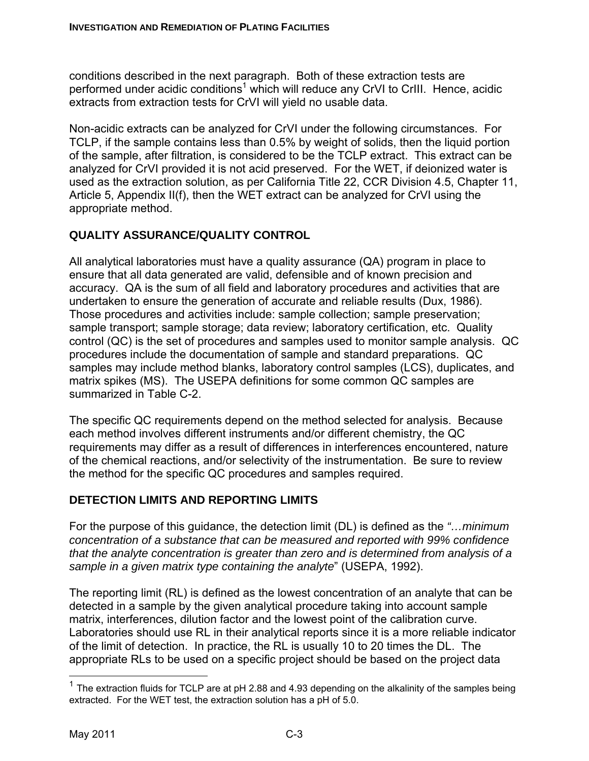conditions described in the next paragraph. Both of these extraction tests are performed under acidic conditions[1] which will reduce any CrVI to CrIII. Hence, acidic extracts from extraction tests for CrVI will yield no usable data.

Non-acidic extracts can be analyzed for CrVI under the following circumstances. For TCLP, if the sample contains less than 0.5% by weight of solids, then the liquid portion of the sample, after filtration, is considered to be the TCLP extract. This extract can be analyzed for CrVI provided it is not acid preserved. For the WET, if deionized water is used as the extraction solution, as per California Title 22, CCR Division 4.5, Chapter 11, Article 5, Appendix II(f), then the WET extract can be analyzed for CrVI using the appropriate method.

## QUALITY ASSURANCE/QUALITY CONTROL

All analytical laboratories must have a quality assurance (QA) program in place to ensure that all data generated are valid, defensible and of known precision and accuracy. QA is the sum of all field and laboratory procedures and activities that are undertaken to ensure the generation of accurate and reliable results (Dux, 1986). Those procedures and activities include: sample collection; sample preservation; sample transport; sample storage; data review; laboratory certification, etc. Quality control (QC) is the set of procedures and samples used to monitor sample analysis. QC procedures include the documentation of sample and standard preparations. QC samples may include method blanks, laboratory control samples (LCS), duplicates, and matrix spikes (MS). The USEPA definitions for some common QC samples are summarized in Table C-2.

The specific QC requirements depend on the method selected for analysis. Because each method involves different instruments and/or different chemistry, the QC requirements may differ as a result of differences in interferences encountered, nature of the chemical reactions, and/or selectivity of the instrumentation. Be sure to review the method for the specific QC procedures and samples required.

## DETECTION LIMITS AND REPORTING LIMITS

For the purpose of this guidance, the detection limit (DL) is defined as the *"…minimum concentration of a substance that can be measured and reported with 99% confidence that the analyte concentration is greater than zero and is determined from analysis of a sample in a given matrix type containing the analyte*" (USEPA, 1992).

The reporting limit (RL) is defined as the lowest concentration of an analyte that can be detected in a sample by the given analytical procedure taking into account sample matrix, interferences, dilution factor and the lowest point of the calibration curve. Laboratories should use RL in their analytical reports since it is a more reliable indicator of the limit of detection. In practice, the RL is usually 10 to 20 times the DL. The appropriate RLs to be used on a specific project should be based on the project data

---

[1] The extraction fluids for TCLP are at pH 2.88 and 4.93 depending on the alkalinity of the samples being extracted. For the WET test, the extraction solution has a pH of 5.0.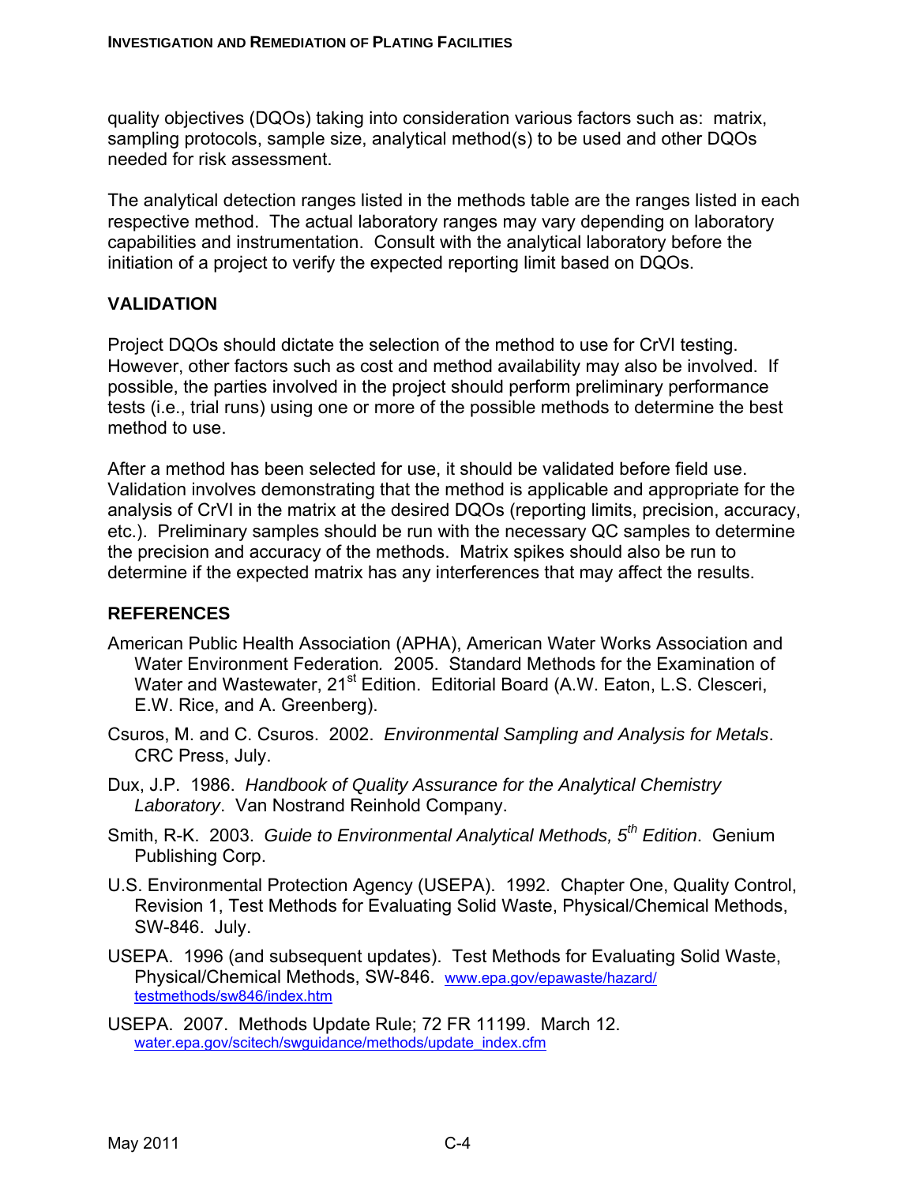quality objectives (DQOs) taking into consideration various factors such as: matrix, sampling protocols, sample size, analytical method(s) to be used and other DQOs needed for risk assessment.

The analytical detection ranges listed in the methods table are the ranges listed in each respective method. The actual laboratory ranges may vary depending on laboratory capabilities and instrumentation. Consult with the analytical laboratory before the initiation of a project to verify the expected reporting limit based on DQOs.

## VALIDATION

Project DQOs should dictate the selection of the method to use for CrVI testing. However, other factors such as cost and method availability may also be involved. If possible, the parties involved in the project should perform preliminary performance tests (i.e., trial runs) using one or more of the possible methods to determine the best method to use.

After a method has been selected for use, it should be validated before field use. Validation involves demonstrating that the method is applicable and appropriate for the analysis of CrVI in the matrix at the desired DQOs (reporting limits, precision, accuracy, etc.). Preliminary samples should be run with the necessary QC samples to determine the precision and accuracy of the methods. Matrix spikes should also be run to determine if the expected matrix has any interferences that may affect the results.

## REFERENCES

American Public Health Association (APHA), American Water Works Association and Water Environment Federation*.* 2005. Standard Methods for the Examination of Water and Wastewater, 21st Edition. Editorial Board (A.W. Eaton, L.S. Clesceri, E.W. Rice, and A. Greenberg).

Csuros, M. and C. Csuros. 2002. *Environmental Sampling and Analysis for Metals*. CRC Press, July.

Dux, J.P. 1986. *Handbook of Quality Assurance for the Analytical Chemistry Laboratory*. Van Nostrand Reinhold Company.

Smith, R-K. 2003. *Guide to Environmental Analytical Methods, 5th Edition*. Genium Publishing Corp.

U.S. Environmental Protection Agency (USEPA). 1992. Chapter One, Quality Control, Revision 1, Test Methods for Evaluating Solid Waste, Physical/Chemical Methods, SW-846. July.

USEPA. 1996 (and subsequent updates). Test Methods for Evaluating Solid Waste, Physical/Chemical Methods, SW-846. www.epa.gov/epawaste/hazard/testmethods/sw846/index.htm

USEPA. 2007. Methods Update Rule; 72 FR 11199. March 12. water.epa.gov/scitech/swguidance/methods/update_index.cfm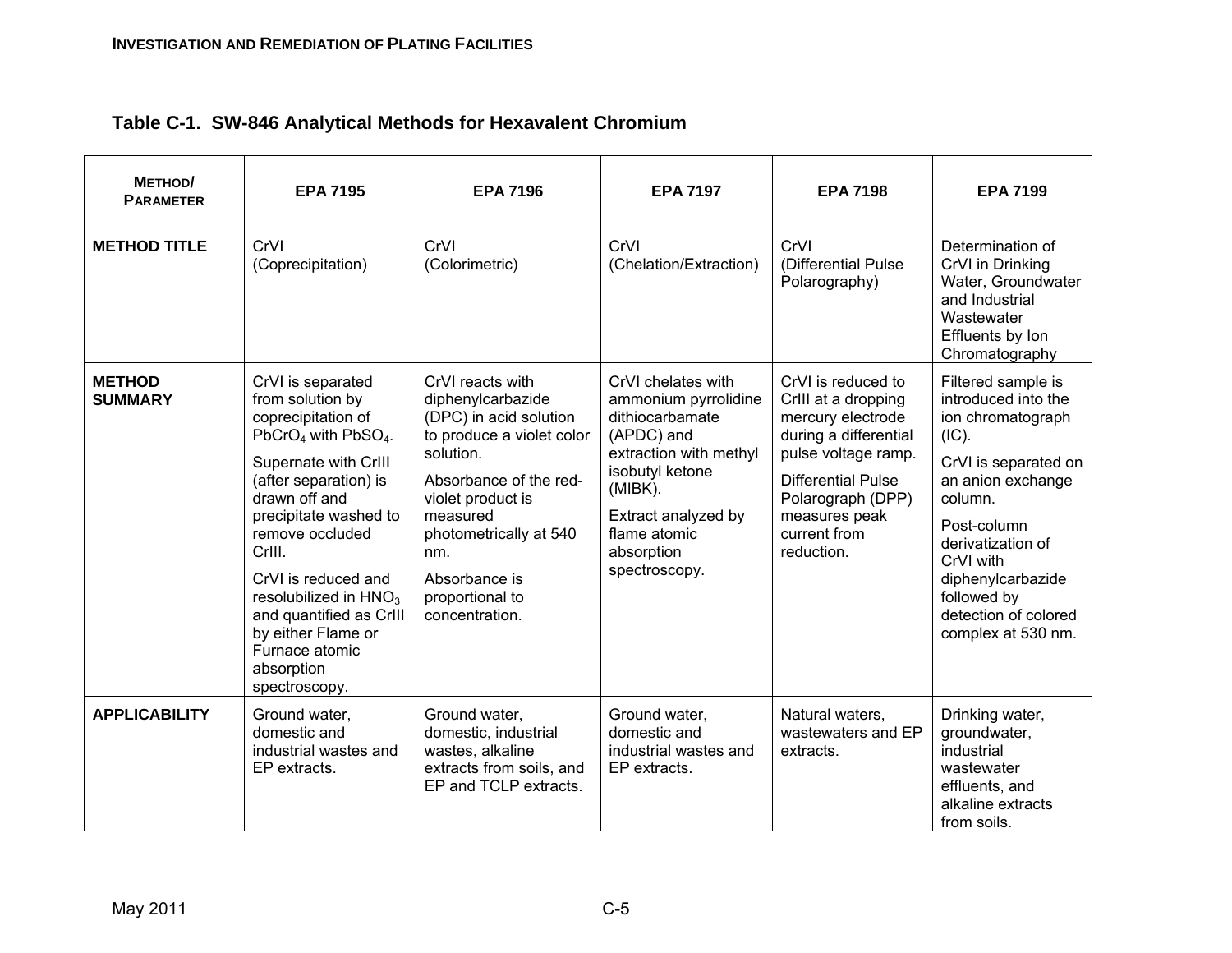## Table C-1. SW-846 Analytical Methods for Hexavalent Chromium

| METHOD/ PARAMETER | EPA 7195 | EPA 7196 | EPA 7197 | EPA 7198 | EPA 7199 |
|---|---|---|---|---|---|
| **METHOD TITLE** | CrVI (Coprecipitation) | CrVI (Colorimetric) | CrVI (Chelation/Extraction) | CrVI (Differential Pulse Polarography) | Determination of CrVI in Drinking Water, Groundwater and Industrial Wastewater Effluents by Ion Chromatography |
| **METHOD SUMMARY** | CrVI is separated from solution by coprecipitation of $PbCrO_4$ with $PbSO_4$. Supernate with CrIII (after separation) is drawn off and precipitate washed to remove occluded CrIII. CrVI is reduced and resolubilized in $HNO_3$ and quantified as CrIII by either Flame or Furnace atomic absorption spectroscopy. | CrVI reacts with diphenylcarbazide (DPC) in acid solution to produce a violet color solution. Absorbance of the red-violet product is measured photometrically at 540 nm. Absorbance is proportional to concentration. | CrVI chelates with ammonium pyrrolidine dithiocarbamate (APDC) and extraction with methyl isobutyl ketone (MIBK). Extract analyzed by flame atomic absorption spectroscopy. | CrVI is reduced to CrIII at a dropping mercury electrode during a differential pulse voltage ramp. Differential Pulse Polarograph (DPP) measures peak current from reduction. | Filtered sample is introduced into the ion chromatograph (IC). CrVI is separated on an anion exchange column. Post-column derivatization of CrVI with diphenylcarbazide followed by detection of colored complex at 530 nm. |
| **APPLICABILITY** | Ground water, domestic and industrial wastes and EP extracts. | Ground water, domestic, industrial wastes, alkaline extracts from soils, and EP and TCLP extracts. | Ground water, domestic and industrial wastes and EP extracts. | Natural waters, wastewaters and EP extracts. | Drinking water, groundwater, industrial wastewater effluents, and alkaline extracts from soils. |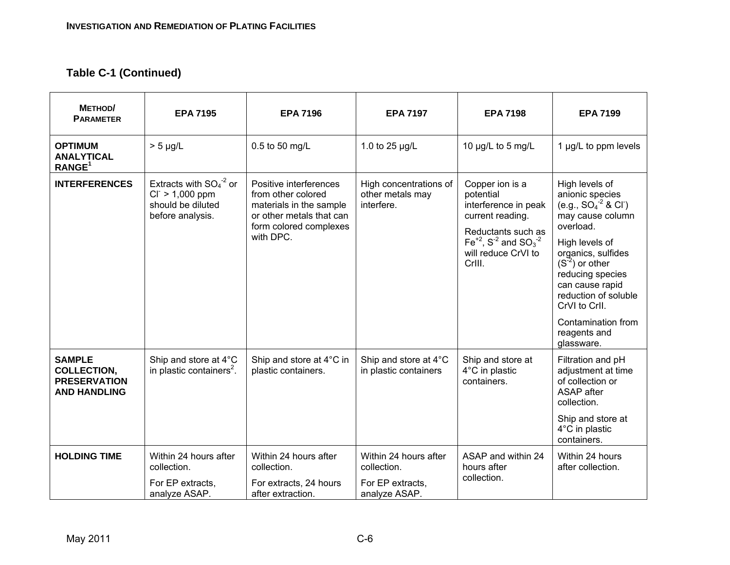## Table C-1 (Continued)

| METHOD/ PARAMETER | EPA 7195 | EPA 7196 | EPA 7197 | EPA 7198 | EPA 7199 |
|---|---|---|---|---|---|
| **OPTIMUM ANALYTICAL RANGE**[1] | > 5 µg/L | 0.5 to 50 mg/L | 1.0 to 25 µg/L | 10 µg/L to 5 mg/L | 1 µg/L to ppm levels |
| **INTERFERENCES** | Extracts with $SO_4^{-2}$ or $Cl^-$ > 1,000 ppm should be diluted before analysis. | Positive interferences from other colored materials in the sample or other metals that can form colored complexes with DPC. | High concentrations of other metals may interfere. | Copper ion is a potential interference in peak current reading. Reductants such as $Fe^{+2}$, $S^{-2}$ and $SO_3^{-2}$ will reduce CrVI to CrIII. | High levels of anionic species (e.g., $SO_4^{-2}$ & $Cl^-$) may cause column overload. High levels of organics, sulfides ($S^{-2}$) or other reducing species can cause rapid reduction of soluble CrVI to CrII. Contamination from reagents and glassware. |
| **SAMPLE COLLECTION, PRESERVATION AND HANDLING** | Ship and store at 4°C in plastic containers[2]. | Ship and store at 4°C in plastic containers. | Ship and store at 4°C in plastic containers | Ship and store at 4°C in plastic containers. | Filtration and pH adjustment at time of collection or ASAP after collection. Ship and store at 4°C in plastic containers. |
| **HOLDING TIME** | Within 24 hours after collection. For EP extracts, analyze ASAP. | Within 24 hours after collection. For extracts, 24 hours after extraction. | Within 24 hours after collection. For EP extracts, analyze ASAP. | ASAP and within 24 hours after collection. | Within 24 hours after collection. |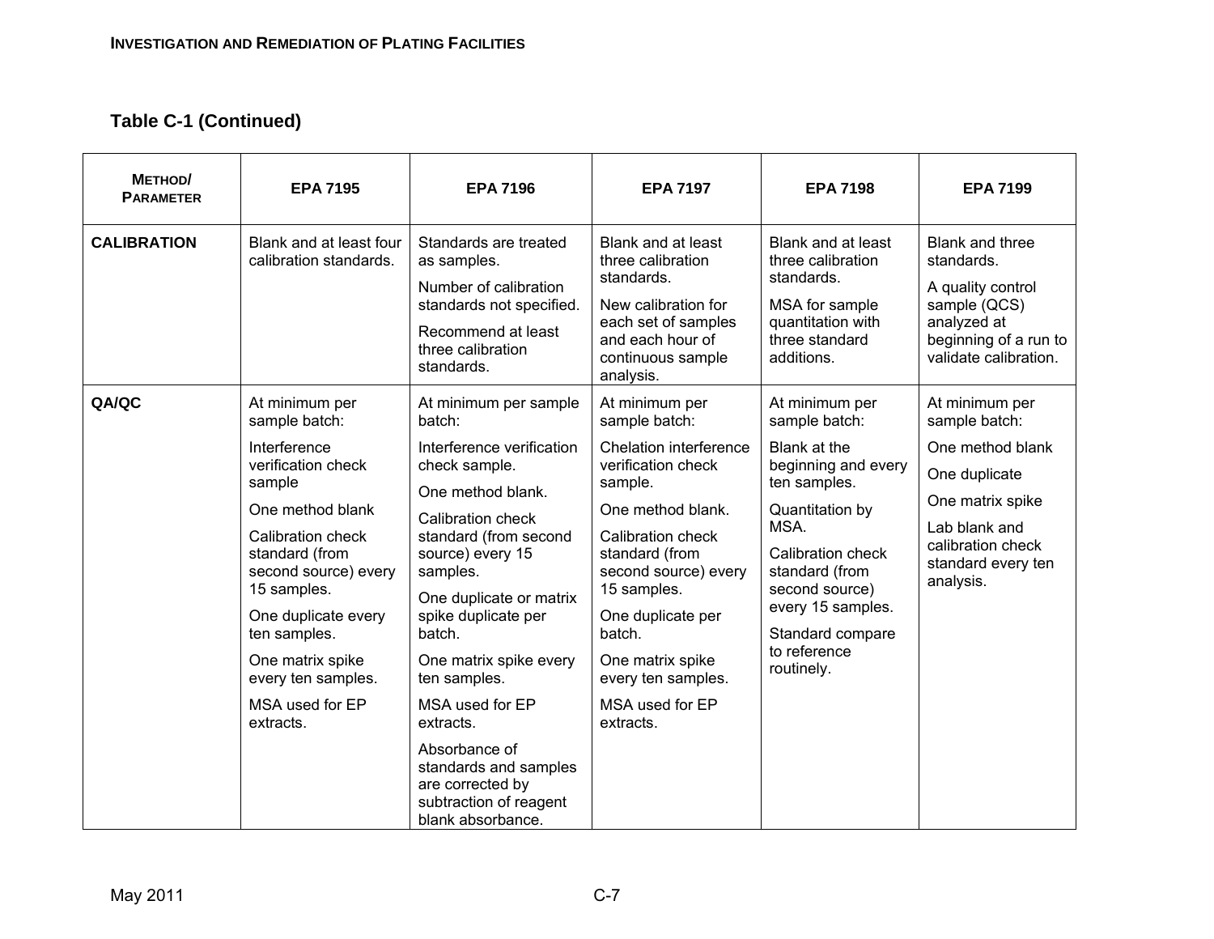## Table C-1 (Continued)

| METHOD/ PARAMETER | EPA 7195 | EPA 7196 | EPA 7197 | EPA 7198 | EPA 7199 |
|---|---|---|---|---|---|
| **CALIBRATION** | Blank and at least four calibration standards. | Standards are treated as samples.<br>Number of calibration standards not specified.<br>Recommend at least three calibration standards. | Blank and at least three calibration standards.<br>New calibration for each set of samples and each hour of continuous sample analysis. | Blank and at least three calibration standards.<br>MSA for sample quantitation with three standard additions. | Blank and three standards.<br>A quality control sample (QCS) analyzed at beginning of a run to validate calibration. |
| **QA/QC** | At minimum per sample batch:<br>Interference verification check sample<br>One method blank<br>Calibration check standard (from second source) every 15 samples.<br>One duplicate every ten samples.<br>One matrix spike every ten samples.<br>MSA used for EP extracts. | At minimum per sample batch:<br>Interference verification check sample.<br>One method blank.<br>Calibration check standard (from second source) every 15 samples.<br>One duplicate or matrix spike duplicate per batch.<br>One matrix spike every ten samples.<br>MSA used for EP extracts.<br>Absorbance of standards and samples are corrected by subtraction of reagent blank absorbance. | At minimum per sample batch:<br>Chelation interference verification check sample.<br>One method blank.<br>Calibration check standard (from second source) every 15 samples.<br>One duplicate per batch.<br>One matrix spike every ten samples.<br>MSA used for EP extracts. | At minimum per sample batch:<br>Blank at the beginning and every ten samples.<br>Quantitation by MSA.<br>Calibration check standard (from second source) every 15 samples.<br>Standard compare to reference routinely. | At minimum per sample batch:<br>One method blank<br>One duplicate<br>One matrix spike<br>Lab blank and calibration check standard every ten analysis. |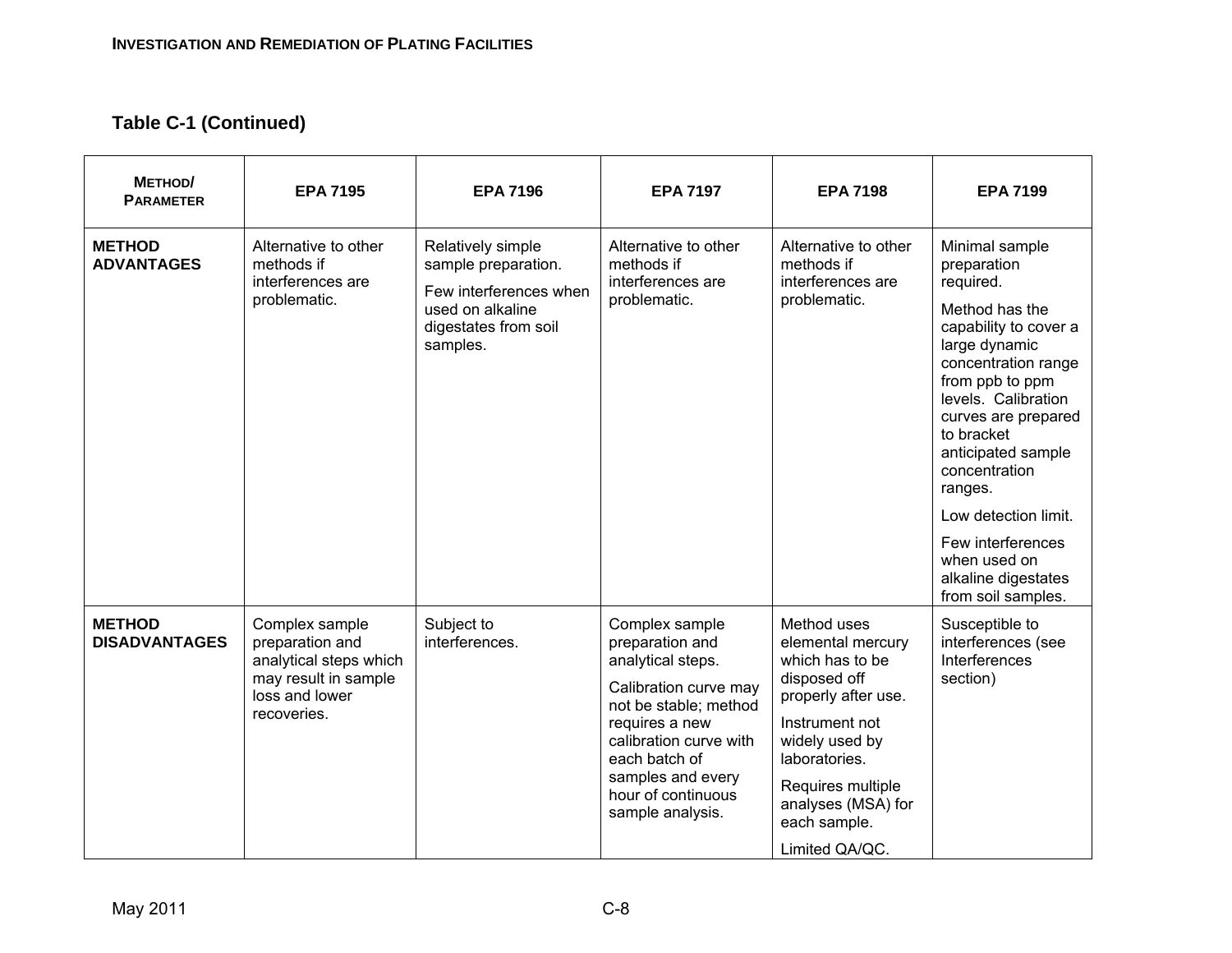## Table C-1 (Continued)

| METHOD/ PARAMETER | EPA 7195 | EPA 7196 | EPA 7197 | EPA 7198 | EPA 7199 |
|---|---|---|---|---|---|
| **METHOD ADVANTAGES** | Alternative to other methods if interferences are problematic. | Relatively simple sample preparation. <br><br> Few interferences when used on alkaline digestates from soil samples. | Alternative to other methods if interferences are problematic. | Alternative to other methods if interferences are problematic. | Minimal sample preparation required. <br><br> Method has the capability to cover a large dynamic concentration range from ppb to ppm levels. Calibration curves are prepared to bracket anticipated sample concentration ranges. <br><br> Low detection limit. <br><br> Few interferences when used on alkaline digestates from soil samples. |
| **METHOD DISADVANTAGES** | Complex sample preparation and analytical steps which may result in sample loss and lower recoveries. | Subject to interferences. | Complex sample preparation and analytical steps. <br><br> Calibration curve may not be stable; method requires a new calibration curve with each batch of samples and every hour of continuous sample analysis. | Method uses elemental mercury which has to be disposed off properly after use. <br><br> Instrument not widely used by laboratories. <br><br> Requires multiple analyses (MSA) for each sample. <br><br> Limited QA/QC. | Susceptible to interferences (see Interferences section) |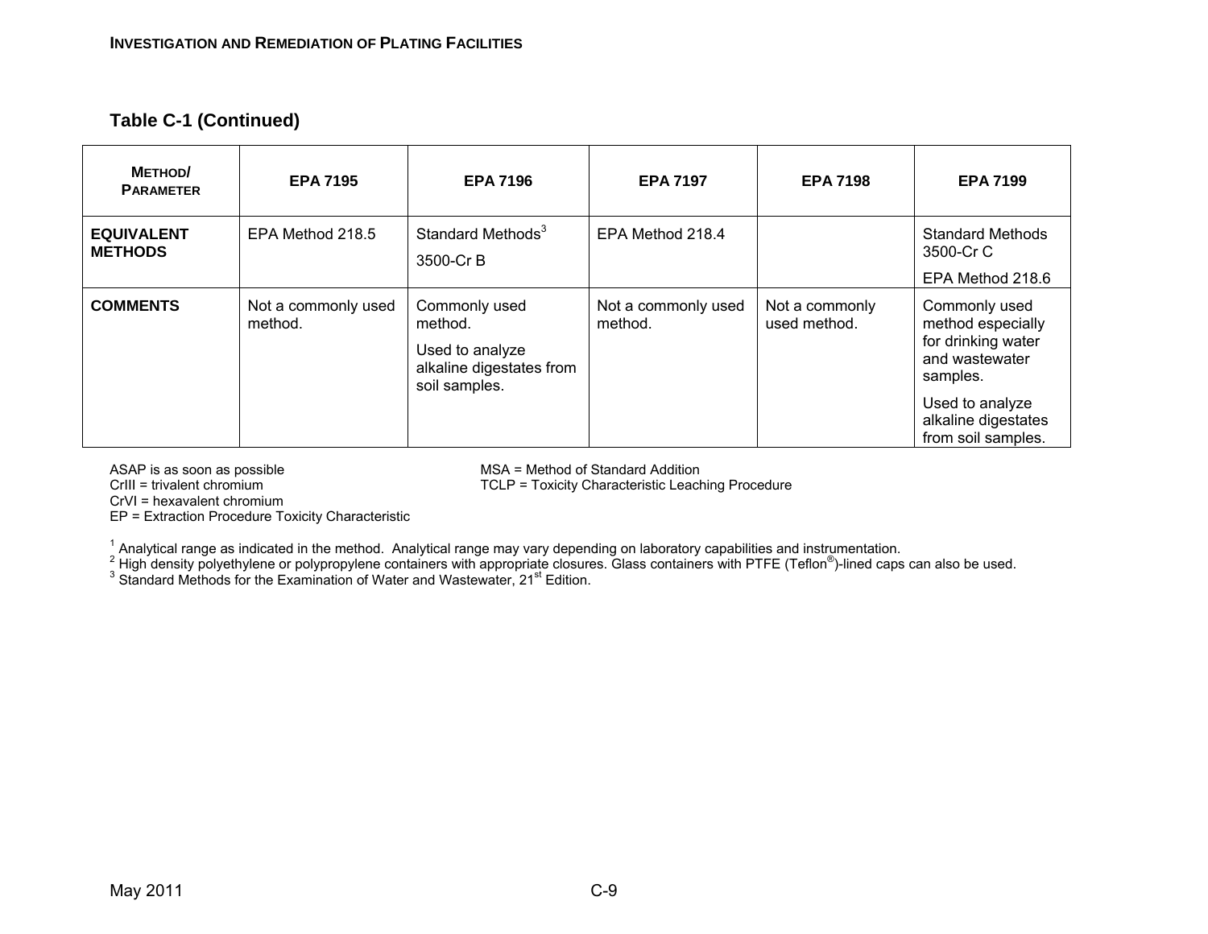### Table C-1 (Continued)

| METHOD/ PARAMETER | EPA 7195 | EPA 7196 | EPA 7197 | EPA 7198 | EPA 7199 |
|---|---|---|---|---|---|
| **EQUIVALENT METHODS** | EPA Method 218.5 | Standard Methods[3] 3500-Cr B | EPA Method 218.4 | | Standard Methods 3500-Cr C<br>EPA Method 218.6 |
| **COMMENTS** | Not a commonly used method. | Commonly used method.<br>Used to analyze alkaline digestates from soil samples. | Not a commonly used method. | Not a commonly used method. | Commonly used method especially for drinking water and wastewater samples.<br>Used to analyze alkaline digestates from soil samples. |

ASAP is as soon as possible
CrIII = trivalent chromium
CrVI = hexavalent chromium
EP = Extraction Procedure Toxicity Characteristic
MSA = Method of Standard Addition
TCLP = Toxicity Characteristic Leaching Procedure

[1] Analytical range as indicated in the method. Analytical range may vary depending on laboratory capabilities and instrumentation.
[2] High density polyethylene or polypropylene containers with appropriate closures. Glass containers with PTFE (Teflon®)-lined caps can also be used.
[3] Standard Methods for the Examination of Water and Wastewater, 21st Edition.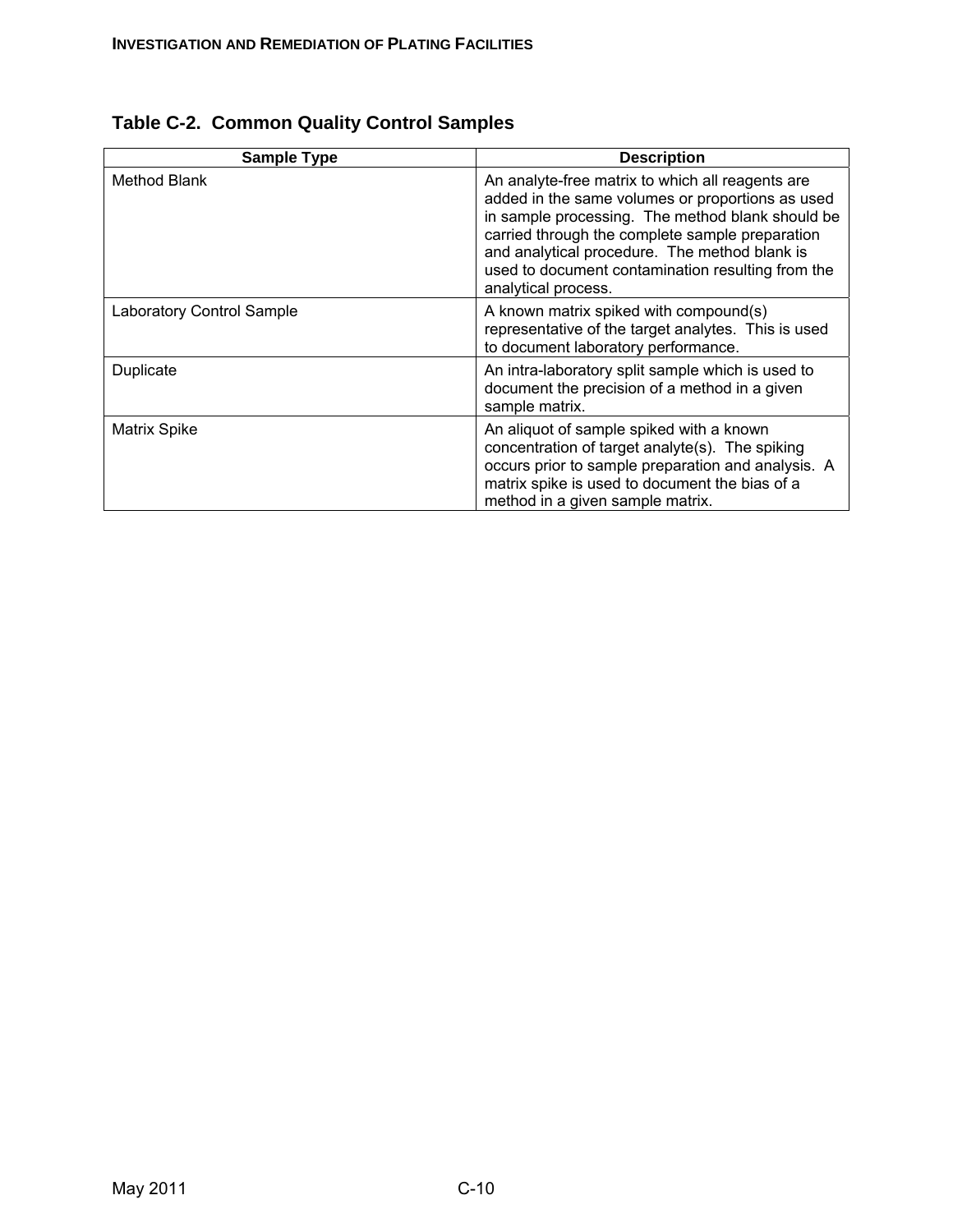## Table C-2. Common Quality Control Samples

| Sample Type | Description |
| --- | --- |
| Method Blank | An analyte-free matrix to which all reagents are added in the same volumes or proportions as used in sample processing. The method blank should be carried through the complete sample preparation and analytical procedure. The method blank is used to document contamination resulting from the analytical process. |
| Laboratory Control Sample | A known matrix spiked with compound(s) representative of the target analytes. This is used to document laboratory performance. |
| Duplicate | An intra-laboratory split sample which is used to document the precision of a method in a given sample matrix. |
| Matrix Spike | An aliquot of sample spiked with a known concentration of target analyte(s). The spiking occurs prior to sample preparation and analysis. A matrix spike is used to document the bias of a method in a given sample matrix. |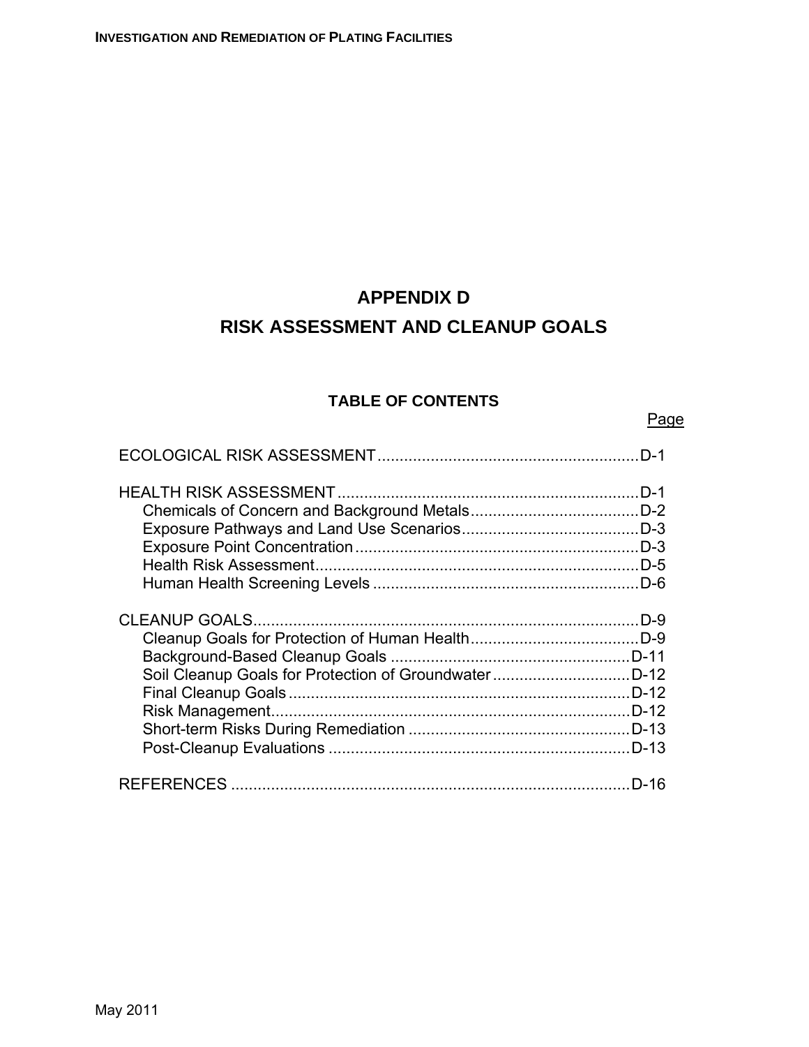# APPENDIX D

# RISK ASSESSMENT AND CLEANUP GOALS

## TABLE OF CONTENTS

| | Page |
|---|---|
| ECOLOGICAL RISK ASSESSMENT | D-1 |
| HEALTH RISK ASSESSMENT | D-1 |
| Chemicals of Concern and Background Metals | D-2 |
| Exposure Pathways and Land Use Scenarios | D-3 |
| Exposure Point Concentration | D-3 |
| Health Risk Assessment | D-5 |
| Human Health Screening Levels | D-6 |
| CLEANUP GOALS | D-9 |
| Cleanup Goals for Protection of Human Health | D-9 |
| Background-Based Cleanup Goals | D-11 |
| Soil Cleanup Goals for Protection of Groundwater | D-12 |
| Final Cleanup Goals | D-12 |
| Risk Management | D-12 |
| Short-term Risks During Remediation | D-13 |
| Post-Cleanup Evaluations | D-13 |
| REFERENCES | D-16 |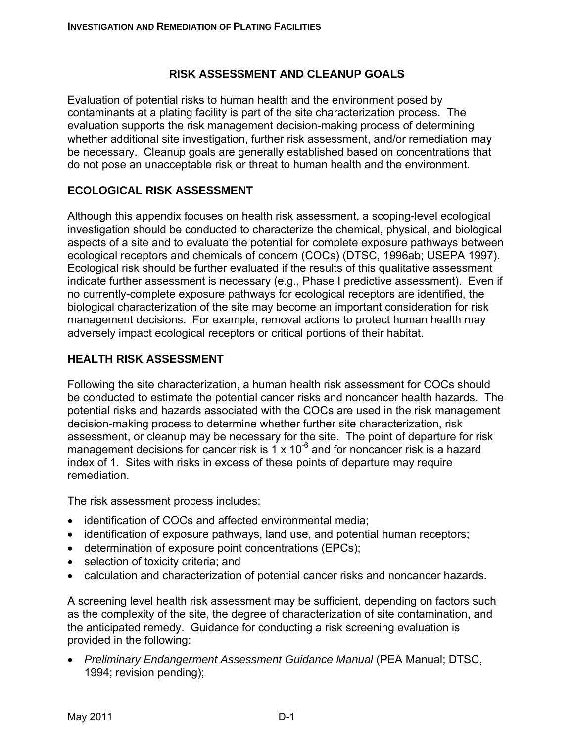## RISK ASSESSMENT AND CLEANUP GOALS

Evaluation of potential risks to human health and the environment posed by contaminants at a plating facility is part of the site characterization process. The evaluation supports the risk management decision-making process of determining whether additional site investigation, further risk assessment, and/or remediation may be necessary. Cleanup goals are generally established based on concentrations that do not pose an unacceptable risk or threat to human health and the environment.

### ECOLOGICAL RISK ASSESSMENT

Although this appendix focuses on health risk assessment, a scoping-level ecological investigation should be conducted to characterize the chemical, physical, and biological aspects of a site and to evaluate the potential for complete exposure pathways between ecological receptors and chemicals of concern (COCs) (DTSC, 1996ab; USEPA 1997). Ecological risk should be further evaluated if the results of this qualitative assessment indicate further assessment is necessary (e.g., Phase I predictive assessment). Even if no currently-complete exposure pathways for ecological receptors are identified, the biological characterization of the site may become an important consideration for risk management decisions. For example, removal actions to protect human health may adversely impact ecological receptors or critical portions of their habitat.

### HEALTH RISK ASSESSMENT

Following the site characterization, a human health risk assessment for COCs should be conducted to estimate the potential cancer risks and noncancer health hazards. The potential risks and hazards associated with the COCs are used in the risk management decision-making process to determine whether further site characterization, risk assessment, or cleanup may be necessary for the site. The point of departure for risk management decisions for cancer risk is $1 \times 10^{-6}$ and for noncancer risk is a hazard index of 1. Sites with risks in excess of these points of departure may require remediation.

The risk assessment process includes:

- identification of COCs and affected environmental media;
- identification of exposure pathways, land use, and potential human receptors;
- determination of exposure point concentrations (EPCs);
- selection of toxicity criteria; and
- calculation and characterization of potential cancer risks and noncancer hazards.

A screening level health risk assessment may be sufficient, depending on factors such as the complexity of the site, the degree of characterization of site contamination, and the anticipated remedy. Guidance for conducting a risk screening evaluation is provided in the following:

- *Preliminary Endangerment Assessment Guidance Manual* (PEA Manual; DTSC, 1994; revision pending);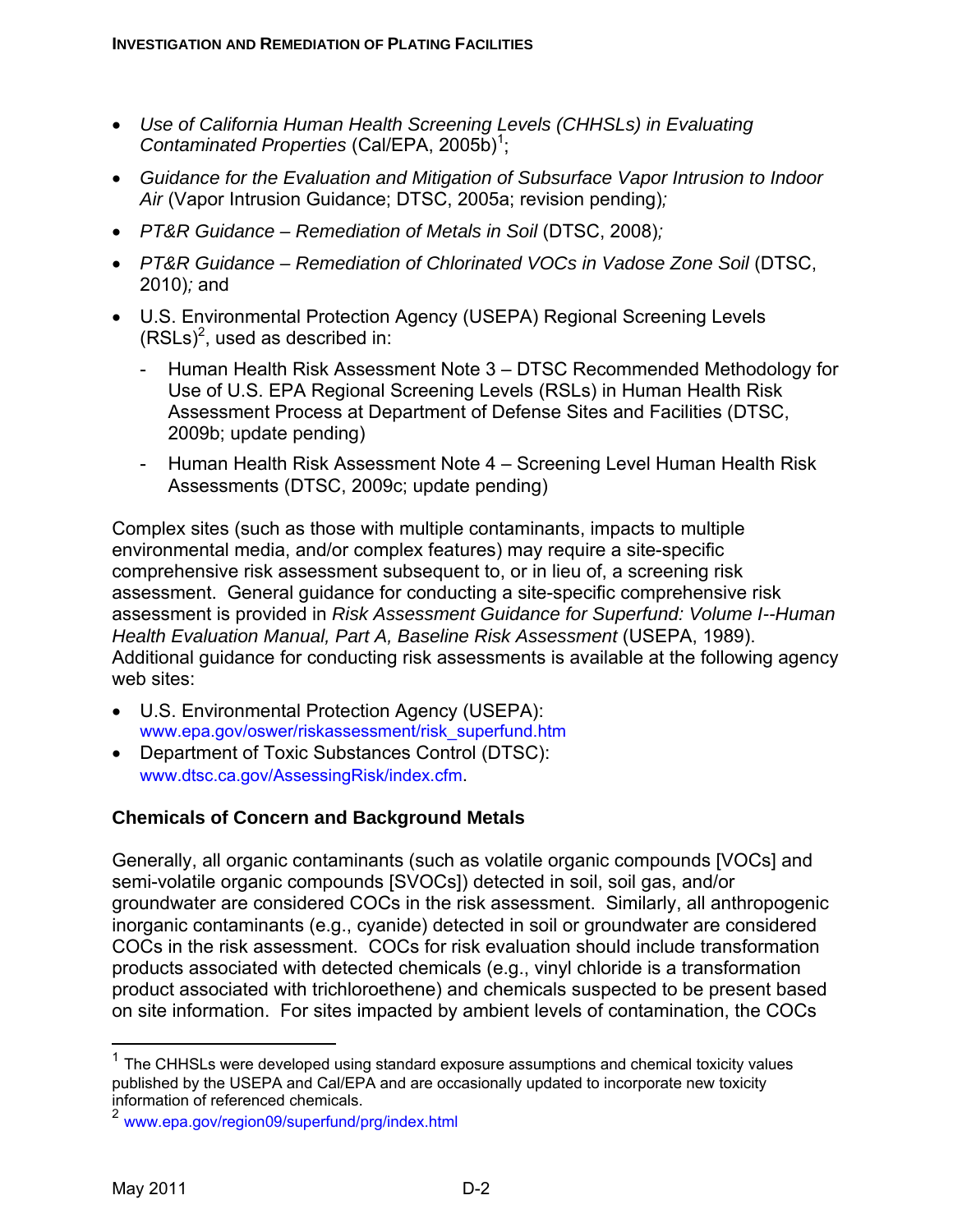- *Use of California Human Health Screening Levels (CHHSLs) in Evaluating Contaminated Properties* (Cal/EPA, 2005b)[1];
- *Guidance for the Evaluation and Mitigation of Subsurface Vapor Intrusion to Indoor Air* (Vapor Intrusion Guidance; DTSC, 2005a; revision pending)*;*
- *PT&R Guidance – Remediation of Metals in Soil* (DTSC, 2008)*;*
- *PT&R Guidance – Remediation of Chlorinated VOCs in Vadose Zone Soil* (DTSC, 2010)*;* and
- U.S. Environmental Protection Agency (USEPA) Regional Screening Levels (RSLs)[2], used as described in:
  - Human Health Risk Assessment Note 3 – DTSC Recommended Methodology for Use of U.S. EPA Regional Screening Levels (RSLs) in Human Health Risk Assessment Process at Department of Defense Sites and Facilities (DTSC, 2009b; update pending)
  - Human Health Risk Assessment Note 4 – Screening Level Human Health Risk Assessments (DTSC, 2009c; update pending)

Complex sites (such as those with multiple contaminants, impacts to multiple environmental media, and/or complex features) may require a site-specific comprehensive risk assessment subsequent to, or in lieu of, a screening risk assessment. General guidance for conducting a site-specific comprehensive risk assessment is provided in *Risk Assessment Guidance for Superfund: Volume I--Human Health Evaluation Manual, Part A, Baseline Risk Assessment* (USEPA, 1989). Additional guidance for conducting risk assessments is available at the following agency web sites:

- U.S. Environmental Protection Agency (USEPA): www.epa.gov/oswer/riskassessment/risk_superfund.htm
- Department of Toxic Substances Control (DTSC): www.dtsc.ca.gov/AssessingRisk/index.cfm.

## Chemicals of Concern and Background Metals

Generally, all organic contaminants (such as volatile organic compounds [VOCs] and semi-volatile organic compounds [SVOCs]) detected in soil, soil gas, and/or groundwater are considered COCs in the risk assessment. Similarly, all anthropogenic inorganic contaminants (e.g., cyanide) detected in soil or groundwater are considered COCs in the risk assessment. COCs for risk evaluation should include transformation products associated with detected chemicals (e.g., vinyl chloride is a transformation product associated with trichloroethene) and chemicals suspected to be present based on site information. For sites impacted by ambient levels of contamination, the COCs

---

[1] The CHHSLs were developed using standard exposure assumptions and chemical toxicity values published by the USEPA and Cal/EPA and are occasionally updated to incorporate new toxicity information of referenced chemicals.

[2] www.epa.gov/region09/superfund/prg/index.html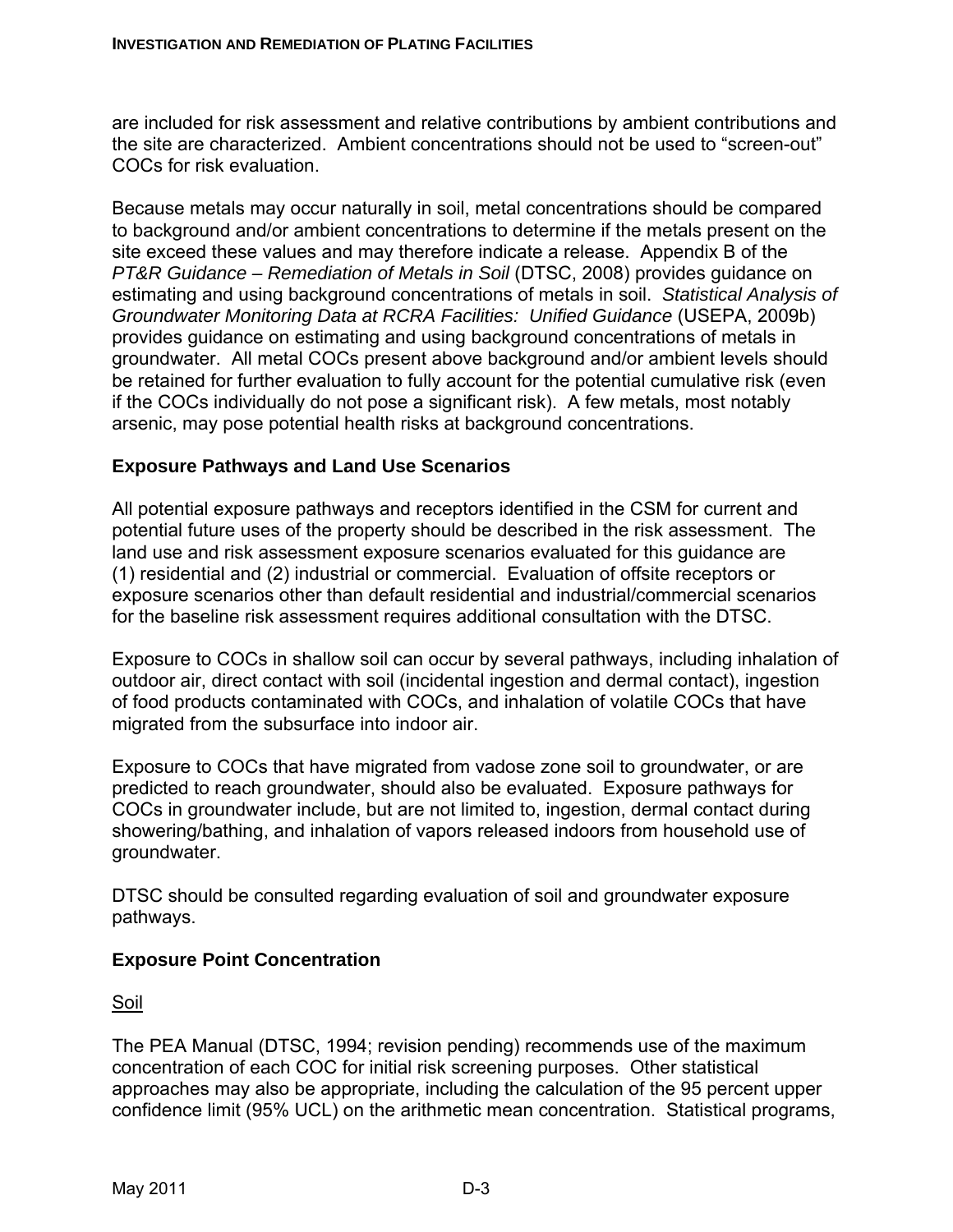are included for risk assessment and relative contributions by ambient contributions and the site are characterized. Ambient concentrations should not be used to "screen-out" COCs for risk evaluation.

Because metals may occur naturally in soil, metal concentrations should be compared to background and/or ambient concentrations to determine if the metals present on the site exceed these values and may therefore indicate a release. Appendix B of the *PT&R Guidance – Remediation of Metals in Soil* (DTSC, 2008) provides guidance on estimating and using background concentrations of metals in soil. *Statistical Analysis of Groundwater Monitoring Data at RCRA Facilities: Unified Guidance* (USEPA, 2009b) provides guidance on estimating and using background concentrations of metals in groundwater. All metal COCs present above background and/or ambient levels should be retained for further evaluation to fully account for the potential cumulative risk (even if the COCs individually do not pose a significant risk). A few metals, most notably arsenic, may pose potential health risks at background concentrations.

### Exposure Pathways and Land Use Scenarios

All potential exposure pathways and receptors identified in the CSM for current and potential future uses of the property should be described in the risk assessment. The land use and risk assessment exposure scenarios evaluated for this guidance are (1) residential and (2) industrial or commercial. Evaluation of offsite receptors or exposure scenarios other than default residential and industrial/commercial scenarios for the baseline risk assessment requires additional consultation with the DTSC.

Exposure to COCs in shallow soil can occur by several pathways, including inhalation of outdoor air, direct contact with soil (incidental ingestion and dermal contact), ingestion of food products contaminated with COCs, and inhalation of volatile COCs that have migrated from the subsurface into indoor air.

Exposure to COCs that have migrated from vadose zone soil to groundwater, or are predicted to reach groundwater, should also be evaluated. Exposure pathways for COCs in groundwater include, but are not limited to, ingestion, dermal contact during showering/bathing, and inhalation of vapors released indoors from household use of groundwater.

DTSC should be consulted regarding evaluation of soil and groundwater exposure pathways.

### Exposure Point Concentration

<u>Soil</u>

The PEA Manual (DTSC, 1994; revision pending) recommends use of the maximum concentration of each COC for initial risk screening purposes. Other statistical approaches may also be appropriate, including the calculation of the 95 percent upper confidence limit (95% UCL) on the arithmetic mean concentration. Statistical programs,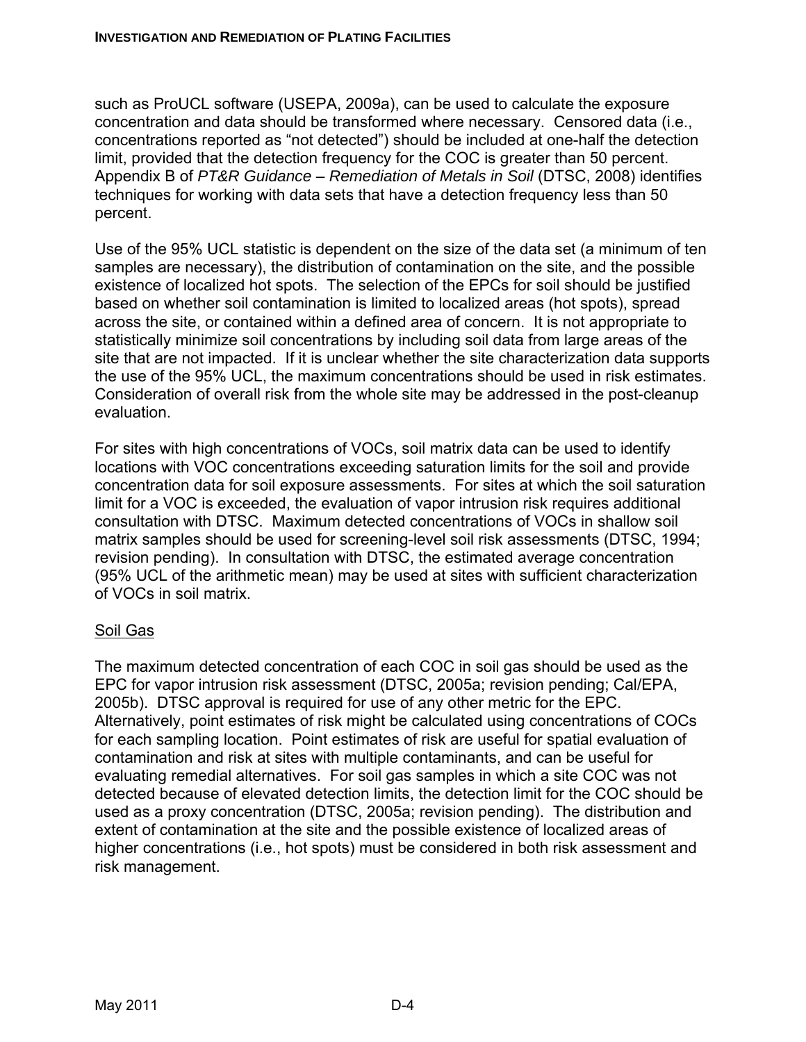such as ProUCL software (USEPA, 2009a), can be used to calculate the exposure concentration and data should be transformed where necessary. Censored data (i.e., concentrations reported as "not detected") should be included at one-half the detection limit, provided that the detection frequency for the COC is greater than 50 percent. Appendix B of *PT&R Guidance – Remediation of Metals in Soil* (DTSC, 2008) identifies techniques for working with data sets that have a detection frequency less than 50 percent.

Use of the 95% UCL statistic is dependent on the size of the data set (a minimum of ten samples are necessary), the distribution of contamination on the site, and the possible existence of localized hot spots. The selection of the EPCs for soil should be justified based on whether soil contamination is limited to localized areas (hot spots), spread across the site, or contained within a defined area of concern. It is not appropriate to statistically minimize soil concentrations by including soil data from large areas of the site that are not impacted. If it is unclear whether the site characterization data supports the use of the 95% UCL, the maximum concentrations should be used in risk estimates. Consideration of overall risk from the whole site may be addressed in the post-cleanup evaluation.

For sites with high concentrations of VOCs, soil matrix data can be used to identify locations with VOC concentrations exceeding saturation limits for the soil and provide concentration data for soil exposure assessments. For sites at which the soil saturation limit for a VOC is exceeded, the evaluation of vapor intrusion risk requires additional consultation with DTSC. Maximum detected concentrations of VOCs in shallow soil matrix samples should be used for screening-level soil risk assessments (DTSC, 1994; revision pending). In consultation with DTSC, the estimated average concentration (95% UCL of the arithmetic mean) may be used at sites with sufficient characterization of VOCs in soil matrix.

<u>Soil Gas</u>

The maximum detected concentration of each COC in soil gas should be used as the EPC for vapor intrusion risk assessment (DTSC, 2005a; revision pending; Cal/EPA, 2005b). DTSC approval is required for use of any other metric for the EPC. Alternatively, point estimates of risk might be calculated using concentrations of COCs for each sampling location. Point estimates of risk are useful for spatial evaluation of contamination and risk at sites with multiple contaminants, and can be useful for evaluating remedial alternatives. For soil gas samples in which a site COC was not detected because of elevated detection limits, the detection limit for the COC should be used as a proxy concentration (DTSC, 2005a; revision pending). The distribution and extent of contamination at the site and the possible existence of localized areas of higher concentrations (i.e., hot spots) must be considered in both risk assessment and risk management.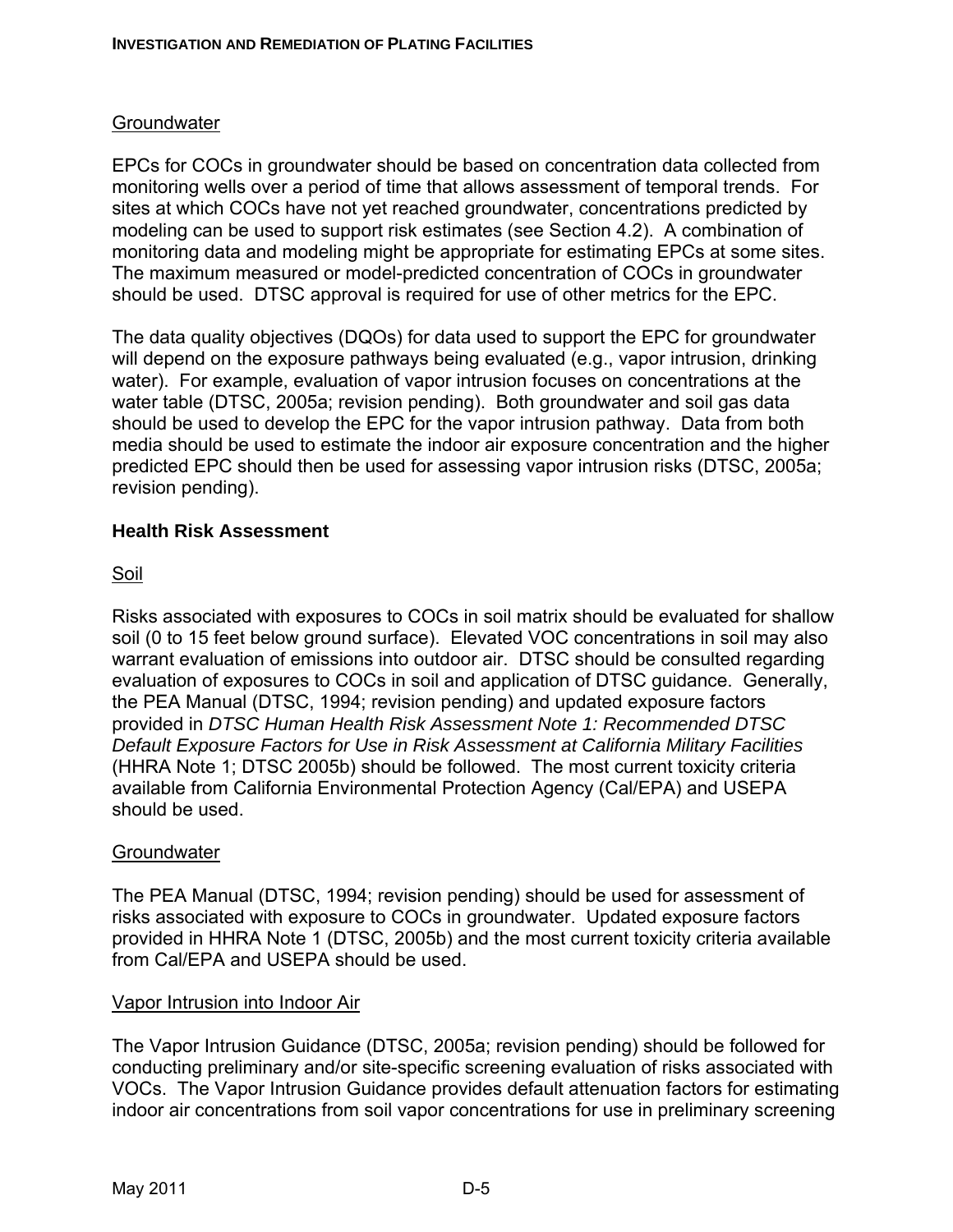Groundwater

EPCs for COCs in groundwater should be based on concentration data collected from monitoring wells over a period of time that allows assessment of temporal trends. For sites at which COCs have not yet reached groundwater, concentrations predicted by modeling can be used to support risk estimates (see Section 4.2). A combination of monitoring data and modeling might be appropriate for estimating EPCs at some sites. The maximum measured or model-predicted concentration of COCs in groundwater should be used. DTSC approval is required for use of other metrics for the EPC.

The data quality objectives (DQOs) for data used to support the EPC for groundwater will depend on the exposure pathways being evaluated (e.g., vapor intrusion, drinking water). For example, evaluation of vapor intrusion focuses on concentrations at the water table (DTSC, 2005a; revision pending). Both groundwater and soil gas data should be used to develop the EPC for the vapor intrusion pathway. Data from both media should be used to estimate the indoor air exposure concentration and the higher predicted EPC should then be used for assessing vapor intrusion risks (DTSC, 2005a; revision pending).

**Health Risk Assessment**

Soil

Risks associated with exposures to COCs in soil matrix should be evaluated for shallow soil (0 to 15 feet below ground surface). Elevated VOC concentrations in soil may also warrant evaluation of emissions into outdoor air. DTSC should be consulted regarding evaluation of exposures to COCs in soil and application of DTSC guidance. Generally, the PEA Manual (DTSC, 1994; revision pending) and updated exposure factors provided in *DTSC Human Health Risk Assessment Note 1: Recommended DTSC Default Exposure Factors for Use in Risk Assessment at California Military Facilities* (HHRA Note 1; DTSC 2005b) should be followed. The most current toxicity criteria available from California Environmental Protection Agency (Cal/EPA) and USEPA should be used.

Groundwater

The PEA Manual (DTSC, 1994; revision pending) should be used for assessment of risks associated with exposure to COCs in groundwater. Updated exposure factors provided in HHRA Note 1 (DTSC, 2005b) and the most current toxicity criteria available from Cal/EPA and USEPA should be used.

Vapor Intrusion into Indoor Air

The Vapor Intrusion Guidance (DTSC, 2005a; revision pending) should be followed for conducting preliminary and/or site-specific screening evaluation of risks associated with VOCs. The Vapor Intrusion Guidance provides default attenuation factors for estimating indoor air concentrations from soil vapor concentrations for use in preliminary screening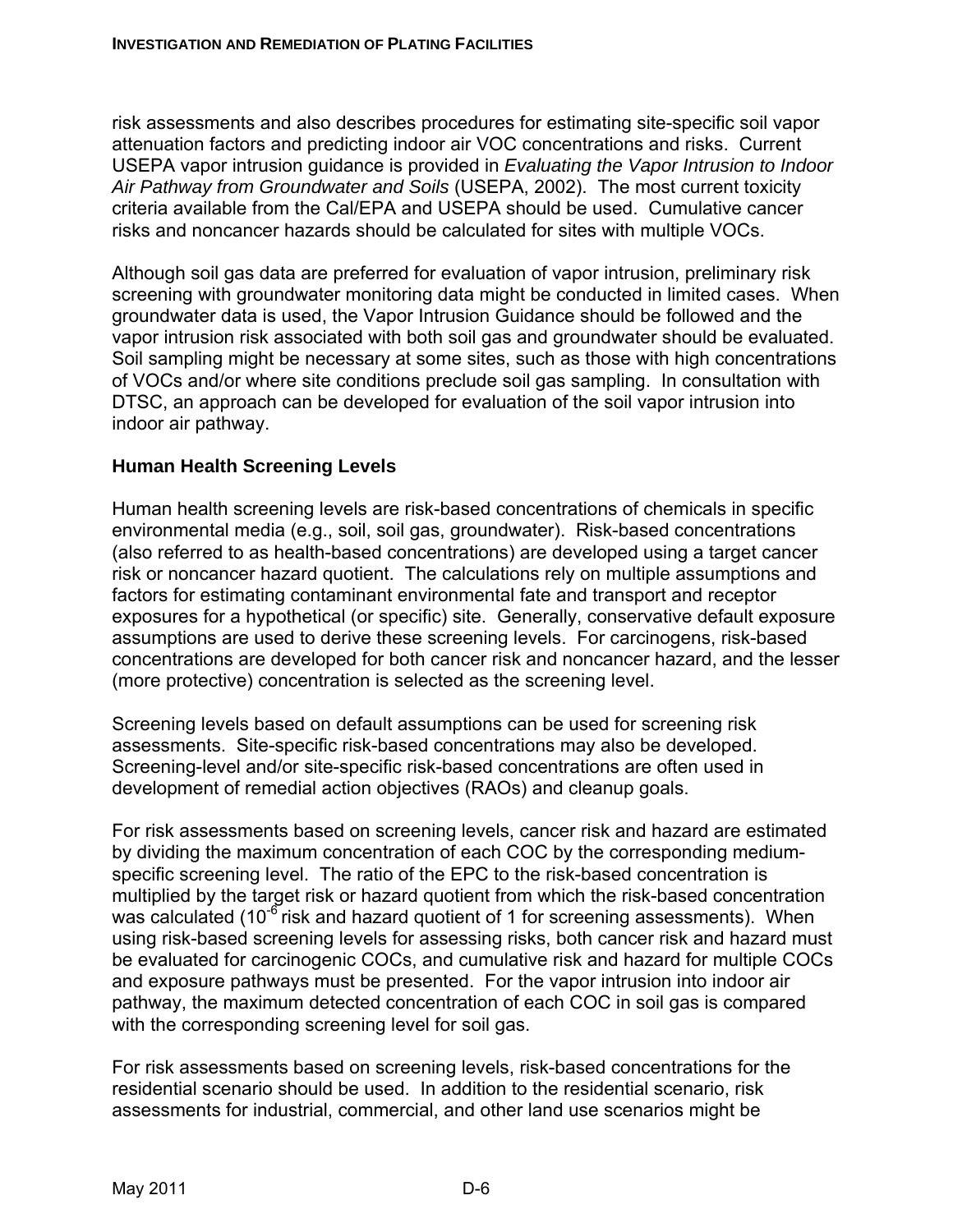risk assessments and also describes procedures for estimating site-specific soil vapor attenuation factors and predicting indoor air VOC concentrations and risks. Current USEPA vapor intrusion guidance is provided in *Evaluating the Vapor Intrusion to Indoor Air Pathway from Groundwater and Soils* (USEPA, 2002). The most current toxicity criteria available from the Cal/EPA and USEPA should be used. Cumulative cancer risks and noncancer hazards should be calculated for sites with multiple VOCs.

Although soil gas data are preferred for evaluation of vapor intrusion, preliminary risk screening with groundwater monitoring data might be conducted in limited cases. When groundwater data is used, the Vapor Intrusion Guidance should be followed and the vapor intrusion risk associated with both soil gas and groundwater should be evaluated. Soil sampling might be necessary at some sites, such as those with high concentrations of VOCs and/or where site conditions preclude soil gas sampling. In consultation with DTSC, an approach can be developed for evaluation of the soil vapor intrusion into indoor air pathway.

### Human Health Screening Levels

Human health screening levels are risk-based concentrations of chemicals in specific environmental media (e.g., soil, soil gas, groundwater). Risk-based concentrations (also referred to as health-based concentrations) are developed using a target cancer risk or noncancer hazard quotient. The calculations rely on multiple assumptions and factors for estimating contaminant environmental fate and transport and receptor exposures for a hypothetical (or specific) site. Generally, conservative default exposure assumptions are used to derive these screening levels. For carcinogens, risk-based concentrations are developed for both cancer risk and noncancer hazard, and the lesser (more protective) concentration is selected as the screening level.

Screening levels based on default assumptions can be used for screening risk assessments. Site-specific risk-based concentrations may also be developed. Screening-level and/or site-specific risk-based concentrations are often used in development of remedial action objectives (RAOs) and cleanup goals.

For risk assessments based on screening levels, cancer risk and hazard are estimated by dividing the maximum concentration of each COC by the corresponding medium-specific screening level. The ratio of the EPC to the risk-based concentration is multiplied by the target risk or hazard quotient from which the risk-based concentration was calculated ($10^{-6}$ risk and hazard quotient of 1 for screening assessments). When using risk-based screening levels for assessing risks, both cancer risk and hazard must be evaluated for carcinogenic COCs, and cumulative risk and hazard for multiple COCs and exposure pathways must be presented. For the vapor intrusion into indoor air pathway, the maximum detected concentration of each COC in soil gas is compared with the corresponding screening level for soil gas.

For risk assessments based on screening levels, risk-based concentrations for the residential scenario should be used. In addition to the residential scenario, risk assessments for industrial, commercial, and other land use scenarios might be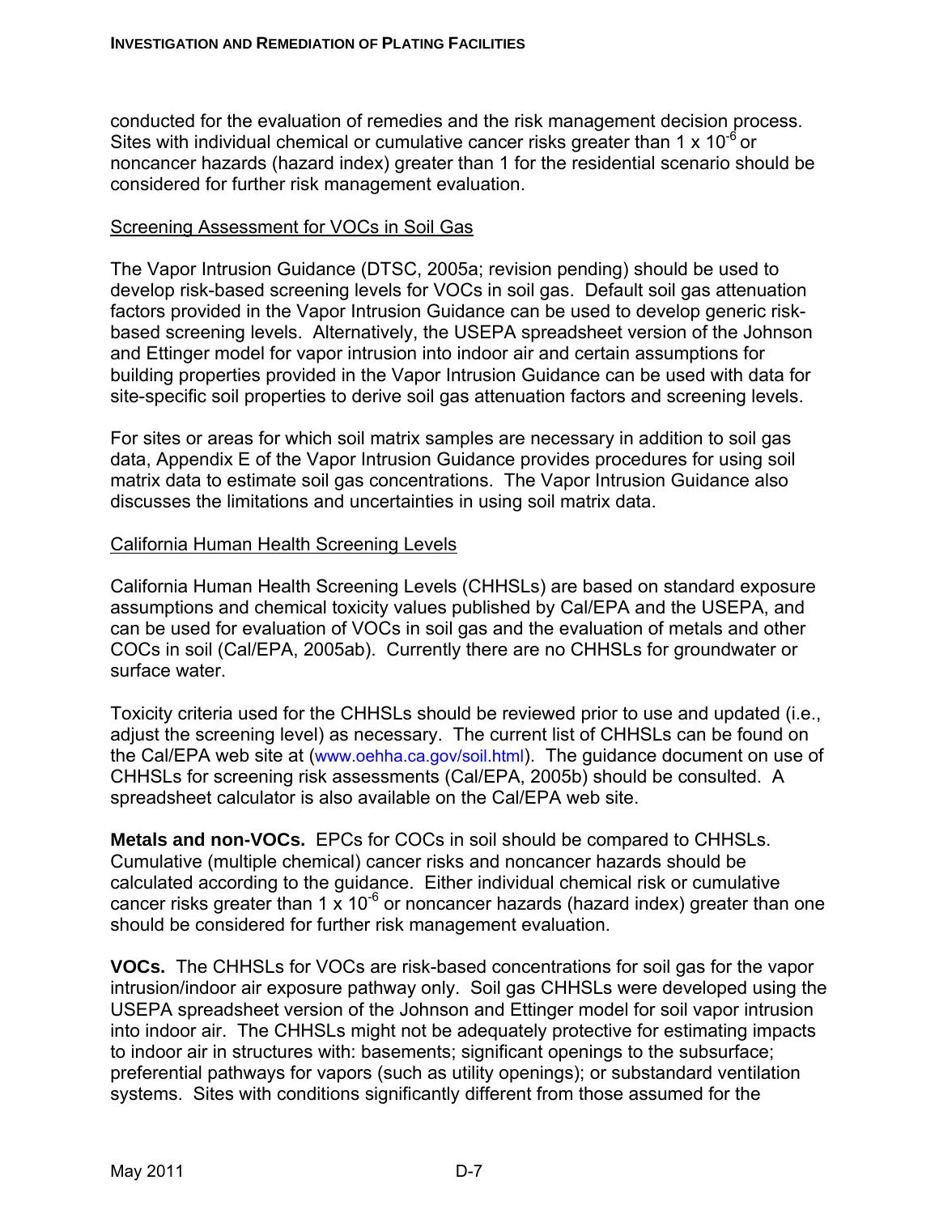conducted for the evaluation of remedies and the risk management decision process. Sites with individual chemical or cumulative cancer risks greater than $1 \times 10^{-6}$ or noncancer hazards (hazard index) greater than 1 for the residential scenario should be considered for further risk management evaluation.

Screening Assessment for VOCs in Soil Gas

The Vapor Intrusion Guidance (DTSC, 2005a; revision pending) should be used to develop risk-based screening levels for VOCs in soil gas. Default soil gas attenuation factors provided in the Vapor Intrusion Guidance can be used to develop generic risk-based screening levels. Alternatively, the USEPA spreadsheet version of the Johnson and Ettinger model for vapor intrusion into indoor air and certain assumptions for building properties provided in the Vapor Intrusion Guidance can be used with data for site-specific soil properties to derive soil gas attenuation factors and screening levels.

For sites or areas for which soil matrix samples are necessary in addition to soil gas data, Appendix E of the Vapor Intrusion Guidance provides procedures for using soil matrix data to estimate soil gas concentrations. The Vapor Intrusion Guidance also discusses the limitations and uncertainties in using soil matrix data.

California Human Health Screening Levels

California Human Health Screening Levels (CHHSLs) are based on standard exposure assumptions and chemical toxicity values published by Cal/EPA and the USEPA, and can be used for evaluation of VOCs in soil gas and the evaluation of metals and other COCs in soil (Cal/EPA, 2005ab). Currently there are no CHHSLs for groundwater or surface water.

Toxicity criteria used for the CHHSLs should be reviewed prior to use and updated (i.e., adjust the screening level) as necessary. The current list of CHHSLs can be found on the Cal/EPA web site at (www.oehha.ca.gov/soil.html). The guidance document on use of CHHSLs for screening risk assessments (Cal/EPA, 2005b) should be consulted. A spreadsheet calculator is also available on the Cal/EPA web site.

**Metals and non-VOCs.** EPCs for COCs in soil should be compared to CHHSLs. Cumulative (multiple chemical) cancer risks and noncancer hazards should be calculated according to the guidance. Either individual chemical risk or cumulative cancer risks greater than $1 \times 10^{-6}$ or noncancer hazards (hazard index) greater than one should be considered for further risk management evaluation.

**VOCs.** The CHHSLs for VOCs are risk-based concentrations for soil gas for the vapor intrusion/indoor air exposure pathway only. Soil gas CHHSLs were developed using the USEPA spreadsheet version of the Johnson and Ettinger model for soil vapor intrusion into indoor air. The CHHSLs might not be adequately protective for estimating impacts to indoor air in structures with: basements; significant openings to the subsurface; preferential pathways for vapors (such as utility openings); or substandard ventilation systems. Sites with conditions significantly different from those assumed for the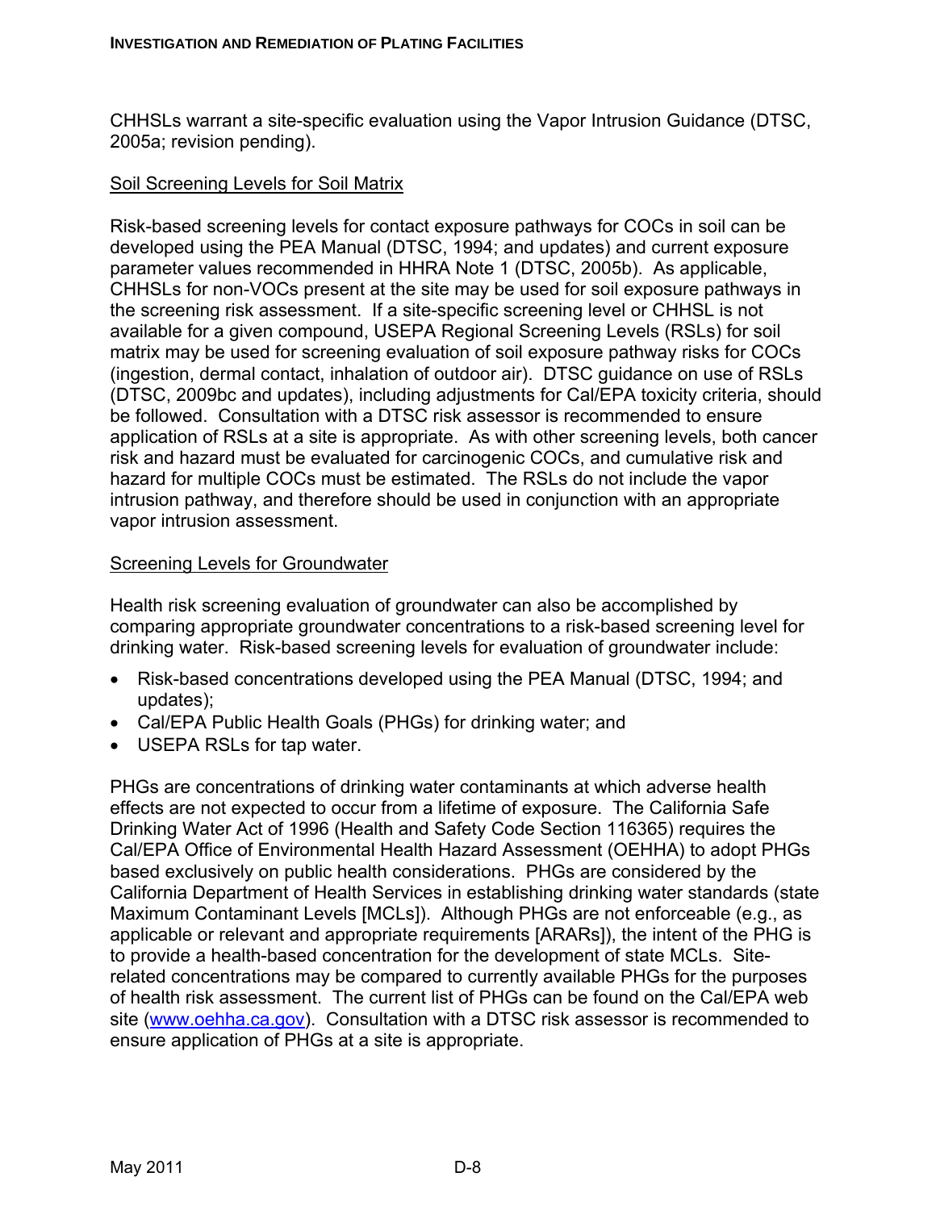CHHSLs warrant a site-specific evaluation using the Vapor Intrusion Guidance (DTSC, 2005a; revision pending).

Soil Screening Levels for Soil Matrix

Risk-based screening levels for contact exposure pathways for COCs in soil can be developed using the PEA Manual (DTSC, 1994; and updates) and current exposure parameter values recommended in HHRA Note 1 (DTSC, 2005b). As applicable, CHHSLs for non-VOCs present at the site may be used for soil exposure pathways in the screening risk assessment. If a site-specific screening level or CHHSL is not available for a given compound, USEPA Regional Screening Levels (RSLs) for soil matrix may be used for screening evaluation of soil exposure pathway risks for COCs (ingestion, dermal contact, inhalation of outdoor air). DTSC guidance on use of RSLs (DTSC, 2009bc and updates), including adjustments for Cal/EPA toxicity criteria, should be followed. Consultation with a DTSC risk assessor is recommended to ensure application of RSLs at a site is appropriate. As with other screening levels, both cancer risk and hazard must be evaluated for carcinogenic COCs, and cumulative risk and hazard for multiple COCs must be estimated. The RSLs do not include the vapor intrusion pathway, and therefore should be used in conjunction with an appropriate vapor intrusion assessment.

Screening Levels for Groundwater

Health risk screening evaluation of groundwater can also be accomplished by comparing appropriate groundwater concentrations to a risk-based screening level for drinking water. Risk-based screening levels for evaluation of groundwater include:

- Risk-based concentrations developed using the PEA Manual (DTSC, 1994; and updates);
- Cal/EPA Public Health Goals (PHGs) for drinking water; and
- USEPA RSLs for tap water.

PHGs are concentrations of drinking water contaminants at which adverse health effects are not expected to occur from a lifetime of exposure. The California Safe Drinking Water Act of 1996 (Health and Safety Code Section 116365) requires the Cal/EPA Office of Environmental Health Hazard Assessment (OEHHA) to adopt PHGs based exclusively on public health considerations. PHGs are considered by the California Department of Health Services in establishing drinking water standards (state Maximum Contaminant Levels [MCLs]). Although PHGs are not enforceable (e.g., as applicable or relevant and appropriate requirements [ARARs]), the intent of the PHG is to provide a health-based concentration for the development of state MCLs. Site-related concentrations may be compared to currently available PHGs for the purposes of health risk assessment. The current list of PHGs can be found on the Cal/EPA web site (www.oehha.ca.gov). Consultation with a DTSC risk assessor is recommended to ensure application of PHGs at a site is appropriate.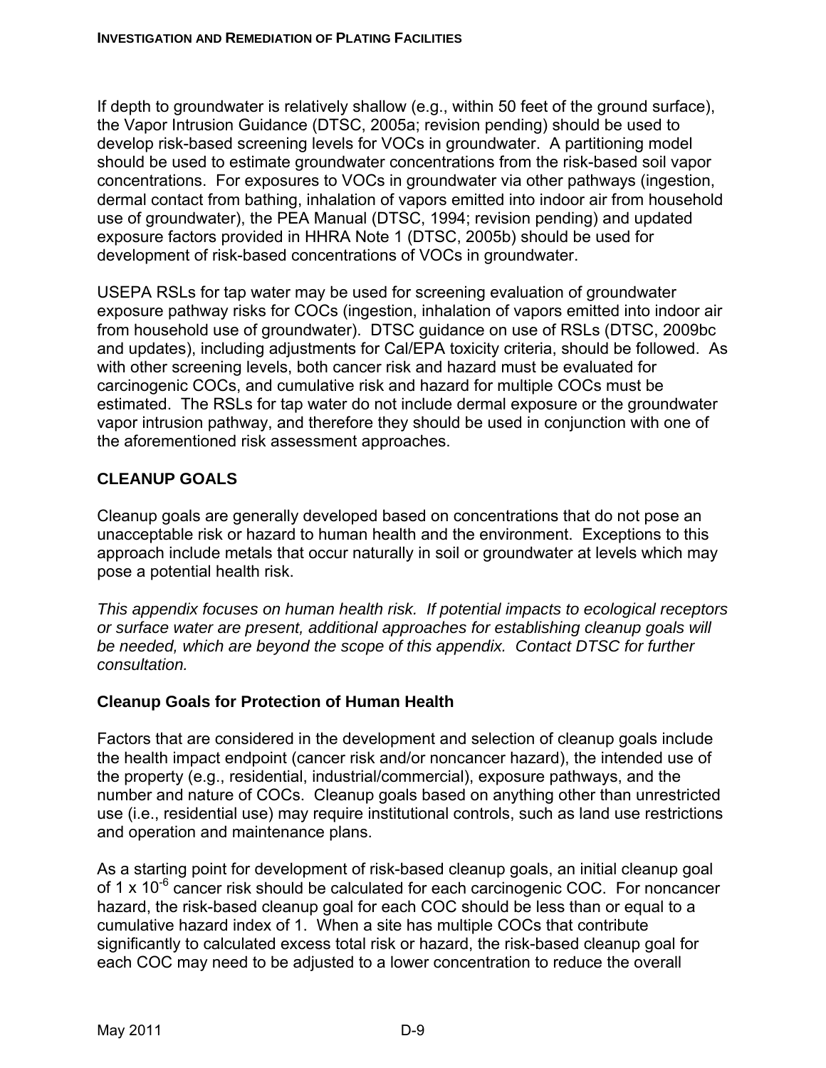If depth to groundwater is relatively shallow (e.g., within 50 feet of the ground surface), the Vapor Intrusion Guidance (DTSC, 2005a; revision pending) should be used to develop risk-based screening levels for VOCs in groundwater. A partitioning model should be used to estimate groundwater concentrations from the risk-based soil vapor concentrations. For exposures to VOCs in groundwater via other pathways (ingestion, dermal contact from bathing, inhalation of vapors emitted into indoor air from household use of groundwater), the PEA Manual (DTSC, 1994; revision pending) and updated exposure factors provided in HHRA Note 1 (DTSC, 2005b) should be used for development of risk-based concentrations of VOCs in groundwater.

USEPA RSLs for tap water may be used for screening evaluation of groundwater exposure pathway risks for COCs (ingestion, inhalation of vapors emitted into indoor air from household use of groundwater). DTSC guidance on use of RSLs (DTSC, 2009bc and updates), including adjustments for Cal/EPA toxicity criteria, should be followed. As with other screening levels, both cancer risk and hazard must be evaluated for carcinogenic COCs, and cumulative risk and hazard for multiple COCs must be estimated. The RSLs for tap water do not include dermal exposure or the groundwater vapor intrusion pathway, and therefore they should be used in conjunction with one of the aforementioned risk assessment approaches.

## CLEANUP GOALS

Cleanup goals are generally developed based on concentrations that do not pose an unacceptable risk or hazard to human health and the environment. Exceptions to this approach include metals that occur naturally in soil or groundwater at levels which may pose a potential health risk.

*This appendix focuses on human health risk. If potential impacts to ecological receptors or surface water are present, additional approaches for establishing cleanup goals will be needed, which are beyond the scope of this appendix. Contact DTSC for further consultation.*

### Cleanup Goals for Protection of Human Health

Factors that are considered in the development and selection of cleanup goals include the health impact endpoint (cancer risk and/or noncancer hazard), the intended use of the property (e.g., residential, industrial/commercial), exposure pathways, and the number and nature of COCs. Cleanup goals based on anything other than unrestricted use (i.e., residential use) may require institutional controls, such as land use restrictions and operation and maintenance plans.

As a starting point for development of risk-based cleanup goals, an initial cleanup goal of $1 \times 10^{-6}$ cancer risk should be calculated for each carcinogenic COC. For noncancer hazard, the risk-based cleanup goal for each COC should be less than or equal to a cumulative hazard index of 1. When a site has multiple COCs that contribute significantly to calculated excess total risk or hazard, the risk-based cleanup goal for each COC may need to be adjusted to a lower concentration to reduce the overall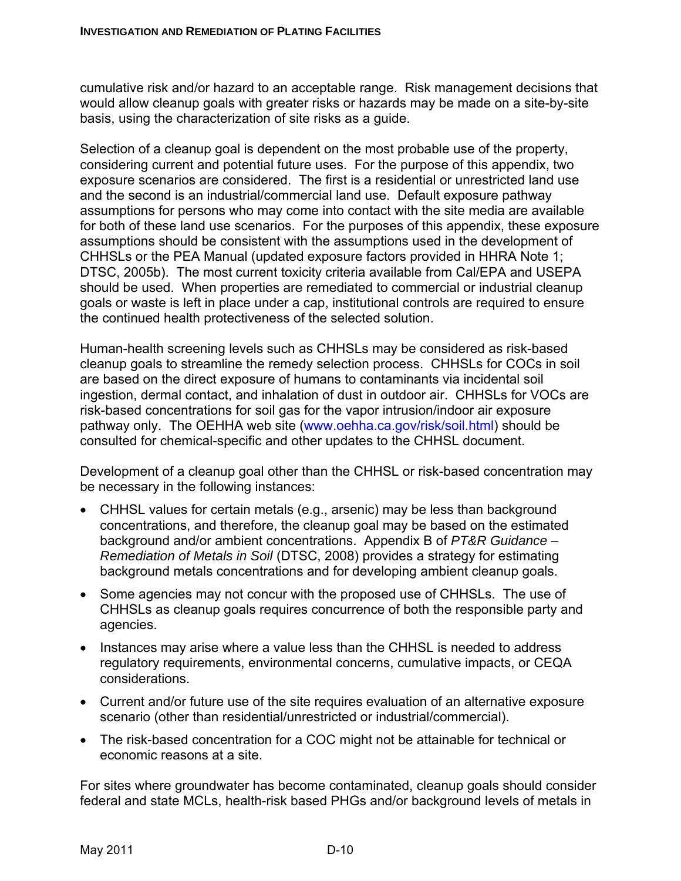cumulative risk and/or hazard to an acceptable range. Risk management decisions that would allow cleanup goals with greater risks or hazards may be made on a site-by-site basis, using the characterization of site risks as a guide.

Selection of a cleanup goal is dependent on the most probable use of the property, considering current and potential future uses. For the purpose of this appendix, two exposure scenarios are considered. The first is a residential or unrestricted land use and the second is an industrial/commercial land use. Default exposure pathway assumptions for persons who may come into contact with the site media are available for both of these land use scenarios. For the purposes of this appendix, these exposure assumptions should be consistent with the assumptions used in the development of CHHSLs or the PEA Manual (updated exposure factors provided in HHRA Note 1; DTSC, 2005b). The most current toxicity criteria available from Cal/EPA and USEPA should be used. When properties are remediated to commercial or industrial cleanup goals or waste is left in place under a cap, institutional controls are required to ensure the continued health protectiveness of the selected solution.

Human-health screening levels such as CHHSLs may be considered as risk-based cleanup goals to streamline the remedy selection process. CHHSLs for COCs in soil are based on the direct exposure of humans to contaminants via incidental soil ingestion, dermal contact, and inhalation of dust in outdoor air. CHHSLs for VOCs are risk-based concentrations for soil gas for the vapor intrusion/indoor air exposure pathway only. The OEHHA web site (www.oehha.ca.gov/risk/soil.html) should be consulted for chemical-specific and other updates to the CHHSL document.

Development of a cleanup goal other than the CHHSL or risk-based concentration may be necessary in the following instances:

- CHHSL values for certain metals (e.g., arsenic) may be less than background concentrations, and therefore, the cleanup goal may be based on the estimated background and/or ambient concentrations. Appendix B of *PT&R Guidance – Remediation of Metals in Soil* (DTSC, 2008) provides a strategy for estimating background metals concentrations and for developing ambient cleanup goals.
- Some agencies may not concur with the proposed use of CHHSLs. The use of CHHSLs as cleanup goals requires concurrence of both the responsible party and agencies.
- Instances may arise where a value less than the CHHSL is needed to address regulatory requirements, environmental concerns, cumulative impacts, or CEQA considerations.
- Current and/or future use of the site requires evaluation of an alternative exposure scenario (other than residential/unrestricted or industrial/commercial).
- The risk-based concentration for a COC might not be attainable for technical or economic reasons at a site.

For sites where groundwater has become contaminated, cleanup goals should consider federal and state MCLs, health-risk based PHGs and/or background levels of metals in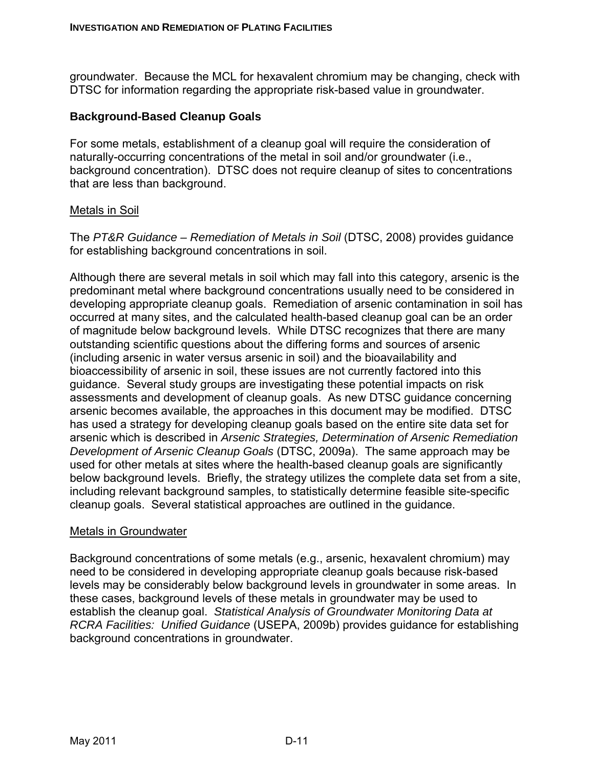groundwater. Because the MCL for hexavalent chromium may be changing, check with DTSC for information regarding the appropriate risk-based value in groundwater.

### Background-Based Cleanup Goals

For some metals, establishment of a cleanup goal will require the consideration of naturally-occurring concentrations of the metal in soil and/or groundwater (i.e., background concentration). DTSC does not require cleanup of sites to concentrations that are less than background.

<u>Metals in Soil</u>

The *PT&R Guidance – Remediation of Metals in Soil* (DTSC, 2008) provides guidance for establishing background concentrations in soil.

Although there are several metals in soil which may fall into this category, arsenic is the predominant metal where background concentrations usually need to be considered in developing appropriate cleanup goals. Remediation of arsenic contamination in soil has occurred at many sites, and the calculated health-based cleanup goal can be an order of magnitude below background levels. While DTSC recognizes that there are many outstanding scientific questions about the differing forms and sources of arsenic (including arsenic in water versus arsenic in soil) and the bioavailability and bioaccessibility of arsenic in soil, these issues are not currently factored into this guidance. Several study groups are investigating these potential impacts on risk assessments and development of cleanup goals. As new DTSC guidance concerning arsenic becomes available, the approaches in this document may be modified. DTSC has used a strategy for developing cleanup goals based on the entire site data set for arsenic which is described in *Arsenic Strategies, Determination of Arsenic Remediation Development of Arsenic Cleanup Goals* (DTSC, 2009a). The same approach may be used for other metals at sites where the health-based cleanup goals are significantly below background levels. Briefly, the strategy utilizes the complete data set from a site, including relevant background samples, to statistically determine feasible site-specific cleanup goals. Several statistical approaches are outlined in the guidance.

<u>Metals in Groundwater</u>

Background concentrations of some metals (e.g., arsenic, hexavalent chromium) may need to be considered in developing appropriate cleanup goals because risk-based levels may be considerably below background levels in groundwater in some areas. In these cases, background levels of these metals in groundwater may be used to establish the cleanup goal. *Statistical Analysis of Groundwater Monitoring Data at RCRA Facilities: Unified Guidance* (USEPA, 2009b) provides guidance for establishing background concentrations in groundwater.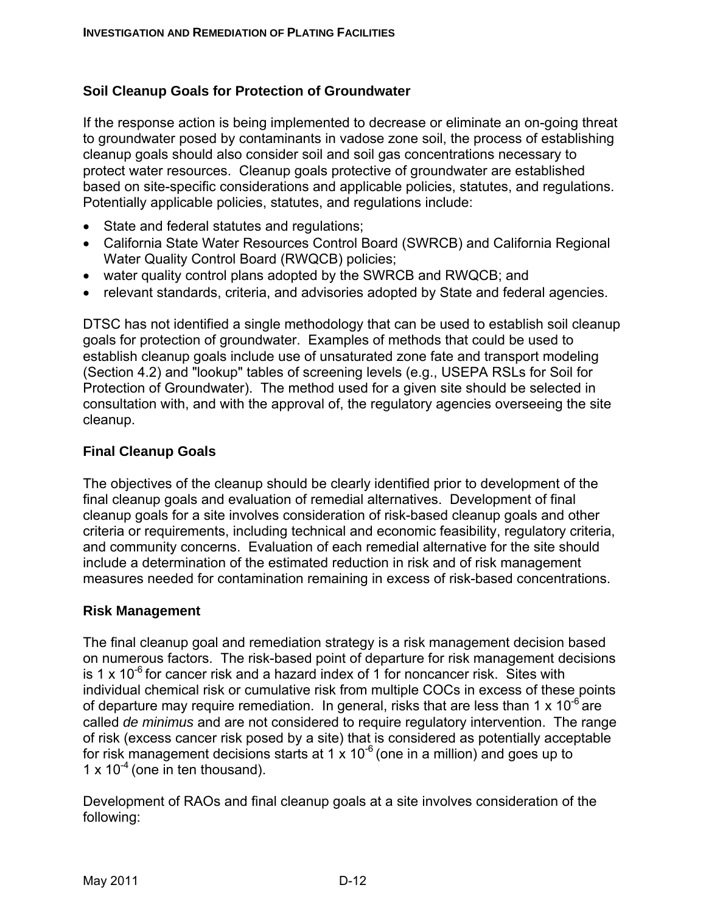### Soil Cleanup Goals for Protection of Groundwater

If the response action is being implemented to decrease or eliminate an on-going threat to groundwater posed by contaminants in vadose zone soil, the process of establishing cleanup goals should also consider soil and soil gas concentrations necessary to protect water resources. Cleanup goals protective of groundwater are established based on site-specific considerations and applicable policies, statutes, and regulations. Potentially applicable policies, statutes, and regulations include:

- State and federal statutes and regulations;
- California State Water Resources Control Board (SWRCB) and California Regional Water Quality Control Board (RWQCB) policies;
- water quality control plans adopted by the SWRCB and RWQCB; and
- relevant standards, criteria, and advisories adopted by State and federal agencies.

DTSC has not identified a single methodology that can be used to establish soil cleanup goals for protection of groundwater. Examples of methods that could be used to establish cleanup goals include use of unsaturated zone fate and transport modeling (Section 4.2) and "lookup" tables of screening levels (e.g., USEPA RSLs for Soil for Protection of Groundwater). The method used for a given site should be selected in consultation with, and with the approval of, the regulatory agencies overseeing the site cleanup.

### Final Cleanup Goals

The objectives of the cleanup should be clearly identified prior to development of the final cleanup goals and evaluation of remedial alternatives. Development of final cleanup goals for a site involves consideration of risk-based cleanup goals and other criteria or requirements, including technical and economic feasibility, regulatory criteria, and community concerns. Evaluation of each remedial alternative for the site should include a determination of the estimated reduction in risk and of risk management measures needed for contamination remaining in excess of risk-based concentrations.

### Risk Management

The final cleanup goal and remediation strategy is a risk management decision based on numerous factors. The risk-based point of departure for risk management decisions is $1 \times 10^{-6}$ for cancer risk and a hazard index of 1 for noncancer risk. Sites with individual chemical risk or cumulative risk from multiple COCs in excess of these points of departure may require remediation. In general, risks that are less than $1 \times 10^{-6}$ are called *de minimus* and are not considered to require regulatory intervention. The range of risk (excess cancer risk posed by a site) that is considered as potentially acceptable for risk management decisions starts at $1 \times 10^{-6}$ (one in a million) and goes up to $1 \times 10^{-4}$ (one in ten thousand).

Development of RAOs and final cleanup goals at a site involves consideration of the following: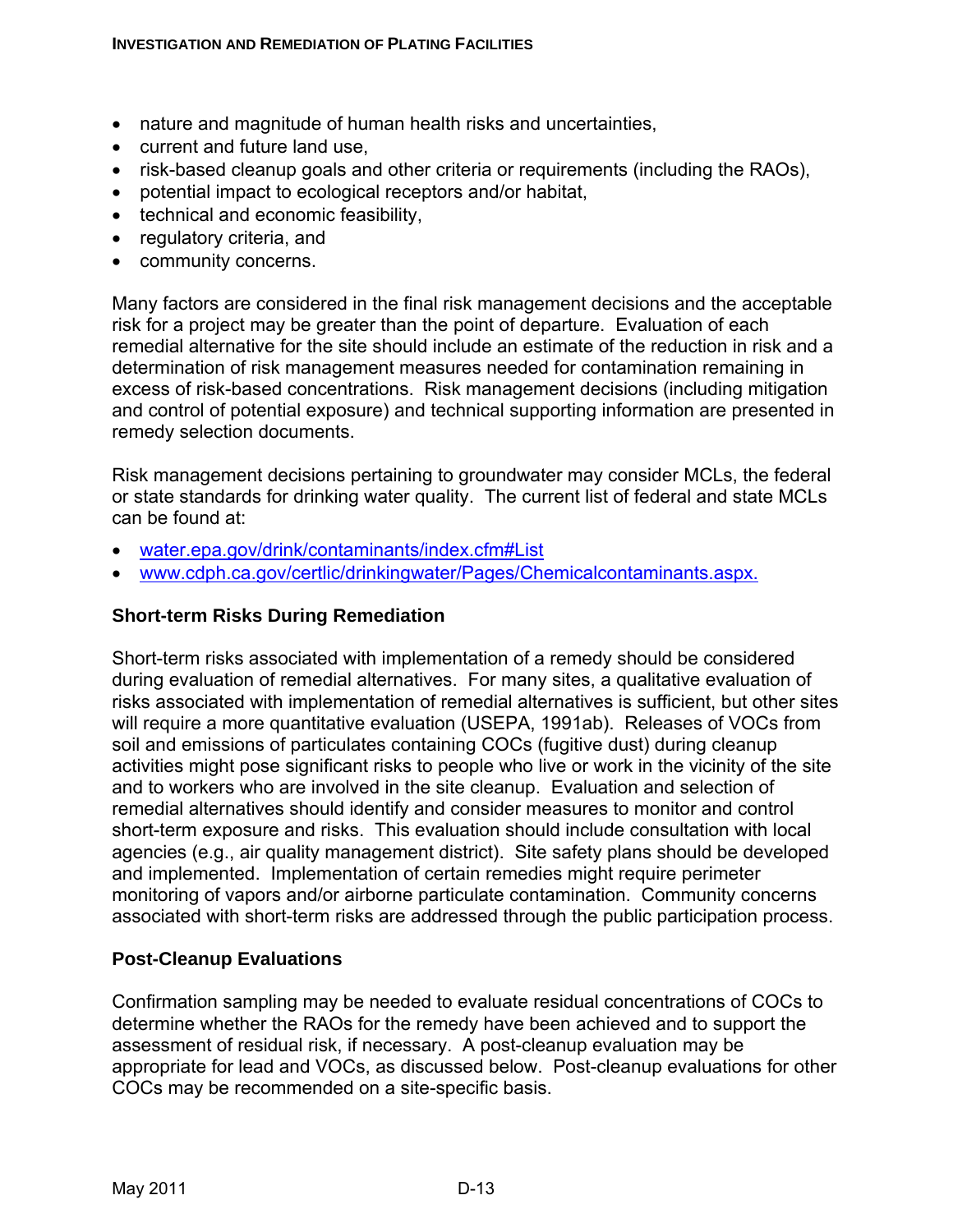- nature and magnitude of human health risks and uncertainties,
- current and future land use,
- risk-based cleanup goals and other criteria or requirements (including the RAOs),
- potential impact to ecological receptors and/or habitat,
- technical and economic feasibility,
- regulatory criteria, and
- community concerns.

Many factors are considered in the final risk management decisions and the acceptable risk for a project may be greater than the point of departure. Evaluation of each remedial alternative for the site should include an estimate of the reduction in risk and a determination of risk management measures needed for contamination remaining in excess of risk-based concentrations. Risk management decisions (including mitigation and control of potential exposure) and technical supporting information are presented in remedy selection documents.

Risk management decisions pertaining to groundwater may consider MCLs, the federal or state standards for drinking water quality. The current list of federal and state MCLs can be found at:

- [water.epa.gov/drink/contaminants/index.cfm#List](water.epa.gov/drink/contaminants/index.cfm#List)
- [www.cdph.ca.gov/certlic/drinkingwater/Pages/Chemicalcontaminants.aspx.](www.cdph.ca.gov/certlic/drinkingwater/Pages/Chemicalcontaminants.aspx)

### Short-term Risks During Remediation

Short-term risks associated with implementation of a remedy should be considered during evaluation of remedial alternatives. For many sites, a qualitative evaluation of risks associated with implementation of remedial alternatives is sufficient, but other sites will require a more quantitative evaluation (USEPA, 1991ab). Releases of VOCs from soil and emissions of particulates containing COCs (fugitive dust) during cleanup activities might pose significant risks to people who live or work in the vicinity of the site and to workers who are involved in the site cleanup. Evaluation and selection of remedial alternatives should identify and consider measures to monitor and control short-term exposure and risks. This evaluation should include consultation with local agencies (e.g., air quality management district). Site safety plans should be developed and implemented. Implementation of certain remedies might require perimeter monitoring of vapors and/or airborne particulate contamination. Community concerns associated with short-term risks are addressed through the public participation process.

### Post-Cleanup Evaluations

Confirmation sampling may be needed to evaluate residual concentrations of COCs to determine whether the RAOs for the remedy have been achieved and to support the assessment of residual risk, if necessary. A post-cleanup evaluation may be appropriate for lead and VOCs, as discussed below. Post-cleanup evaluations for other COCs may be recommended on a site-specific basis.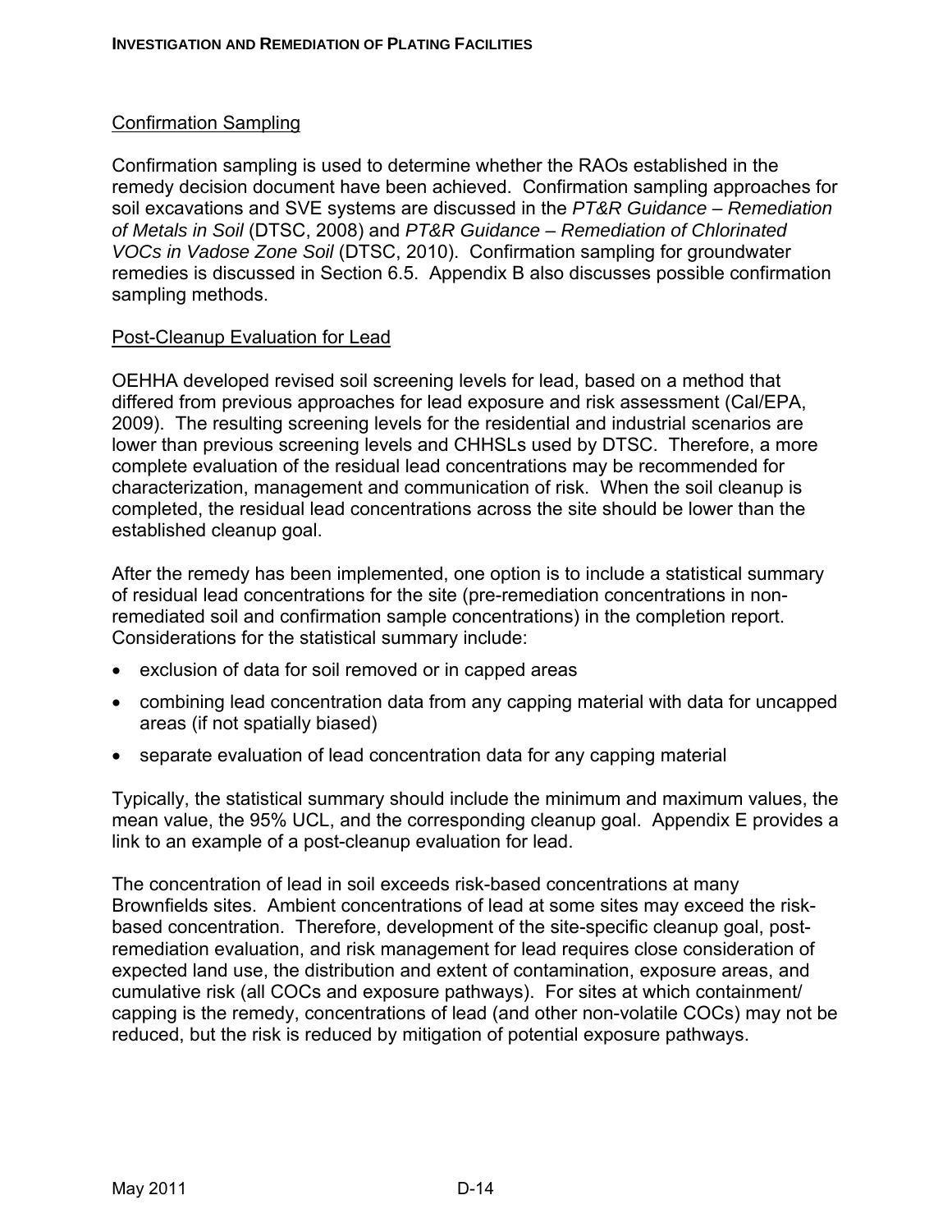## Confirmation Sampling

Confirmation sampling is used to determine whether the RAOs established in the remedy decision document have been achieved. Confirmation sampling approaches for soil excavations and SVE systems are discussed in the *PT&R Guidance – Remediation of Metals in Soil* (DTSC, 2008) and *PT&R Guidance – Remediation of Chlorinated VOCs in Vadose Zone Soil* (DTSC, 2010). Confirmation sampling for groundwater remedies is discussed in Section 6.5. Appendix B also discusses possible confirmation sampling methods.

## Post-Cleanup Evaluation for Lead

OEHHA developed revised soil screening levels for lead, based on a method that differed from previous approaches for lead exposure and risk assessment (Cal/EPA, 2009). The resulting screening levels for the residential and industrial scenarios are lower than previous screening levels and CHHSLs used by DTSC. Therefore, a more complete evaluation of the residual lead concentrations may be recommended for characterization, management and communication of risk. When the soil cleanup is completed, the residual lead concentrations across the site should be lower than the established cleanup goal.

After the remedy has been implemented, one option is to include a statistical summary of residual lead concentrations for the site (pre-remediation concentrations in non-remediated soil and confirmation sample concentrations) in the completion report. Considerations for the statistical summary include:

- exclusion of data for soil removed or in capped areas
- combining lead concentration data from any capping material with data for uncapped areas (if not spatially biased)
- separate evaluation of lead concentration data for any capping material

Typically, the statistical summary should include the minimum and maximum values, the mean value, the 95% UCL, and the corresponding cleanup goal. Appendix E provides a link to an example of a post-cleanup evaluation for lead.

The concentration of lead in soil exceeds risk-based concentrations at many Brownfields sites. Ambient concentrations of lead at some sites may exceed the risk-based concentration. Therefore, development of the site-specific cleanup goal, post-remediation evaluation, and risk management for lead requires close consideration of expected land use, the distribution and extent of contamination, exposure areas, and cumulative risk (all COCs and exposure pathways). For sites at which containment/ capping is the remedy, concentrations of lead (and other non-volatile COCs) may not be reduced, but the risk is reduced by mitigation of potential exposure pathways.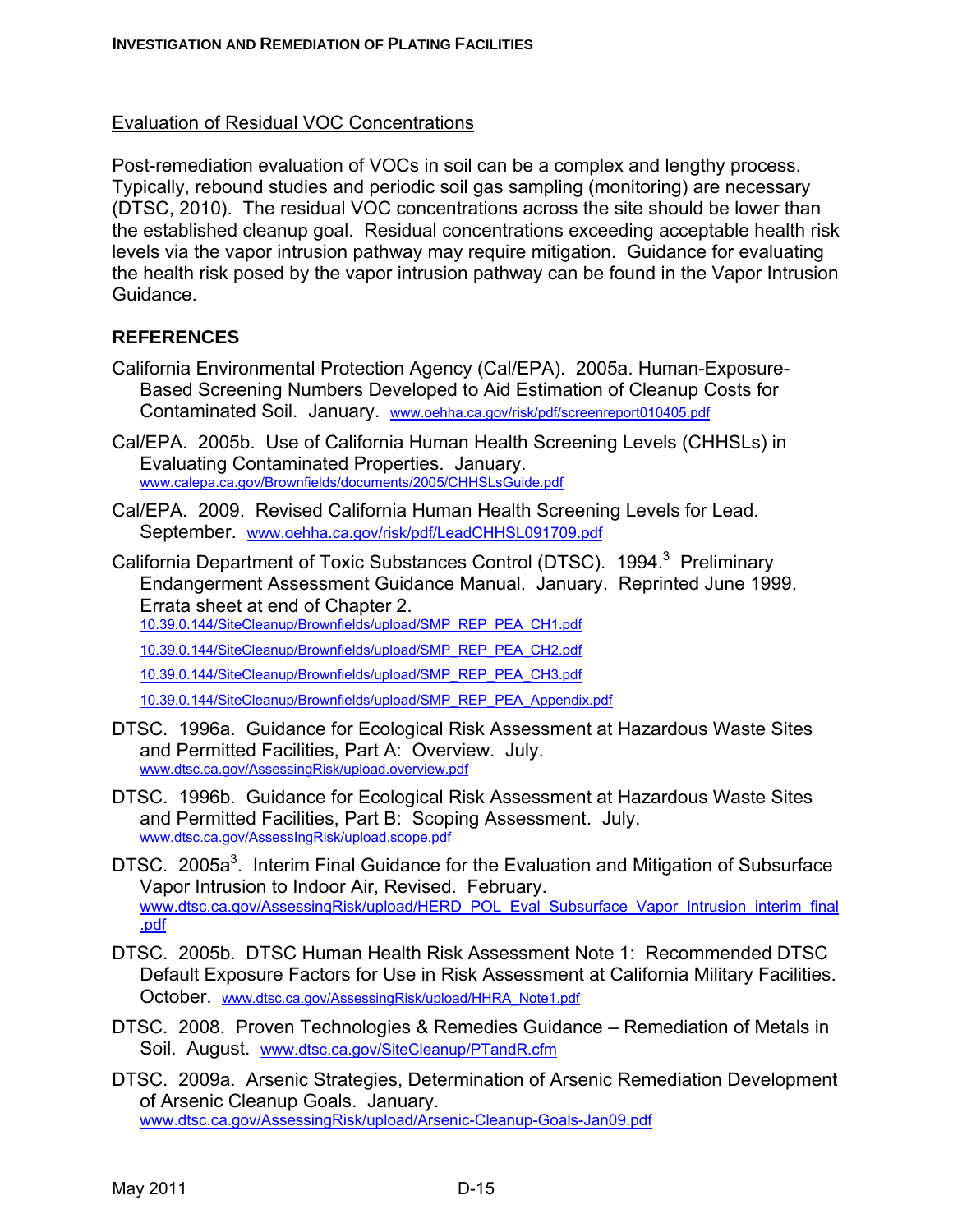Evaluation of Residual VOC Concentrations

Post-remediation evaluation of VOCs in soil can be a complex and lengthy process. Typically, rebound studies and periodic soil gas sampling (monitoring) are necessary (DTSC, 2010). The residual VOC concentrations across the site should be lower than the established cleanup goal. Residual concentrations exceeding acceptable health risk levels via the vapor intrusion pathway may require mitigation. Guidance for evaluating the health risk posed by the vapor intrusion pathway can be found in the Vapor Intrusion Guidance.

## REFERENCES

California Environmental Protection Agency (Cal/EPA). 2005a. Human-Exposure-Based Screening Numbers Developed to Aid Estimation of Cleanup Costs for Contaminated Soil. January. www.oehha.ca.gov/risk/pdf/screenreport010405.pdf

Cal/EPA. 2005b. Use of California Human Health Screening Levels (CHHSLs) in Evaluating Contaminated Properties. January. www.calepa.ca.gov/Brownfields/documents/2005/CHHSLsGuide.pdf

Cal/EPA. 2009. Revised California Human Health Screening Levels for Lead. September. www.oehha.ca.gov/risk/pdf/LeadCHHSL091709.pdf

California Department of Toxic Substances Control (DTSC). 1994.[3] Preliminary Endangerment Assessment Guidance Manual. January. Reprinted June 1999. Errata sheet at end of Chapter 2.
10.39.0.144/SiteCleanup/Brownfields/upload/SMP_REP_PEA_CH1.pdf
10.39.0.144/SiteCleanup/Brownfields/upload/SMP_REP_PEA_CH2.pdf
10.39.0.144/SiteCleanup/Brownfields/upload/SMP_REP_PEA_CH3.pdf
10.39.0.144/SiteCleanup/Brownfields/upload/SMP_REP_PEA_Appendix.pdf

DTSC. 1996a. Guidance for Ecological Risk Assessment at Hazardous Waste Sites and Permitted Facilities, Part A: Overview. July. www.dtsc.ca.gov/AssessingRisk/upload.overview.pdf

DTSC. 1996b. Guidance for Ecological Risk Assessment at Hazardous Waste Sites and Permitted Facilities, Part B: Scoping Assessment. July. www.dtsc.ca.gov/AssessIngRisk/upload.scope.pdf

DTSC. 2005a[3]. Interim Final Guidance for the Evaluation and Mitigation of Subsurface Vapor Intrusion to Indoor Air, Revised. February. www.dtsc.ca.gov/AssessingRisk/upload/HERD_POL_Eval_Subsurface_Vapor_Intrusion_interim_final.pdf

DTSC. 2005b. DTSC Human Health Risk Assessment Note 1: Recommended DTSC Default Exposure Factors for Use in Risk Assessment at California Military Facilities. October. www.dtsc.ca.gov/AssessingRisk/upload/HHRA_Note1.pdf

DTSC. 2008. Proven Technologies & Remedies Guidance – Remediation of Metals in Soil. August. www.dtsc.ca.gov/SiteCleanup/PTandR.cfm

DTSC. 2009a. Arsenic Strategies, Determination of Arsenic Remediation Development of Arsenic Cleanup Goals. January. www.dtsc.ca.gov/AssessingRisk/upload/Arsenic-Cleanup-Goals-Jan09.pdf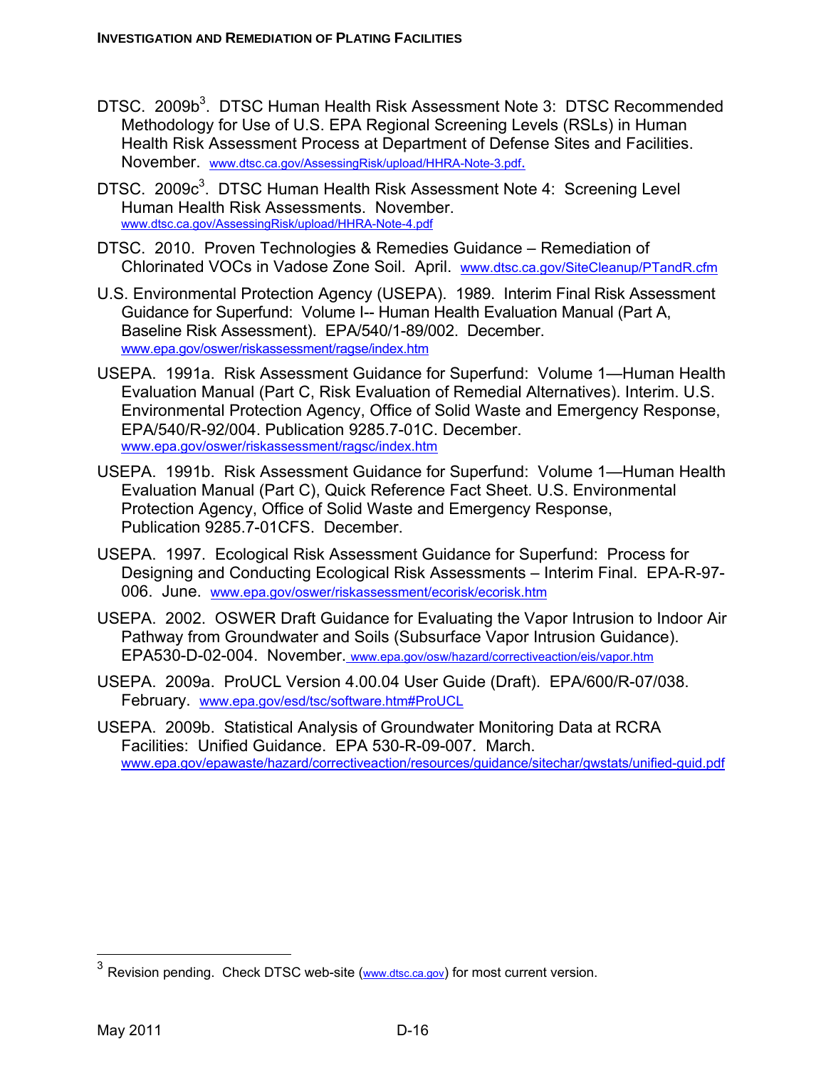DTSC. 2009b[3]. DTSC Human Health Risk Assessment Note 3: DTSC Recommended Methodology for Use of U.S. EPA Regional Screening Levels (RSLs) in Human Health Risk Assessment Process at Department of Defense Sites and Facilities. November. www.dtsc.ca.gov/AssessingRisk/upload/HHRA-Note-3.pdf.

DTSC. 2009c[3]. DTSC Human Health Risk Assessment Note 4: Screening Level Human Health Risk Assessments. November. www.dtsc.ca.gov/AssessingRisk/upload/HHRA-Note-4.pdf

DTSC. 2010. Proven Technologies & Remedies Guidance – Remediation of Chlorinated VOCs in Vadose Zone Soil. April. www.dtsc.ca.gov/SiteCleanup/PTandR.cfm

U.S. Environmental Protection Agency (USEPA). 1989. Interim Final Risk Assessment Guidance for Superfund: Volume I-- Human Health Evaluation Manual (Part A, Baseline Risk Assessment). EPA/540/1-89/002. December. www.epa.gov/oswer/riskassessment/ragse/index.htm

USEPA. 1991a. Risk Assessment Guidance for Superfund: Volume 1—Human Health Evaluation Manual (Part C, Risk Evaluation of Remedial Alternatives). Interim. U.S. Environmental Protection Agency, Office of Solid Waste and Emergency Response, EPA/540/R-92/004. Publication 9285.7-01C. December. www.epa.gov/oswer/riskassessment/ragsc/index.htm

USEPA. 1991b. Risk Assessment Guidance for Superfund: Volume 1—Human Health Evaluation Manual (Part C), Quick Reference Fact Sheet. U.S. Environmental Protection Agency, Office of Solid Waste and Emergency Response, Publication 9285.7-01CFS. December.

USEPA. 1997. Ecological Risk Assessment Guidance for Superfund: Process for Designing and Conducting Ecological Risk Assessments – Interim Final. EPA-R-97-006. June. www.epa.gov/oswer/riskassessment/ecorisk/ecorisk.htm

USEPA. 2002. OSWER Draft Guidance for Evaluating the Vapor Intrusion to Indoor Air Pathway from Groundwater and Soils (Subsurface Vapor Intrusion Guidance). EPA530-D-02-004. November. www.epa.gov/osw/hazard/correctiveaction/eis/vapor.htm

USEPA. 2009a. ProUCL Version 4.00.04 User Guide (Draft). EPA/600/R-07/038. February. www.epa.gov/esd/tsc/software.htm#ProUCL

USEPA. 2009b. Statistical Analysis of Groundwater Monitoring Data at RCRA Facilities: Unified Guidance. EPA 530-R-09-007. March. www.epa.gov/epawaste/hazard/correctiveaction/resources/guidance/sitechar/gwstats/unified-guid.pdf

---

[3] Revision pending. Check DTSC web-site (www.dtsc.ca.gov) for most current version.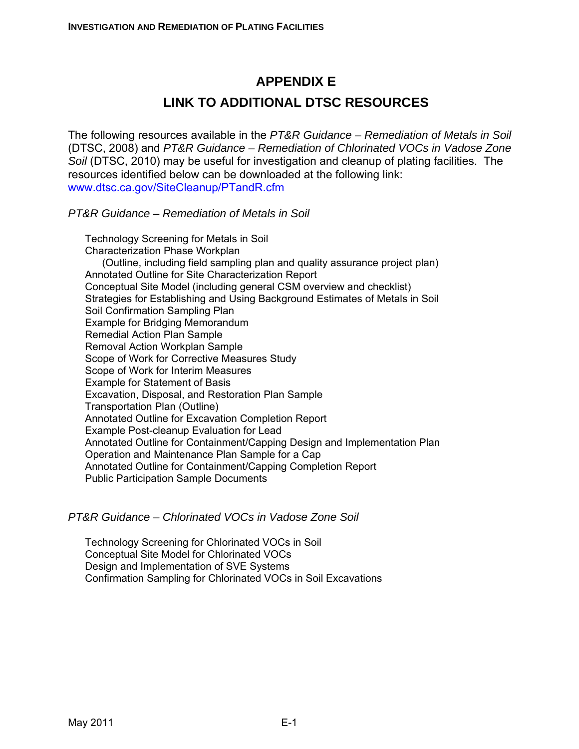# APPENDIX E

# LINK TO ADDITIONAL DTSC RESOURCES

The following resources available in the *PT&R Guidance – Remediation of Metals in Soil* (DTSC, 2008) and *PT&R Guidance – Remediation of Chlorinated VOCs in Vadose Zone Soil* (DTSC, 2010) may be useful for investigation and cleanup of plating facilities. The resources identified below can be downloaded at the following link: [www.dtsc.ca.gov/SiteCleanup/PTandR.cfm](www.dtsc.ca.gov/SiteCleanup/PTandR.cfm)

*PT&R Guidance – Remediation of Metals in Soil*

- Technology Screening for Metals in Soil
- Characterization Phase Workplan
  - (Outline, including field sampling plan and quality assurance project plan)
- Annotated Outline for Site Characterization Report
- Conceptual Site Model (including general CSM overview and checklist)
- Strategies for Establishing and Using Background Estimates of Metals in Soil
- Soil Confirmation Sampling Plan
- Example for Bridging Memorandum
- Remedial Action Plan Sample
- Removal Action Workplan Sample
- Scope of Work for Corrective Measures Study
- Scope of Work for Interim Measures
- Example for Statement of Basis
- Excavation, Disposal, and Restoration Plan Sample
- Transportation Plan (Outline)
- Annotated Outline for Excavation Completion Report
- Example Post-cleanup Evaluation for Lead
- Annotated Outline for Containment/Capping Design and Implementation Plan
- Operation and Maintenance Plan Sample for a Cap
- Annotated Outline for Containment/Capping Completion Report
- Public Participation Sample Documents

*PT&R Guidance – Chlorinated VOCs in Vadose Zone Soil*

- Technology Screening for Chlorinated VOCs in Soil
- Conceptual Site Model for Chlorinated VOCs
- Design and Implementation of SVE Systems
- Confirmation Sampling for Chlorinated VOCs in Soil Excavations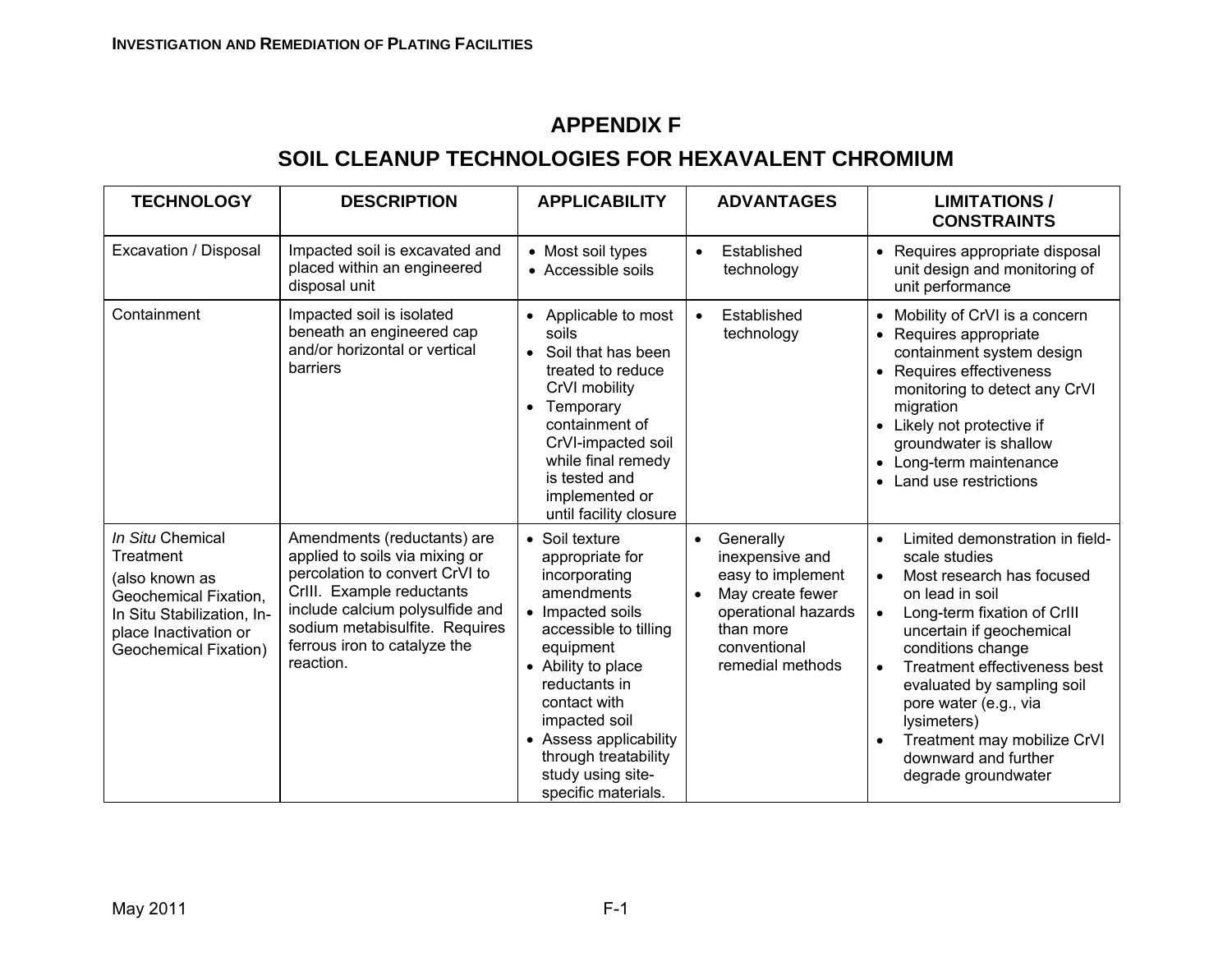# APPENDIX F

## SOIL CLEANUP TECHNOLOGIES FOR HEXAVALENT CHROMIUM

| TECHNOLOGY | DESCRIPTION | APPLICABILITY | ADVANTAGES | LIMITATIONS / CONSTRAINTS |
|---|---|---|---|---|
| Excavation / Disposal | Impacted soil is excavated and placed within an engineered disposal unit | • Most soil types<br>• Accessible soils | • Established technology | • Requires appropriate disposal unit design and monitoring of unit performance |
| Containment | Impacted soil is isolated beneath an engineered cap and/or horizontal or vertical barriers | • Applicable to most soils<br>• Soil that has been treated to reduce CrVI mobility<br>• Temporary containment of CrVI-impacted soil while final remedy is tested and implemented or until facility closure | • Established technology | • Mobility of CrVI is a concern<br>• Requires appropriate containment system design<br>• Requires effectiveness monitoring to detect any CrVI migration<br>• Likely not protective if groundwater is shallow<br>• Long-term maintenance<br>• Land use restrictions |
| *In Situ* Chemical Treatment<br>(also known as Geochemical Fixation, In Situ Stabilization, In-place Inactivation or Geochemical Fixation) | Amendments (reductants) are applied to soils via mixing or percolation to convert CrVI to CrIII. Example reductants include calcium polysulfide and sodium metabisulfite. Requires ferrous iron to catalyze the reaction. | • Soil texture appropriate for incorporating amendments<br>• Impacted soils accessible to tilling equipment<br>• Ability to place reductants in contact with impacted soil<br>• Assess applicability through treatability study using site-specific materials. | • Generally inexpensive and easy to implement<br>• May create fewer operational hazards than more conventional remedial methods | • Limited demonstration in field-scale studies<br>• Most research has focused on lead in soil<br>• Long-term fixation of CrIII uncertain if geochemical conditions change<br>• Treatment effectiveness best evaluated by sampling soil pore water (e.g., via lysimeters)<br>• Treatment may mobilize CrVI downward and further degrade groundwater |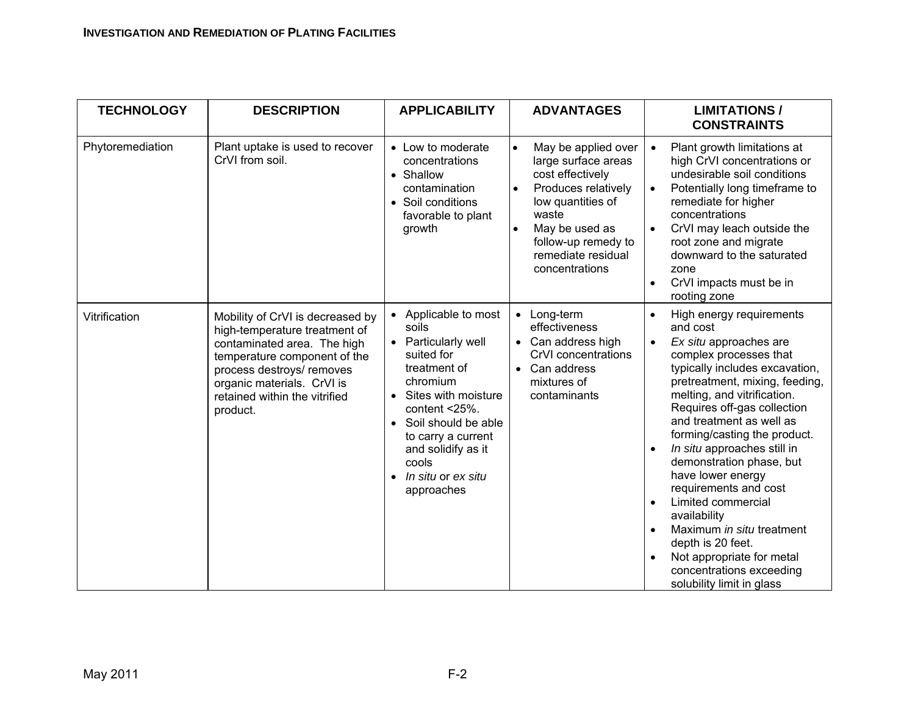| TECHNOLOGY | DESCRIPTION | APPLICABILITY | ADVANTAGES | LIMITATIONS / CONSTRAINTS |
|---|---|---|---|---|
| Phytoremediation | Plant uptake is used to recover CrVI from soil. | • Low to moderate concentrations<br>• Shallow contamination<br>• Soil conditions favorable to plant growth | • May be applied over large surface areas cost effectively<br>• Produces relatively low quantities of waste<br>• May be used as follow-up remedy to remediate residual concentrations | • Plant growth limitations at high CrVI concentrations or undesirable soil conditions<br>• Potentially long timeframe to remediate for higher concentrations<br>• CrVI may leach outside the root zone and migrate downward to the saturated zone<br>• CrVI impacts must be in rooting zone |
| Vitrification | Mobility of CrVI is decreased by high-temperature treatment of contaminated area. The high temperature component of the process destroys/ removes organic materials. CrVI is retained within the vitrified product. | • Applicable to most soils<br>• Particularly well suited for treatment of chromium<br>• Sites with moisture content <25%.<br>• Soil should be able to carry a current and solidify as it cools<br>• *In situ* or *ex situ* approaches | • Long-term effectiveness<br>• Can address high CrVI concentrations<br>• Can address mixtures of contaminants | • High energy requirements and cost<br>• *Ex situ* approaches are complex processes that typically includes excavation, pretreatment, mixing, feeding, melting, and vitrification. Requires off-gas collection and treatment as well as forming/casting the product.<br>• *In situ* approaches still in demonstration phase, but have lower energy requirements and cost<br>• Limited commercial availability<br>• Maximum *in situ* treatment depth is 20 feet.<br>• Not appropriate for metal concentrations exceeding solubility limit in glass |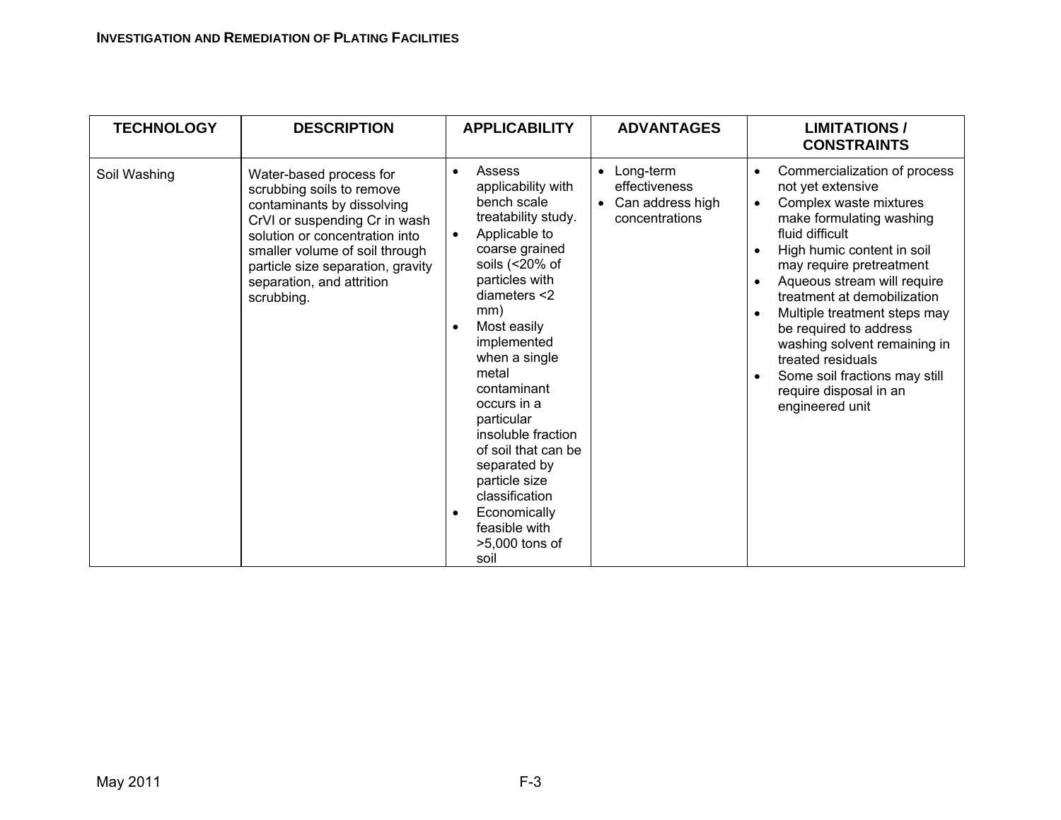| TECHNOLOGY | DESCRIPTION | APPLICABILITY | ADVANTAGES | LIMITATIONS / CONSTRAINTS |
|---|---|---|---|---|
| Soil Washing | Water-based process for scrubbing soils to remove contaminants by dissolving CrVI or suspending Cr in wash solution or concentration into smaller volume of soil through particle size separation, gravity separation, and attrition scrubbing. | • Assess applicability with bench scale treatability study.<br>• Applicable to coarse grained soils (<20% of particles with diameters <2 mm)<br>• Most easily implemented when a single metal contaminant occurs in a particular insoluble fraction of soil that can be separated by particle size classification<br>• Economically feasible with >5,000 tons of soil | • Long-term effectiveness<br>• Can address high concentrations | • Commercialization of process not yet extensive<br>• Complex waste mixtures make formulating washing fluid difficult<br>• High humic content in soil may require pretreatment<br>• Aqueous stream will require treatment at demobilization<br>• Multiple treatment steps may be required to address washing solvent remaining in treated residuals<br>• Some soil fractions may still require disposal in an engineered unit |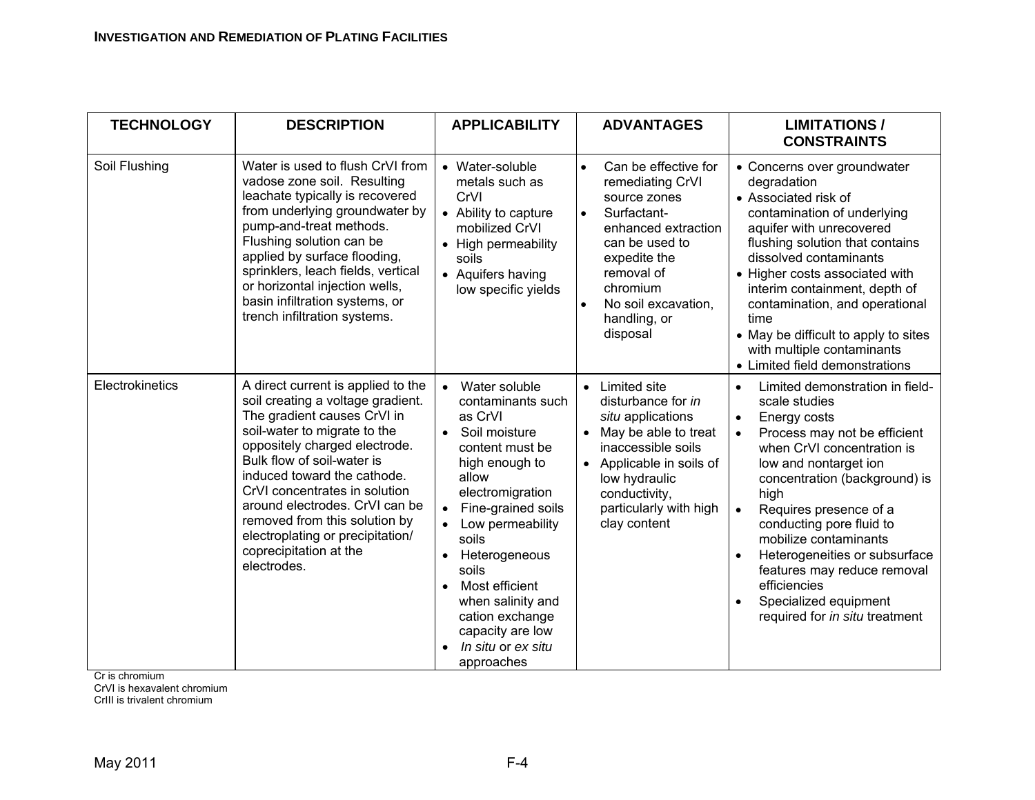| TECHNOLOGY | DESCRIPTION | APPLICABILITY | ADVANTAGES | LIMITATIONS / CONSTRAINTS |
|---|---|---|---|---|
| Soil Flushing | Water is used to flush CrVI from vadose zone soil. Resulting leachate typically is recovered from underlying groundwater by pump-and-treat methods. Flushing solution can be applied by surface flooding, sprinklers, leach fields, vertical or horizontal injection wells, basin infiltration systems, or trench infiltration systems. | • Water-soluble metals such as CrVI<br>• Ability to capture mobilized CrVI<br>• High permeability soils<br>• Aquifers having low specific yields | • Can be effective for remediating CrVI source zones<br>• Surfactant-enhanced extraction can be used to expedite the removal of chromium<br>• No soil excavation, handling, or disposal | • Concerns over groundwater degradation<br>• Associated risk of contamination of underlying aquifer with unrecovered flushing solution that contains dissolved contaminants<br>• Higher costs associated with interim containment, depth of contamination, and operational time<br>• May be difficult to apply to sites with multiple contaminants<br>• Limited field demonstrations |
| Electrokinetics | A direct current is applied to the soil creating a voltage gradient. The gradient causes CrVI in soil-water to migrate to the oppositely charged electrode. Bulk flow of soil-water is induced toward the cathode. CrVI concentrates in solution around electrodes. CrVI can be removed from this solution by electroplating or precipitation/ coprecipitation at the electrodes. | • Water soluble contaminants such as CrVI<br>• Soil moisture content must be high enough to allow electromigration<br>• Fine-grained soils<br>• Low permeability soils<br>• Heterogeneous soils<br>• Most efficient when salinity and cation exchange capacity are low<br>• *In situ* or *ex situ* approaches | • Limited site disturbance for *in situ* applications<br>• May be able to treat inaccessible soils<br>• Applicable in soils of low hydraulic conductivity, particularly with high clay content | • Limited demonstration in field-scale studies<br>• Energy costs<br>• Process may not be efficient when CrVI concentration is low and nontarget ion concentration (background) is high<br>• Requires presence of a conducting pore fluid to mobilize contaminants<br>• Heterogeneities or subsurface features may reduce removal efficiencies<br>• Specialized equipment required for *in situ* treatment |

Cr is chromium
CrVI is hexavalent chromium
CrIII is trivalent chromium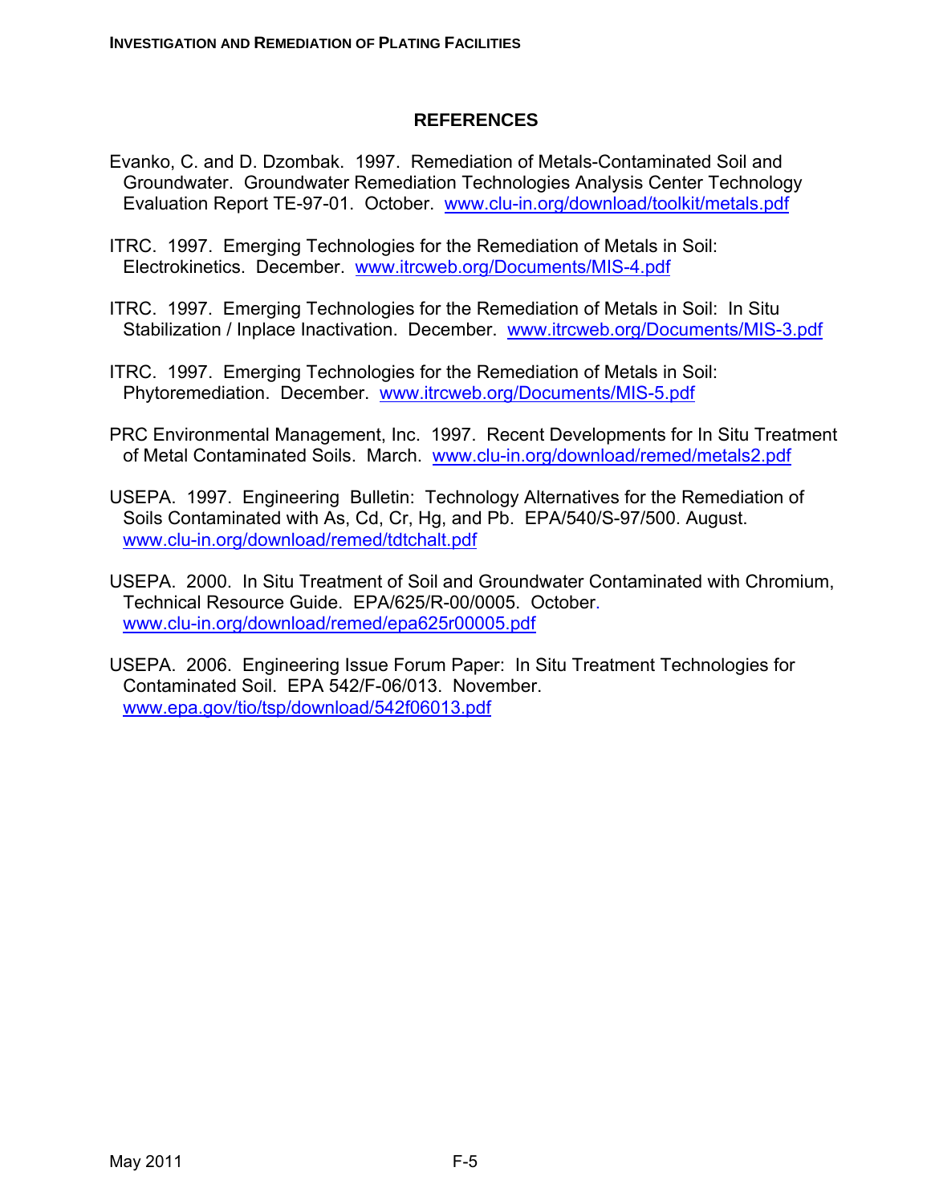## REFERENCES

Evanko, C. and D. Dzombak. 1997. Remediation of Metals-Contaminated Soil and Groundwater. Groundwater Remediation Technologies Analysis Center Technology Evaluation Report TE-97-01. October. www.clu-in.org/download/toolkit/metals.pdf

ITRC. 1997. Emerging Technologies for the Remediation of Metals in Soil: Electrokinetics. December. www.itrcweb.org/Documents/MIS-4.pdf

ITRC. 1997. Emerging Technologies for the Remediation of Metals in Soil: In Situ Stabilization / Inplace Inactivation. December. www.itrcweb.org/Documents/MIS-3.pdf

ITRC. 1997. Emerging Technologies for the Remediation of Metals in Soil: Phytoremediation. December. www.itrcweb.org/Documents/MIS-5.pdf

PRC Environmental Management, Inc. 1997. Recent Developments for In Situ Treatment of Metal Contaminated Soils. March. www.clu-in.org/download/remed/metals2.pdf

USEPA. 1997. Engineering Bulletin: Technology Alternatives for the Remediation of Soils Contaminated with As, Cd, Cr, Hg, and Pb. EPA/540/S-97/500. August. www.clu-in.org/download/remed/tdtchalt.pdf

USEPA. 2000. In Situ Treatment of Soil and Groundwater Contaminated with Chromium, Technical Resource Guide. EPA/625/R-00/0005. October. www.clu-in.org/download/remed/epa625r00005.pdf

USEPA. 2006. Engineering Issue Forum Paper: In Situ Treatment Technologies for Contaminated Soil. EPA 542/F-06/013. November. www.epa.gov/tio/tsp/download/542f06013.pdf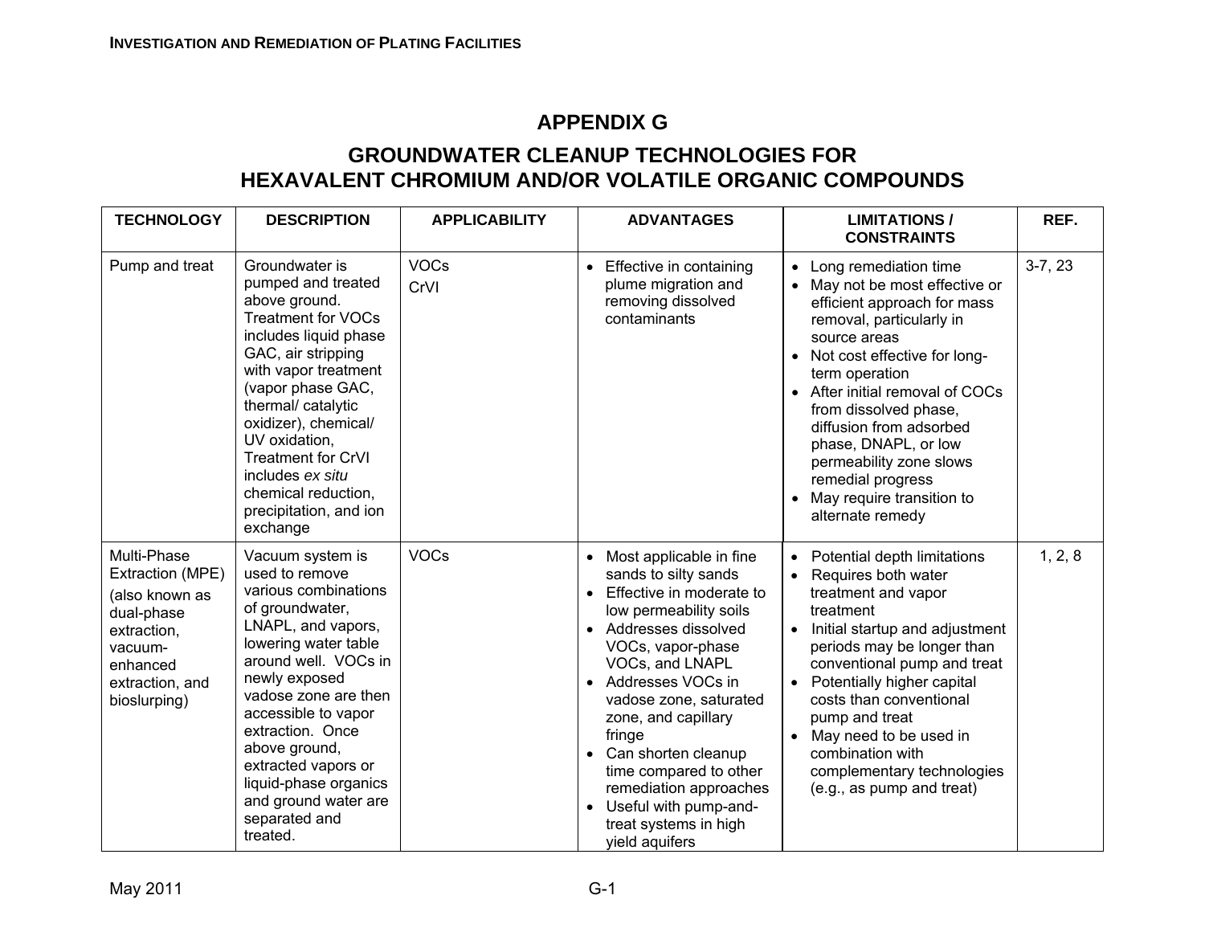# APPENDIX G

## GROUNDWATER CLEANUP TECHNOLOGIES FOR HEXAVALENT CHROMIUM AND/OR VOLATILE ORGANIC COMPOUNDS

| TECHNOLOGY | DESCRIPTION | APPLICABILITY | ADVANTAGES | LIMITATIONS / CONSTRAINTS | REF. |
|---|---|---|---|---|---|
| Pump and treat | Groundwater is pumped and treated above ground. Treatment for VOCs includes liquid phase GAC, air stripping with vapor treatment (vapor phase GAC, thermal/ catalytic oxidizer), chemical/ UV oxidation, Treatment for CrVI includes *ex situ* chemical reduction, precipitation, and ion exchange | VOCs<br>CrVI | • Effective in containing plume migration and removing dissolved contaminants | • Long remediation time<br>• May not be most effective or efficient approach for mass removal, particularly in source areas<br>• Not cost effective for long-term operation<br>• After initial removal of COCs from dissolved phase, diffusion from adsorbed phase, DNAPL, or low permeability zone slows remedial progress<br>• May require transition to alternate remedy | 3-7, 23 |
| Multi-Phase Extraction (MPE) (also known as dual-phase extraction, vacuum-enhanced extraction, and bioslurping) | Vacuum system is used to remove various combinations of groundwater, LNAPL, and vapors, lowering water table around well. VOCs in newly exposed vadose zone are then accessible to vapor extraction. Once above ground, extracted vapors or liquid-phase organics and ground water are separated and treated. | VOCs | • Most applicable in fine sands to silty sands<br>• Effective in moderate to low permeability soils<br>• Addresses dissolved VOCs, vapor-phase VOCs, and LNAPL<br>• Addresses VOCs in vadose zone, saturated zone, and capillary fringe<br>• Can shorten cleanup time compared to other remediation approaches<br>• Useful with pump-and-treat systems in high yield aquifers | • Potential depth limitations<br>• Requires both water treatment and vapor treatment<br>• Initial startup and adjustment periods may be longer than conventional pump and treat<br>• Potentially higher capital costs than conventional pump and treat<br>• May need to be used in combination with complementary technologies (e.g., as pump and treat) | 1, 2, 8 |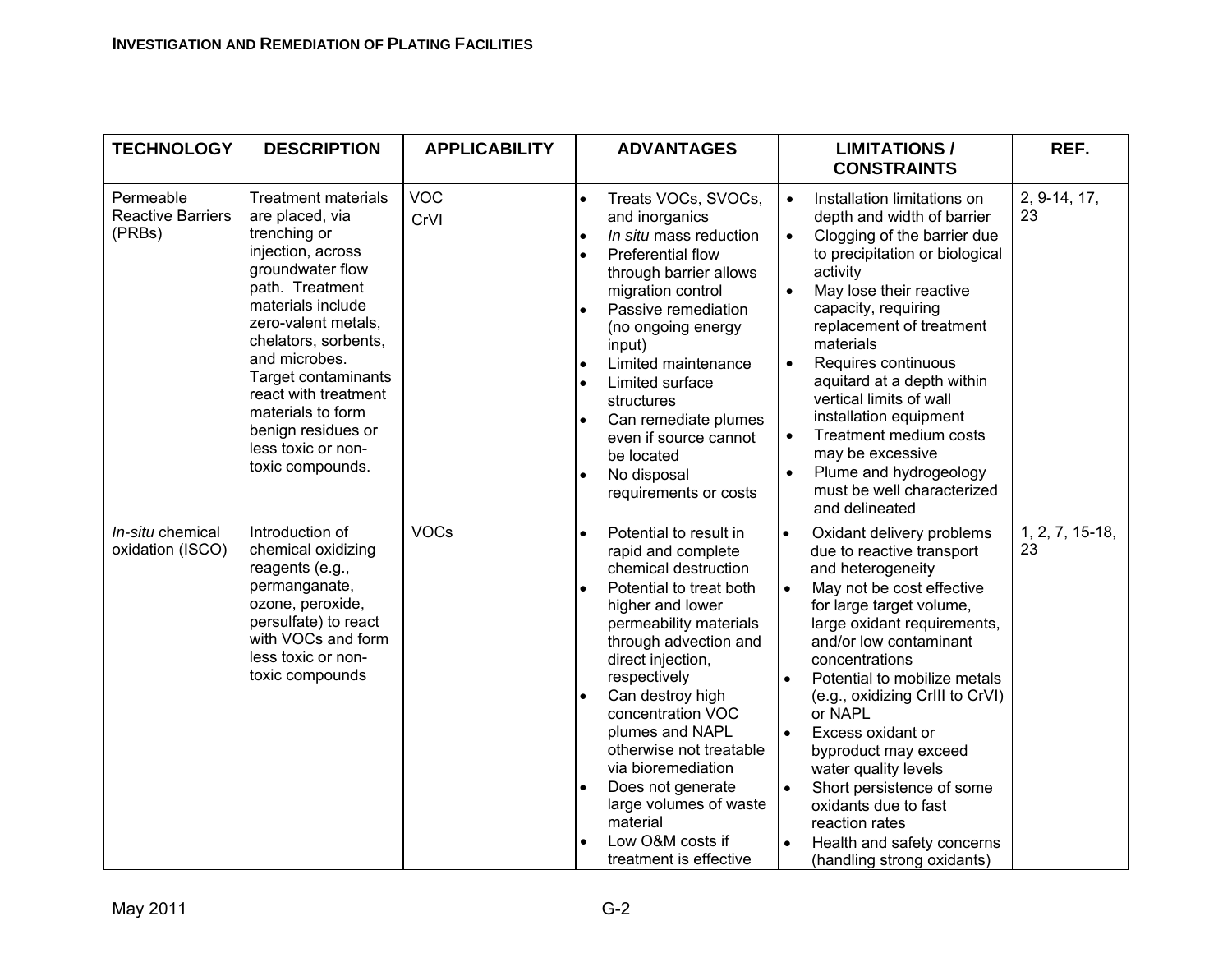| TECHNOLOGY | DESCRIPTION | APPLICABILITY | ADVANTAGES | LIMITATIONS / CONSTRAINTS | REF. |
|---|---|---|---|---|---|
| Permeable Reactive Barriers (PRBs) | Treatment materials are placed, via trenching or injection, across groundwater flow path. Treatment materials include zero-valent metals, chelators, sorbents, and microbes. Target contaminants react with treatment materials to form benign residues or less toxic or non-toxic compounds. | VOC<br>CrVI | • Treats VOCs, SVOCs, and inorganics<br>• *In situ* mass reduction<br>• Preferential flow through barrier allows migration control<br>• Passive remediation (no ongoing energy input)<br>• Limited maintenance<br>• Limited surface structures<br>• Can remediate plumes even if source cannot be located<br>• No disposal requirements or costs | • Installation limitations on depth and width of barrier<br>• Clogging of the barrier due to precipitation or biological activity<br>• May lose their reactive capacity, requiring replacement of treatment materials<br>• Requires continuous aquitard at a depth within vertical limits of wall installation equipment<br>• Treatment medium costs may be excessive<br>• Plume and hydrogeology must be well characterized and delineated | 2, 9-14, 17, 23 |
| *In-situ* chemical oxidation (ISCO) | Introduction of chemical oxidizing reagents (e.g., permanganate, ozone, peroxide, persulfate) to react with VOCs and form less toxic or non-toxic compounds | VOCs | • Potential to result in rapid and complete chemical destruction<br>• Potential to treat both higher and lower permeability materials through advection and direct injection, respectively<br>• Can destroy high concentration VOC plumes and NAPL otherwise not treatable via bioremediation<br>• Does not generate large volumes of waste material<br>• Low O&M costs if treatment is effective | • Oxidant delivery problems due to reactive transport and heterogeneity<br>• May not be cost effective for large target volume, large oxidant requirements, and/or low contaminant concentrations<br>• Potential to mobilize metals (e.g., oxidizing CrIII to CrVI) or NAPL<br>• Excess oxidant or byproduct may exceed water quality levels<br>• Short persistence of some oxidants due to fast reaction rates<br>• Health and safety concerns (handling strong oxidants) | 1, 2, 7, 15-18, 23 |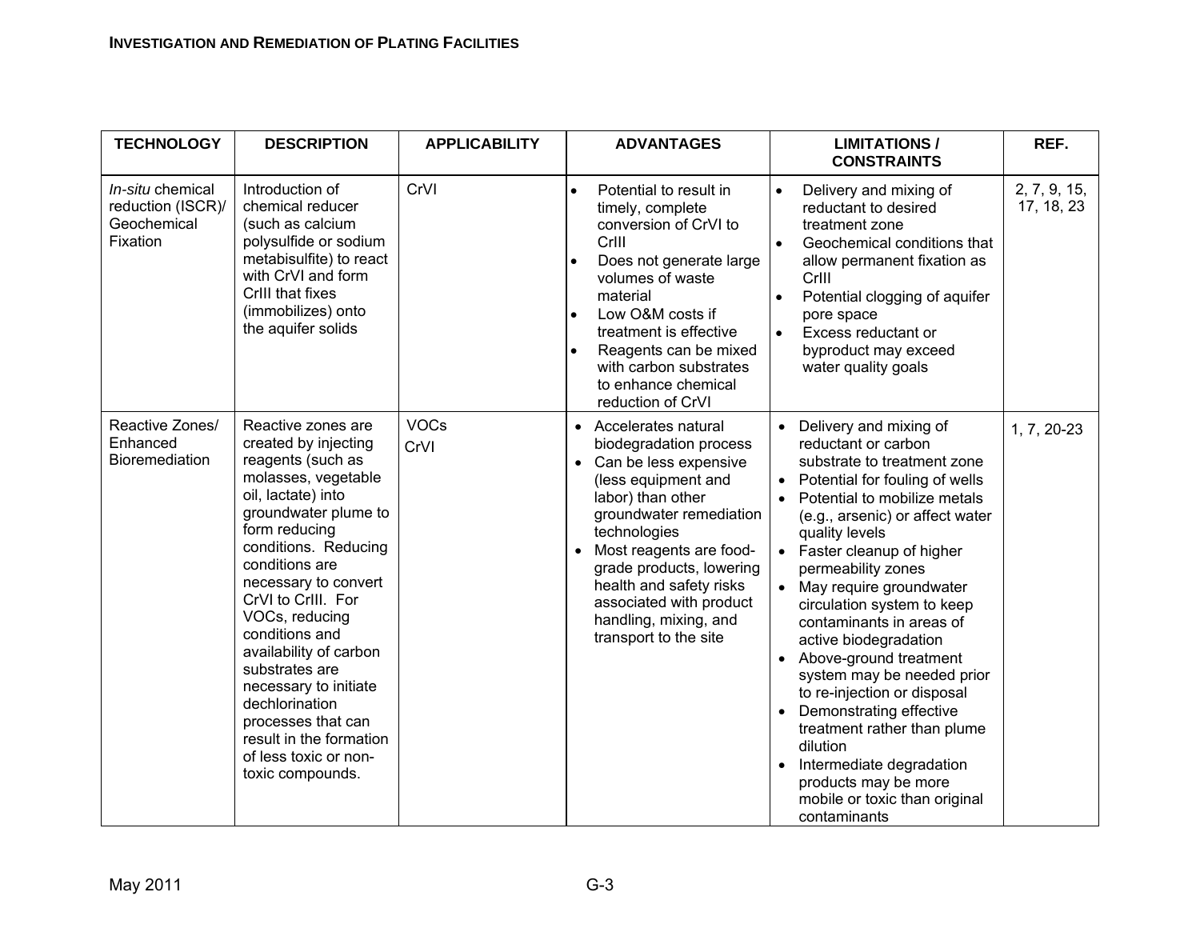| TECHNOLOGY | DESCRIPTION | APPLICABILITY | ADVANTAGES | LIMITATIONS / CONSTRAINTS | REF. |
|---|---|---|---|---|---|
| *In-situ* chemical reduction (ISCR)/ Geochemical Fixation | Introduction of chemical reducer (such as calcium polysulfide or sodium metabisulfite) to react with CrVI and form CrIII that fixes (immobilizes) onto the aquifer solids | CrVI | • Potential to result in timely, complete conversion of CrVI to CrIII<br>• Does not generate large volumes of waste material<br>• Low O&M costs if treatment is effective<br>• Reagents can be mixed with carbon substrates to enhance chemical reduction of CrVI | • Delivery and mixing of reductant to desired treatment zone<br>• Geochemical conditions that allow permanent fixation as CrIII<br>• Potential clogging of aquifer pore space<br>• Excess reductant or byproduct may exceed water quality goals | 2, 7, 9, 15, 17, 18, 23 |
| Reactive Zones/ Enhanced Bioremediation | Reactive zones are created by injecting reagents (such as molasses, vegetable oil, lactate) into groundwater plume to form reducing conditions. Reducing conditions are necessary to convert CrVI to CrIII. For VOCs, reducing conditions and availability of carbon substrates are necessary to initiate dechlorination processes that can result in the formation of less toxic or non-toxic compounds. | VOCs<br>CrVI | • Accelerates natural biodegradation process<br>• Can be less expensive (less equipment and labor) than other groundwater remediation technologies<br>• Most reagents are food-grade products, lowering health and safety risks associated with product handling, mixing, and transport to the site | • Delivery and mixing of reductant or carbon substrate to treatment zone<br>• Potential for fouling of wells<br>• Potential to mobilize metals (e.g., arsenic) or affect water quality levels<br>• Faster cleanup of higher permeability zones<br>• May require groundwater circulation system to keep contaminants in areas of active biodegradation<br>• Above-ground treatment system may be needed prior to re-injection or disposal<br>• Demonstrating effective treatment rather than plume dilution<br>• Intermediate degradation products may be more mobile or toxic than original contaminants | 1, 7, 20-23 |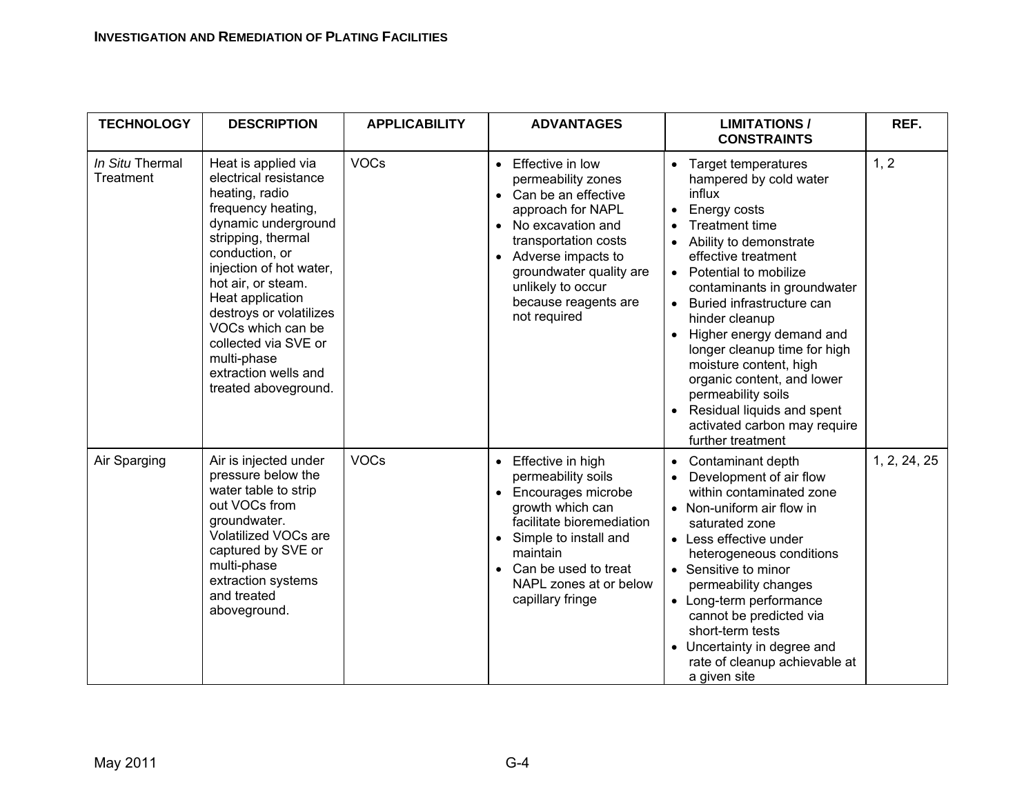| TECHNOLOGY | DESCRIPTION | APPLICABILITY | ADVANTAGES | LIMITATIONS / CONSTRAINTS | REF. |
|---|---|---|---|---|---|
| *In Situ* Thermal Treatment | Heat is applied via electrical resistance heating, radio frequency heating, dynamic underground stripping, thermal conduction, or injection of hot water, hot air, or steam. Heat application destroys or volatilizes VOCs which can be collected via SVE or multi-phase extraction wells and treated aboveground. | VOCs | • Effective in low permeability zones<br>• Can be an effective approach for NAPL<br>• No excavation and transportation costs<br>• Adverse impacts to groundwater quality are unlikely to occur because reagents are not required | • Target temperatures hampered by cold water influx<br>• Energy costs<br>• Treatment time<br>• Ability to demonstrate effective treatment<br>• Potential to mobilize contaminants in groundwater<br>• Buried infrastructure can hinder cleanup<br>• Higher energy demand and longer cleanup time for high moisture content, high organic content, and lower permeability soils<br>• Residual liquids and spent activated carbon may require further treatment | 1, 2 |
| Air Sparging | Air is injected under pressure below the water table to strip out VOCs from groundwater. Volatilized VOCs are captured by SVE or multi-phase extraction systems and treated aboveground. | VOCs | • Effective in high permeability soils<br>• Encourages microbe growth which can facilitate bioremediation<br>• Simple to install and maintain<br>• Can be used to treat NAPL zones at or below capillary fringe | • Contaminant depth<br>• Development of air flow within contaminated zone<br>• Non-uniform air flow in saturated zone<br>• Less effective under heterogeneous conditions<br>• Sensitive to minor permeability changes<br>• Long-term performance cannot be predicted via short-term tests<br>• Uncertainty in degree and rate of cleanup achievable at a given site | 1, 2, 24, 25 |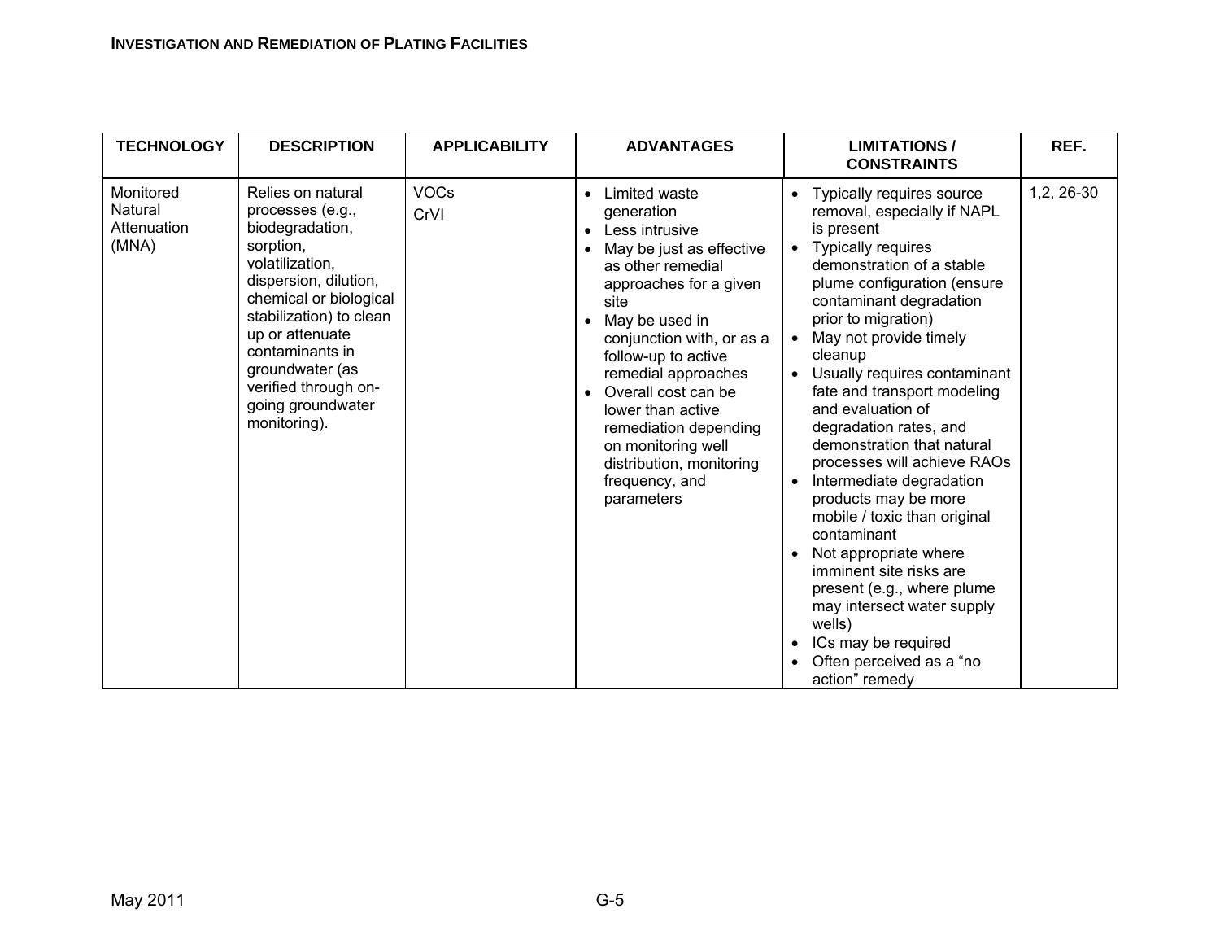| TECHNOLOGY | DESCRIPTION | APPLICABILITY | ADVANTAGES | LIMITATIONS / CONSTRAINTS | REF. |
|---|---|---|---|---|---|
| Monitored Natural Attenuation (MNA) | Relies on natural processes (e.g., biodegradation, sorption, volatilization, dispersion, dilution, chemical or biological stabilization) to clean up or attenuate contaminants in groundwater (as verified through on-going groundwater monitoring). | VOCs<br>CrVI | • Limited waste generation<br>• Less intrusive<br>• May be just as effective as other remedial approaches for a given site<br>• May be used in conjunction with, or as a follow-up to active remedial approaches<br>• Overall cost can be lower than active remediation depending on monitoring well distribution, monitoring frequency, and parameters | • Typically requires source removal, especially if NAPL is present<br>• Typically requires demonstration of a stable plume configuration (ensure contaminant degradation prior to migration)<br>• May not provide timely cleanup<br>• Usually requires contaminant fate and transport modeling and evaluation of degradation rates, and demonstration that natural processes will achieve RAOs<br>• Intermediate degradation products may be more mobile / toxic than original contaminant<br>• Not appropriate where imminent site risks are present (e.g., where plume may intersect water supply wells)<br>• ICs may be required<br>• Often perceived as a "no action" remedy | 1,2, 26-30 |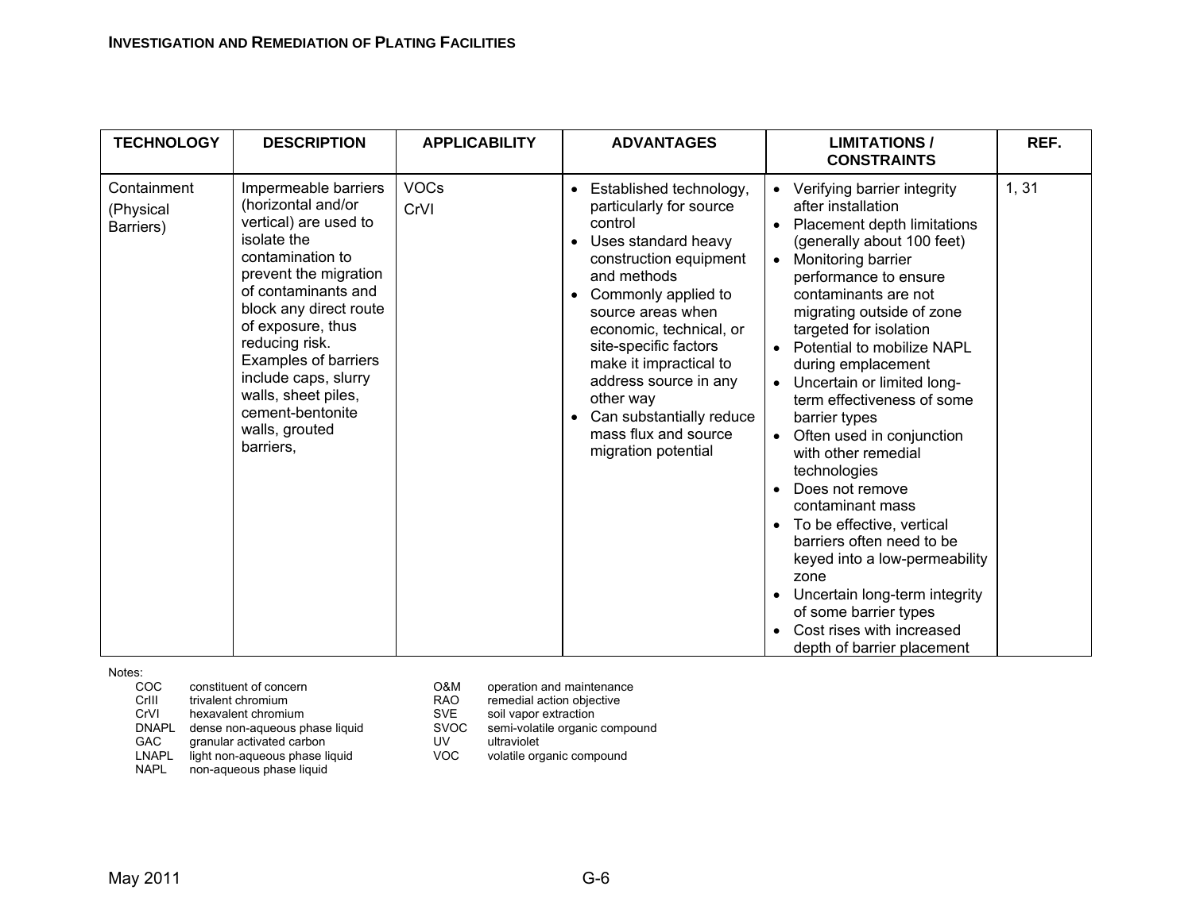| TECHNOLOGY | DESCRIPTION | APPLICABILITY | ADVANTAGES | LIMITATIONS / CONSTRAINTS | REF. |
|---|---|---|---|---|---|
| Containment (Physical Barriers) | Impermeable barriers (horizontal and/or vertical) are used to isolate the contamination to prevent the migration of contaminants and block any direct route of exposure, thus reducing risk. Examples of barriers include caps, slurry walls, sheet piles, cement-bentonite walls, grouted barriers, | VOCs<br>CrVI | • Established technology, particularly for source control<br>• Uses standard heavy construction equipment and methods<br>• Commonly applied to source areas when economic, technical, or site-specific factors make it impractical to address source in any other way<br>• Can substantially reduce mass flux and source migration potential | • Verifying barrier integrity after installation<br>• Placement depth limitations (generally about 100 feet)<br>• Monitoring barrier performance to ensure contaminants are not migrating outside of zone targeted for isolation<br>• Potential to mobilize NAPL during emplacement<br>• Uncertain or limited long-term effectiveness of some barrier types<br>• Often used in conjunction with other remedial technologies<br>• Does not remove contaminant mass<br>• To be effective, vertical barriers often need to be keyed into a low-permeability zone<br>• Uncertain long-term integrity of some barrier types<br>• Cost rises with increased depth of barrier placement | 1, 31 |

Notes:

| | | | |
|---|---|---|---|
| COC | constituent of concern | O&M | operation and maintenance |
| CrIII | trivalent chromium | RAO | remedial action objective |
| CrVI | hexavalent chromium | SVE | soil vapor extraction |
| DNAPL | dense non-aqueous phase liquid | SVOC | semi-volatile organic compound |
| GAC | granular activated carbon | UV | ultraviolet |
| LNAPL | light non-aqueous phase liquid | VOC | volatile organic compound |
| NAPL | non-aqueous phase liquid | | |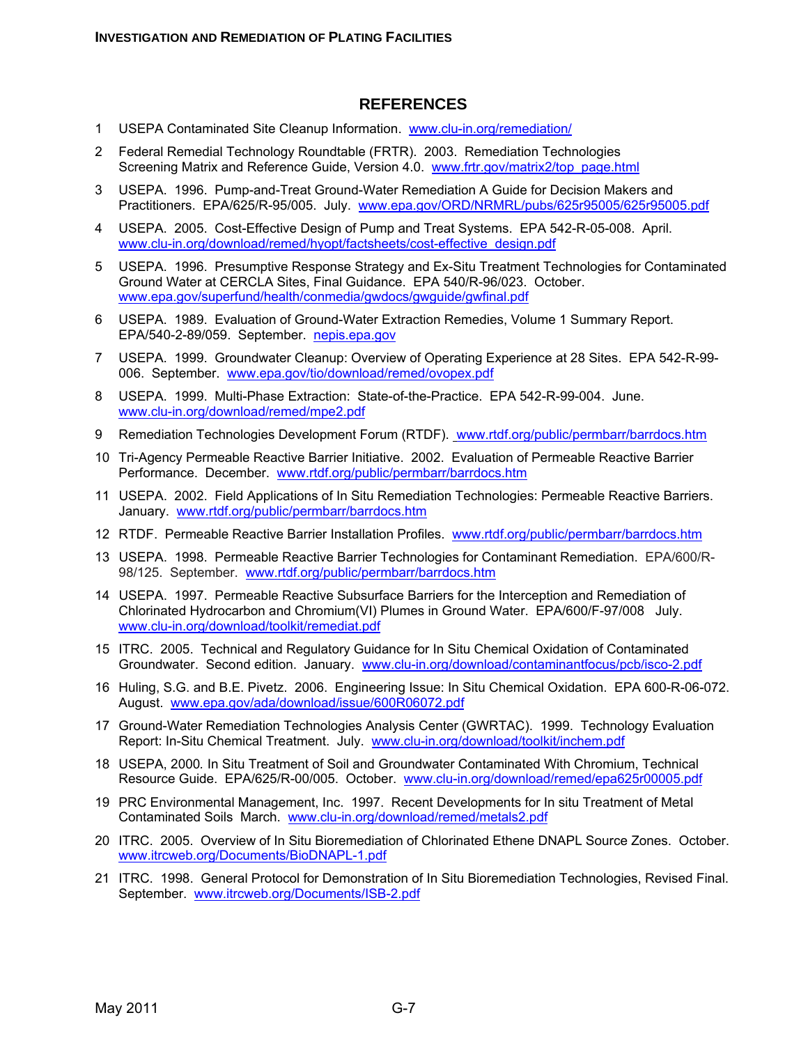## REFERENCES

1. USEPA Contaminated Site Cleanup Information. www.clu-in.org/remediation/
2. Federal Remedial Technology Roundtable (FRTR). 2003. Remediation Technologies Screening Matrix and Reference Guide, Version 4.0. www.frtr.gov/matrix2/top_page.html
3. USEPA. 1996. Pump-and-Treat Ground-Water Remediation A Guide for Decision Makers and Practitioners. EPA/625/R-95/005. July. www.epa.gov/ORD/NRMRL/pubs/625r95005/625r95005.pdf
4. USEPA. 2005. Cost-Effective Design of Pump and Treat Systems. EPA 542-R-05-008. April. www.clu-in.org/download/remed/hyopt/factsheets/cost-effective_design.pdf
5. USEPA. 1996. Presumptive Response Strategy and Ex-Situ Treatment Technologies for Contaminated Ground Water at CERCLA Sites, Final Guidance. EPA 540/R-96/023. October. www.epa.gov/superfund/health/conmedia/gwdocs/gwguide/gwfinal.pdf
6. USEPA. 1989. Evaluation of Ground-Water Extraction Remedies, Volume 1 Summary Report. EPA/540-2-89/059. September. nepis.epa.gov
7. USEPA. 1999. Groundwater Cleanup: Overview of Operating Experience at 28 Sites. EPA 542-R-99-006. September. www.epa.gov/tio/download/remed/ovopex.pdf
8. USEPA. 1999. Multi-Phase Extraction: State-of-the-Practice. EPA 542-R-99-004. June. www.clu-in.org/download/remed/mpe2.pdf
9. Remediation Technologies Development Forum (RTDF). www.rtdf.org/public/permbarr/barrdocs.htm
10. Tri-Agency Permeable Reactive Barrier Initiative. 2002. Evaluation of Permeable Reactive Barrier Performance. December. www.rtdf.org/public/permbarr/barrdocs.htm
11. USEPA. 2002. Field Applications of In Situ Remediation Technologies: Permeable Reactive Barriers. January. www.rtdf.org/public/permbarr/barrdocs.htm
12. RTDF. Permeable Reactive Barrier Installation Profiles. www.rtdf.org/public/permbarr/barrdocs.htm
13. USEPA. 1998. Permeable Reactive Barrier Technologies for Contaminant Remediation. EPA/600/R-98/125. September. www.rtdf.org/public/permbarr/barrdocs.htm
14. USEPA. 1997. Permeable Reactive Subsurface Barriers for the Interception and Remediation of Chlorinated Hydrocarbon and Chromium(VI) Plumes in Ground Water. EPA/600/F-97/008 July. www.clu-in.org/download/toolkit/remediat.pdf
15. ITRC. 2005. Technical and Regulatory Guidance for In Situ Chemical Oxidation of Contaminated Groundwater. Second edition. January. www.clu-in.org/download/contaminantfocus/pcb/isco-2.pdf
16. Huling, S.G. and B.E. Pivetz. 2006. Engineering Issue: In Situ Chemical Oxidation. EPA 600-R-06-072. August. www.epa.gov/ada/download/issue/600R06072.pdf
17. Ground-Water Remediation Technologies Analysis Center (GWRTAC). 1999. Technology Evaluation Report: In-Situ Chemical Treatment. July. www.clu-in.org/download/toolkit/inchem.pdf
18. USEPA, 2000. In Situ Treatment of Soil and Groundwater Contaminated With Chromium, Technical Resource Guide. EPA/625/R-00/005. October. www.clu-in.org/download/remed/epa625r00005.pdf
19. PRC Environmental Management, Inc. 1997. Recent Developments for In situ Treatment of Metal Contaminated Soils March. www.clu-in.org/download/remed/metals2.pdf
20. ITRC. 2005. Overview of In Situ Bioremediation of Chlorinated Ethene DNAPL Source Zones. October. www.itrcweb.org/Documents/BioDNAPL-1.pdf
21. ITRC. 1998. General Protocol for Demonstration of In Situ Bioremediation Technologies, Revised Final. September. www.itrcweb.org/Documents/ISB-2.pdf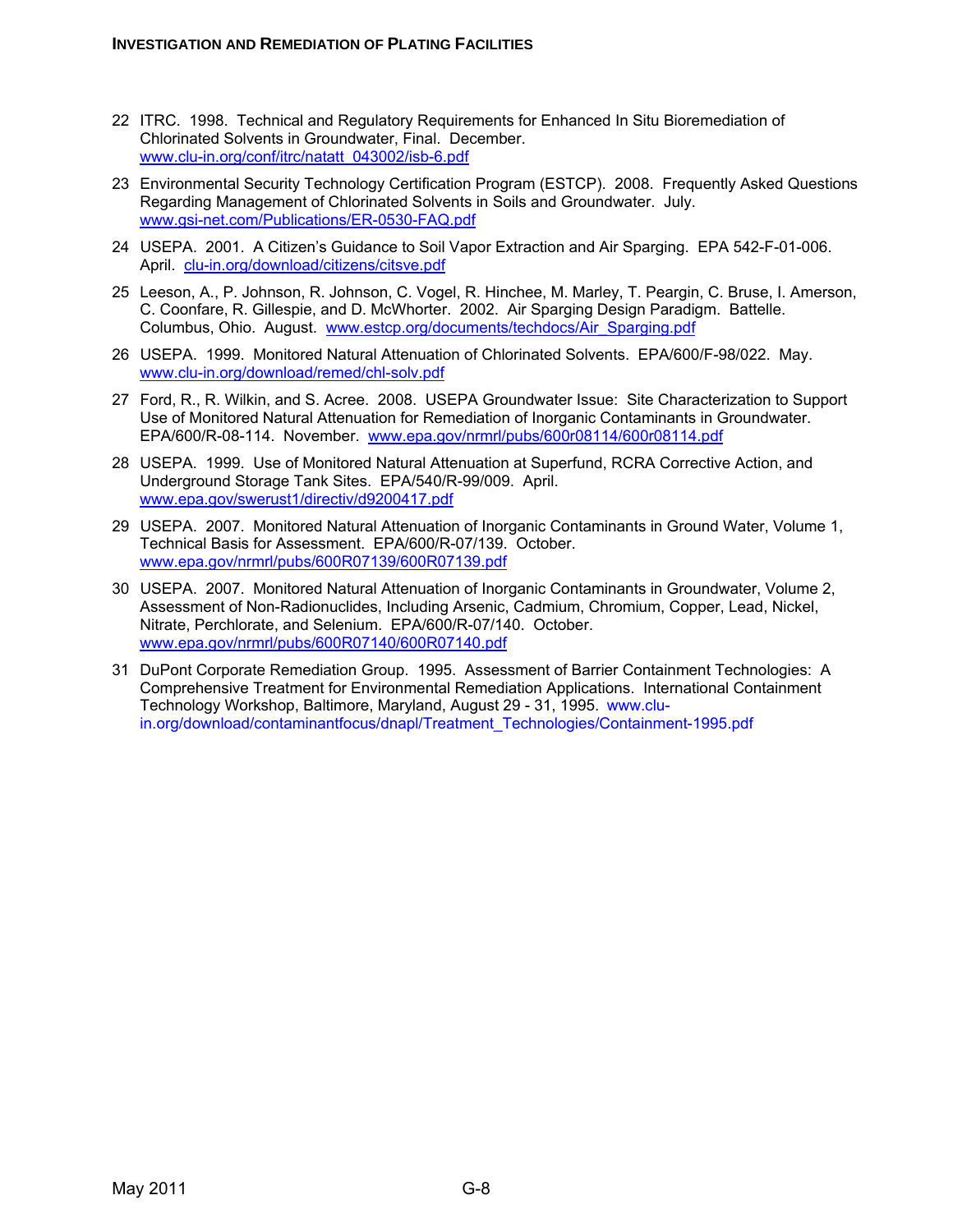22 ITRC. 1998. Technical and Regulatory Requirements for Enhanced In Situ Bioremediation of Chlorinated Solvents in Groundwater, Final. December. www.clu-in.org/conf/itrc/natatt_043002/isb-6.pdf

23 Environmental Security Technology Certification Program (ESTCP). 2008. Frequently Asked Questions Regarding Management of Chlorinated Solvents in Soils and Groundwater. July. www.gsi-net.com/Publications/ER-0530-FAQ.pdf

24 USEPA. 2001. A Citizen's Guidance to Soil Vapor Extraction and Air Sparging. EPA 542-F-01-006. April. clu-in.org/download/citizens/citsve.pdf

25 Leeson, A., P. Johnson, R. Johnson, C. Vogel, R. Hinchee, M. Marley, T. Peargin, C. Bruse, I. Amerson, C. Coonfare, R. Gillespie, and D. McWhorter. 2002. Air Sparging Design Paradigm. Battelle. Columbus, Ohio. August. www.estcp.org/documents/techdocs/Air_Sparging.pdf

26 USEPA. 1999. Monitored Natural Attenuation of Chlorinated Solvents. EPA/600/F-98/022. May. www.clu-in.org/download/remed/chl-solv.pdf

27 Ford, R., R. Wilkin, and S. Acree. 2008. USEPA Groundwater Issue: Site Characterization to Support Use of Monitored Natural Attenuation for Remediation of Inorganic Contaminants in Groundwater. EPA/600/R-08-114. November. www.epa.gov/nrmrl/pubs/600r08114/600r08114.pdf

28 USEPA. 1999. Use of Monitored Natural Attenuation at Superfund, RCRA Corrective Action, and Underground Storage Tank Sites. EPA/540/R-99/009. April. www.epa.gov/swerust1/directiv/d9200417.pdf

29 USEPA. 2007. Monitored Natural Attenuation of Inorganic Contaminants in Ground Water, Volume 1, Technical Basis for Assessment. EPA/600/R-07/139. October. www.epa.gov/nrmrl/pubs/600R07139/600R07139.pdf

30 USEPA. 2007. Monitored Natural Attenuation of Inorganic Contaminants in Groundwater, Volume 2, Assessment of Non-Radionuclides, Including Arsenic, Cadmium, Chromium, Copper, Lead, Nickel, Nitrate, Perchlorate, and Selenium. EPA/600/R-07/140. October. www.epa.gov/nrmrl/pubs/600R07140/600R07140.pdf

31 DuPont Corporate Remediation Group. 1995. Assessment of Barrier Containment Technologies: A Comprehensive Treatment for Environmental Remediation Applications. International Containment Technology Workshop, Baltimore, Maryland, August 29 - 31, 1995. www.clu-in.org/download/contaminantfocus/dnapl/Treatment_Technologies/Containment-1995.pdf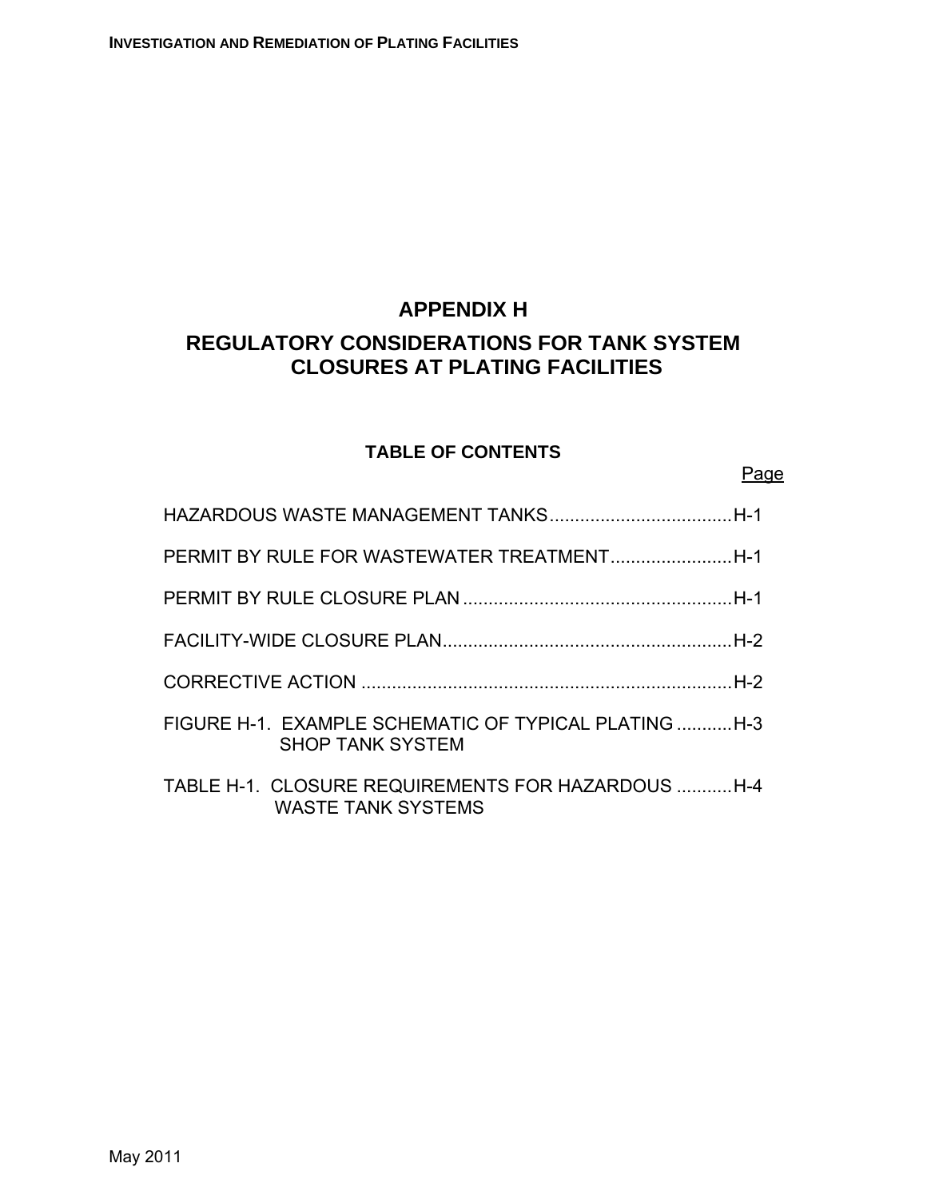# APPENDIX H

# REGULATORY CONSIDERATIONS FOR TANK SYSTEM CLOSURES AT PLATING FACILITIES

## TABLE OF CONTENTS

| | Page |
|---|---|
| HAZARDOUS WASTE MANAGEMENT TANKS | H-1 |
| PERMIT BY RULE FOR WASTEWATER TREATMENT | H-1 |
| PERMIT BY RULE CLOSURE PLAN | H-1 |
| FACILITY-WIDE CLOSURE PLAN | H-2 |
| CORRECTIVE ACTION | H-2 |
| FIGURE H-1. EXAMPLE SCHEMATIC OF TYPICAL PLATING SHOP TANK SYSTEM | H-3 |
| TABLE H-1. CLOSURE REQUIREMENTS FOR HAZARDOUS WASTE TANK SYSTEMS | H-4 |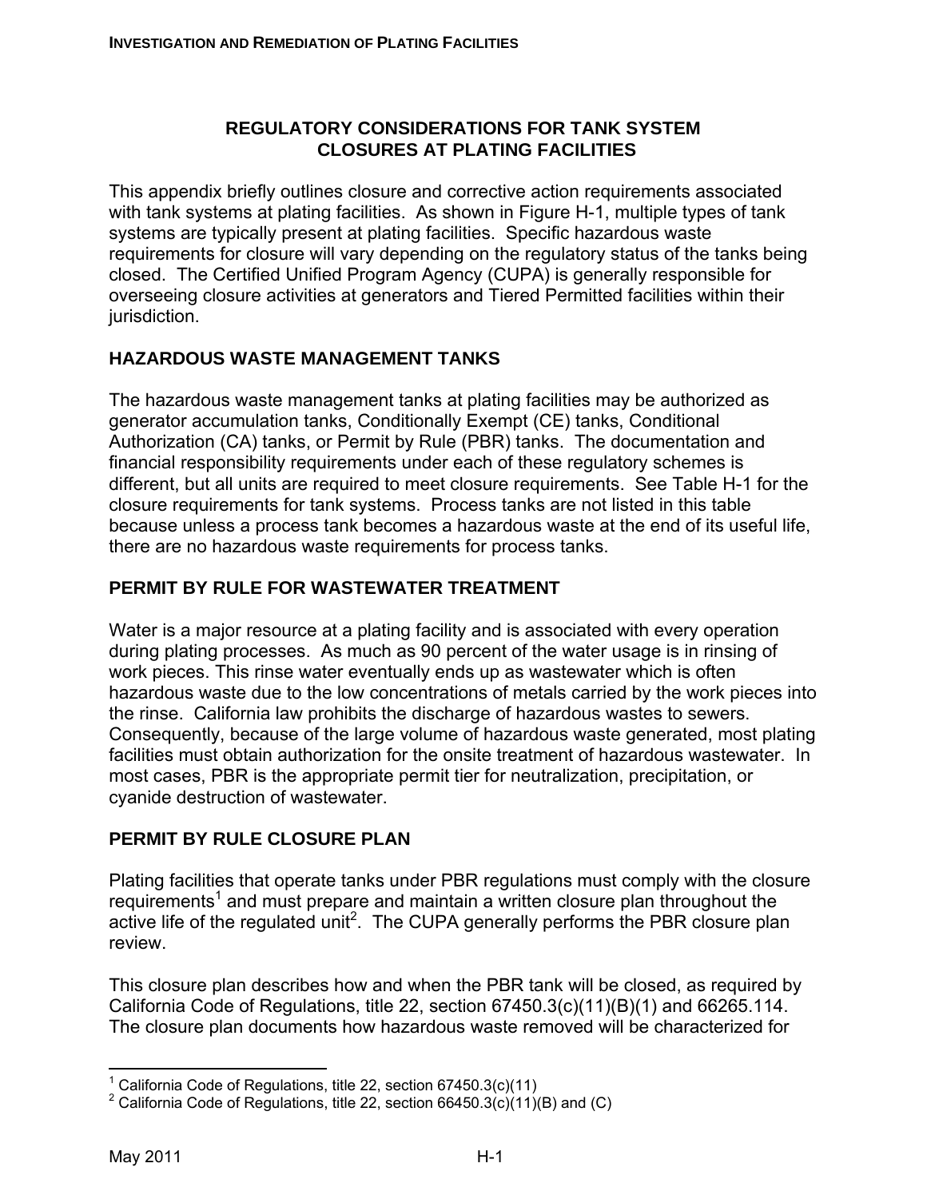## REGULATORY CONSIDERATIONS FOR TANK SYSTEM CLOSURES AT PLATING FACILITIES

This appendix briefly outlines closure and corrective action requirements associated with tank systems at plating facilities. As shown in Figure H-1, multiple types of tank systems are typically present at plating facilities. Specific hazardous waste requirements for closure will vary depending on the regulatory status of the tanks being closed. The Certified Unified Program Agency (CUPA) is generally responsible for overseeing closure activities at generators and Tiered Permitted facilities within their jurisdiction.

### HAZARDOUS WASTE MANAGEMENT TANKS

The hazardous waste management tanks at plating facilities may be authorized as generator accumulation tanks, Conditionally Exempt (CE) tanks, Conditional Authorization (CA) tanks, or Permit by Rule (PBR) tanks. The documentation and financial responsibility requirements under each of these regulatory schemes is different, but all units are required to meet closure requirements. See Table H-1 for the closure requirements for tank systems. Process tanks are not listed in this table because unless a process tank becomes a hazardous waste at the end of its useful life, there are no hazardous waste requirements for process tanks.

### PERMIT BY RULE FOR WASTEWATER TREATMENT

Water is a major resource at a plating facility and is associated with every operation during plating processes. As much as 90 percent of the water usage is in rinsing of work pieces. This rinse water eventually ends up as wastewater which is often hazardous waste due to the low concentrations of metals carried by the work pieces into the rinse. California law prohibits the discharge of hazardous wastes to sewers. Consequently, because of the large volume of hazardous waste generated, most plating facilities must obtain authorization for the onsite treatment of hazardous wastewater. In most cases, PBR is the appropriate permit tier for neutralization, precipitation, or cyanide destruction of wastewater.

### PERMIT BY RULE CLOSURE PLAN

Plating facilities that operate tanks under PBR regulations must comply with the closure requirements[1] and must prepare and maintain a written closure plan throughout the active life of the regulated unit[2]. The CUPA generally performs the PBR closure plan review.

This closure plan describes how and when the PBR tank will be closed, as required by California Code of Regulations, title 22, section 67450.3(c)(11)(B)(1) and 66265.114. The closure plan documents how hazardous waste removed will be characterized for

---

[1] California Code of Regulations, title 22, section 67450.3(c)(11)

[2] California Code of Regulations, title 22, section 66450.3(c)(11)(B) and (C)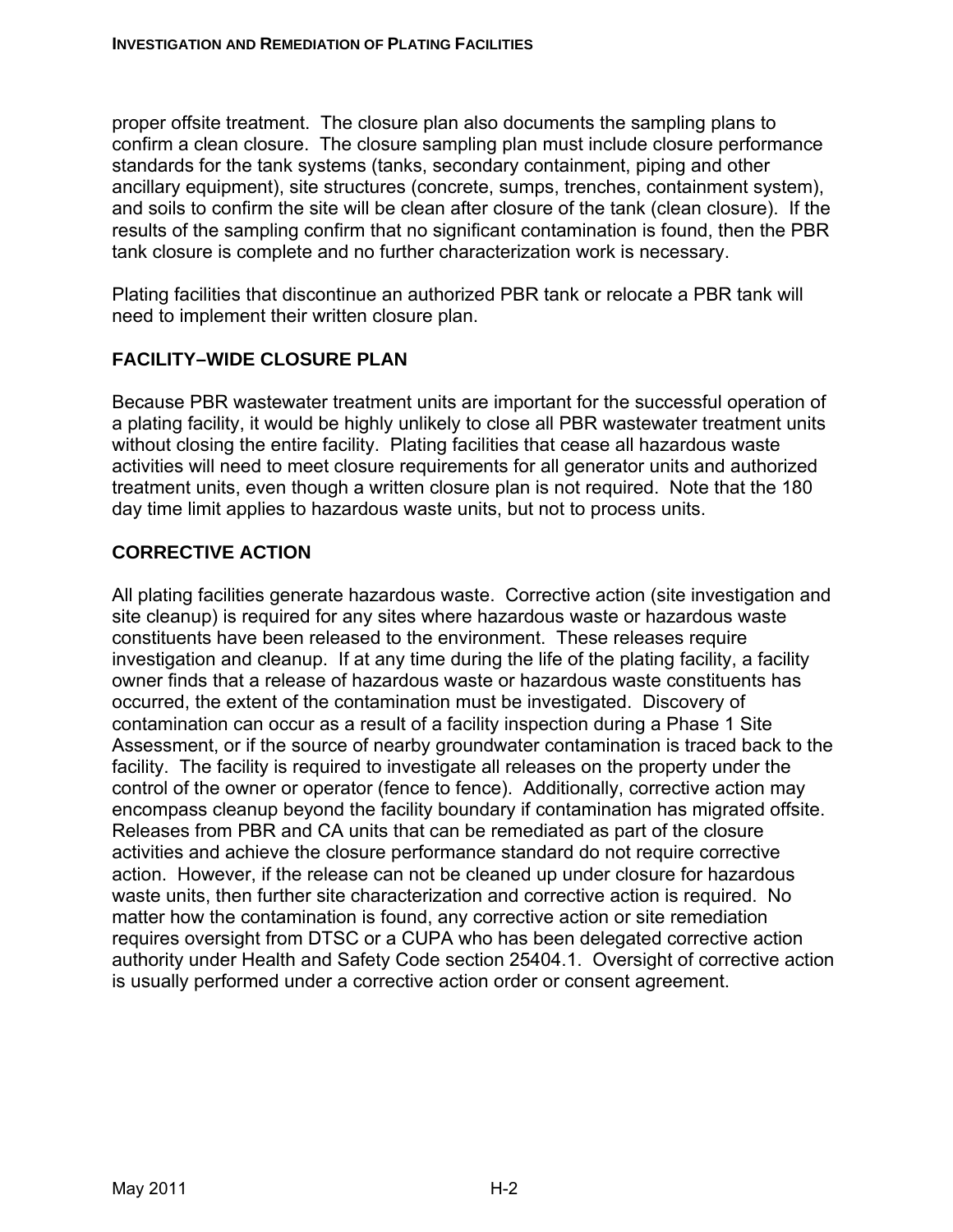proper offsite treatment. The closure plan also documents the sampling plans to confirm a clean closure. The closure sampling plan must include closure performance standards for the tank systems (tanks, secondary containment, piping and other ancillary equipment), site structures (concrete, sumps, trenches, containment system), and soils to confirm the site will be clean after closure of the tank (clean closure). If the results of the sampling confirm that no significant contamination is found, then the PBR tank closure is complete and no further characterization work is necessary.

Plating facilities that discontinue an authorized PBR tank or relocate a PBR tank will need to implement their written closure plan.

## FACILITY–WIDE CLOSURE PLAN

Because PBR wastewater treatment units are important for the successful operation of a plating facility, it would be highly unlikely to close all PBR wastewater treatment units without closing the entire facility. Plating facilities that cease all hazardous waste activities will need to meet closure requirements for all generator units and authorized treatment units, even though a written closure plan is not required. Note that the 180 day time limit applies to hazardous waste units, but not to process units.

## CORRECTIVE ACTION

All plating facilities generate hazardous waste. Corrective action (site investigation and site cleanup) is required for any sites where hazardous waste or hazardous waste constituents have been released to the environment. These releases require investigation and cleanup. If at any time during the life of the plating facility, a facility owner finds that a release of hazardous waste or hazardous waste constituents has occurred, the extent of the contamination must be investigated. Discovery of contamination can occur as a result of a facility inspection during a Phase 1 Site Assessment, or if the source of nearby groundwater contamination is traced back to the facility. The facility is required to investigate all releases on the property under the control of the owner or operator (fence to fence). Additionally, corrective action may encompass cleanup beyond the facility boundary if contamination has migrated offsite. Releases from PBR and CA units that can be remediated as part of the closure activities and achieve the closure performance standard do not require corrective action. However, if the release can not be cleaned up under closure for hazardous waste units, then further site characterization and corrective action is required. No matter how the contamination is found, any corrective action or site remediation requires oversight from DTSC or a CUPA who has been delegated corrective action authority under Health and Safety Code section 25404.1. Oversight of corrective action is usually performed under a corrective action order or consent agreement.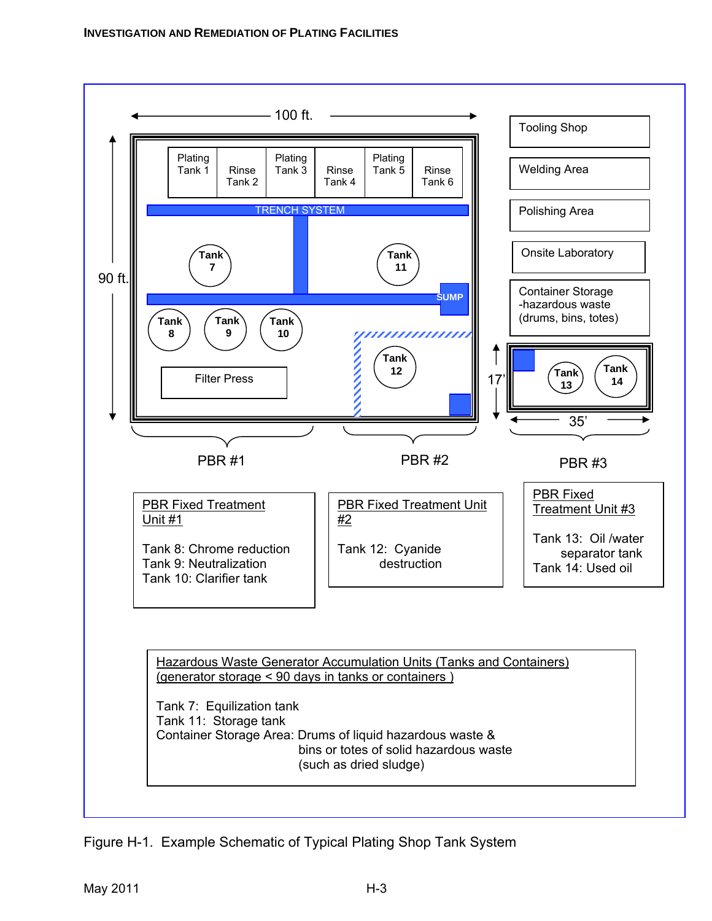100 ft.

90 ft.

| Plating Tank 1 | Rinse Tank 2 | Plating Tank 3 | Rinse Tank 4 | Plating Tank 5 | Rinse Tank 6 |
|---|---|---|---|---|---|

TRENCH SYSTEM

Tank 7

Tank 11

SUMP

Tank 8

Tank 9

Tank 10

Tank 12

Filter Press

17'

Tank 13

Tank 14

35'

Tooling Shop

Welding Area

Polishing Area

Onsite Laboratory

Container Storage -hazardous waste (drums, bins, totes)

PBR #1

PBR #2

PBR #3

PBR Fixed Treatment Unit #1

Tank 8: Chrome reduction
Tank 9: Neutralization
Tank 10: Clarifier tank

PBR Fixed Treatment Unit #2

Tank 12: Cyanide destruction

PBR Fixed Treatment Unit #3

Tank 13: Oil /water separator tank
Tank 14: Used oil

Hazardous Waste Generator Accumulation Units (Tanks and Containers) (generator storage < 90 days in tanks or containers )

Tank 7: Equilization tank
Tank 11: Storage tank
Container Storage Area: Drums of liquid hazardous waste & bins or totes of solid hazardous waste (such as dried sludge)

Figure H-1. Example Schematic of Typical Plating Shop Tank System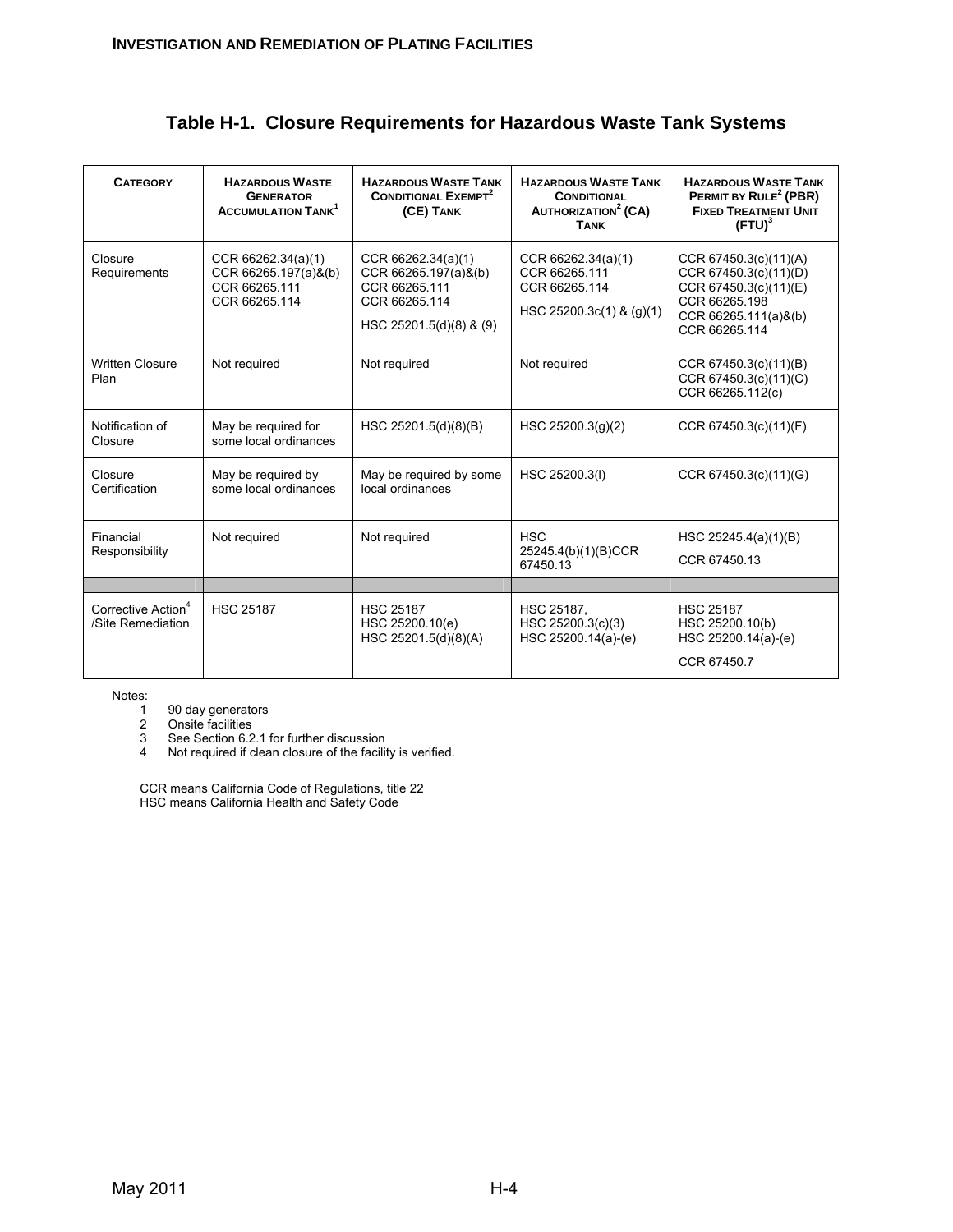## Table H-1. Closure Requirements for Hazardous Waste Tank Systems

| CATEGORY | HAZARDOUS WASTE GENERATOR ACCUMULATION TANK[1] | HAZARDOUS WASTE TANK CONDITIONAL EXEMPT[2] (CE) TANK | HAZARDOUS WASTE TANK CONDITIONAL AUTHORIZATION[2] (CA) TANK | HAZARDOUS WASTE TANK PERMIT BY RULE[2] (PBR) FIXED TREATMENT UNIT (FTU)[3] |
|---|---|---|---|---|
| Closure Requirements | CCR 66262.34(a)(1)<br>CCR 66265.197(a)&(b)<br>CCR 66265.111<br>CCR 66265.114 | CCR 66262.34(a)(1)<br>CCR 66265.197(a)&(b)<br>CCR 66265.111<br>CCR 66265.114<br><br>HSC 25201.5(d)(8) & (9) | CCR 66262.34(a)(1)<br>CCR 66265.111<br>CCR 66265.114<br><br>HSC 25200.3c(1) & (g)(1) | CCR 67450.3(c)(11)(A)<br>CCR 67450.3(c)(11)(D)<br>CCR 67450.3(c)(11)(E)<br>CCR 66265.198<br>CCR 66265.111(a)&(b)<br>CCR 66265.114 |
| Written Closure Plan | Not required | Not required | Not required | CCR 67450.3(c)(11)(B)<br>CCR 67450.3(c)(11)(C)<br>CCR 66265.112(c) |
| Notification of Closure | May be required for some local ordinances | HSC 25201.5(d)(8)(B) | HSC 25200.3(g)(2) | CCR 67450.3(c)(11)(F) |
| Closure Certification | May be required by some local ordinances | May be required by some local ordinances | HSC 25200.3(l) | CCR 67450.3(c)(11)(G) |
| Financial Responsibility | Not required | Not required | HSC 25245.4(b)(1)(B)CCR 67450.13 | HSC 25245.4(a)(1)(B)<br><br>CCR 67450.13 |
| | | | | |
| Corrective Action[4] /Site Remediation | HSC 25187 | HSC 25187<br>HSC 25200.10(e)<br>HSC 25201.5(d)(8)(A) | HSC 25187,<br>HSC 25200.3(c)(3)<br>HSC 25200.14(a)-(e) | HSC 25187<br>HSC 25200.10(b)<br>HSC 25200.14(a)-(e)<br><br>CCR 67450.7 |

Notes:
1. 90 day generators
2. Onsite facilities
3. See Section 6.2.1 for further discussion
4. Not required if clean closure of the facility is verified.

CCR means California Code of Regulations, title 22
HSC means California Health and Safety Code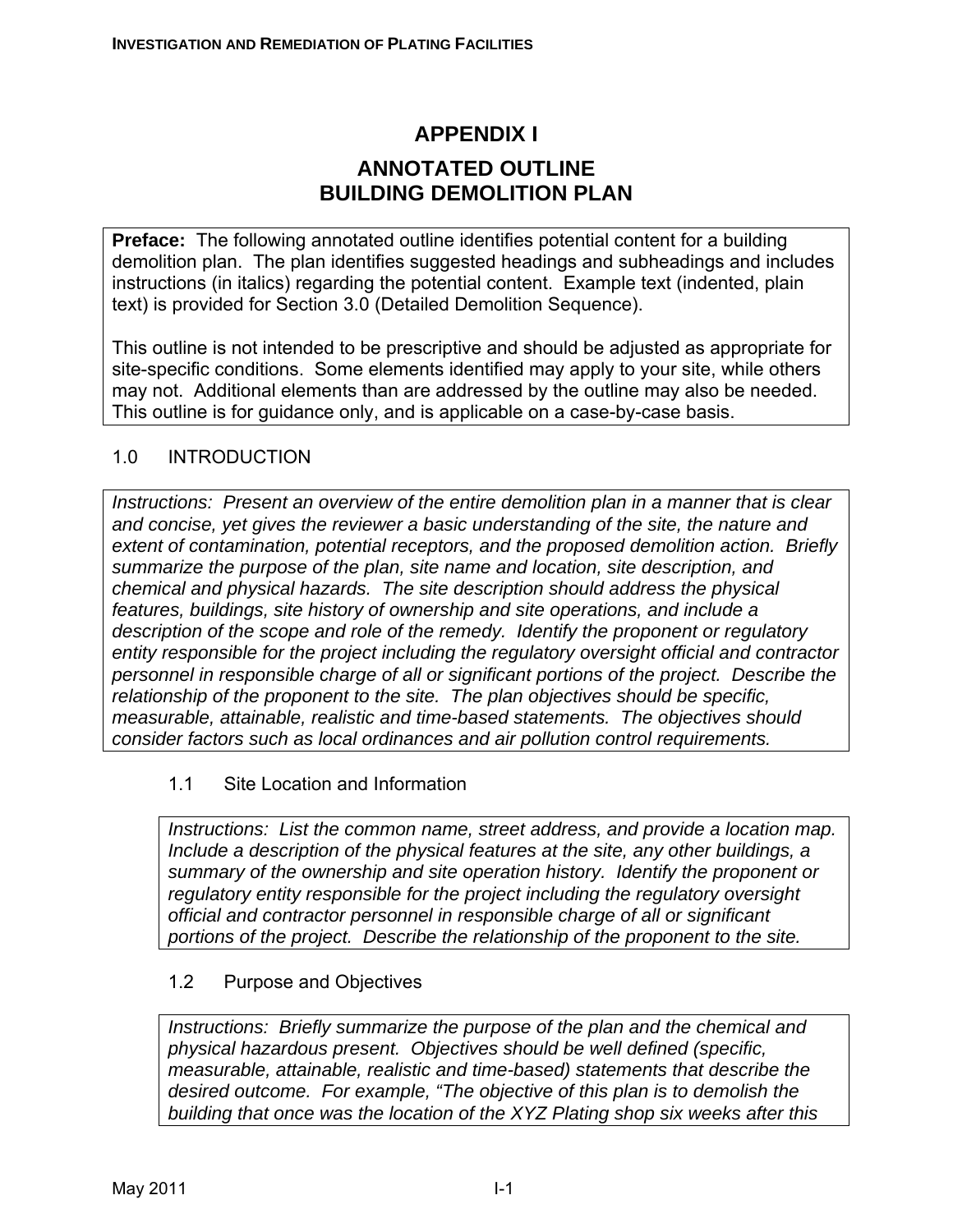# APPENDIX I

## ANNOTATED OUTLINE
## BUILDING DEMOLITION PLAN

**Preface:** The following annotated outline identifies potential content for a building demolition plan. The plan identifies suggested headings and subheadings and includes instructions (in italics) regarding the potential content. Example text (indented, plain text) is provided for Section 3.0 (Detailed Demolition Sequence).

This outline is not intended to be prescriptive and should be adjusted as appropriate for site-specific conditions. Some elements identified may apply to your site, while others may not. Additional elements than are addressed by the outline may also be needed. This outline is for guidance only, and is applicable on a case-by-case basis.

## 1.0 INTRODUCTION

*Instructions: Present an overview of the entire demolition plan in a manner that is clear and concise, yet gives the reviewer a basic understanding of the site, the nature and extent of contamination, potential receptors, and the proposed demolition action. Briefly summarize the purpose of the plan, site name and location, site description, and chemical and physical hazards. The site description should address the physical features, buildings, site history of ownership and site operations, and include a description of the scope and role of the remedy. Identify the proponent or regulatory entity responsible for the project including the regulatory oversight official and contractor personnel in responsible charge of all or significant portions of the project. Describe the relationship of the proponent to the site. The plan objectives should be specific, measurable, attainable, realistic and time-based statements. The objectives should consider factors such as local ordinances and air pollution control requirements.*

### 1.1 Site Location and Information

*Instructions: List the common name, street address, and provide a location map. Include a description of the physical features at the site, any other buildings, a summary of the ownership and site operation history. Identify the proponent or regulatory entity responsible for the project including the regulatory oversight official and contractor personnel in responsible charge of all or significant portions of the project. Describe the relationship of the proponent to the site.*

### 1.2 Purpose and Objectives

*Instructions: Briefly summarize the purpose of the plan and the chemical and physical hazardous present. Objectives should be well defined (specific, measurable, attainable, realistic and time-based) statements that describe the desired outcome. For example, "The objective of this plan is to demolish the building that once was the location of the XYZ Plating shop six weeks after this*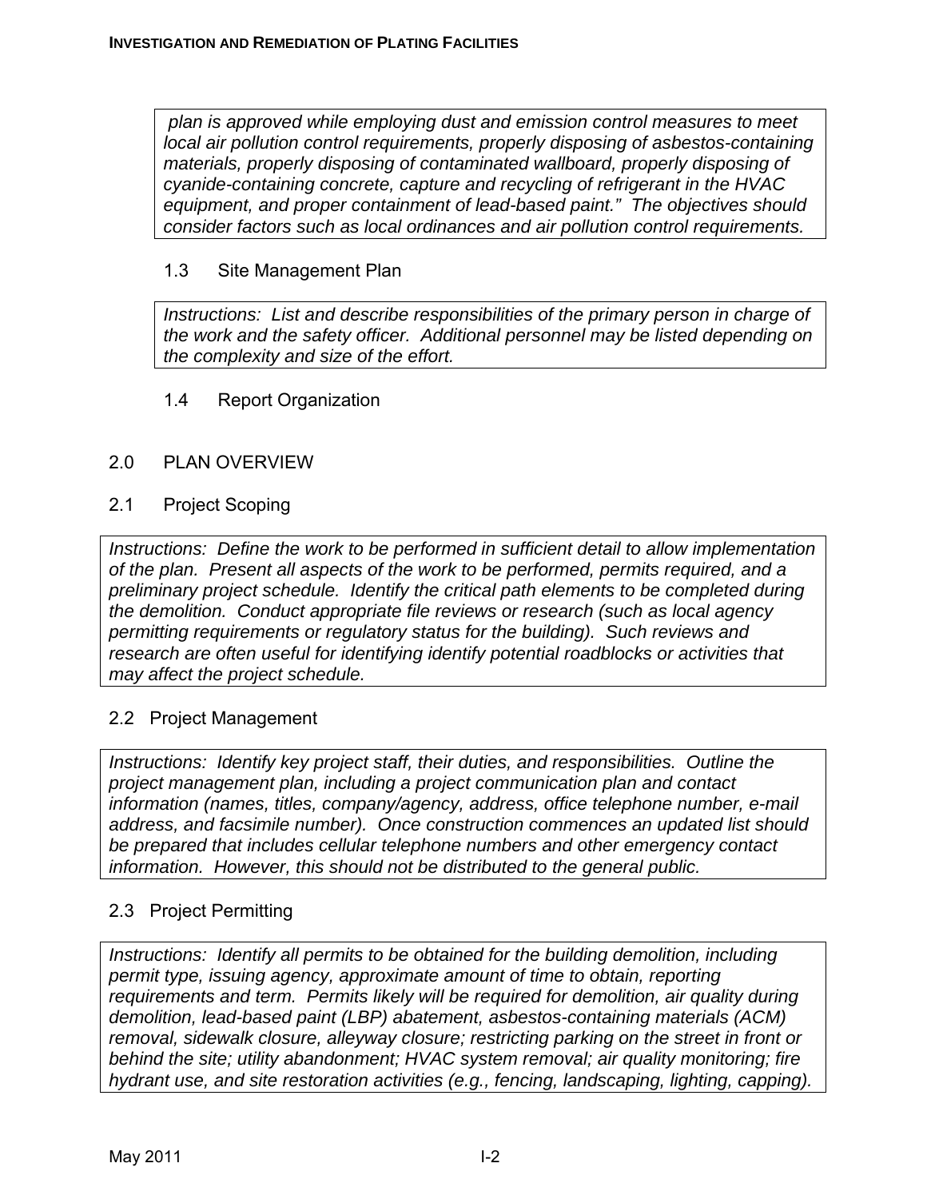*plan is approved while employing dust and emission control measures to meet local air pollution control requirements, properly disposing of asbestos-containing materials, properly disposing of contaminated wallboard, properly disposing of cyanide-containing concrete, capture and recycling of refrigerant in the HVAC equipment, and proper containment of lead-based paint." The objectives should consider factors such as local ordinances and air pollution control requirements.*

### 1.3 Site Management Plan

*Instructions: List and describe responsibilities of the primary person in charge of the work and the safety officer. Additional personnel may be listed depending on the complexity and size of the effort.*

### 1.4 Report Organization

## 2.0 PLAN OVERVIEW

### 2.1 Project Scoping

*Instructions: Define the work to be performed in sufficient detail to allow implementation of the plan. Present all aspects of the work to be performed, permits required, and a preliminary project schedule. Identify the critical path elements to be completed during the demolition. Conduct appropriate file reviews or research (such as local agency permitting requirements or regulatory status for the building). Such reviews and research are often useful for identifying identify potential roadblocks or activities that may affect the project schedule.*

### 2.2 Project Management

*Instructions: Identify key project staff, their duties, and responsibilities. Outline the project management plan, including a project communication plan and contact information (names, titles, company/agency, address, office telephone number, e-mail address, and facsimile number). Once construction commences an updated list should be prepared that includes cellular telephone numbers and other emergency contact information. However, this should not be distributed to the general public.*

### 2.3 Project Permitting

*Instructions: Identify all permits to be obtained for the building demolition, including permit type, issuing agency, approximate amount of time to obtain, reporting requirements and term. Permits likely will be required for demolition, air quality during demolition, lead-based paint (LBP) abatement, asbestos-containing materials (ACM) removal, sidewalk closure, alleyway closure; restricting parking on the street in front or behind the site; utility abandonment; HVAC system removal; air quality monitoring; fire hydrant use, and site restoration activities (e.g., fencing, landscaping, lighting, capping).*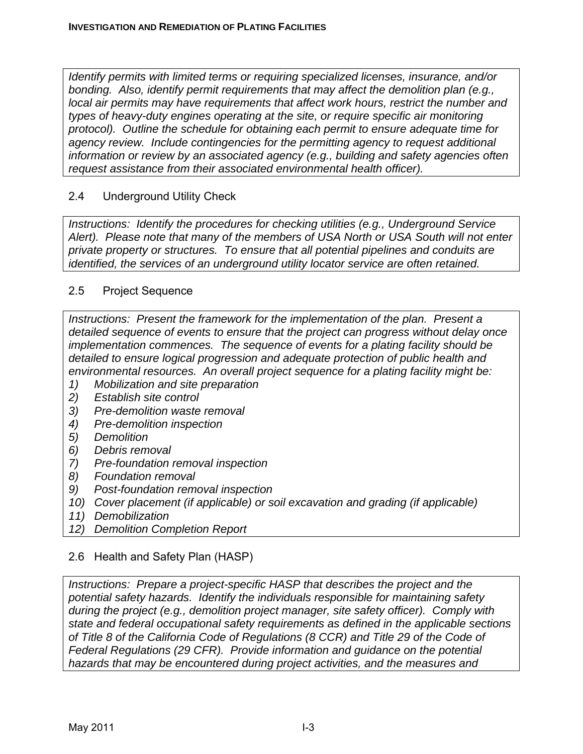*Identify permits with limited terms or requiring specialized licenses, insurance, and/or bonding. Also, identify permit requirements that may affect the demolition plan (e.g., local air permits may have requirements that affect work hours, restrict the number and types of heavy-duty engines operating at the site, or require specific air monitoring protocol). Outline the schedule for obtaining each permit to ensure adequate time for agency review. Include contingencies for the permitting agency to request additional information or review by an associated agency (e.g., building and safety agencies often request assistance from their associated environmental health officer).*

## 2.4 Underground Utility Check

*Instructions: Identify the procedures for checking utilities (e.g., Underground Service Alert). Please note that many of the members of USA North or USA South will not enter private property or structures. To ensure that all potential pipelines and conduits are identified, the services of an underground utility locator service are often retained.*

## 2.5 Project Sequence

*Instructions: Present the framework for the implementation of the plan. Present a detailed sequence of events to ensure that the project can progress without delay once implementation commences. The sequence of events for a plating facility should be detailed to ensure logical progression and adequate protection of public health and environmental resources. An overall project sequence for a plating facility might be:*

1) *Mobilization and site preparation*
2) *Establish site control*
3) *Pre-demolition waste removal*
4) *Pre-demolition inspection*
5) *Demolition*
6) *Debris removal*
7) *Pre-foundation removal inspection*
8) *Foundation removal*
9) *Post-foundation removal inspection*
10) *Cover placement (if applicable) or soil excavation and grading (if applicable)*
11) *Demobilization*
12) *Demolition Completion Report*

## 2.6 Health and Safety Plan (HASP)

*Instructions: Prepare a project-specific HASP that describes the project and the potential safety hazards. Identify the individuals responsible for maintaining safety during the project (e.g., demolition project manager, site safety officer). Comply with state and federal occupational safety requirements as defined in the applicable sections of Title 8 of the California Code of Regulations (8 CCR) and Title 29 of the Code of Federal Regulations (29 CFR). Provide information and guidance on the potential hazards that may be encountered during project activities, and the measures and*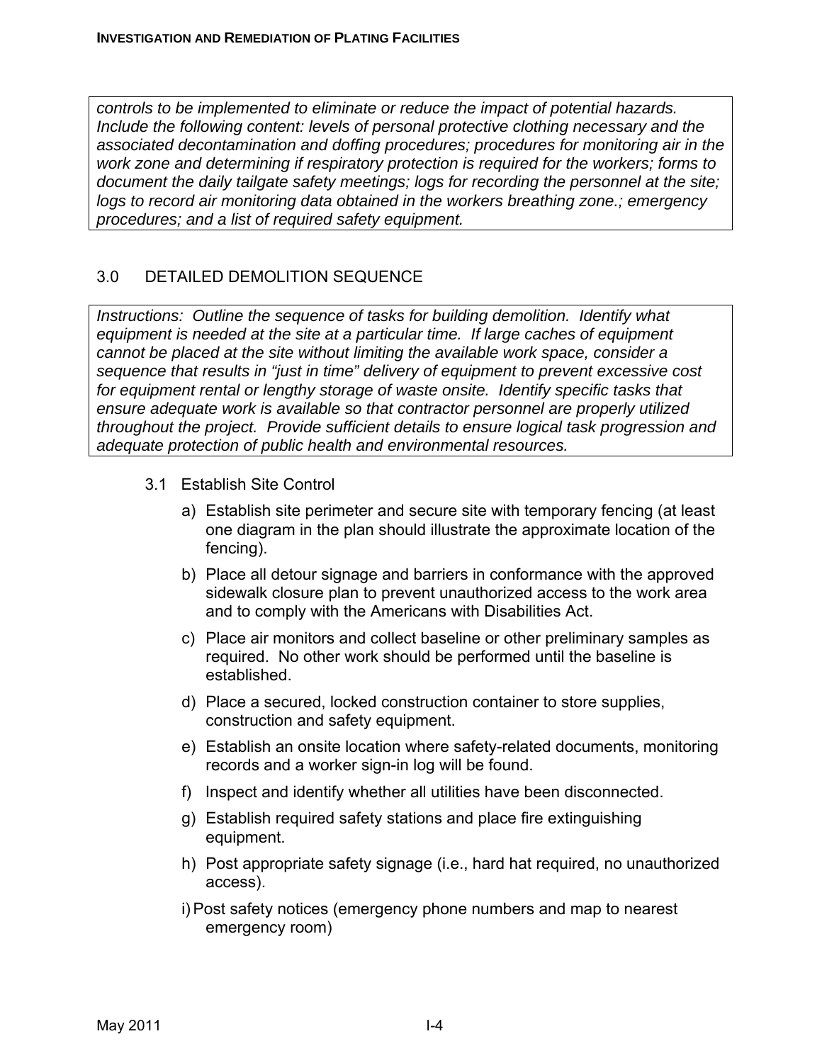*controls to be implemented to eliminate or reduce the impact of potential hazards. Include the following content: levels of personal protective clothing necessary and the associated decontamination and doffing procedures; procedures for monitoring air in the work zone and determining if respiratory protection is required for the workers; forms to document the daily tailgate safety meetings; logs for recording the personnel at the site; logs to record air monitoring data obtained in the workers breathing zone.; emergency procedures; and a list of required safety equipment.*

## 3.0 DETAILED DEMOLITION SEQUENCE

*Instructions: Outline the sequence of tasks for building demolition. Identify what equipment is needed at the site at a particular time. If large caches of equipment cannot be placed at the site without limiting the available work space, consider a sequence that results in "just in time" delivery of equipment to prevent excessive cost for equipment rental or lengthy storage of waste onsite. Identify specific tasks that ensure adequate work is available so that contractor personnel are properly utilized throughout the project. Provide sufficient details to ensure logical task progression and adequate protection of public health and environmental resources.*

### 3.1 Establish Site Control

a) Establish site perimeter and secure site with temporary fencing (at least one diagram in the plan should illustrate the approximate location of the fencing).

b) Place all detour signage and barriers in conformance with the approved sidewalk closure plan to prevent unauthorized access to the work area and to comply with the Americans with Disabilities Act.

c) Place air monitors and collect baseline or other preliminary samples as required. No other work should be performed until the baseline is established.

d) Place a secured, locked construction container to store supplies, construction and safety equipment.

e) Establish an onsite location where safety-related documents, monitoring records and a worker sign-in log will be found.

f) Inspect and identify whether all utilities have been disconnected.

g) Establish required safety stations and place fire extinguishing equipment.

h) Post appropriate safety signage (i.e., hard hat required, no unauthorized access).

i) Post safety notices (emergency phone numbers and map to nearest emergency room)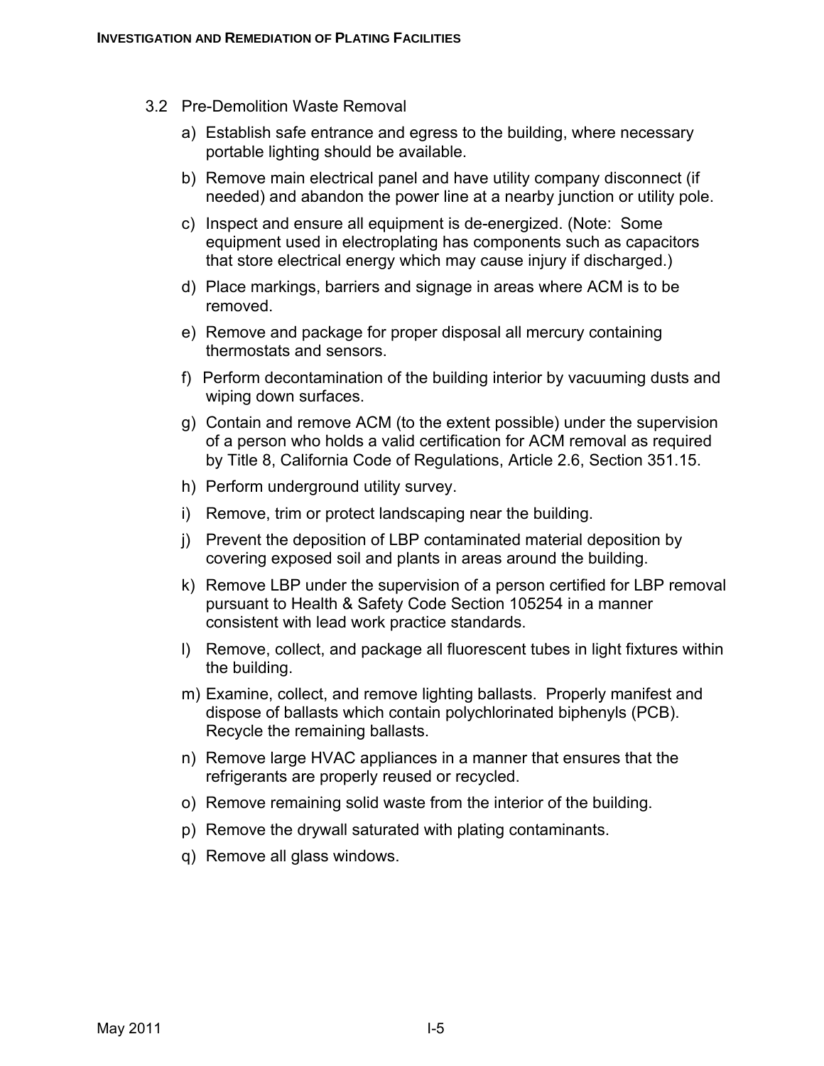### 3.2 Pre-Demolition Waste Removal

a) Establish safe entrance and egress to the building, where necessary portable lighting should be available.

b) Remove main electrical panel and have utility company disconnect (if needed) and abandon the power line at a nearby junction or utility pole.

c) Inspect and ensure all equipment is de-energized. (Note: Some equipment used in electroplating has components such as capacitors that store electrical energy which may cause injury if discharged.)

d) Place markings, barriers and signage in areas where ACM is to be removed.

e) Remove and package for proper disposal all mercury containing thermostats and sensors.

f) Perform decontamination of the building interior by vacuuming dusts and wiping down surfaces.

g) Contain and remove ACM (to the extent possible) under the supervision of a person who holds a valid certification for ACM removal as required by Title 8, California Code of Regulations, Article 2.6, Section 351.15.

h) Perform underground utility survey.

i) Remove, trim or protect landscaping near the building.

j) Prevent the deposition of LBP contaminated material deposition by covering exposed soil and plants in areas around the building.

k) Remove LBP under the supervision of a person certified for LBP removal pursuant to Health & Safety Code Section 105254 in a manner consistent with lead work practice standards.

l) Remove, collect, and package all fluorescent tubes in light fixtures within the building.

m) Examine, collect, and remove lighting ballasts. Properly manifest and dispose of ballasts which contain polychlorinated biphenyls (PCB). Recycle the remaining ballasts.

n) Remove large HVAC appliances in a manner that ensures that the refrigerants are properly reused or recycled.

o) Remove remaining solid waste from the interior of the building.

p) Remove the drywall saturated with plating contaminants.

q) Remove all glass windows.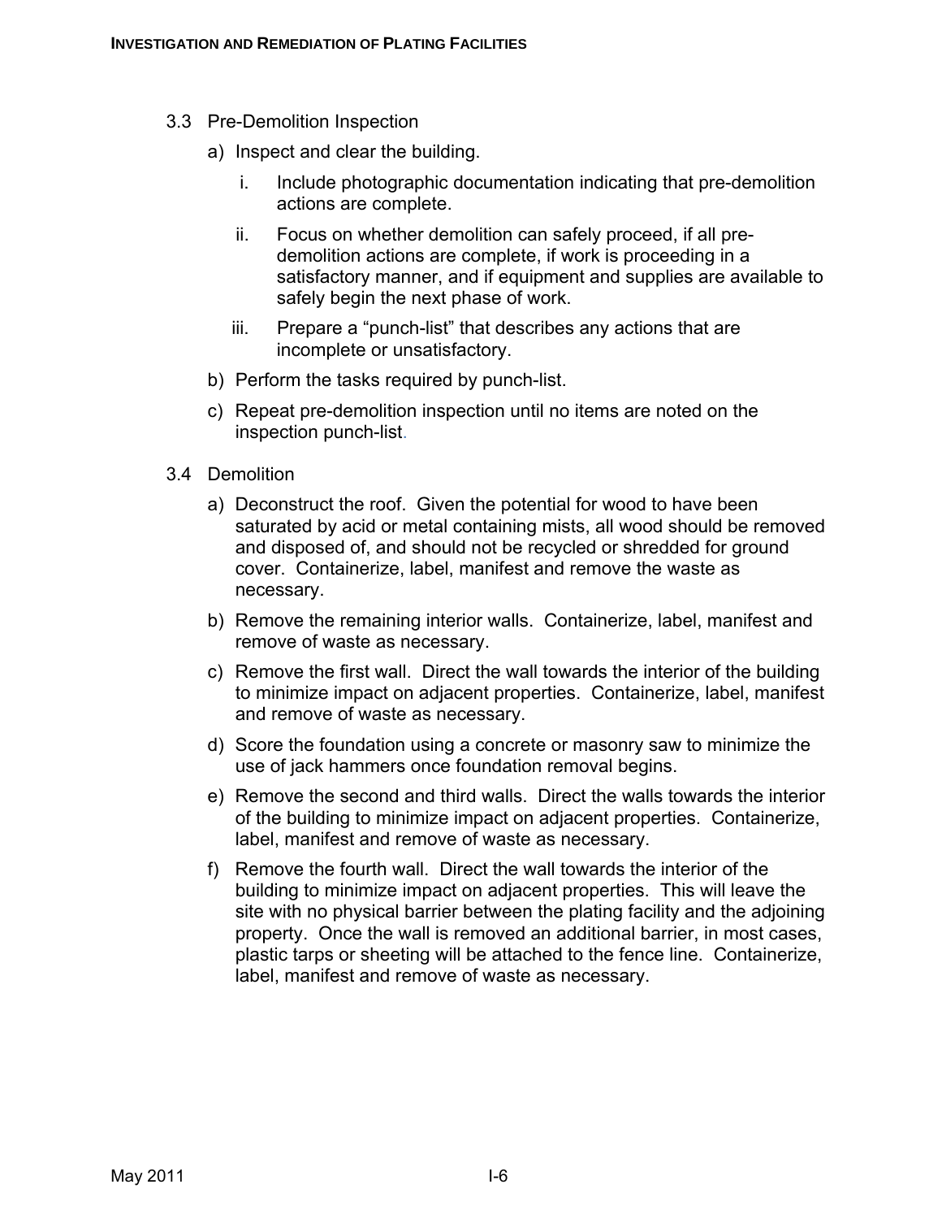### 3.3 Pre-Demolition Inspection

a) Inspect and clear the building.

   i. Include photographic documentation indicating that pre-demolition actions are complete.

   ii. Focus on whether demolition can safely proceed, if all pre-demolition actions are complete, if work is proceeding in a satisfactory manner, and if equipment and supplies are available to safely begin the next phase of work.

   iii. Prepare a "punch-list" that describes any actions that are incomplete or unsatisfactory.

b) Perform the tasks required by punch-list.

c) Repeat pre-demolition inspection until no items are noted on the inspection punch-list.

### 3.4 Demolition

a) Deconstruct the roof. Given the potential for wood to have been saturated by acid or metal containing mists, all wood should be removed and disposed of, and should not be recycled or shredded for ground cover. Containerize, label, manifest and remove the waste as necessary.

b) Remove the remaining interior walls. Containerize, label, manifest and remove of waste as necessary.

c) Remove the first wall. Direct the wall towards the interior of the building to minimize impact on adjacent properties. Containerize, label, manifest and remove of waste as necessary.

d) Score the foundation using a concrete or masonry saw to minimize the use of jack hammers once foundation removal begins.

e) Remove the second and third walls. Direct the walls towards the interior of the building to minimize impact on adjacent properties. Containerize, label, manifest and remove of waste as necessary.

f) Remove the fourth wall. Direct the wall towards the interior of the building to minimize impact on adjacent properties. This will leave the site with no physical barrier between the plating facility and the adjoining property. Once the wall is removed an additional barrier, in most cases, plastic tarps or sheeting will be attached to the fence line. Containerize, label, manifest and remove of waste as necessary.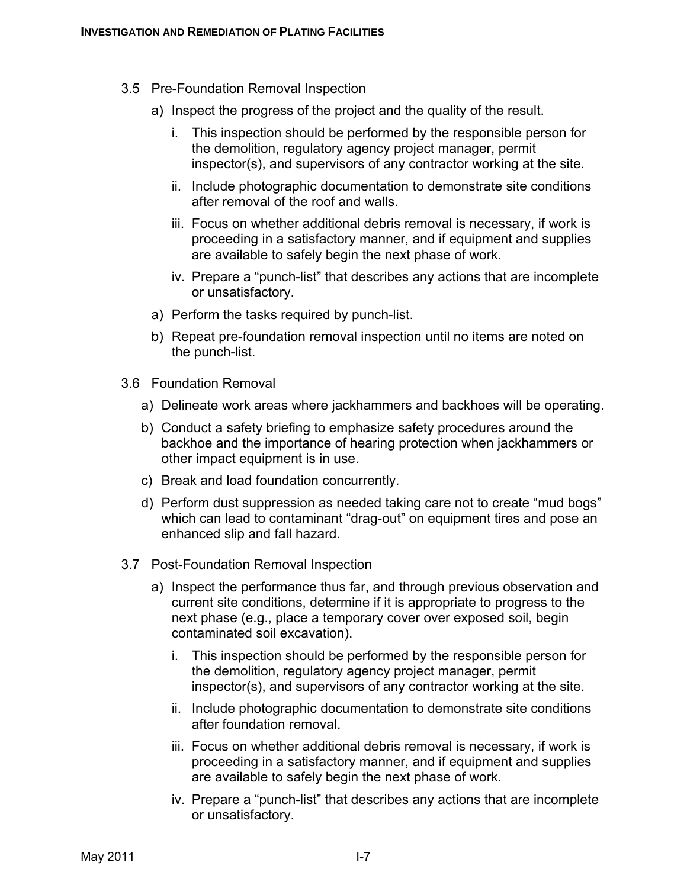3.5 Pre-Foundation Removal Inspection

a) Inspect the progress of the project and the quality of the result.

   i. This inspection should be performed by the responsible person for the demolition, regulatory agency project manager, permit inspector(s), and supervisors of any contractor working at the site.

   ii. Include photographic documentation to demonstrate site conditions after removal of the roof and walls.

   iii. Focus on whether additional debris removal is necessary, if work is proceeding in a satisfactory manner, and if equipment and supplies are available to safely begin the next phase of work.

   iv. Prepare a “punch-list” that describes any actions that are incomplete or unsatisfactory.

a) Perform the tasks required by punch-list.

b) Repeat pre-foundation removal inspection until no items are noted on the punch-list.

3.6 Foundation Removal

a) Delineate work areas where jackhammers and backhoes will be operating.

b) Conduct a safety briefing to emphasize safety procedures around the backhoe and the importance of hearing protection when jackhammers or other impact equipment is in use.

c) Break and load foundation concurrently.

d) Perform dust suppression as needed taking care not to create “mud bogs” which can lead to contaminant “drag-out” on equipment tires and pose an enhanced slip and fall hazard.

3.7 Post-Foundation Removal Inspection

a) Inspect the performance thus far, and through previous observation and current site conditions, determine if it is appropriate to progress to the next phase (e.g., place a temporary cover over exposed soil, begin contaminated soil excavation).

   i. This inspection should be performed by the responsible person for the demolition, regulatory agency project manager, permit inspector(s), and supervisors of any contractor working at the site.

   ii. Include photographic documentation to demonstrate site conditions after foundation removal.

   iii. Focus on whether additional debris removal is necessary, if work is proceeding in a satisfactory manner, and if equipment and supplies are available to safely begin the next phase of work.

   iv. Prepare a “punch-list” that describes any actions that are incomplete or unsatisfactory.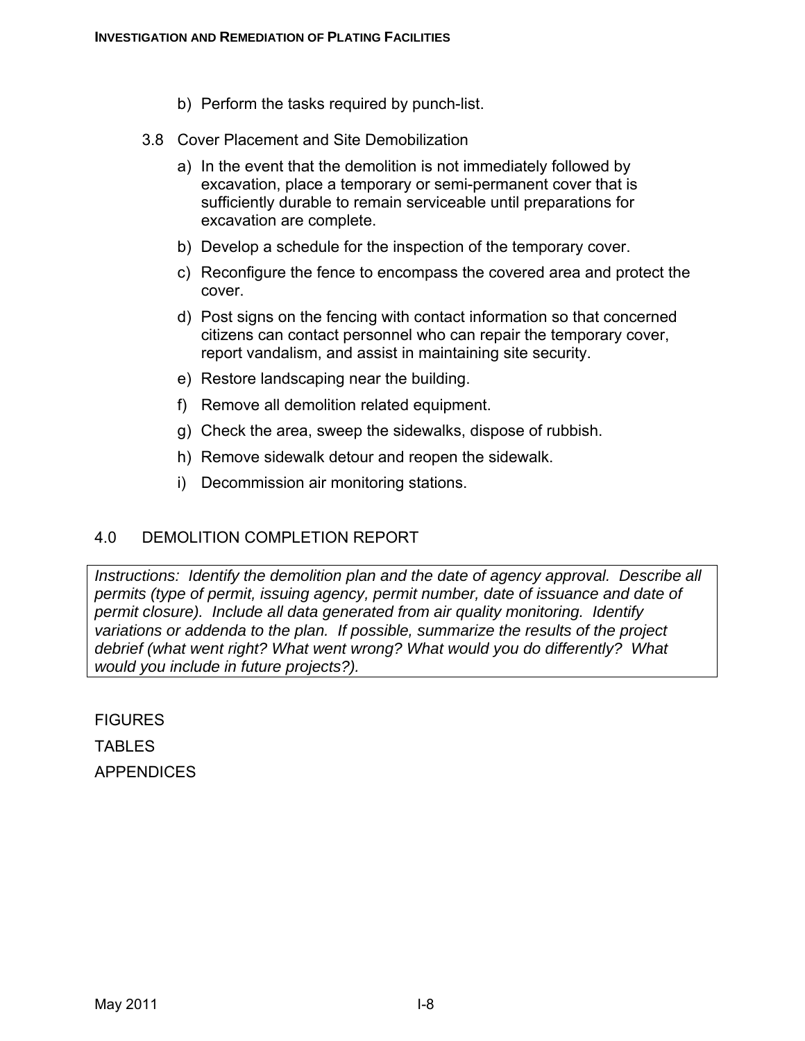b) Perform the tasks required by punch-list.

3.8 Cover Placement and Site Demobilization

a) In the event that the demolition is not immediately followed by excavation, place a temporary or semi-permanent cover that is sufficiently durable to remain serviceable until preparations for excavation are complete.

b) Develop a schedule for the inspection of the temporary cover.

c) Reconfigure the fence to encompass the covered area and protect the cover.

d) Post signs on the fencing with contact information so that concerned citizens can contact personnel who can repair the temporary cover, report vandalism, and assist in maintaining site security.

e) Restore landscaping near the building.

f) Remove all demolition related equipment.

g) Check the area, sweep the sidewalks, dispose of rubbish.

h) Remove sidewalk detour and reopen the sidewalk.

i) Decommission air monitoring stations.

## 4.0 DEMOLITION COMPLETION REPORT

*Instructions: Identify the demolition plan and the date of agency approval. Describe all permits (type of permit, issuing agency, permit number, date of issuance and date of permit closure). Include all data generated from air quality monitoring. Identify variations or addenda to the plan. If possible, summarize the results of the project debrief (what went right? What went wrong? What would you do differently? What would you include in future projects?).*

FIGURES

TABLES

APPENDICES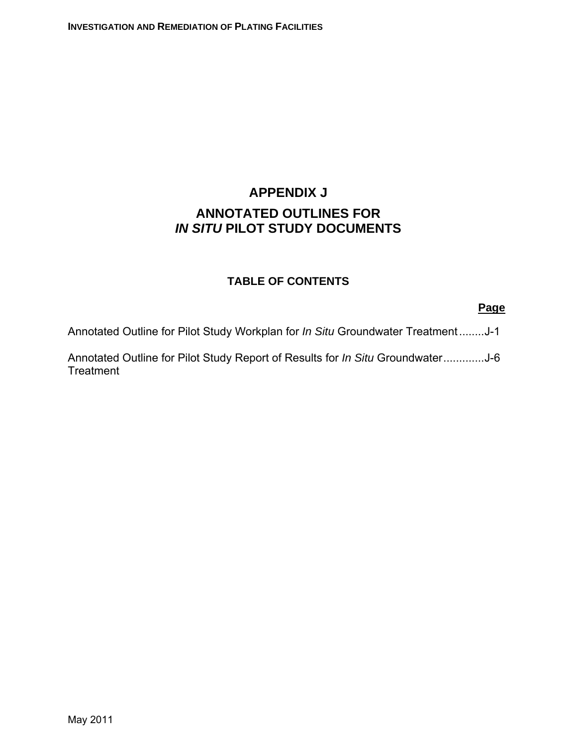# APPENDIX J

# ANNOTATED OUTLINES FOR *IN SITU* PILOT STUDY DOCUMENTS

## TABLE OF CONTENTS

| | Page |
|---|---|
| Annotated Outline for Pilot Study Workplan for *In Situ* Groundwater Treatment | J-1 |
| Annotated Outline for Pilot Study Report of Results for *In Situ* Groundwater Treatment | J-6 |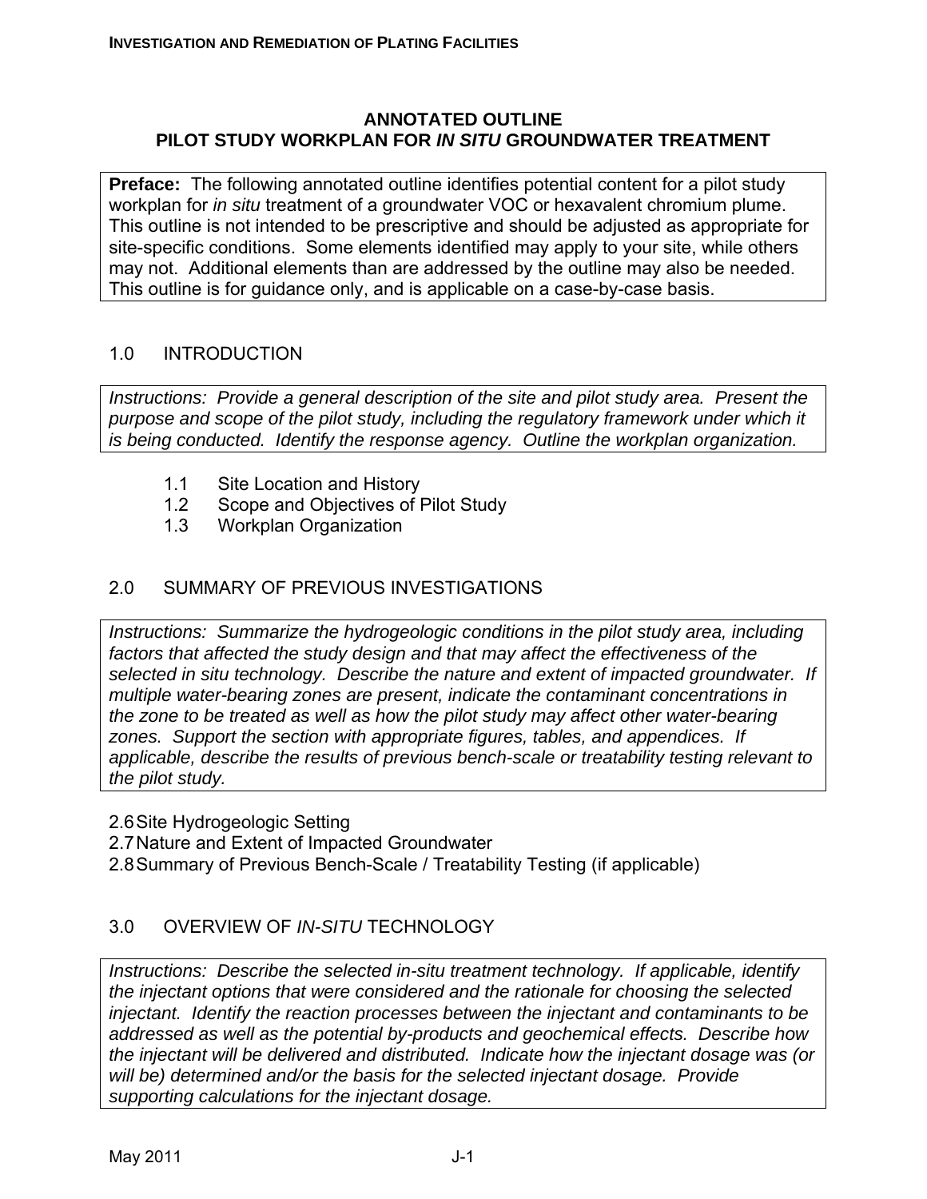# ANNOTATED OUTLINE
# PILOT STUDY WORKPLAN FOR *IN SITU* GROUNDWATER TREATMENT

**Preface:** The following annotated outline identifies potential content for a pilot study workplan for *in situ* treatment of a groundwater VOC or hexavalent chromium plume. This outline is not intended to be prescriptive and should be adjusted as appropriate for site-specific conditions. Some elements identified may apply to your site, while others may not. Additional elements than are addressed by the outline may also be needed. This outline is for guidance only, and is applicable on a case-by-case basis.

## 1.0 INTRODUCTION

*Instructions: Provide a general description of the site and pilot study area. Present the purpose and scope of the pilot study, including the regulatory framework under which it is being conducted. Identify the response agency. Outline the workplan organization.*

1.1 Site Location and History
1.2 Scope and Objectives of Pilot Study
1.3 Workplan Organization

## 2.0 SUMMARY OF PREVIOUS INVESTIGATIONS

*Instructions: Summarize the hydrogeologic conditions in the pilot study area, including factors that affected the study design and that may affect the effectiveness of the selected in situ technology. Describe the nature and extent of impacted groundwater. If multiple water-bearing zones are present, indicate the contaminant concentrations in the zone to be treated as well as how the pilot study may affect other water-bearing zones. Support the section with appropriate figures, tables, and appendices. If applicable, describe the results of previous bench-scale or treatability testing relevant to the pilot study.*

2.6 Site Hydrogeologic Setting
2.7 Nature and Extent of Impacted Groundwater
2.8 Summary of Previous Bench-Scale / Treatability Testing (if applicable)

## 3.0 OVERVIEW OF *IN-SITU* TECHNOLOGY

*Instructions: Describe the selected in-situ treatment technology. If applicable, identify the injectant options that were considered and the rationale for choosing the selected injectant. Identify the reaction processes between the injectant and contaminants to be addressed as well as the potential by-products and geochemical effects. Describe how the injectant will be delivered and distributed. Indicate how the injectant dosage was (or will be) determined and/or the basis for the selected injectant dosage. Provide supporting calculations for the injectant dosage.*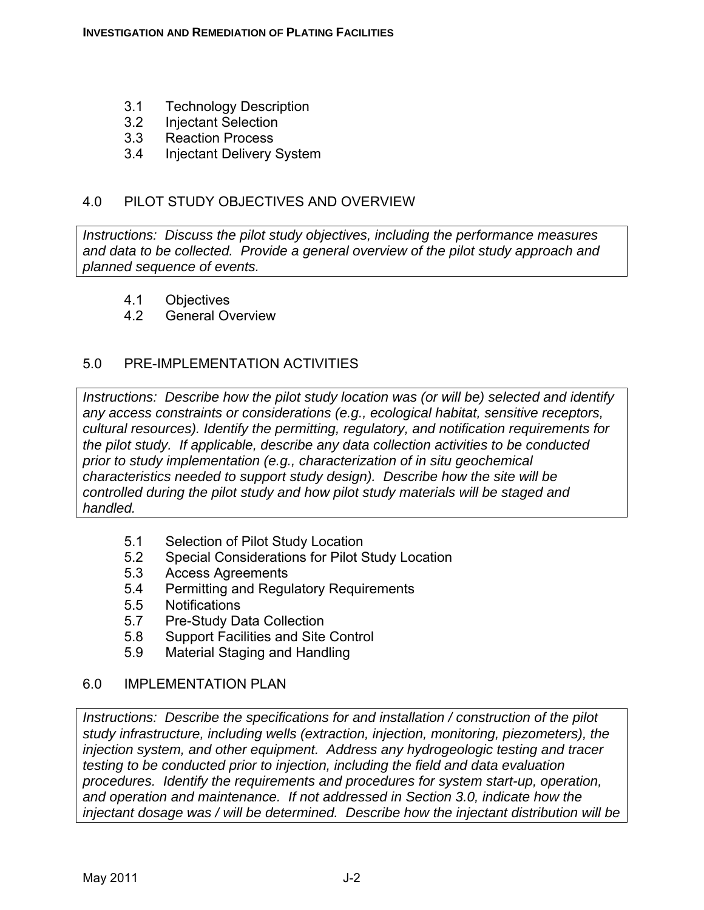3.1 Technology Description
3.2 Injectant Selection
3.3 Reaction Process
3.4 Injectant Delivery System

## 4.0 PILOT STUDY OBJECTIVES AND OVERVIEW

*Instructions: Discuss the pilot study objectives, including the performance measures and data to be collected. Provide a general overview of the pilot study approach and planned sequence of events.*

4.1 Objectives
4.2 General Overview

## 5.0 PRE-IMPLEMENTATION ACTIVITIES

*Instructions: Describe how the pilot study location was (or will be) selected and identify any access constraints or considerations (e.g., ecological habitat, sensitive receptors, cultural resources). Identify the permitting, regulatory, and notification requirements for the pilot study. If applicable, describe any data collection activities to be conducted prior to study implementation (e.g., characterization of in situ geochemical characteristics needed to support study design). Describe how the site will be controlled during the pilot study and how pilot study materials will be staged and handled.*

5.1 Selection of Pilot Study Location
5.2 Special Considerations for Pilot Study Location
5.3 Access Agreements
5.4 Permitting and Regulatory Requirements
5.5 Notifications
5.7 Pre-Study Data Collection
5.8 Support Facilities and Site Control
5.9 Material Staging and Handling

## 6.0 IMPLEMENTATION PLAN

*Instructions: Describe the specifications for and installation / construction of the pilot study infrastructure, including wells (extraction, injection, monitoring, piezometers), the injection system, and other equipment. Address any hydrogeologic testing and tracer testing to be conducted prior to injection, including the field and data evaluation procedures. Identify the requirements and procedures for system start-up, operation, and operation and maintenance. If not addressed in Section 3.0, indicate how the injectant dosage was / will be determined. Describe how the injectant distribution will be*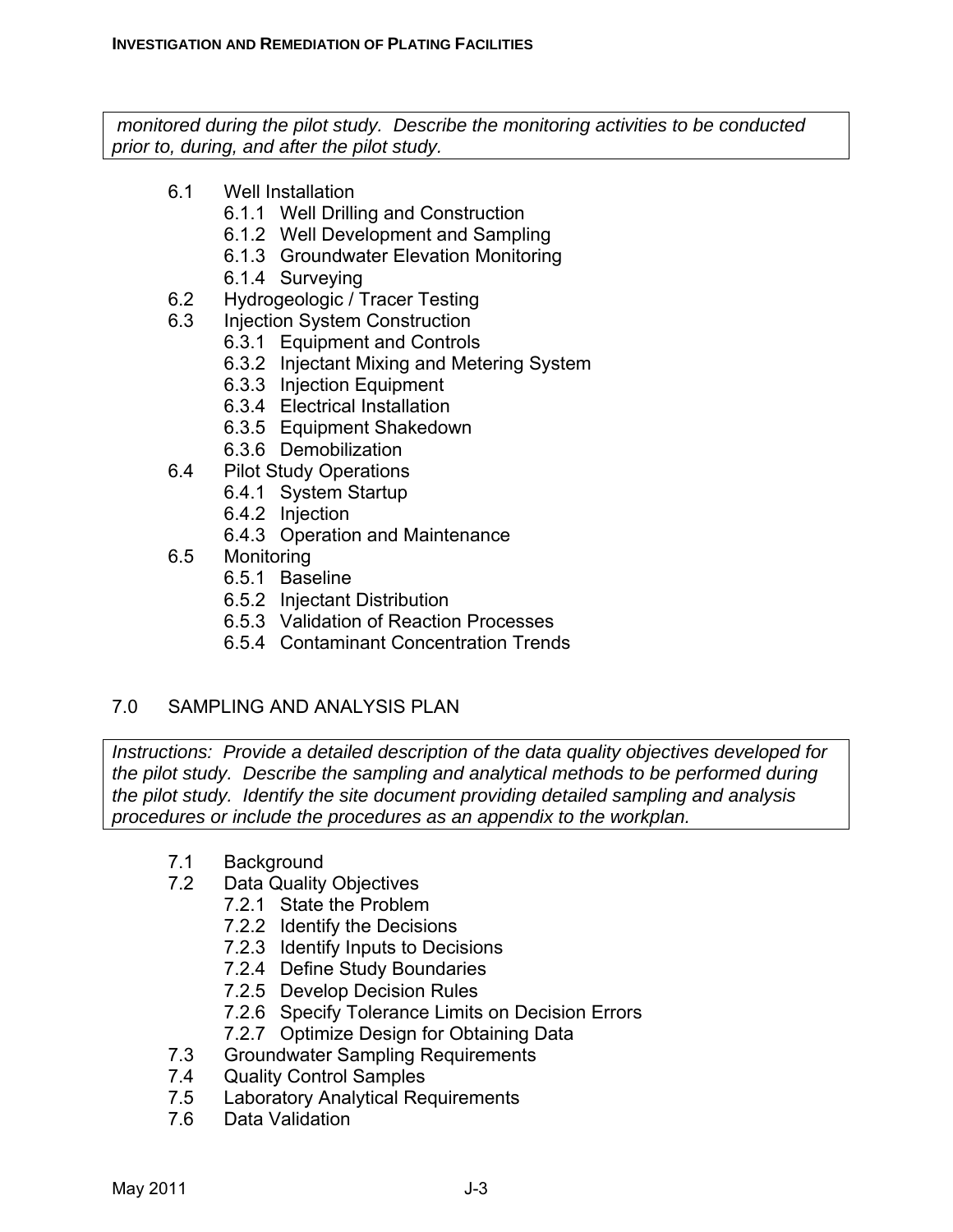*monitored during the pilot study. Describe the monitoring activities to be conducted prior to, during, and after the pilot study.*

- 6.1 Well Installation
  - 6.1.1 Well Drilling and Construction
  - 6.1.2 Well Development and Sampling
  - 6.1.3 Groundwater Elevation Monitoring
  - 6.1.4 Surveying
- 6.2 Hydrogeologic / Tracer Testing
- 6.3 Injection System Construction
  - 6.3.1 Equipment and Controls
  - 6.3.2 Injectant Mixing and Metering System
  - 6.3.3 Injection Equipment
  - 6.3.4 Electrical Installation
  - 6.3.5 Equipment Shakedown
  - 6.3.6 Demobilization
- 6.4 Pilot Study Operations
  - 6.4.1 System Startup
  - 6.4.2 Injection
  - 6.4.3 Operation and Maintenance
- 6.5 Monitoring
  - 6.5.1 Baseline
  - 6.5.2 Injectant Distribution
  - 6.5.3 Validation of Reaction Processes
  - 6.5.4 Contaminant Concentration Trends

## 7.0 SAMPLING AND ANALYSIS PLAN

*Instructions: Provide a detailed description of the data quality objectives developed for the pilot study. Describe the sampling and analytical methods to be performed during the pilot study. Identify the site document providing detailed sampling and analysis procedures or include the procedures as an appendix to the workplan.*

- 7.1 Background
- 7.2 Data Quality Objectives
  - 7.2.1 State the Problem
  - 7.2.2 Identify the Decisions
  - 7.2.3 Identify Inputs to Decisions
  - 7.2.4 Define Study Boundaries
  - 7.2.5 Develop Decision Rules
  - 7.2.6 Specify Tolerance Limits on Decision Errors
  - 7.2.7 Optimize Design for Obtaining Data
- 7.3 Groundwater Sampling Requirements
- 7.4 Quality Control Samples
- 7.5 Laboratory Analytical Requirements
- 7.6 Data Validation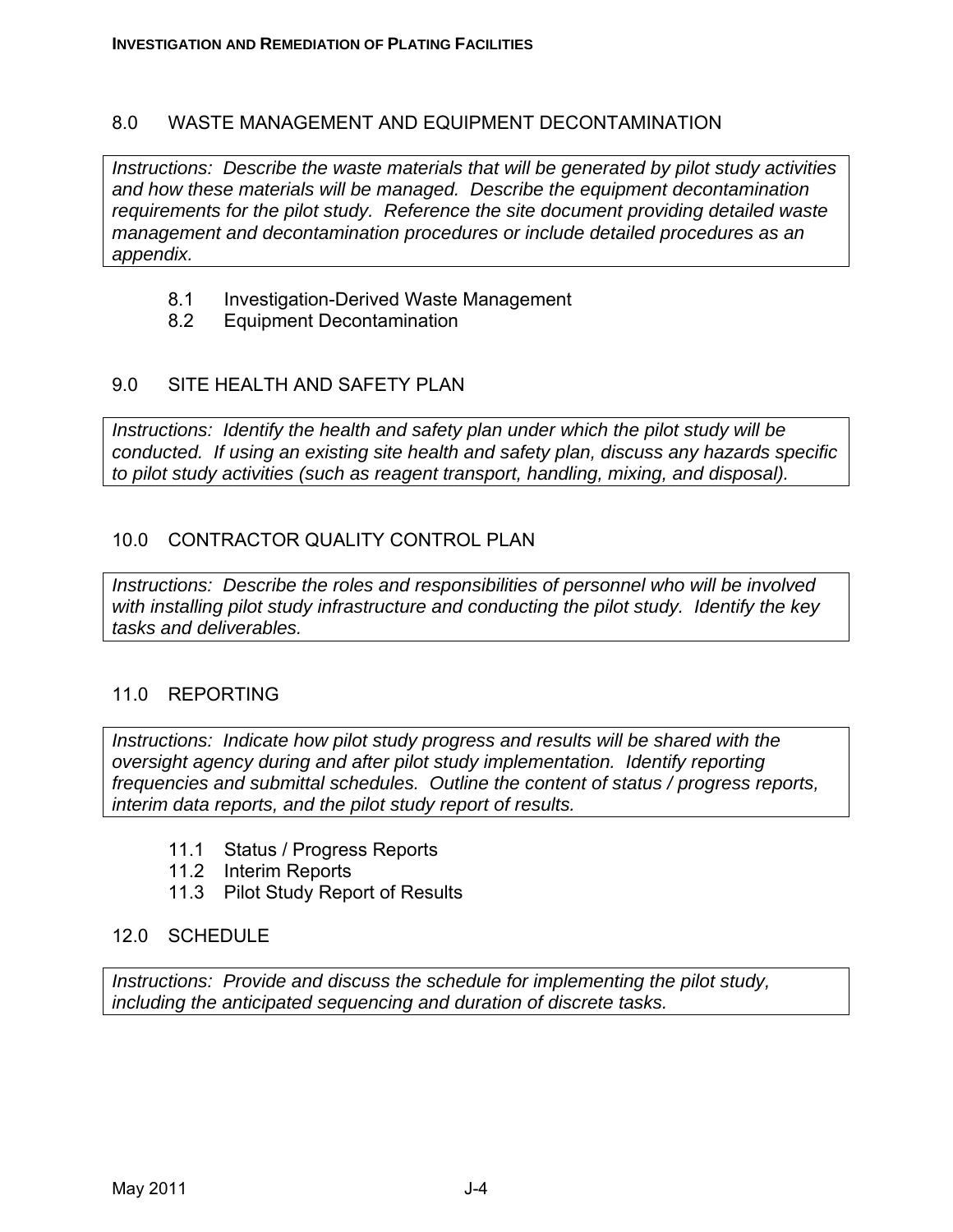## 8.0 WASTE MANAGEMENT AND EQUIPMENT DECONTAMINATION

*Instructions: Describe the waste materials that will be generated by pilot study activities and how these materials will be managed. Describe the equipment decontamination requirements for the pilot study. Reference the site document providing detailed waste management and decontamination procedures or include detailed procedures as an appendix.*

### 8.1 Investigation-Derived Waste Management

### 8.2 Equipment Decontamination

## 9.0 SITE HEALTH AND SAFETY PLAN

*Instructions: Identify the health and safety plan under which the pilot study will be conducted. If using an existing site health and safety plan, discuss any hazards specific to pilot study activities (such as reagent transport, handling, mixing, and disposal).*

## 10.0 CONTRACTOR QUALITY CONTROL PLAN

*Instructions: Describe the roles and responsibilities of personnel who will be involved with installing pilot study infrastructure and conducting the pilot study. Identify the key tasks and deliverables.*

## 11.0 REPORTING

*Instructions: Indicate how pilot study progress and results will be shared with the oversight agency during and after pilot study implementation. Identify reporting frequencies and submittal schedules. Outline the content of status / progress reports, interim data reports, and the pilot study report of results.*

### 11.1 Status / Progress Reports

### 11.2 Interim Reports

### 11.3 Pilot Study Report of Results

## 12.0 SCHEDULE

*Instructions: Provide and discuss the schedule for implementing the pilot study, including the anticipated sequencing and duration of discrete tasks.*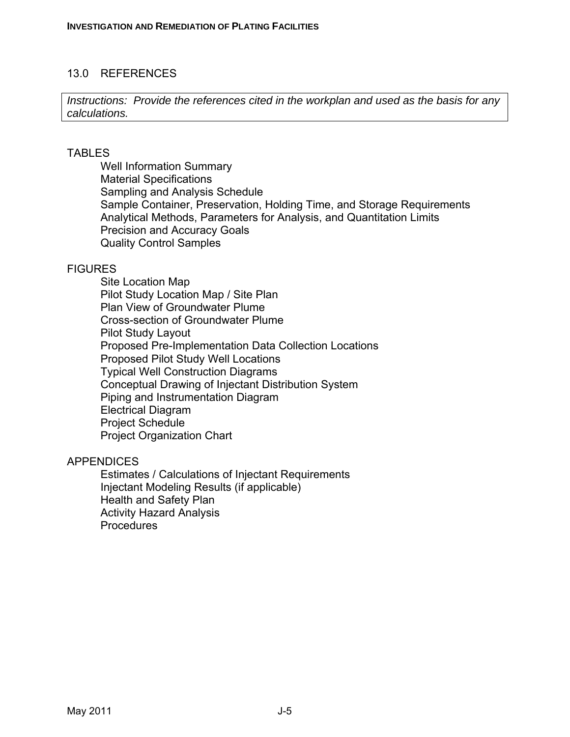## 13.0 REFERENCES

*Instructions: Provide the references cited in the workplan and used as the basis for any calculations.*

TABLES

- Well Information Summary
- Material Specifications
- Sampling and Analysis Schedule
- Sample Container, Preservation, Holding Time, and Storage Requirements
- Analytical Methods, Parameters for Analysis, and Quantitation Limits
- Precision and Accuracy Goals
- Quality Control Samples

FIGURES

- Site Location Map
- Pilot Study Location Map / Site Plan
- Plan View of Groundwater Plume
- Cross-section of Groundwater Plume
- Pilot Study Layout
- Proposed Pre-Implementation Data Collection Locations
- Proposed Pilot Study Well Locations
- Typical Well Construction Diagrams
- Conceptual Drawing of Injectant Distribution System
- Piping and Instrumentation Diagram
- Electrical Diagram
- Project Schedule
- Project Organization Chart

APPENDICES

- Estimates / Calculations of Injectant Requirements
- Injectant Modeling Results (if applicable)
- Health and Safety Plan
- Activity Hazard Analysis
- Procedures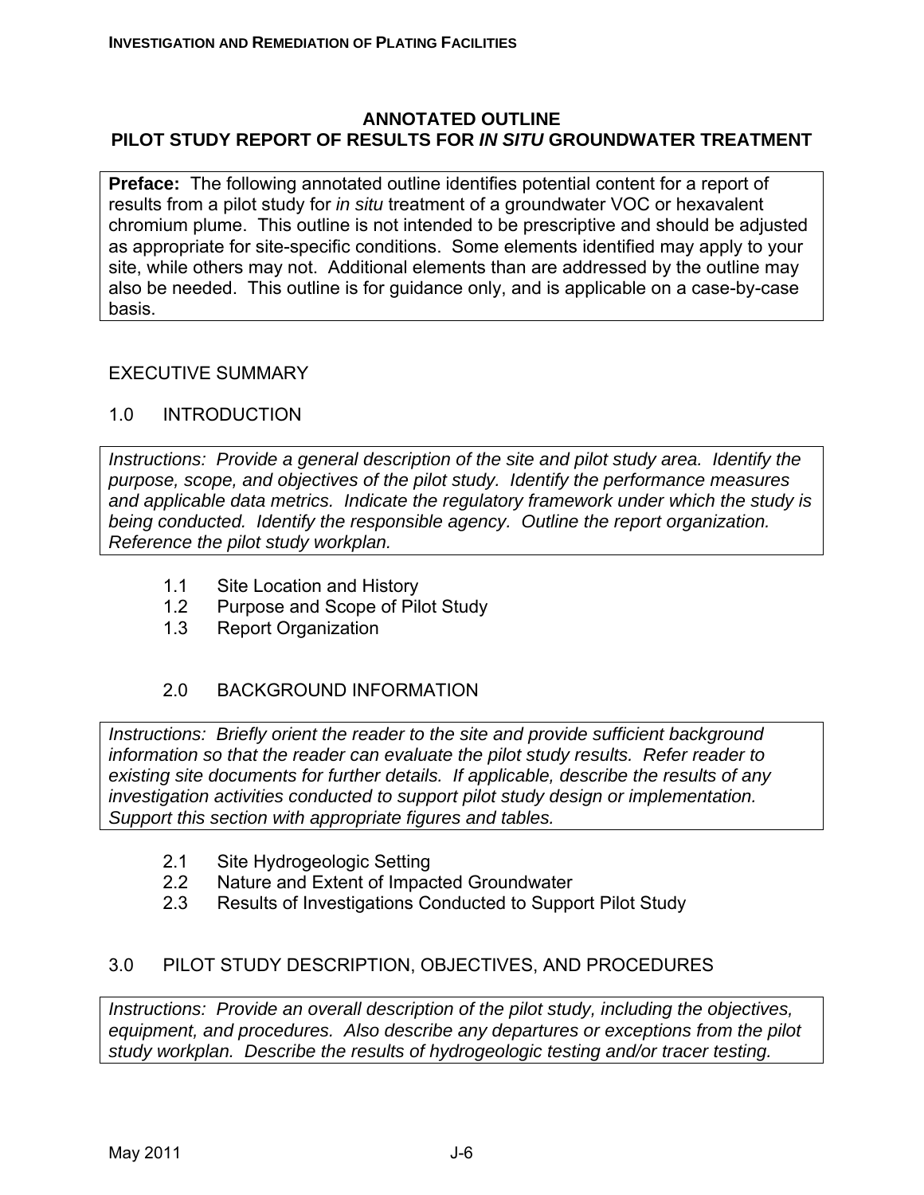# ANNOTATED OUTLINE
# PILOT STUDY REPORT OF RESULTS FOR *IN SITU* GROUNDWATER TREATMENT

**Preface:** The following annotated outline identifies potential content for a report of results from a pilot study for *in situ* treatment of a groundwater VOC or hexavalent chromium plume. This outline is not intended to be prescriptive and should be adjusted as appropriate for site-specific conditions. Some elements identified may apply to your site, while others may not. Additional elements than are addressed by the outline may also be needed. This outline is for guidance only, and is applicable on a case-by-case basis.

## EXECUTIVE SUMMARY

## 1.0 INTRODUCTION

*Instructions: Provide a general description of the site and pilot study area. Identify the purpose, scope, and objectives of the pilot study. Identify the performance measures and applicable data metrics. Indicate the regulatory framework under which the study is being conducted. Identify the responsible agency. Outline the report organization. Reference the pilot study workplan.*

1.1 Site Location and History
1.2 Purpose and Scope of Pilot Study
1.3 Report Organization

## 2.0 BACKGROUND INFORMATION

*Instructions: Briefly orient the reader to the site and provide sufficient background information so that the reader can evaluate the pilot study results. Refer reader to existing site documents for further details. If applicable, describe the results of any investigation activities conducted to support pilot study design or implementation. Support this section with appropriate figures and tables.*

2.1 Site Hydrogeologic Setting
2.2 Nature and Extent of Impacted Groundwater
2.3 Results of Investigations Conducted to Support Pilot Study

## 3.0 PILOT STUDY DESCRIPTION, OBJECTIVES, AND PROCEDURES

*Instructions: Provide an overall description of the pilot study, including the objectives, equipment, and procedures. Also describe any departures or exceptions from the pilot study workplan. Describe the results of hydrogeologic testing and/or tracer testing.*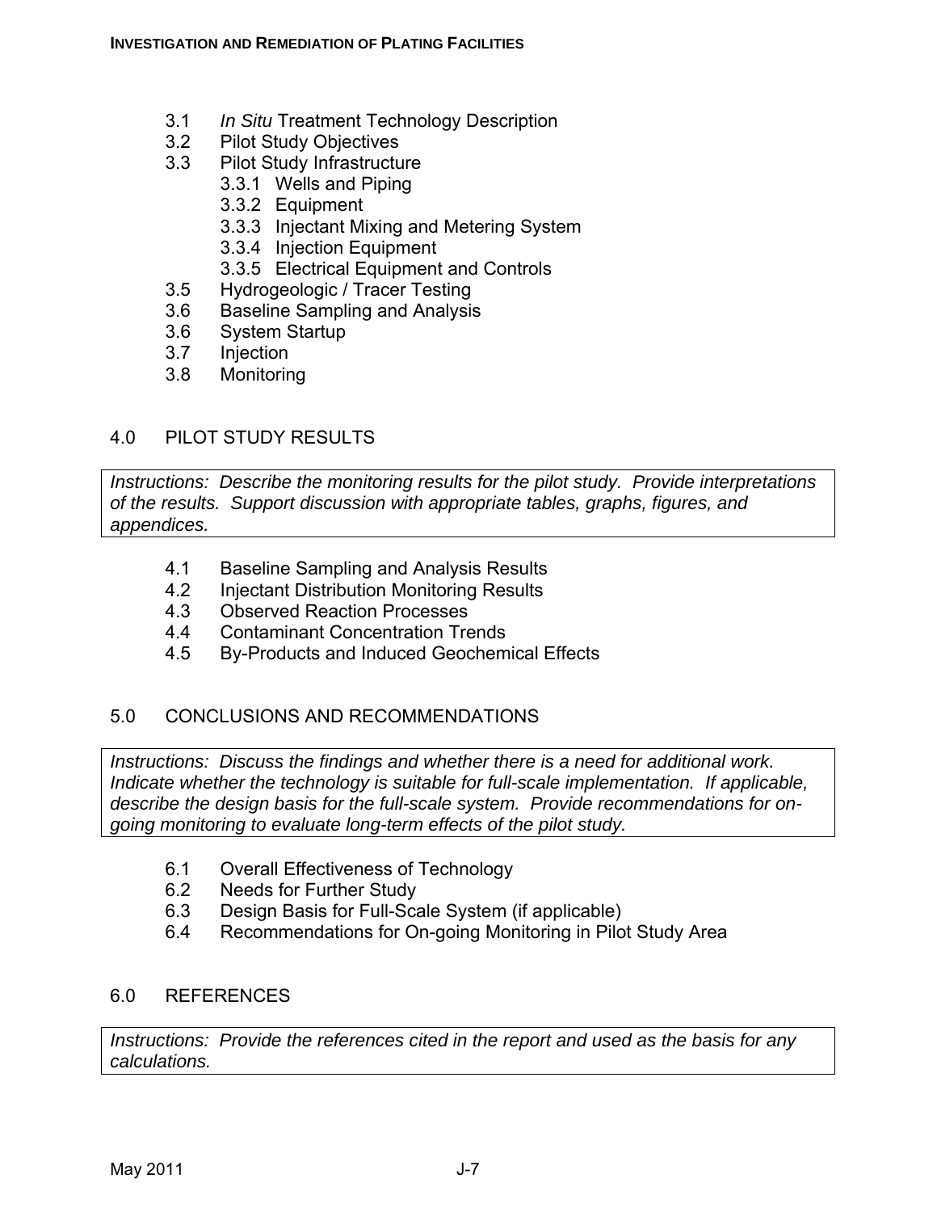- 3.1 *In Situ* Treatment Technology Description
- 3.2 Pilot Study Objectives
- 3.3 Pilot Study Infrastructure
  - 3.3.1 Wells and Piping
  - 3.3.2 Equipment
  - 3.3.3 Injectant Mixing and Metering System
  - 3.3.4 Injection Equipment
  - 3.3.5 Electrical Equipment and Controls
- 3.5 Hydrogeologic / Tracer Testing
- 3.6 Baseline Sampling and Analysis
- 3.6 System Startup
- 3.7 Injection
- 3.8 Monitoring

## 4.0 PILOT STUDY RESULTS

*Instructions: Describe the monitoring results for the pilot study. Provide interpretations of the results. Support discussion with appropriate tables, graphs, figures, and appendices.*

- 4.1 Baseline Sampling and Analysis Results
- 4.2 Injectant Distribution Monitoring Results
- 4.3 Observed Reaction Processes
- 4.4 Contaminant Concentration Trends
- 4.5 By-Products and Induced Geochemical Effects

## 5.0 CONCLUSIONS AND RECOMMENDATIONS

*Instructions: Discuss the findings and whether there is a need for additional work. Indicate whether the technology is suitable for full-scale implementation. If applicable, describe the design basis for the full-scale system. Provide recommendations for on-going monitoring to evaluate long-term effects of the pilot study.*

- 6.1 Overall Effectiveness of Technology
- 6.2 Needs for Further Study
- 6.3 Design Basis for Full-Scale System (if applicable)
- 6.4 Recommendations for On-going Monitoring in Pilot Study Area

## 6.0 REFERENCES

*Instructions: Provide the references cited in the report and used as the basis for any calculations.*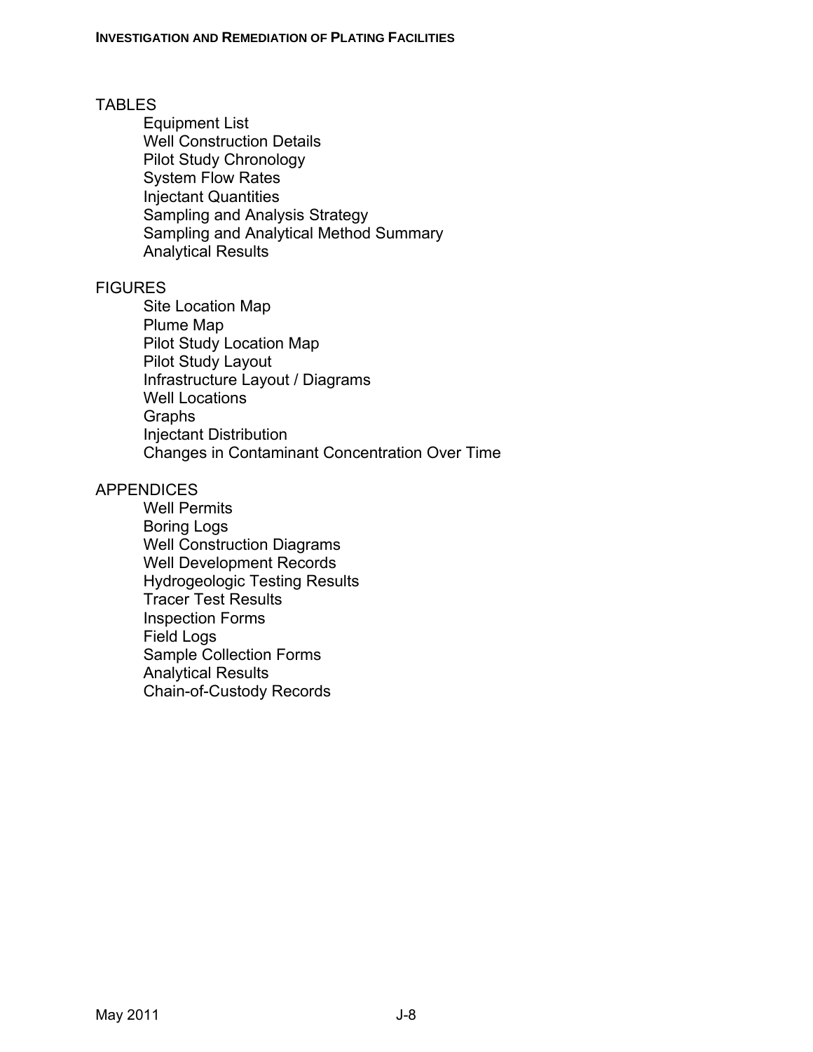TABLES

- Equipment List
- Well Construction Details
- Pilot Study Chronology
- System Flow Rates
- Injectant Quantities
- Sampling and Analysis Strategy
- Sampling and Analytical Method Summary
- Analytical Results

FIGURES

- Site Location Map
- Plume Map
- Pilot Study Location Map
- Pilot Study Layout
- Infrastructure Layout / Diagrams
- Well Locations
- Graphs
- Injectant Distribution
- Changes in Contaminant Concentration Over Time

APPENDICES

- Well Permits
- Boring Logs
- Well Construction Diagrams
- Well Development Records
- Hydrogeologic Testing Results
- Tracer Test Results
- Inspection Forms
- Field Logs
- Sample Collection Forms
- Analytical Results
- Chain-of-Custody Records